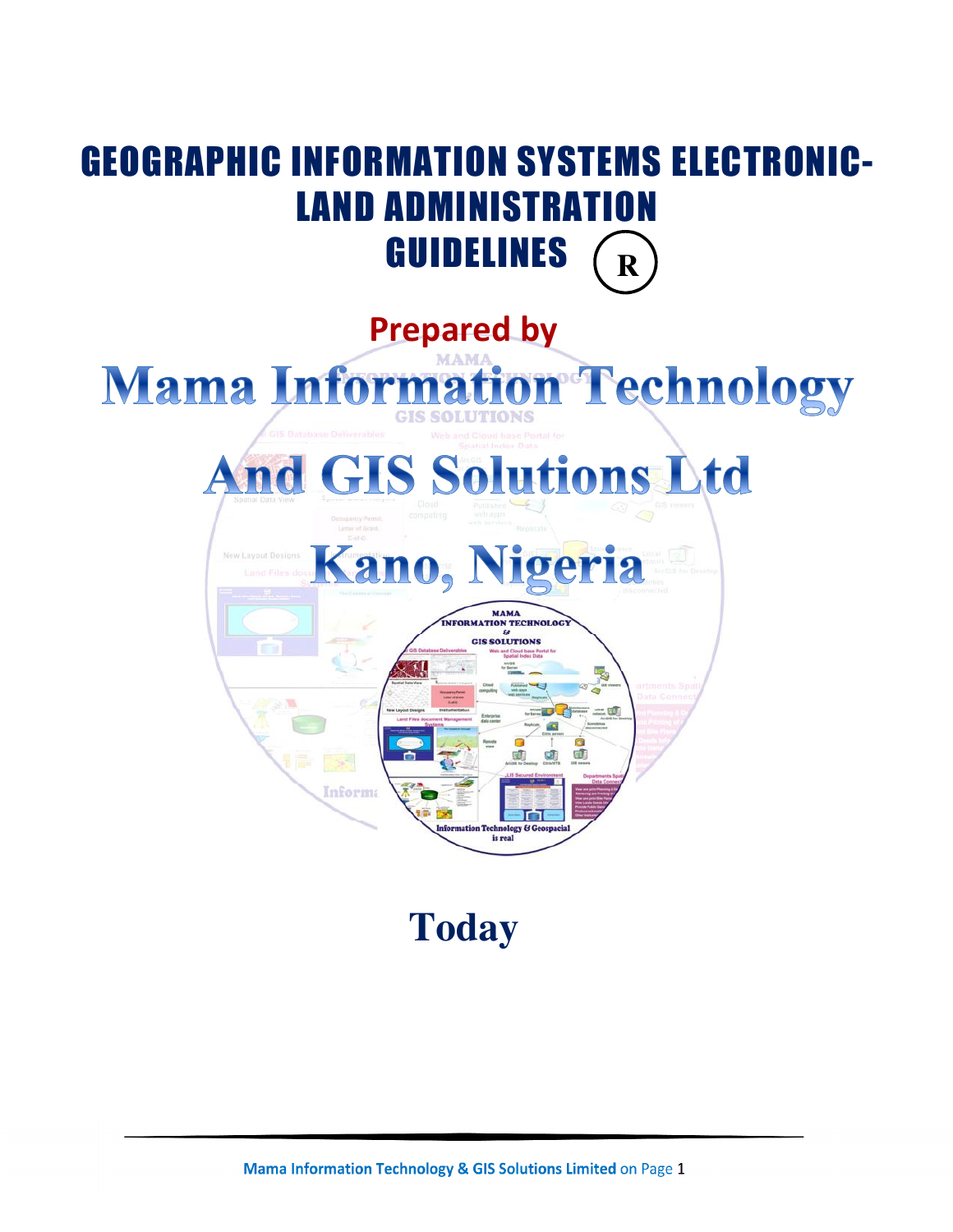# GEOGRAPHIC INFORMATION SYSTEMS ELECTRONIC-LAND ADMINISTRATION GUIDELINES ®

**Prepared by**

# Mama Information Technology And GIS Solutions Ltd Kano, Nigeria

**Today**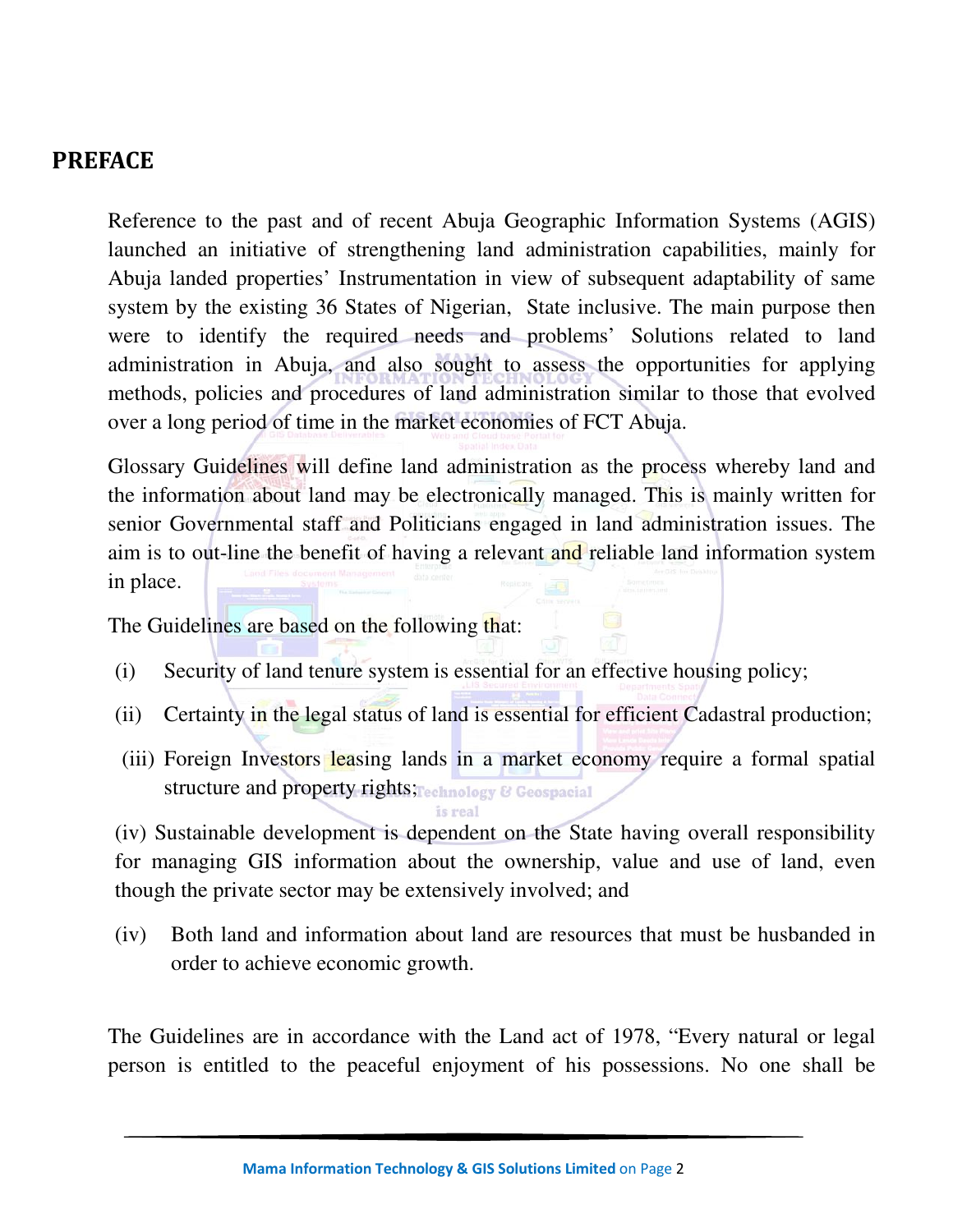## PREFACE

Reference to the past and of recent Abuja Geographic Information Systems (AGIS) launched an initiative of strengthening land administration capabilities, mainly for Abuja landed properties' Instrumentation in view of subsequent adaptability of same system by the existing 36 States of Nigerian, State inclusive. The main purpose then were to identify the required needs and problems' Solutions related to land administration in Abuja, and also sought to assess the opportunities for applying methods, policies and procedures of land administration similar to those that evolved over a long period of time in the market economies of FCT Abuja.

Glossary Guidelines will define land administration as the process whereby land and the information about land may be electronically managed. This is mainly written for senior Governmental staff and Politicians engaged in land administration issues. The aim is to out-line the benefit of having a relevant and reliable land information system in place.

The Guidelines are based on the following that:

(i) Security of land tenure system is essential for an effective housing policy;

(ii) Certainty in the legal status of land is essential for efficient Cadastral production;

(iii) Foreign Investors leasing lands in a market economy require a formal spatial structure and property rights;

(iv) Sustainable development is dependent on the State having overall responsibility for managing GIS information about the ownership, value and use of land, even though the private sector may be extensively involved; and

(iv) Both land and information about land are resources that must be husbanded in order to achieve economic growth.

The Guidelines are in accordance with the Land act of 1978, "Every natural or legal person is entitled to the peaceful enjoyment of his possessions. No one shall be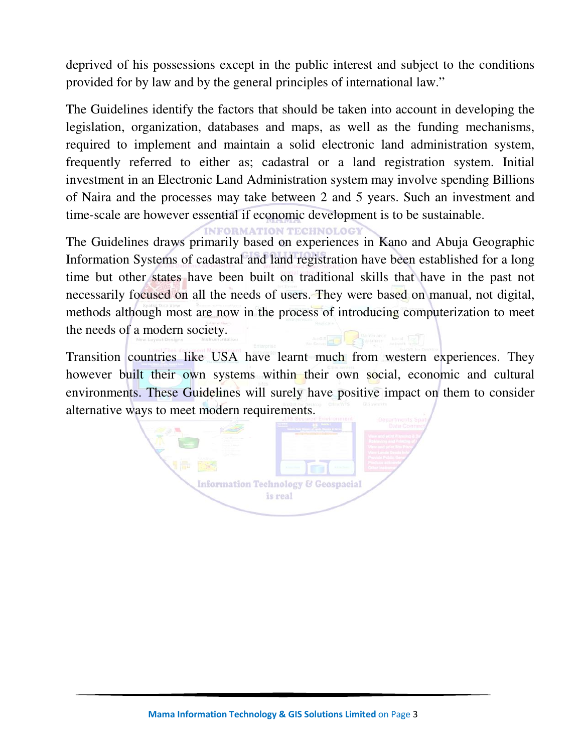deprived of his possessions except in the public interest and subject to the conditions provided for by law and by the general principles of international law."

The Guidelines identify the factors that should be taken into account in developing the legislation, organization, databases and maps, as well as the funding mechanisms, required to implement and maintain a solid electronic land administration system, frequently referred to either as; cadastral or a land registration system. Initial investment in an Electronic Land Administration system may involve spending Billions of Naira and the processes may take between 2 and 5 years. Such an investment and time-scale are however essential if economic development is to be sustainable.

The Guidelines draws primarily based on experiences in Kano and Abuja Geographic Information Systems of cadastral and land registration have been established for a long time but other states have been built on traditional skills that have in the past not necessarily focused on all the needs of users. They were based on manual, not digital, methods although most are now in the process of introducing computerization to meet the needs of a modern society.

Transition countries like USA have learnt much from western experiences. They however built their own systems within their own social, economic and cultural environments. These Guidelines will surely have positive impact on them to consider alternative ways to meet modern requirements.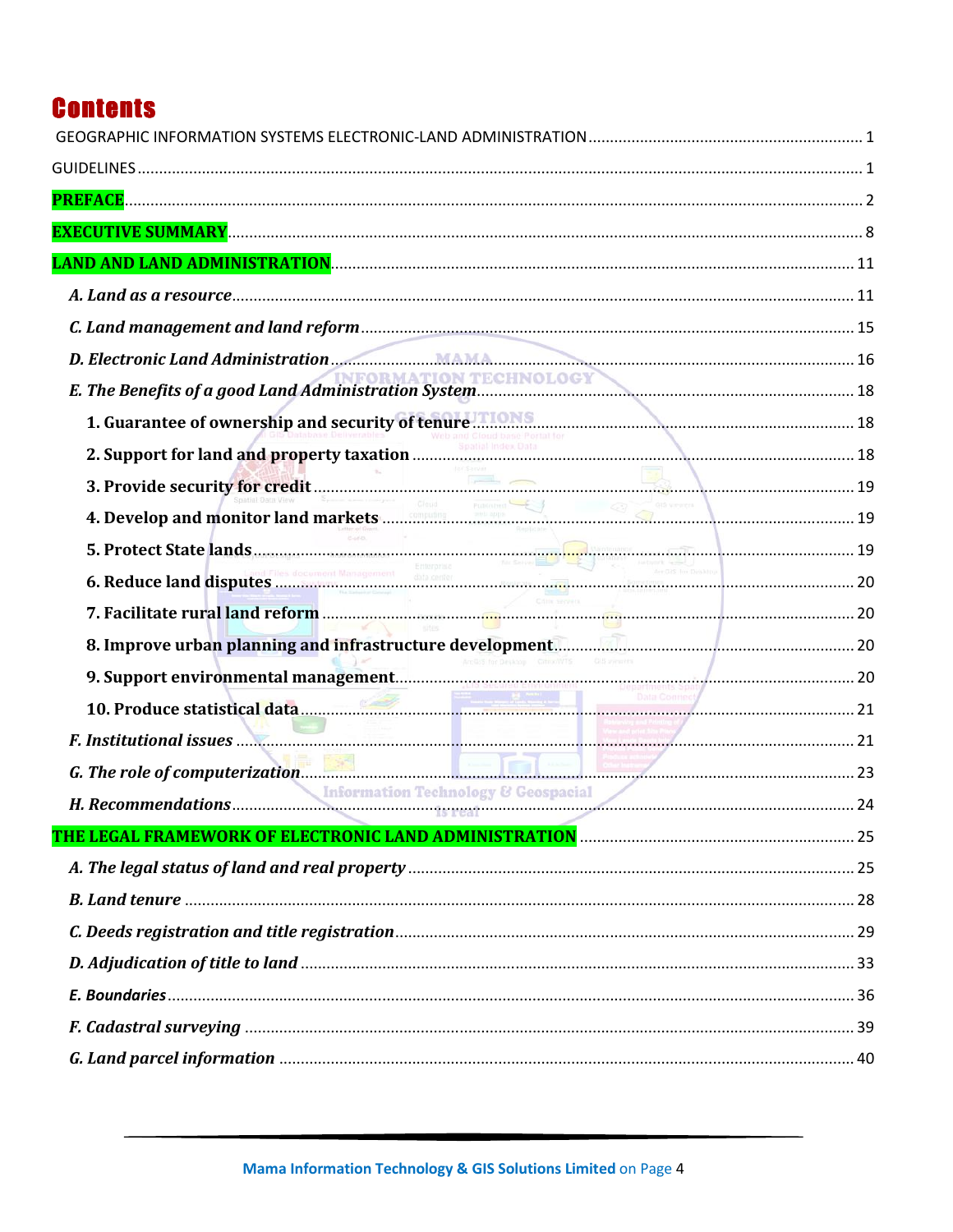# Contents

GEOGRAPHIC INFORMATION SYSTEMS ELECTRONIC-LAND ADMINISTRATION ........ 1

GUIDELINES ........ 1

**PREFACE** ........ 2

**EXECUTIVE SUMMARY** ........ 8

**LAND AND LAND ADMINISTRATION** ........ 11

- ***A. Land as a resource*** ........ 11
- ***C. Land management and land reform*** ........ 15
- ***D. Electronic Land Administration*** ........ 16
- ***E. The Benefits of a good Land Administration System*** ........ 18
  - **1. Guarantee of ownership and security of tenure** ........ 18
  - **2. Support for land and property taxation** ........ 18
  - **3. Provide security for credit** ........ 19
  - **4. Develop and monitor land markets** ........ 19
  - **5. Protect State lands** ........ 19
  - **6. Reduce land disputes** ........ 20
  - **7. Facilitate rural land reform** ........ 20
  - **8. Improve urban planning and infrastructure development** ........ 20
  - **9. Support environmental management** ........ 20
  - **10. Produce statistical data** ........ 21
- ***F. Institutional issues*** ........ 21
- ***G. The role of computerization*** ........ 23
- ***H. Recommendations*** ........ 24

**THE LEGAL FRAMEWORK OF ELECTRONIC LAND ADMINISTRATION** ........ 25

- ***A. The legal status of land and real property*** ........ 25
- ***B. Land tenure*** ........ 28
- ***C. Deeds registration and title registration*** ........ 29
- ***D. Adjudication of title to land*** ........ 33
- ***E. Boundaries*** ........ 36
- ***F. Cadastral surveying*** ........ 39
- ***G. Land parcel information*** ........ 40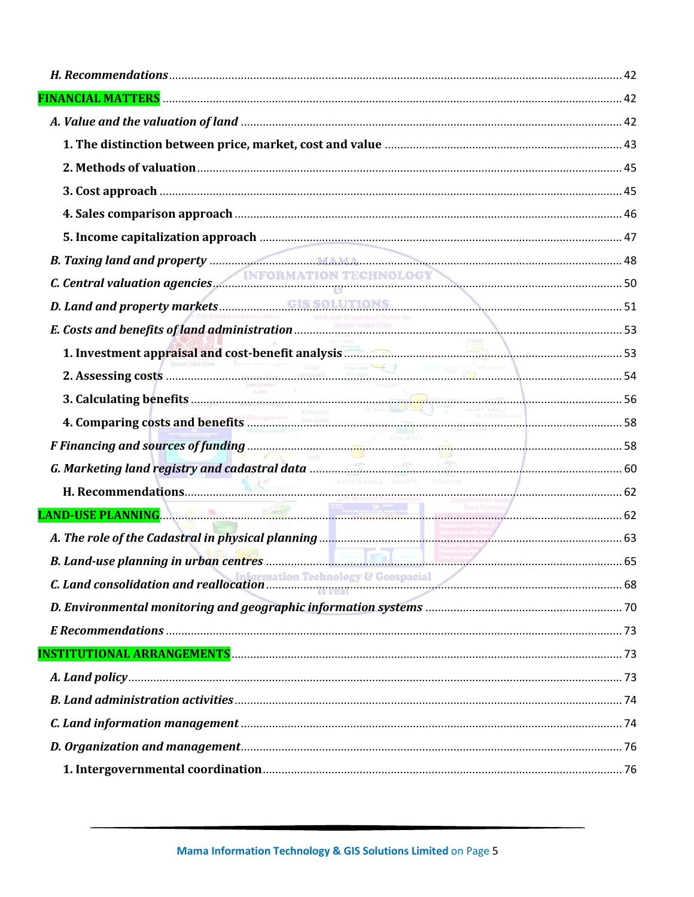*H. Recommendations* ..................................................................................................................... 42

**FINANCIAL MATTERS** ................................................................................................................ 42

*A. Value and the valuation of land* ..................................................................................................... 42

**1. The distinction between price, market, cost and value** ................................................................... 43

**2. Methods of valuation** ................................................................................................................... 45

**3. Cost approach** .............................................................................................................................. 45

**4. Sales comparison approach** ......................................................................................................... 46

**5. Income capitalization approach** ................................................................................................... 47

*B. Taxing land and property* ............................................................................................................... 48

*C. Central valuation agencies* ............................................................................................................. 50

*D. Land and property markets* ............................................................................................................ 51

*E. Costs and benefits of land administration* ...................................................................................... 53

**1. Investment appraisal and cost-benefit analysis** ............................................................................. 53

**2. Assessing costs** ............................................................................................................................ 54

**3. Calculating benefits** ...................................................................................................................... 56

**4. Comparing costs and benefits** ...................................................................................................... 58

*F Financing and sources of funding* .................................................................................................... 58

*G. Marketing land registry and cadastral data* ..................................................................................... 60

**H. Recommendations** ........................................................................................................................ 62

**LAND-USE PLANNING** .................................................................................................................. 62

*A. The role of the Cadastral in physical planning* ................................................................................ 63

*B. Land-use planning in urban centres* ................................................................................................ 65

*C. Land consolidation and reallocation* ............................................................................................... 68

*D. Environmental monitoring and geographic information systems* ................................................... 70

*E Recommendations* .......................................................................................................................... 73

**INSTITUTIONAL ARRANGEMENTS** ................................................................................................ 73

*A. Land policy* ..................................................................................................................................... 73

*B. Land administration activities* ......................................................................................................... 74

*C. Land information management* ....................................................................................................... 74

*D. Organization and management* ....................................................................................................... 76

**1. Intergovernmental coordination** .................................................................................................... 76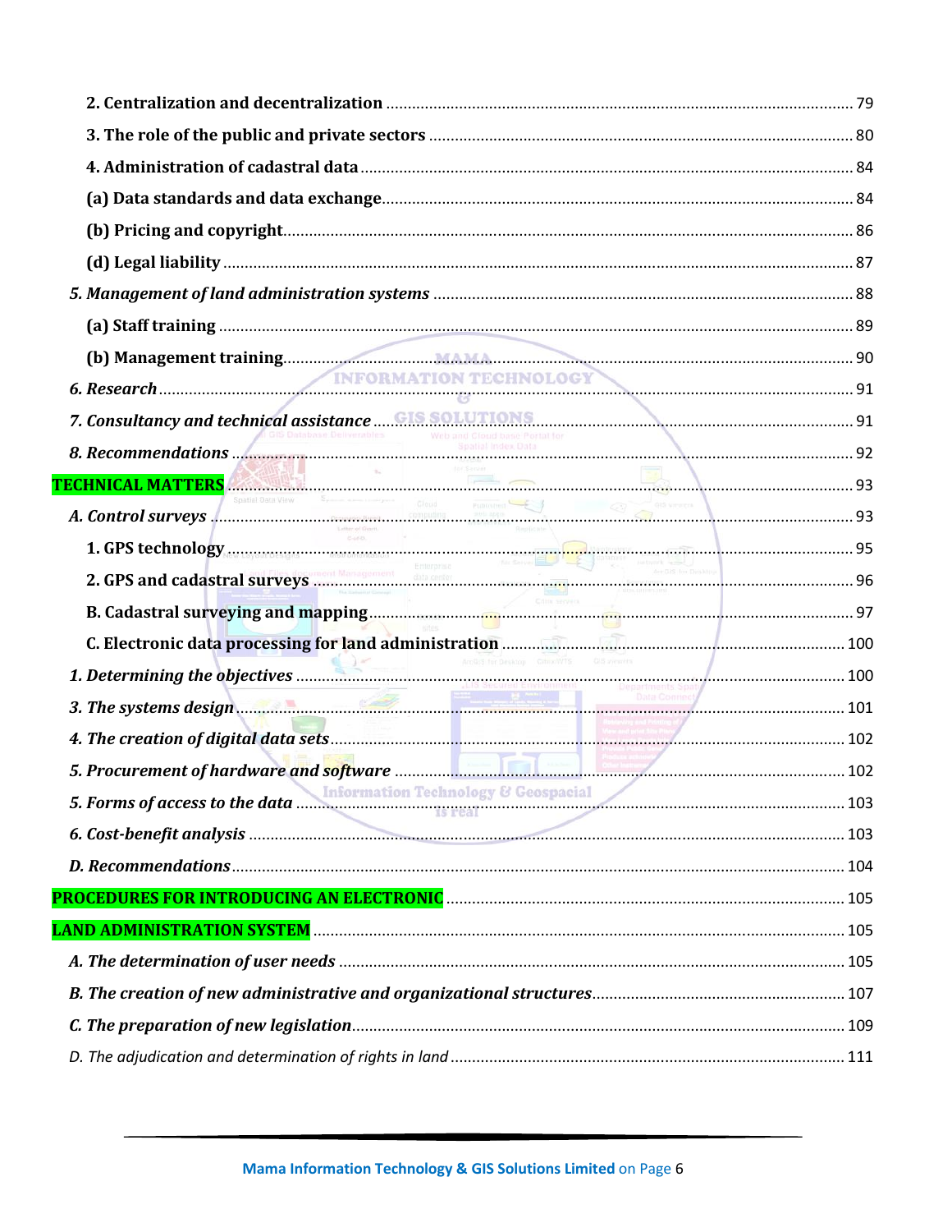**2. Centralization and decentralization** ........................................................................................ 79

**3. The role of the public and private sectors** ................................................................................ 80

**4. Administration of cadastral data** ................................................................................................ 84

**(a) Data standards and data exchange** .......................................................................................... 84

**(b) Pricing and copyright** ................................................................................................................ 86

**(d) Legal liability** ............................................................................................................................ 87

***5. Management of land administration systems*** ................................................................................ 88

**(a) Staff training** ............................................................................................................................ 89

**(b) Management training** ................................................................................................................ 90

***6. Research*** ...................................................................................................................................... 91

***7. Consultancy and technical assistance*** ........................................................................................ 91

***8. Recommendations*** ...................................................................................................................... 92

**TECHNICAL MATTERS** ............................................................................................................................ 93

***A. Control surveys*** ............................................................................................................................ 93

**1. GPS technology** .............................................................................................................................. 95

**2. GPS and cadastral surveys** .............................................................................................................. 96

**B. Cadastral surveying and mapping** .................................................................................................. 97

**C. Electronic data processing for land administration** ........................................................................ 100

***1. Determining the objectives*** ............................................................................................................ 100

***3. The systems design*** ........................................................................................................................ 101

***4. The creation of digital data sets*** .................................................................................................... 102

***5. Procurement of hardware and software*** ........................................................................................ 102

***5. Forms of access to the data*** .......................................................................................................... 103

***6. Cost-benefit analysis*** .................................................................................................................... 103

***D. Recommendations*** .......................................................................................................................... 104

**PROCEDURES FOR INTRODUCING AN ELECTRONIC** .................................................................................. 105

**LAND ADMINISTRATION SYSTEM** ............................................................................................................ 105

***A. The determination of user needs*** .................................................................................................... 105

***B. The creation of new administrative and organizational structures*** .................................................. 107

***C. The preparation of new legislation*** .................................................................................................. 109

*D. The adjudication and determination of rights in land* ...................................................................... 111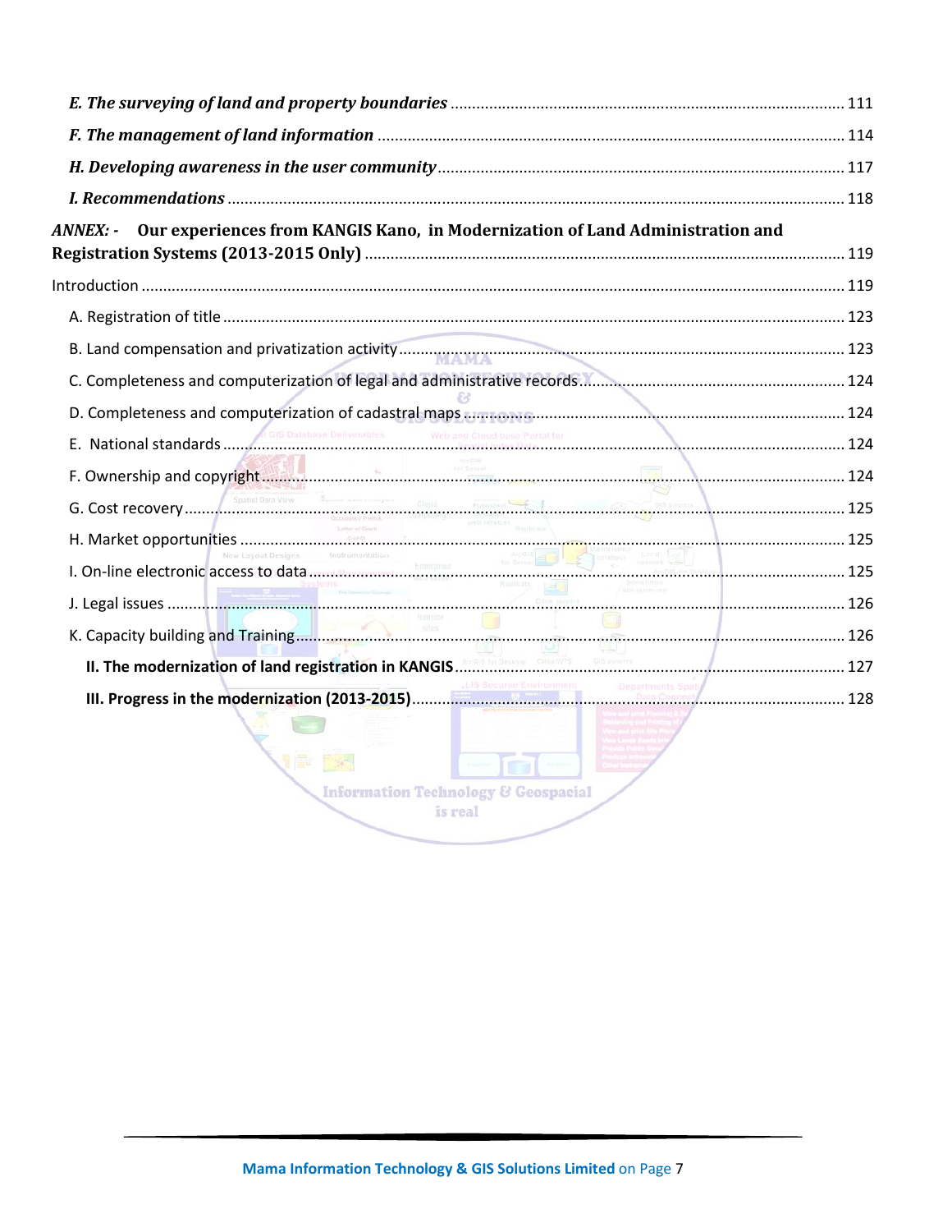*E. The surveying of land and property boundaries* ........................................................................ 111

*F. The management of land information* ........................................................................ 114

*H. Developing awareness in the user community* ........................................................................ 117

*I. Recommendations* ........................................................................ 118

***ANNEX: -*** **Our experiences from KANGIS Kano, in Modernization of Land Administration and Registration Systems (2013-2015 Only)** ........................................................................ 119

Introduction ........................................................................ 119

A. Registration of title ........................................................................ 123

B. Land compensation and privatization activity ........................................................................ 123

C. Completeness and computerization of legal and administrative records ........................................................................ 124

D. Completeness and computerization of cadastral maps ........................................................................ 124

E. National standards ........................................................................ 124

F. Ownership and copyright ........................................................................ 124

G. Cost recovery ........................................................................ 125

H. Market opportunities ........................................................................ 125

I. On-line electronic access to data ........................................................................ 125

J. Legal issues ........................................................................ 126

K. Capacity building and Training ........................................................................ 126

**II. The modernization of land registration in KANGIS** ........................................................................ 127

**III. Progress in the modernization (2013-2015)** ........................................................................ 128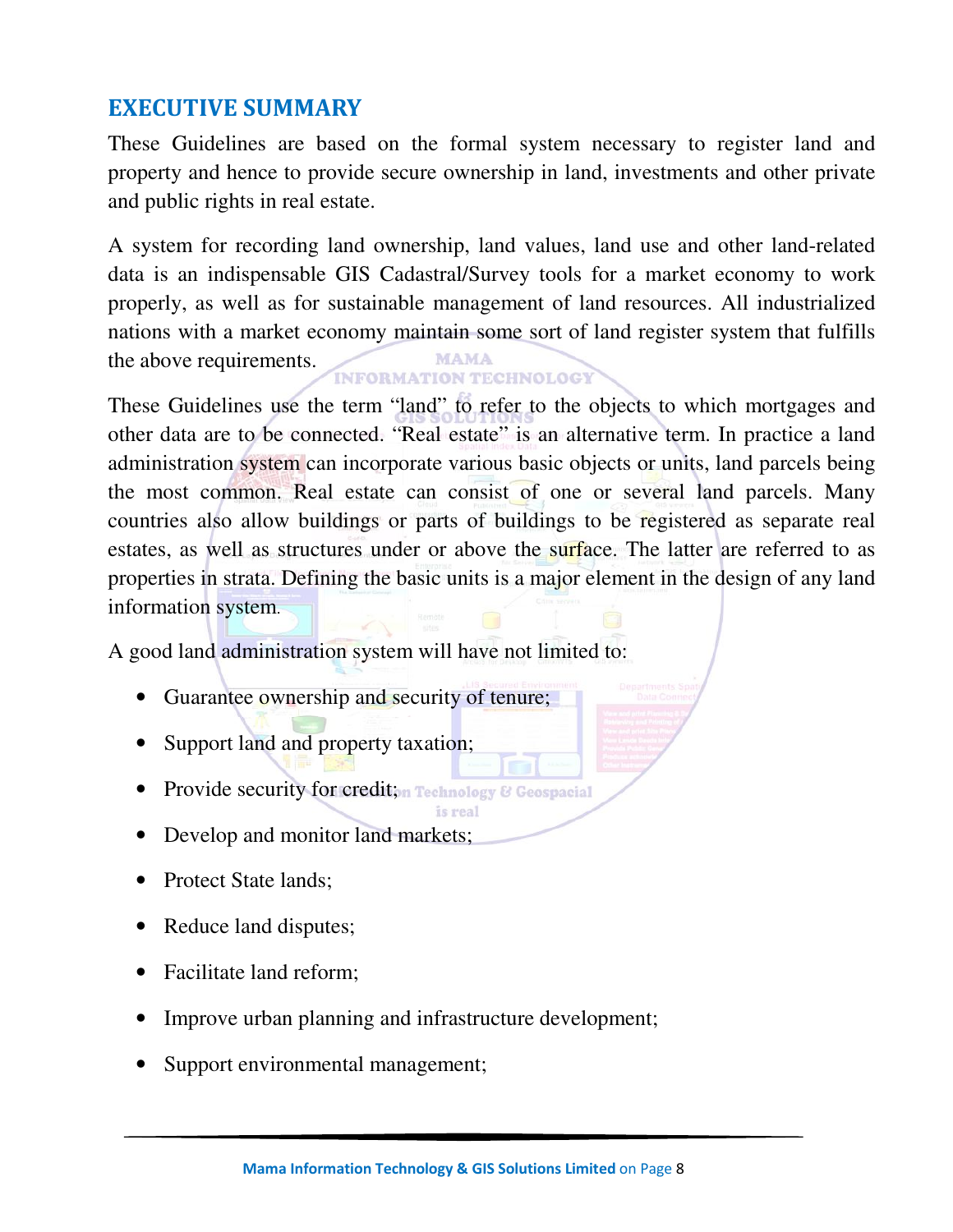## EXECUTIVE SUMMARY

These Guidelines are based on the formal system necessary to register land and property and hence to provide secure ownership in land, investments and other private and public rights in real estate.

A system for recording land ownership, land values, land use and other land-related data is an indispensable GIS Cadastral/Survey tools for a market economy to work properly, as well as for sustainable management of land resources. All industrialized nations with a market economy maintain some sort of land register system that fulfills the above requirements.

These Guidelines use the term "land" to refer to the objects to which mortgages and other data are to be connected. "Real estate" is an alternative term. In practice a land administration system can incorporate various basic objects or units, land parcels being the most common. Real estate can consist of one or several land parcels. Many countries also allow buildings or parts of buildings to be registered as separate real estates, as well as structures under or above the surface. The latter are referred to as properties in strata. Defining the basic units is a major element in the design of any land information system.

A good land administration system will have not limited to:

- Guarantee ownership and security of tenure;
- Support land and property taxation;
- Provide security for credit;
- Develop and monitor land markets;
- Protect State lands;
- Reduce land disputes;
- Facilitate land reform;
- Improve urban planning and infrastructure development;
- Support environmental management;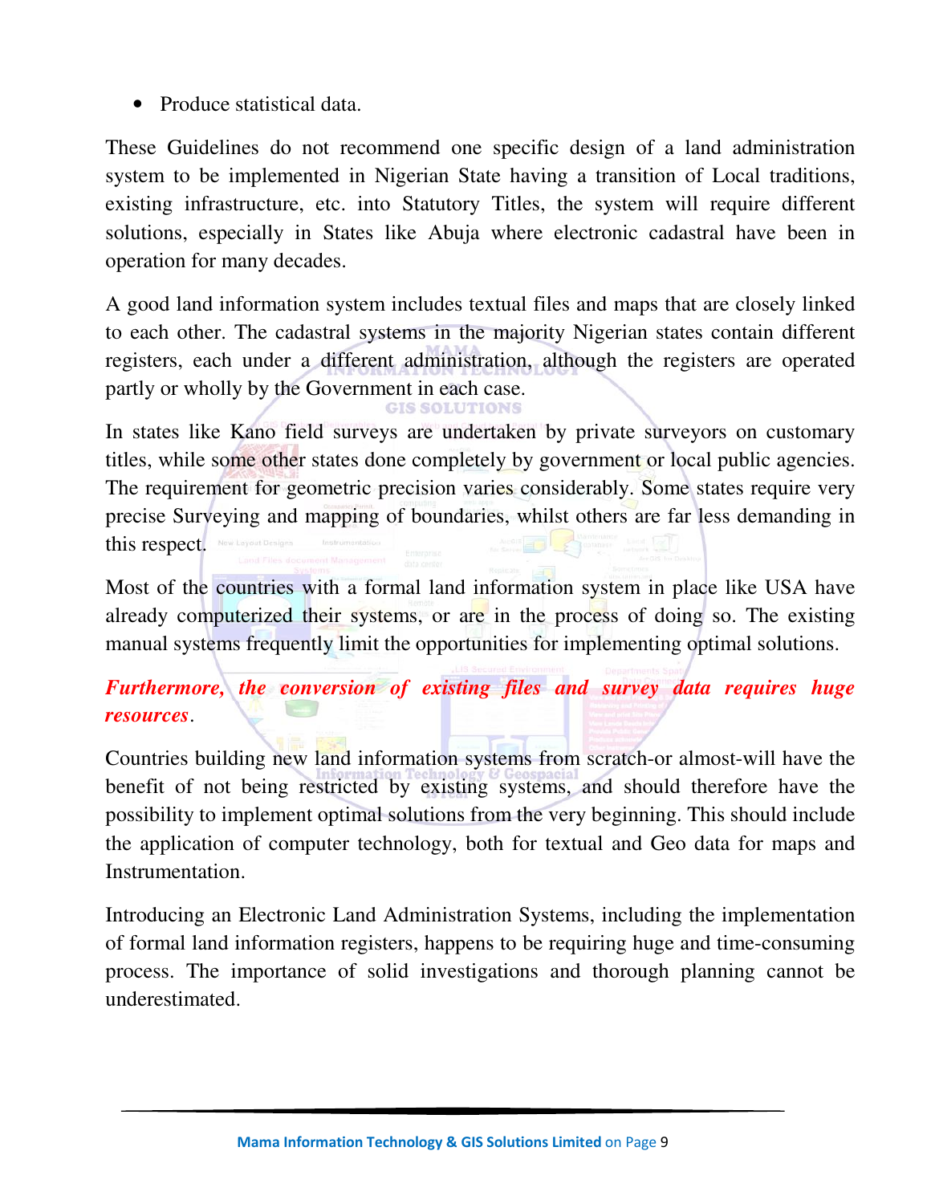- Produce statistical data.

These Guidelines do not recommend one specific design of a land administration system to be implemented in Nigerian State having a transition of Local traditions, existing infrastructure, etc. into Statutory Titles, the system will require different solutions, especially in States like Abuja where electronic cadastral have been in operation for many decades.

A good land information system includes textual files and maps that are closely linked to each other. The cadastral systems in the majority Nigerian states contain different registers, each under a different administration, although the registers are operated partly or wholly by the Government in each case.

In states like Kano field surveys are undertaken by private surveyors on customary titles, while some other states done completely by government or local public agencies. The requirement for geometric precision varies considerably. Some states require very precise Surveying and mapping of boundaries, whilst others are far less demanding in this respect.

Most of the countries with a formal land information system in place like USA have already computerized their systems, or are in the process of doing so. The existing manual systems frequently limit the opportunities for implementing optimal solutions.

***Furthermore, the conversion of existing files and survey data requires huge resources***.

Countries building new land information systems from scratch-or almost-will have the benefit of not being restricted by existing systems, and should therefore have the possibility to implement optimal solutions from the very beginning. This should include the application of computer technology, both for textual and Geo data for maps and Instrumentation.

Introducing an Electronic Land Administration Systems, including the implementation of formal land information registers, happens to be requiring huge and time-consuming process. The importance of solid investigations and thorough planning cannot be underestimated.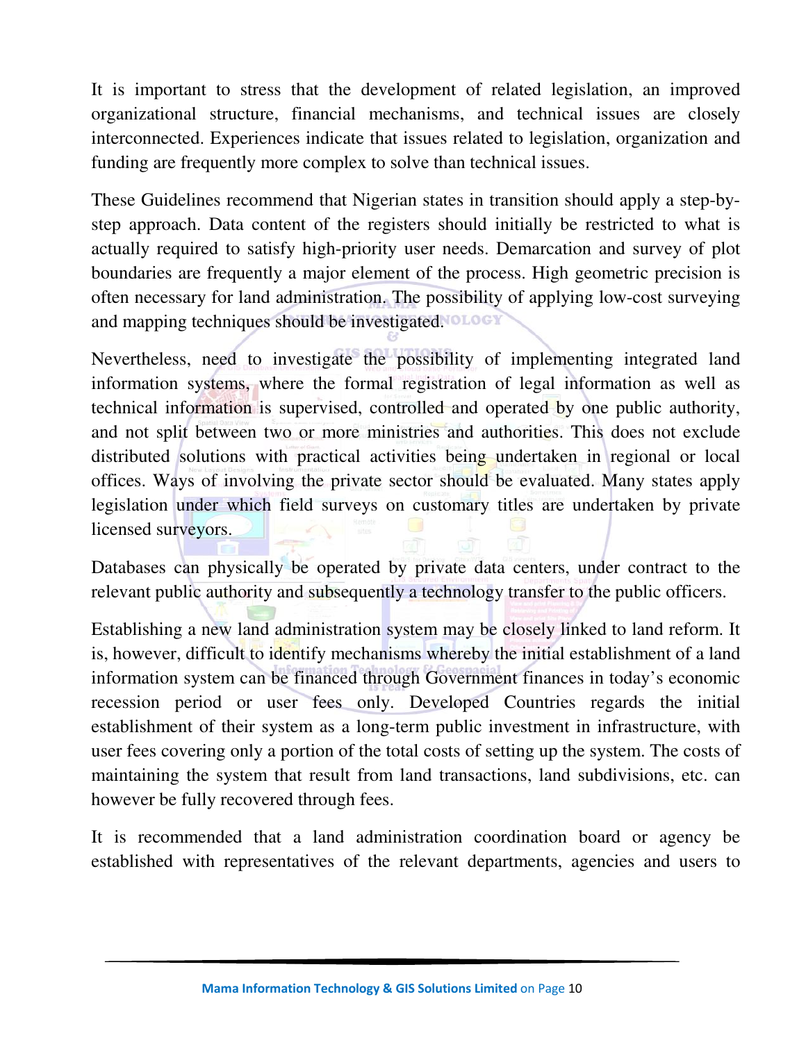It is important to stress that the development of related legislation, an improved organizational structure, financial mechanisms, and technical issues are closely interconnected. Experiences indicate that issues related to legislation, organization and funding are frequently more complex to solve than technical issues.

These Guidelines recommend that Nigerian states in transition should apply a step-by-step approach. Data content of the registers should initially be restricted to what is actually required to satisfy high-priority user needs. Demarcation and survey of plot boundaries are frequently a major element of the process. High geometric precision is often necessary for land administration. The possibility of applying low-cost surveying and mapping techniques should be investigated.

Nevertheless, need to investigate the possibility of implementing integrated land information systems, where the formal registration of legal information as well as technical information is supervised, controlled and operated by one public authority, and not split between two or more ministries and authorities. This does not exclude distributed solutions with practical activities being undertaken in regional or local offices. Ways of involving the private sector should be evaluated. Many states apply legislation under which field surveys on customary titles are undertaken by private licensed surveyors.

Databases can physically be operated by private data centers, under contract to the relevant public authority and subsequently a technology transfer to the public officers.

Establishing a new land administration system may be closely linked to land reform. It is, however, difficult to identify mechanisms whereby the initial establishment of a land information system can be financed through Government finances in today's economic recession period or user fees only. Developed Countries regards the initial establishment of their system as a long-term public investment in infrastructure, with user fees covering only a portion of the total costs of setting up the system. The costs of maintaining the system that result from land transactions, land subdivisions, etc. can however be fully recovered through fees.

It is recommended that a land administration coordination board or agency be established with representatives of the relevant departments, agencies and users to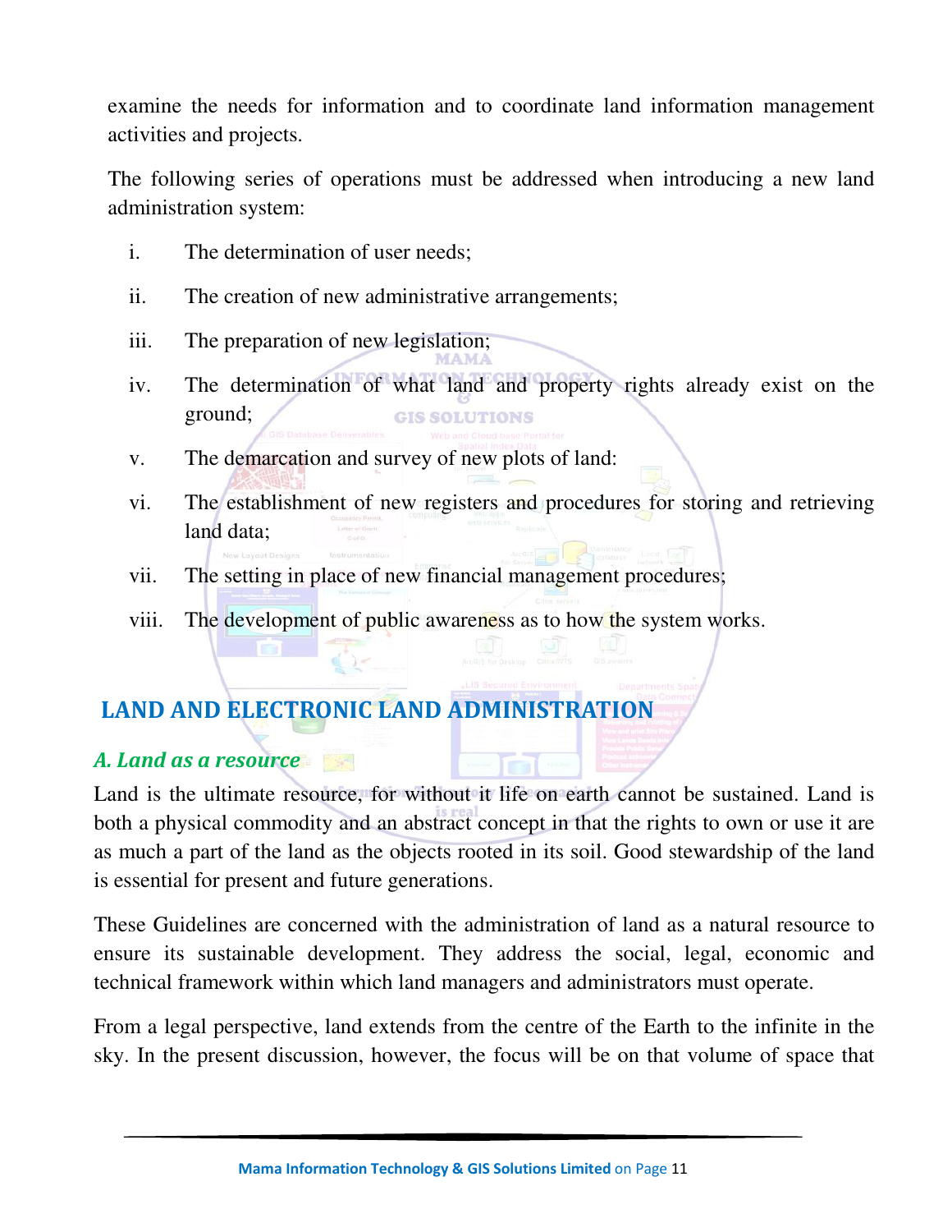examine the needs for information and to coordinate land information management activities and projects.

The following series of operations must be addressed when introducing a new land administration system:

i. The determination of user needs;

ii. The creation of new administrative arrangements;

iii. The preparation of new legislation;

iv. The determination of what land and property rights already exist on the ground;

v. The demarcation and survey of new plots of land:

vi. The establishment of new registers and procedures for storing and retrieving land data;

vii. The setting in place of new financial management procedures;

viii. The development of public awareness as to how the system works.

## LAND AND ELECTRONIC LAND ADMINISTRATION

### *A. Land as a resource*

Land is the ultimate resource, for without it life on earth cannot be sustained. Land is both a physical commodity and an abstract concept in that the rights to own or use it are as much a part of the land as the objects rooted in its soil. Good stewardship of the land is essential for present and future generations.

These Guidelines are concerned with the administration of land as a natural resource to ensure its sustainable development. They address the social, legal, economic and technical framework within which land managers and administrators must operate.

From a legal perspective, land extends from the centre of the Earth to the infinite in the sky. In the present discussion, however, the focus will be on that volume of space that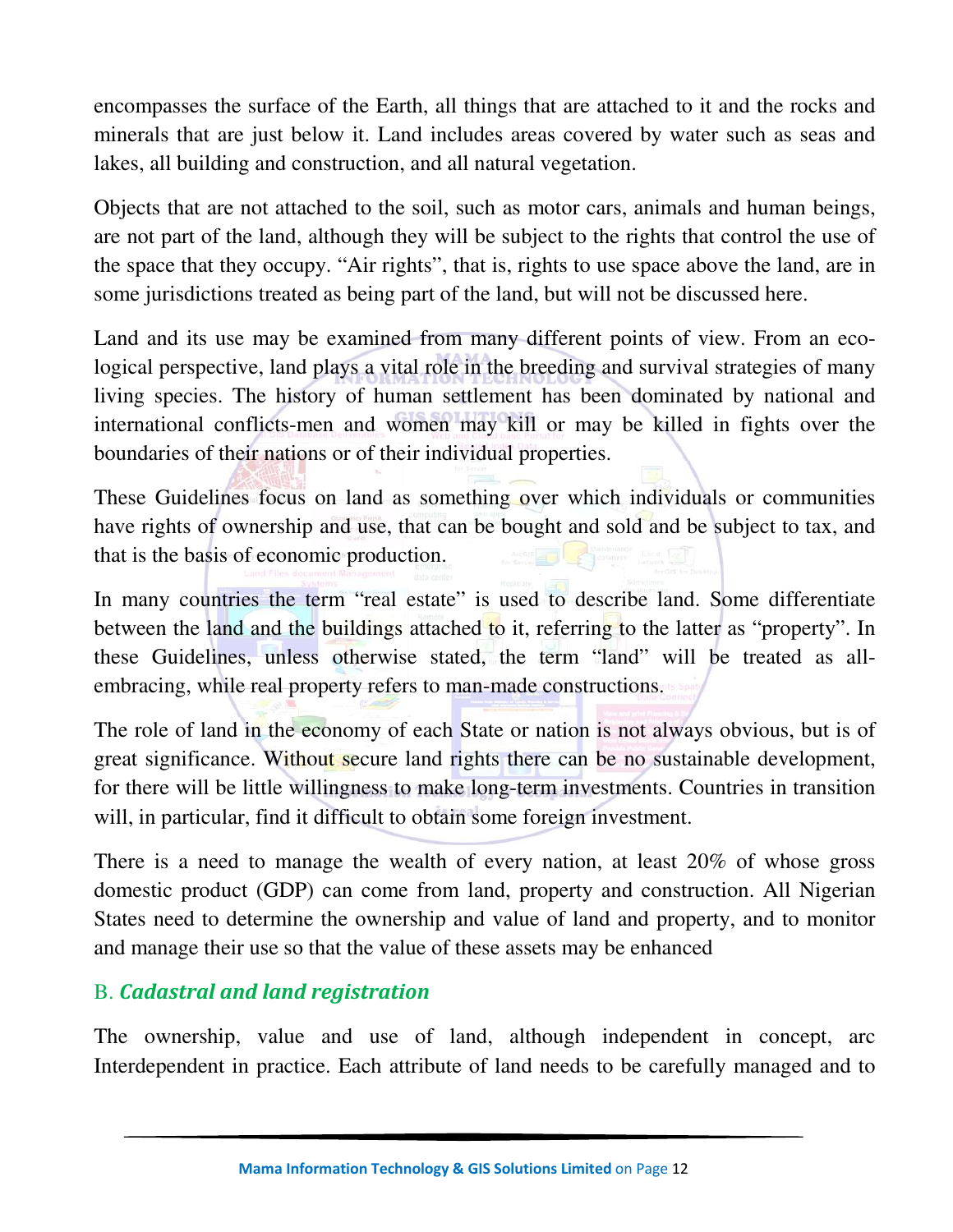encompasses the surface of the Earth, all things that are attached to it and the rocks and minerals that are just below it. Land includes areas covered by water such as seas and lakes, all building and construction, and all natural vegetation.

Objects that are not attached to the soil, such as motor cars, animals and human beings, are not part of the land, although they will be subject to the rights that control the use of the space that they occupy. "Air rights", that is, rights to use space above the land, are in some jurisdictions treated as being part of the land, but will not be discussed here.

Land and its use may be examined from many different points of view. From an eco-logical perspective, land plays a vital role in the breeding and survival strategies of many living species. The history of human settlement has been dominated by national and international conflicts-men and women may kill or may be killed in fights over the boundaries of their nations or of their individual properties.

These Guidelines focus on land as something over which individuals or communities have rights of ownership and use, that can be bought and sold and be subject to tax, and that is the basis of economic production.

In many countries the term "real estate" is used to describe land. Some differentiate between the land and the buildings attached to it, referring to the latter as "property". In these Guidelines, unless otherwise stated, the term "land" will be treated as all-embracing, while real property refers to man-made constructions.

The role of land in the economy of each State or nation is not always obvious, but is of great significance. Without secure land rights there can be no sustainable development, for there will be little willingness to make long-term investments. Countries in transition will, in particular, find it difficult to obtain some foreign investment.

There is a need to manage the wealth of every nation, at least 20% of whose gross domestic product (GDP) can come from land, property and construction. All Nigerian States need to determine the ownership and value of land and property, and to monitor and manage their use so that the value of these assets may be enhanced

## B. *Cadastral and land registration*

The ownership, value and use of land, although independent in concept, arc Interdependent in practice. Each attribute of land needs to be carefully managed and to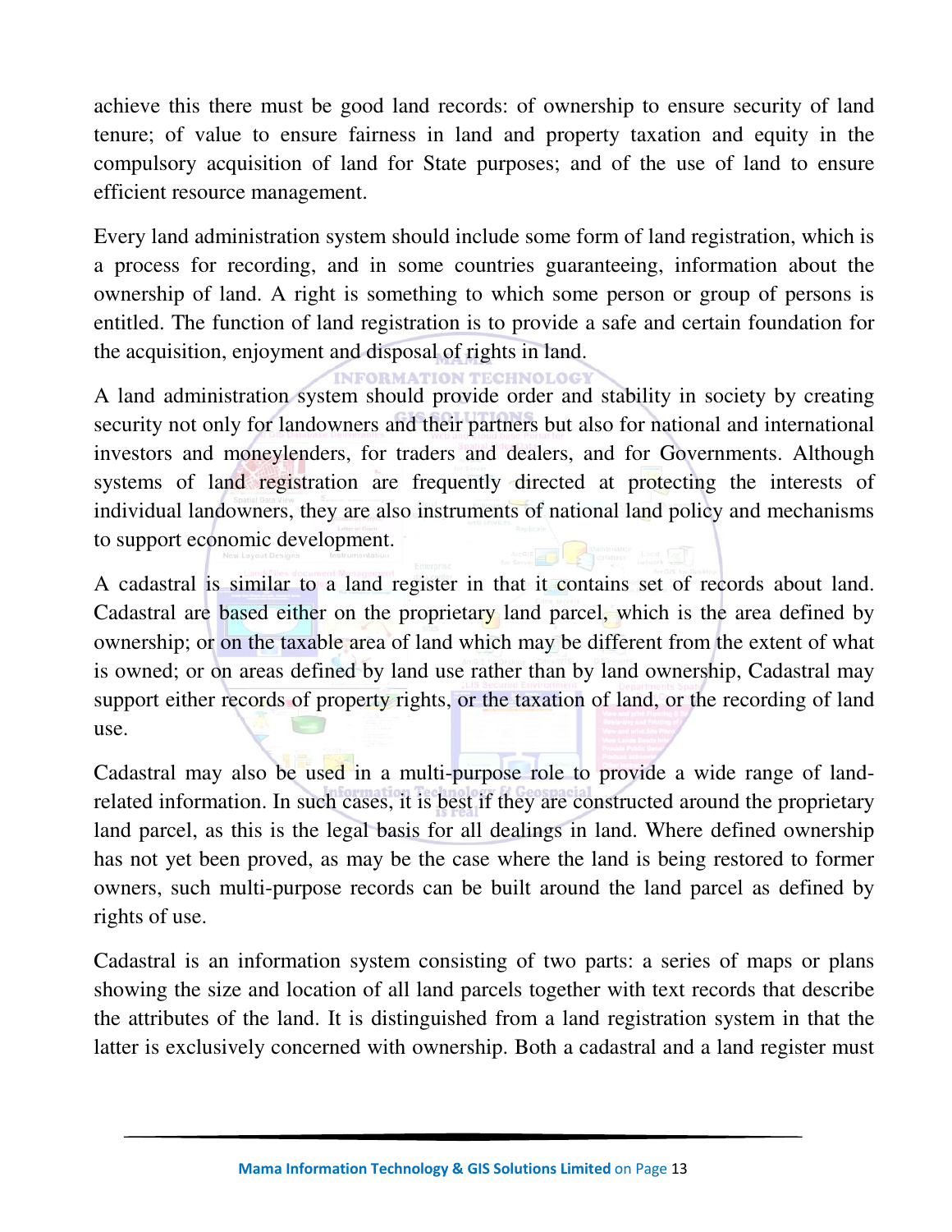achieve this there must be good land records: of ownership to ensure security of land tenure; of value to ensure fairness in land and property taxation and equity in the compulsory acquisition of land for State purposes; and of the use of land to ensure efficient resource management.

Every land administration system should include some form of land registration, which is a process for recording, and in some countries guaranteeing, information about the ownership of land. A right is something to which some person or group of persons is entitled. The function of land registration is to provide a safe and certain foundation for the acquisition, enjoyment and disposal of rights in land.

A land administration system should provide order and stability in society by creating security not only for landowners and their partners but also for national and international investors and moneylenders, for traders and dealers, and for Governments. Although systems of land registration are frequently directed at protecting the interests of individual landowners, they are also instruments of national land policy and mechanisms to support economic development.

A cadastral is similar to a land register in that it contains set of records about land. Cadastral are based either on the proprietary land parcel, which is the area defined by ownership; or on the taxable area of land which may be different from the extent of what is owned; or on areas defined by land use rather than by land ownership, Cadastral may support either records of property rights, or the taxation of land, or the recording of land use.

Cadastral may also be used in a multi-purpose role to provide a wide range of land-related information. In such cases, it is best if they are constructed around the proprietary land parcel, as this is the legal basis for all dealings in land. Where defined ownership has not yet been proved, as may be the case where the land is being restored to former owners, such multi-purpose records can be built around the land parcel as defined by rights of use.

Cadastral is an information system consisting of two parts: a series of maps or plans showing the size and location of all land parcels together with text records that describe the attributes of the land. It is distinguished from a land registration system in that the latter is exclusively concerned with ownership. Both a cadastral and a land register must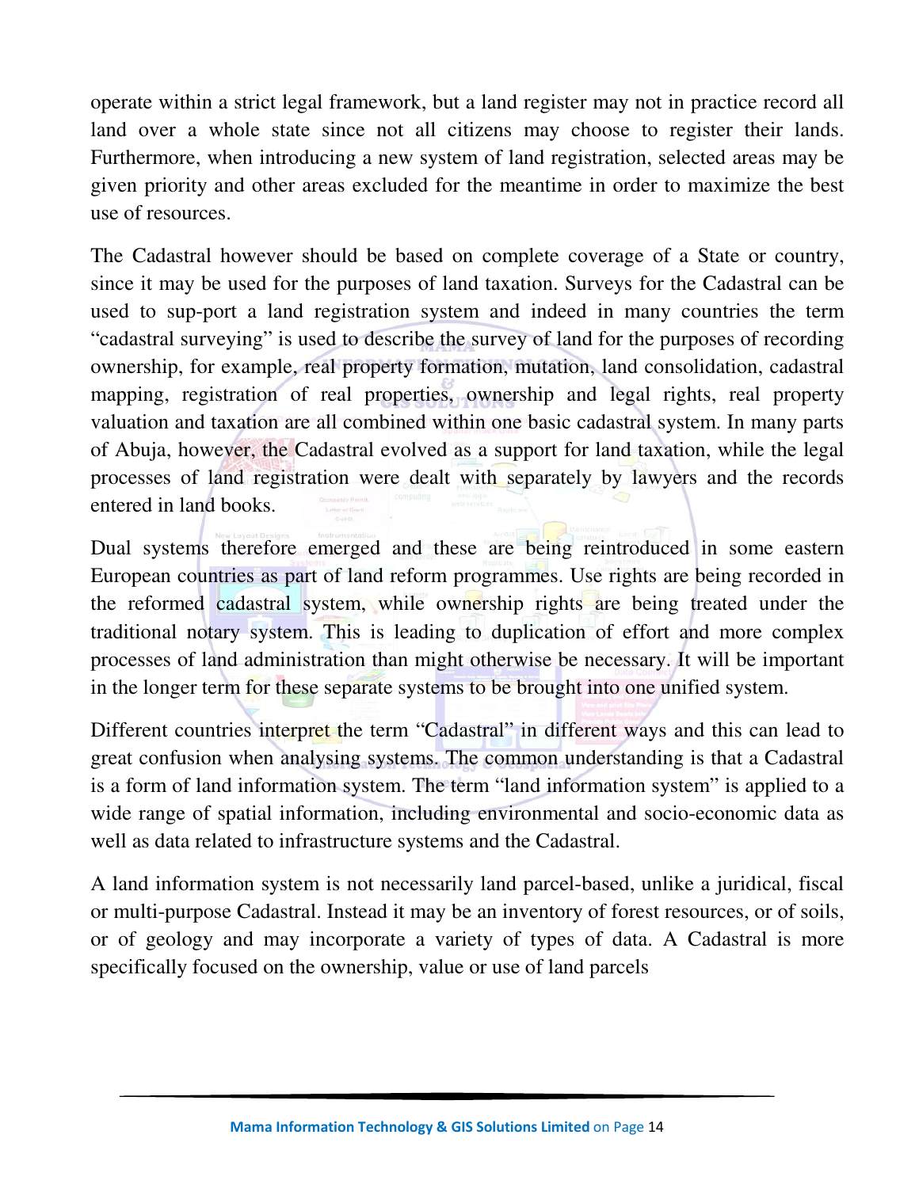operate within a strict legal framework, but a land register may not in practice record all land over a whole state since not all citizens may choose to register their lands. Furthermore, when introducing a new system of land registration, selected areas may be given priority and other areas excluded for the meantime in order to maximize the best use of resources.

The Cadastral however should be based on complete coverage of a State or country, since it may be used for the purposes of land taxation. Surveys for the Cadastral can be used to sup-port a land registration system and indeed in many countries the term "cadastral surveying" is used to describe the survey of land for the purposes of recording ownership, for example, real property formation, mutation, land consolidation, cadastral mapping, registration of real properties, ownership and legal rights, real property valuation and taxation are all combined within one basic cadastral system. In many parts of Abuja, however, the Cadastral evolved as a support for land taxation, while the legal processes of land registration were dealt with separately by lawyers and the records entered in land books.

Dual systems therefore emerged and these are being reintroduced in some eastern European countries as part of land reform programmes. Use rights are being recorded in the reformed cadastral system, while ownership rights are being treated under the traditional notary system. This is leading to duplication of effort and more complex processes of land administration than might otherwise be necessary. It will be important in the longer term for these separate systems to be brought into one unified system.

Different countries interpret the term "Cadastral" in different ways and this can lead to great confusion when analysing systems. The common understanding is that a Cadastral is a form of land information system. The term "land information system" is applied to a wide range of spatial information, including environmental and socio-economic data as well as data related to infrastructure systems and the Cadastral.

A land information system is not necessarily land parcel-based, unlike a juridical, fiscal or multi-purpose Cadastral. Instead it may be an inventory of forest resources, or of soils, or of geology and may incorporate a variety of types of data. A Cadastral is more specifically focused on the ownership, value or use of land parcels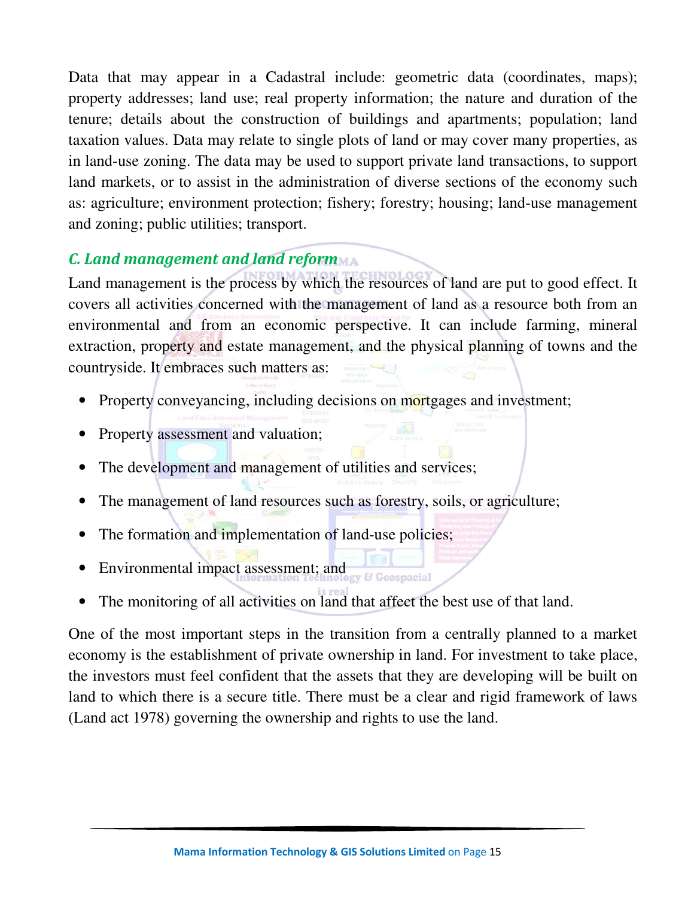Data that may appear in a Cadastral include: geometric data (coordinates, maps); property addresses; land use; real property information; the nature and duration of the tenure; details about the construction of buildings and apartments; population; land taxation values. Data may relate to single plots of land or may cover many properties, as in land-use zoning. The data may be used to support private land transactions, to support land markets, or to assist in the administration of diverse sections of the economy such as: agriculture; environment protection; fishery; forestry; housing; land-use management and zoning; public utilities; transport.

### *C. Land management and land reform*

Land management is the process by which the resources of land are put to good effect. It covers all activities concerned with the management of land as a resource both from an environmental and from an economic perspective. It can include farming, mineral extraction, property and estate management, and the physical planning of towns and the countryside. It embraces such matters as:

- Property conveyancing, including decisions on mortgages and investment;
- Property assessment and valuation;
- The development and management of utilities and services;
- The management of land resources such as forestry, soils, or agriculture;
- The formation and implementation of land-use policies;
- Environmental impact assessment; and
- The monitoring of all activities on land that affect the best use of that land.

One of the most important steps in the transition from a centrally planned to a market economy is the establishment of private ownership in land. For investment to take place, the investors must feel confident that the assets that they are developing will be built on land to which there is a secure title. There must be a clear and rigid framework of laws (Land act 1978) governing the ownership and rights to use the land.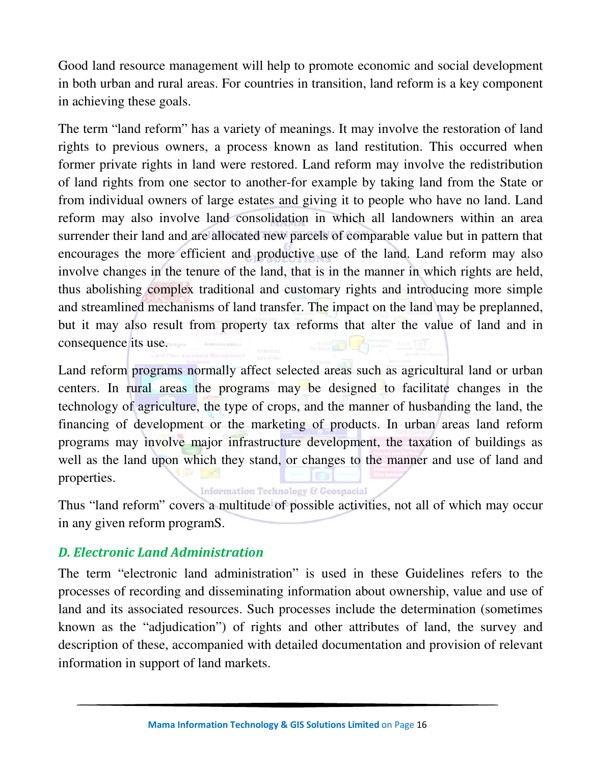Good land resource management will help to promote economic and social development in both urban and rural areas. For countries in transition, land reform is a key component in achieving these goals.

The term "land reform" has a variety of meanings. It may involve the restoration of land rights to previous owners, a process known as land restitution. This occurred when former private rights in land were restored. Land reform may involve the redistribution of land rights from one sector to another-for example by taking land from the State or from individual owners of large estates and giving it to people who have no land. Land reform may also involve land consolidation in which all landowners within an area surrender their land and are allocated new parcels of comparable value but in pattern that encourages the more efficient and productive use of the land. Land reform may also involve changes in the tenure of the land, that is in the manner in which rights are held, thus abolishing complex traditional and customary rights and introducing more simple and streamlined mechanisms of land transfer. The impact on the land may be preplanned, but it may also result from property tax reforms that alter the value of land and in consequence its use.

Land reform programs normally affect selected areas such as agricultural land or urban centers. In rural areas the programs may be designed to facilitate changes in the technology of agriculture, the type of crops, and the manner of husbanding the land, the financing of development or the marketing of products. In urban areas land reform programs may involve major infrastructure development, the taxation of buildings as well as the land upon which they stand, or changes to the manner and use of land and properties.

Thus "land reform" covers a multitude of possible activities, not all of which may occur in any given reform programS.

### *D. Electronic Land Administration*

The term "electronic land administration" is used in these Guidelines refers to the processes of recording and disseminating information about ownership, value and use of land and its associated resources. Such processes include the determination (sometimes known as the "adjudication") of rights and other attributes of land, the survey and description of these, accompanied with detailed documentation and provision of relevant information in support of land markets.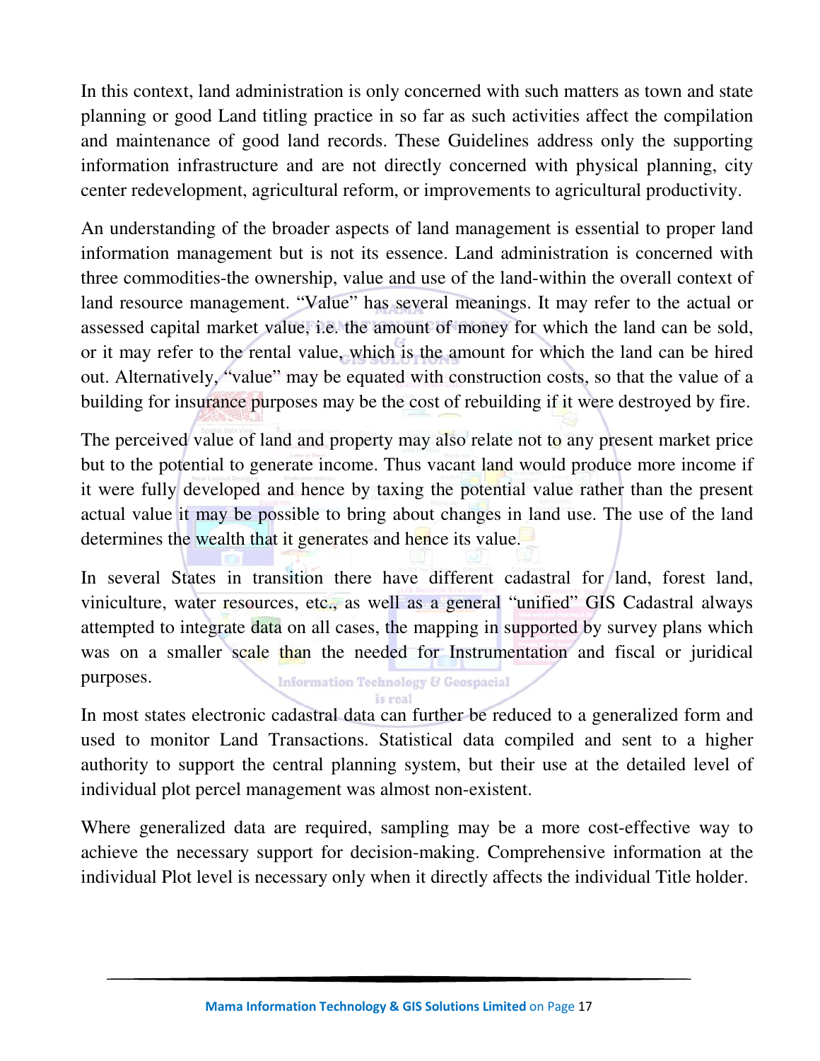In this context, land administration is only concerned with such matters as town and state planning or good Land titling practice in so far as such activities affect the compilation and maintenance of good land records. These Guidelines address only the supporting information infrastructure and are not directly concerned with physical planning, city center redevelopment, agricultural reform, or improvements to agricultural productivity.

An understanding of the broader aspects of land management is essential to proper land information management but is not its essence. Land administration is concerned with three commodities-the ownership, value and use of the land-within the overall context of land resource management. "Value" has several meanings. It may refer to the actual or assessed capital market value, i.e. the amount of money for which the land can be sold, or it may refer to the rental value, which is the amount for which the land can be hired out. Alternatively, "value" may be equated with construction costs, so that the value of a building for insurance purposes may be the cost of rebuilding if it were destroyed by fire.

The perceived value of land and property may also relate not to any present market price but to the potential to generate income. Thus vacant land would produce more income if it were fully developed and hence by taxing the potential value rather than the present actual value it may be possible to bring about changes in land use. The use of the land determines the wealth that it generates and hence its value.

In several States in transition there have different cadastral for land, forest land, viniculture, water resources, etc., as well as a general "unified" GIS Cadastral always attempted to integrate data on all cases, the mapping in supported by survey plans which was on a smaller scale than the needed for Instrumentation and fiscal or juridical purposes.

In most states electronic cadastral data can further be reduced to a generalized form and used to monitor Land Transactions. Statistical data compiled and sent to a higher authority to support the central planning system, but their use at the detailed level of individual plot percel management was almost non-existent.

Where generalized data are required, sampling may be a more cost-effective way to achieve the necessary support for decision-making. Comprehensive information at the individual Plot level is necessary only when it directly affects the individual Title holder.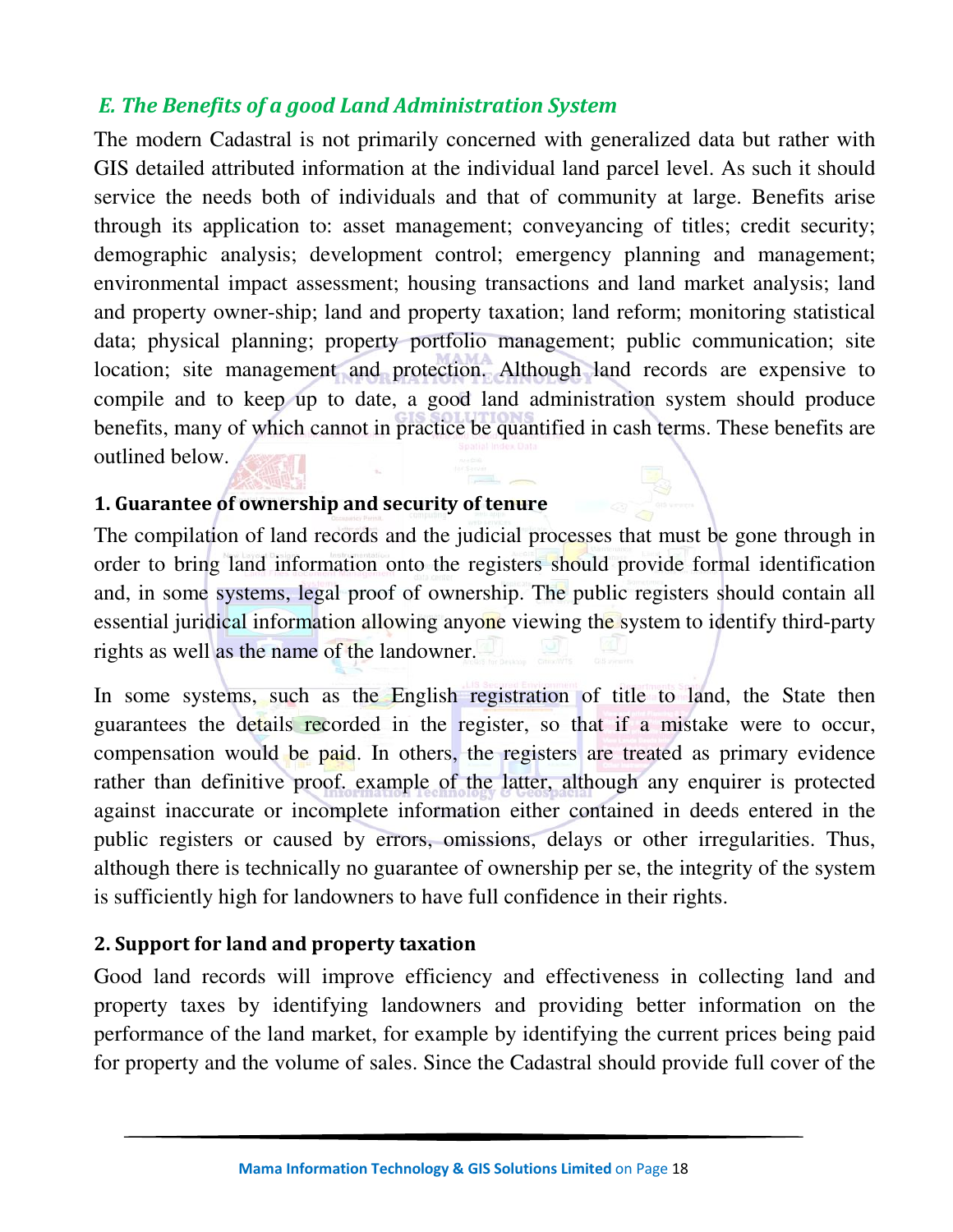## *E. The Benefits of a good Land Administration System*

The modern Cadastral is not primarily concerned with generalized data but rather with GIS detailed attributed information at the individual land parcel level. As such it should service the needs both of individuals and that of community at large. Benefits arise through its application to: asset management; conveyancing of titles; credit security; demographic analysis; development control; emergency planning and management; environmental impact assessment; housing transactions and land market analysis; land and property owner-ship; land and property taxation; land reform; monitoring statistical data; physical planning; property portfolio management; public communication; site location; site management and protection. Although land records are expensive to compile and to keep up to date, a good land administration system should produce benefits, many of which cannot in practice be quantified in cash terms. These benefits are outlined below.

### 1. Guarantee of ownership and security of tenure

The compilation of land records and the judicial processes that must be gone through in order to bring land information onto the registers should provide formal identification and, in some systems, legal proof of ownership. The public registers should contain all essential juridical information allowing anyone viewing the system to identify third-party rights as well as the name of the landowner.

In some systems, such as the English registration of title to land, the State then guarantees the details recorded in the register, so that if a mistake were to occur, compensation would be paid. In others, the registers are treated as primary evidence rather than definitive proof. example of the latter, although any enquirer is protected against inaccurate or incomplete information either contained in deeds entered in the public registers or caused by errors, omissions, delays or other irregularities. Thus, although there is technically no guarantee of ownership per se, the integrity of the system is sufficiently high for landowners to have full confidence in their rights.

### 2. Support for land and property taxation

Good land records will improve efficiency and effectiveness in collecting land and property taxes by identifying landowners and providing better information on the performance of the land market, for example by identifying the current prices being paid for property and the volume of sales. Since the Cadastral should provide full cover of the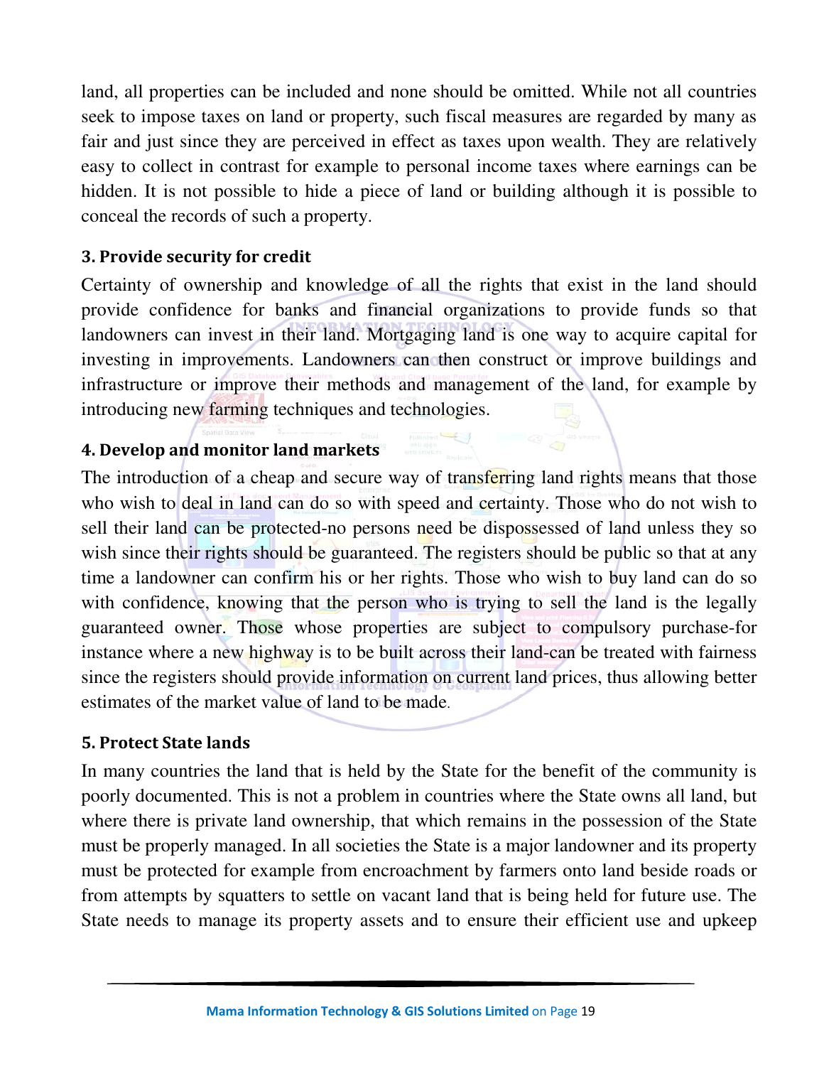land, all properties can be included and none should be omitted. While not all countries seek to impose taxes on land or property, such fiscal measures are regarded by many as fair and just since they are perceived in effect as taxes upon wealth. They are relatively easy to collect in contrast for example to personal income taxes where earnings can be hidden. It is not possible to hide a piece of land or building although it is possible to conceal the records of such a property.

### 3. Provide security for credit

Certainty of ownership and knowledge of all the rights that exist in the land should provide confidence for banks and financial organizations to provide funds so that landowners can invest in their land. Mortgaging land is one way to acquire capital for investing in improvements. Landowners can then construct or improve buildings and infrastructure or improve their methods and management of the land, for example by introducing new farming techniques and technologies.

### 4. Develop and monitor land markets

The introduction of a cheap and secure way of transferring land rights means that those who wish to deal in land can do so with speed and certainty. Those who do not wish to sell their land can be protected-no persons need be dispossessed of land unless they so wish since their rights should be guaranteed. The registers should be public so that at any time a landowner can confirm his or her rights. Those who wish to buy land can do so with confidence, knowing that the person who is trying to sell the land is the legally guaranteed owner. Those whose properties are subject to compulsory purchase-for instance where a new highway is to be built across their land-can be treated with fairness since the registers should provide information on current land prices, thus allowing better estimates of the market value of land to be made.

### 5. Protect State lands

In many countries the land that is held by the State for the benefit of the community is poorly documented. This is not a problem in countries where the State owns all land, but where there is private land ownership, that which remains in the possession of the State must be properly managed. In all societies the State is a major landowner and its property must be protected for example from encroachment by farmers onto land beside roads or from attempts by squatters to settle on vacant land that is being held for future use. The State needs to manage its property assets and to ensure their efficient use and upkeep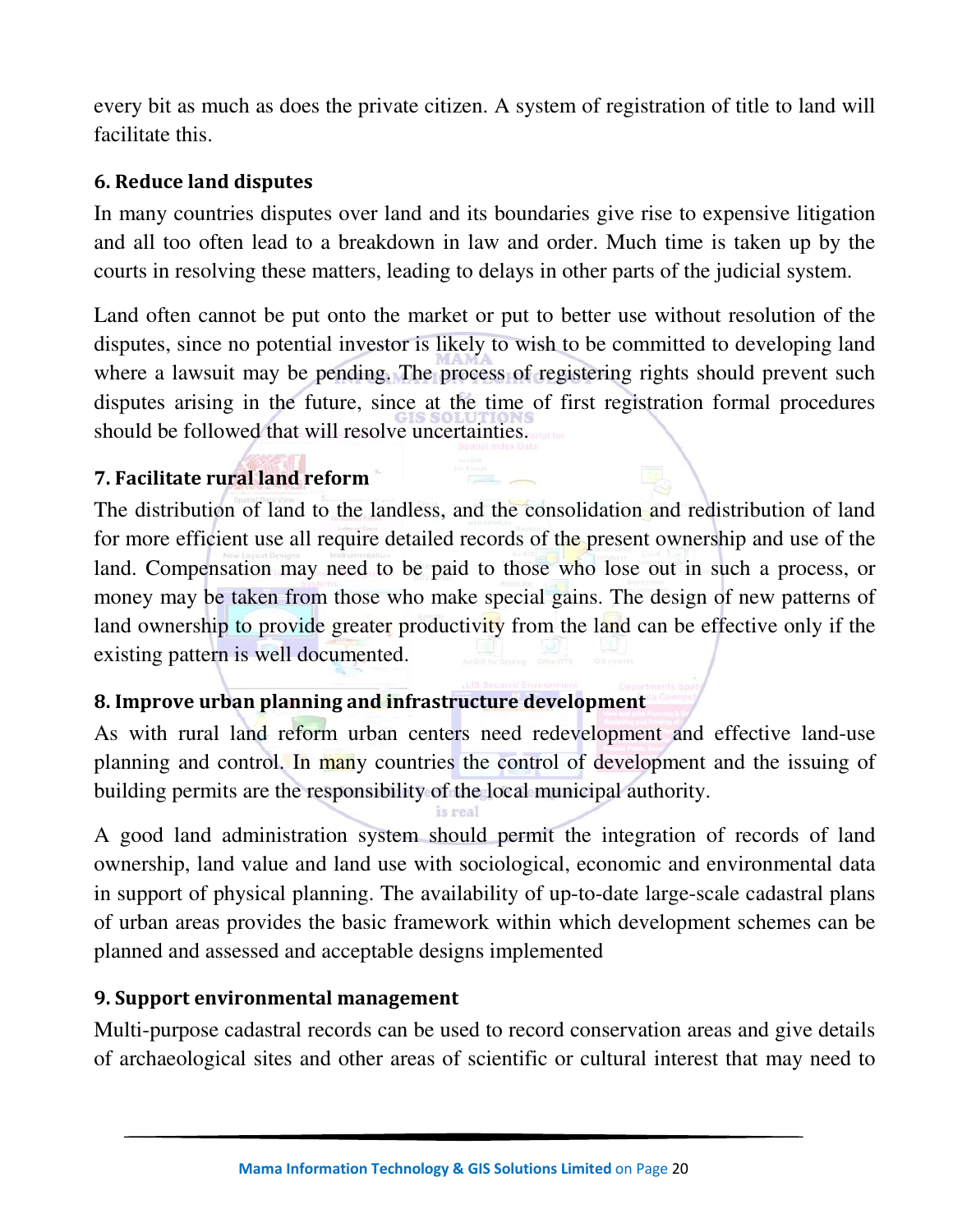every bit as much as does the private citizen. A system of registration of title to land will facilitate this.

### 6. Reduce land disputes

In many countries disputes over land and its boundaries give rise to expensive litigation and all too often lead to a breakdown in law and order. Much time is taken up by the courts in resolving these matters, leading to delays in other parts of the judicial system.

Land often cannot be put onto the market or put to better use without resolution of the disputes, since no potential investor is likely to wish to be committed to developing land where a lawsuit may be pending. The process of registering rights should prevent such disputes arising in the future, since at the time of first registration formal procedures should be followed that will resolve uncertainties.

### 7. Facilitate rural land reform

The distribution of land to the landless, and the consolidation and redistribution of land for more efficient use all require detailed records of the present ownership and use of the land. Compensation may need to be paid to those who lose out in such a process, or money may be taken from those who make special gains. The design of new patterns of land ownership to provide greater productivity from the land can be effective only if the existing pattern is well documented.

### 8. Improve urban planning and infrastructure development

As with rural land reform urban centers need redevelopment and effective land-use planning and control. In many countries the control of development and the issuing of building permits are the responsibility of the local municipal authority.

A good land administration system should permit the integration of records of land ownership, land value and land use with sociological, economic and environmental data in support of physical planning. The availability of up-to-date large-scale cadastral plans of urban areas provides the basic framework within which development schemes can be planned and assessed and acceptable designs implemented

### 9. Support environmental management

Multi-purpose cadastral records can be used to record conservation areas and give details of archaeological sites and other areas of scientific or cultural interest that may need to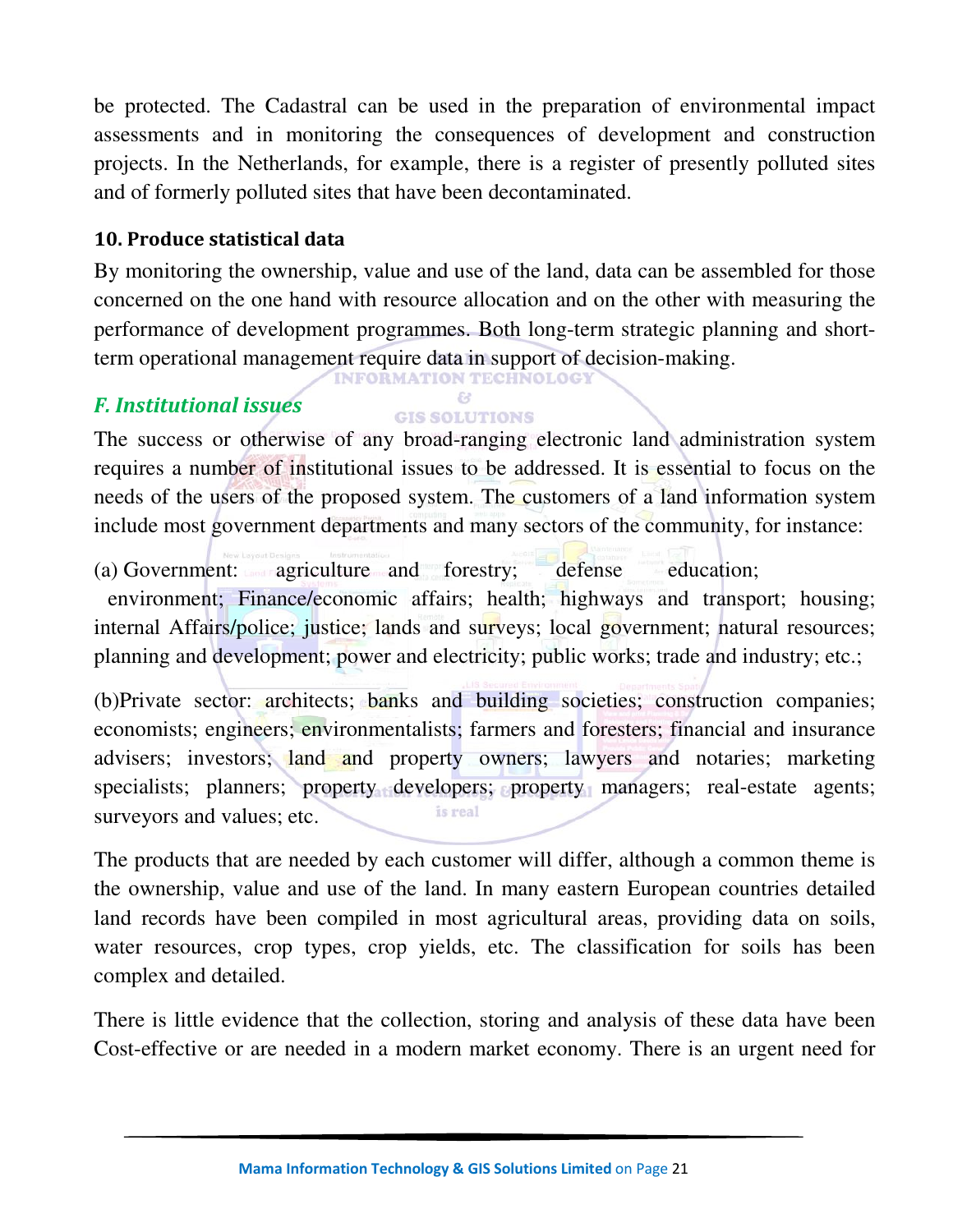be protected. The Cadastral can be used in the preparation of environmental impact assessments and in monitoring the consequences of development and construction projects. In the Netherlands, for example, there is a register of presently polluted sites and of formerly polluted sites that have been decontaminated.

### 10. Produce statistical data

By monitoring the ownership, value and use of the land, data can be assembled for those concerned on the one hand with resource allocation and on the other with measuring the performance of development programmes. Both long-term strategic planning and short-term operational management require data in support of decision-making.

## *F. Institutional issues*

The success or otherwise of any broad-ranging electronic land administration system requires a number of institutional issues to be addressed. It is essential to focus on the needs of the users of the proposed system. The customers of a land information system include most government departments and many sectors of the community, for instance:

(a) Government: agriculture and forestry; defense education; environment; Finance/economic affairs; health; highways and transport; housing; internal Affairs/police; justice; lands and surveys; local government; natural resources; planning and development; power and electricity; public works; trade and industry; etc.;

(b)Private sector: architects; banks and building societies; construction companies; economists; engineers; environmentalists; farmers and foresters; financial and insurance advisers; investors; land and property owners; lawyers and notaries; marketing specialists; planners; property developers; property managers; real-estate agents; surveyors and values; etc.

The products that are needed by each customer will differ, although a common theme is the ownership, value and use of the land. In many eastern European countries detailed land records have been compiled in most agricultural areas, providing data on soils, water resources, crop types, crop yields, etc. The classification for soils has been complex and detailed.

There is little evidence that the collection, storing and analysis of these data have been Cost-effective or are needed in a modern market economy. There is an urgent need for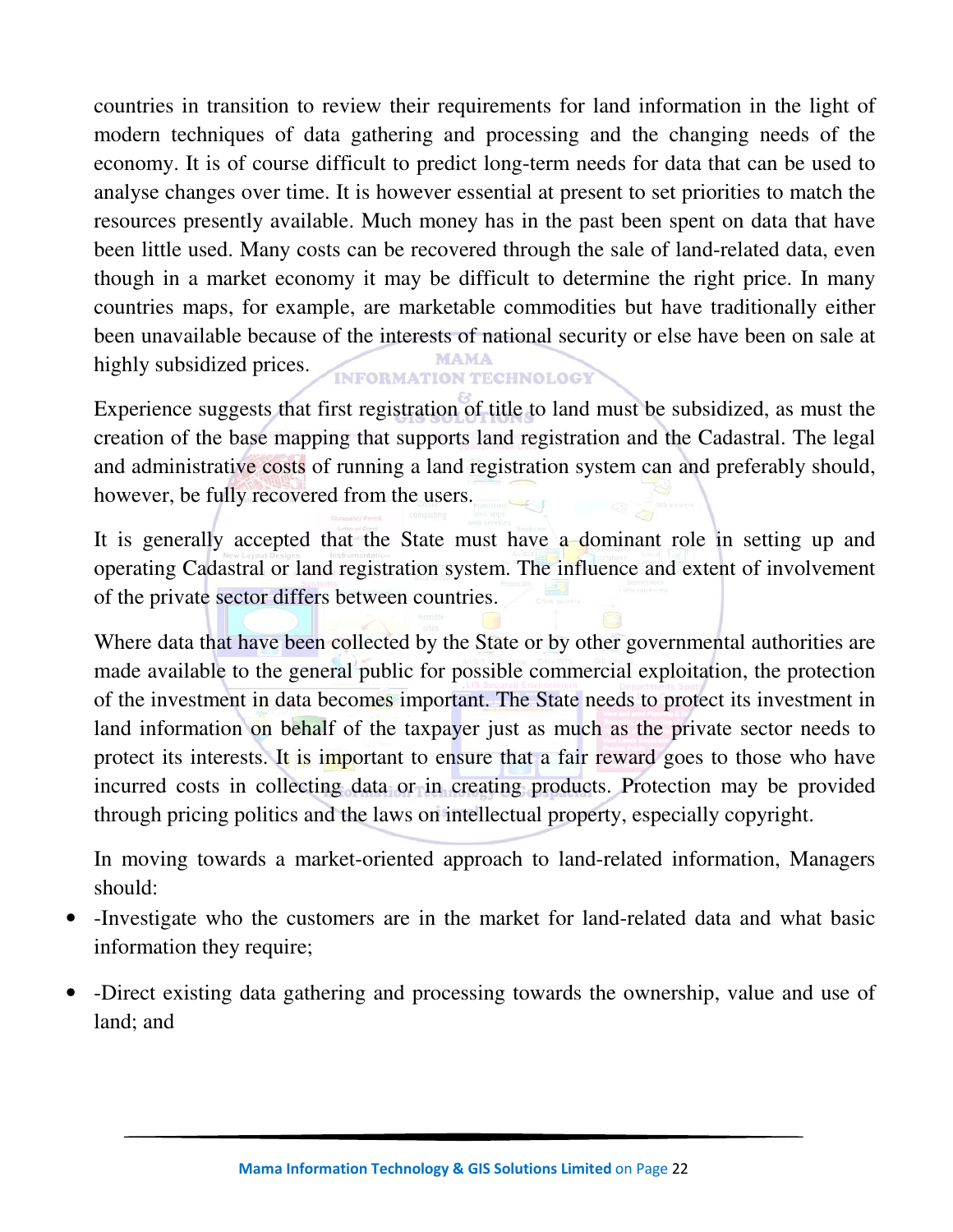countries in transition to review their requirements for land information in the light of modern techniques of data gathering and processing and the changing needs of the economy. It is of course difficult to predict long-term needs for data that can be used to analyse changes over time. It is however essential at present to set priorities to match the resources presently available. Much money has in the past been spent on data that have been little used. Many costs can be recovered through the sale of land-related data, even though in a market economy it may be difficult to determine the right price. In many countries maps, for example, are marketable commodities but have traditionally either been unavailable because of the interests of national security or else have been on sale at highly subsidized prices.

Experience suggests that first registration of title to land must be subsidized, as must the creation of the base mapping that supports land registration and the Cadastral. The legal and administrative costs of running a land registration system can and preferably should, however, be fully recovered from the users.

It is generally accepted that the State must have a dominant role in setting up and operating Cadastral or land registration system. The influence and extent of involvement of the private sector differs between countries.

Where data that have been collected by the State or by other governmental authorities are made available to the general public for possible commercial exploitation, the protection of the investment in data becomes important. The State needs to protect its investment in land information on behalf of the taxpayer just as much as the private sector needs to protect its interests. It is important to ensure that a fair reward goes to those who have incurred costs in collecting data or in creating products. Protection may be provided through pricing politics and the laws on intellectual property, especially copyright.

In moving towards a market-oriented approach to land-related information, Managers should:

- -Investigate who the customers are in the market for land-related data and what basic information they require;
- -Direct existing data gathering and processing towards the ownership, value and use of land; and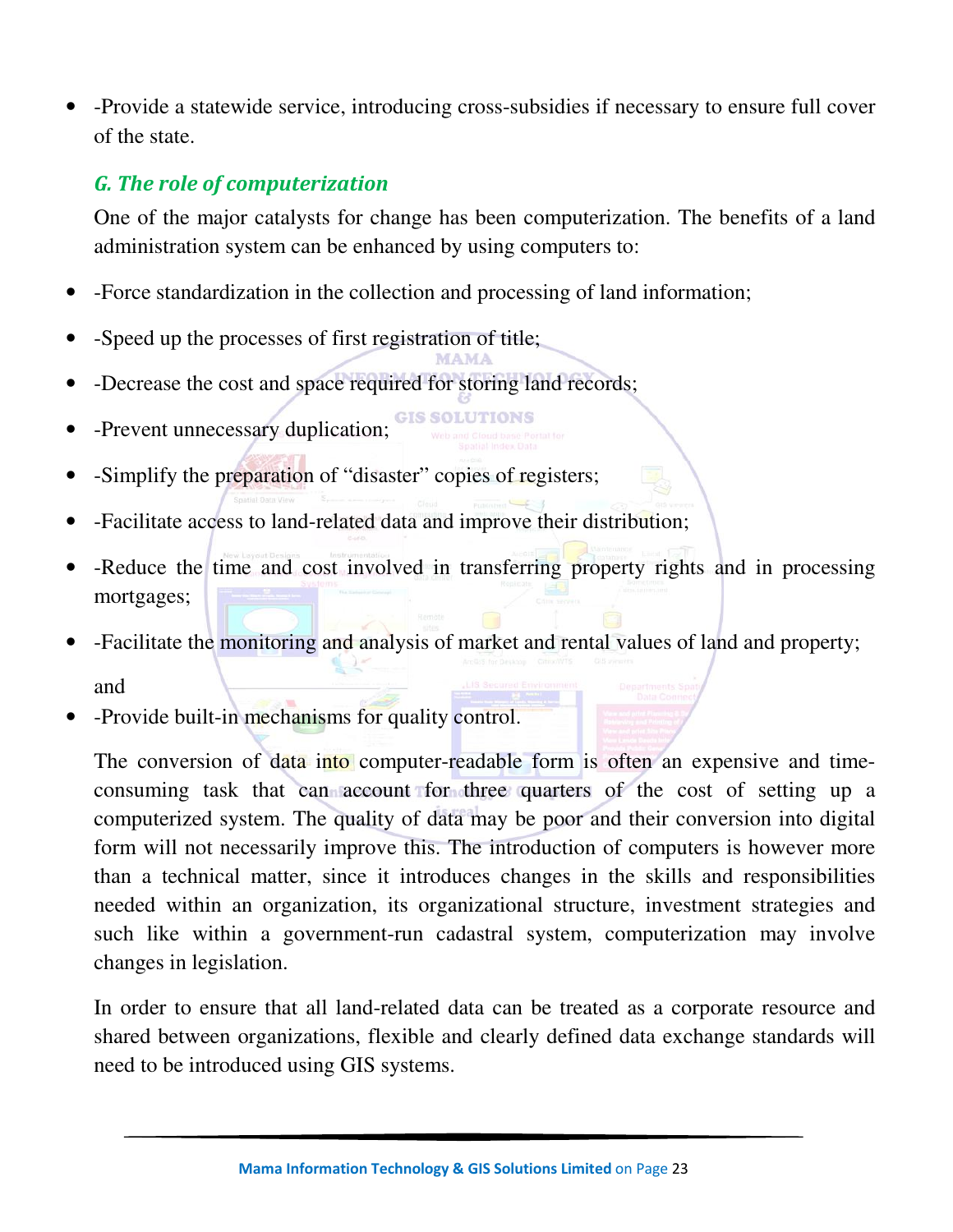- -Provide a statewide service, introducing cross-subsidies if necessary to ensure full cover of the state.

### *G. The role of computerization*

One of the major catalysts for change has been computerization. The benefits of a land administration system can be enhanced by using computers to:

- -Force standardization in the collection and processing of land information;
- -Speed up the processes of first registration of title;
- -Decrease the cost and space required for storing land records;
- -Prevent unnecessary duplication;
- -Simplify the preparation of "disaster" copies of registers;
- -Facilitate access to land-related data and improve their distribution;
- -Reduce the time and cost involved in transferring property rights and in processing mortgages;
- -Facilitate the monitoring and analysis of market and rental values of land and property; and
- -Provide built-in mechanisms for quality control.

The conversion of data into computer-readable form is often an expensive and time-consuming task that can account for three quarters of the cost of setting up a computerized system. The quality of data may be poor and their conversion into digital form will not necessarily improve this. The introduction of computers is however more than a technical matter, since it introduces changes in the skills and responsibilities needed within an organization, its organizational structure, investment strategies and such like within a government-run cadastral system, computerization may involve changes in legislation.

In order to ensure that all land-related data can be treated as a corporate resource and shared between organizations, flexible and clearly defined data exchange standards will need to be introduced using GIS systems.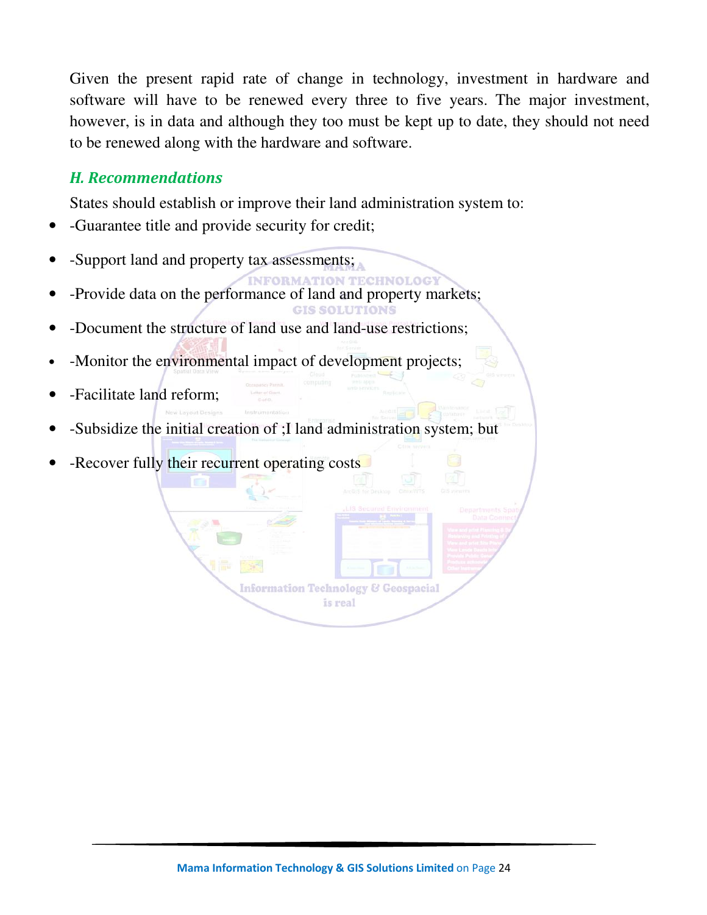Given the present rapid rate of change in technology, investment in hardware and software will have to be renewed every three to five years. The major investment, however, is in data and although they too must be kept up to date, they should not need to be renewed along with the hardware and software.

### *H. Recommendations*

States should establish or improve their land administration system to:

- -Guarantee title and provide security for credit;
- -Support land and property tax assessments;
- -Provide data on the performance of land and property markets;
- -Document the structure of land use and land-use restrictions;
- -Monitor the environmental impact of development projects;
- -Facilitate land reform;
- -Subsidize the initial creation of ;I land administration system; but
- -Recover fully their recurrent operating costs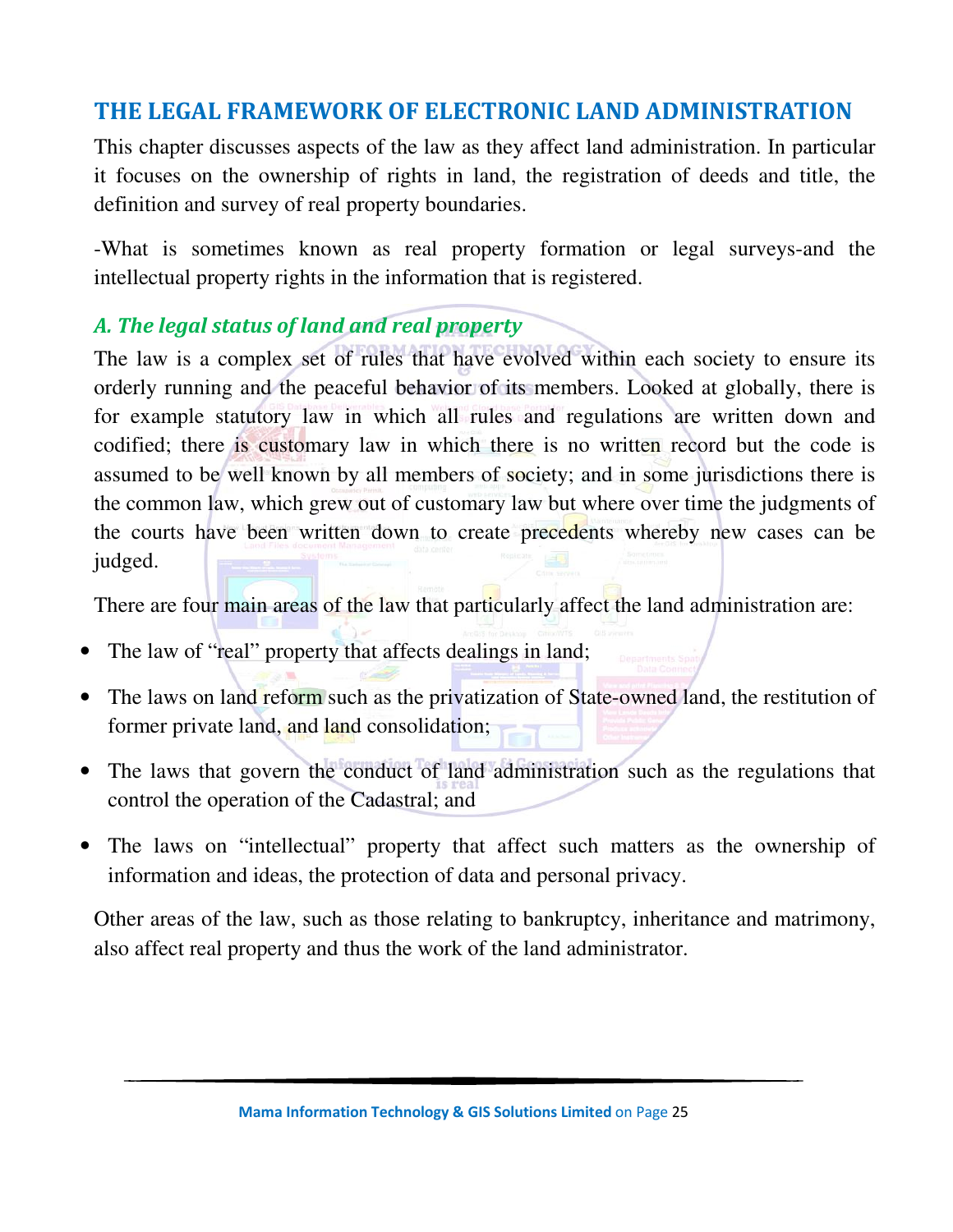## THE LEGAL FRAMEWORK OF ELECTRONIC LAND ADMINISTRATION

This chapter discusses aspects of the law as they affect land administration. In particular it focuses on the ownership of rights in land, the registration of deeds and title, the definition and survey of real property boundaries.

-What is sometimes known as real property formation or legal surveys-and the intellectual property rights in the information that is registered.

### *A. The legal status of land and real property*

The law is a complex set of rules that have evolved within each society to ensure its orderly running and the peaceful behavior of its members. Looked at globally, there is for example statutory law in which all rules and regulations are written down and codified; there is customary law in which there is no written record but the code is assumed to be well known by all members of society; and in some jurisdictions there is the common law, which grew out of customary law but where over time the judgments of the courts have been written down to create precedents whereby new cases can be judged.

There are four main areas of the law that particularly affect the land administration are:

- The law of "real" property that affects dealings in land;
- The laws on land reform such as the privatization of State-owned land, the restitution of former private land, and land consolidation;
- The laws that govern the conduct of land administration such as the regulations that control the operation of the Cadastral; and
- The laws on "intellectual" property that affect such matters as the ownership of information and ideas, the protection of data and personal privacy.

Other areas of the law, such as those relating to bankruptcy, inheritance and matrimony, also affect real property and thus the work of the land administrator.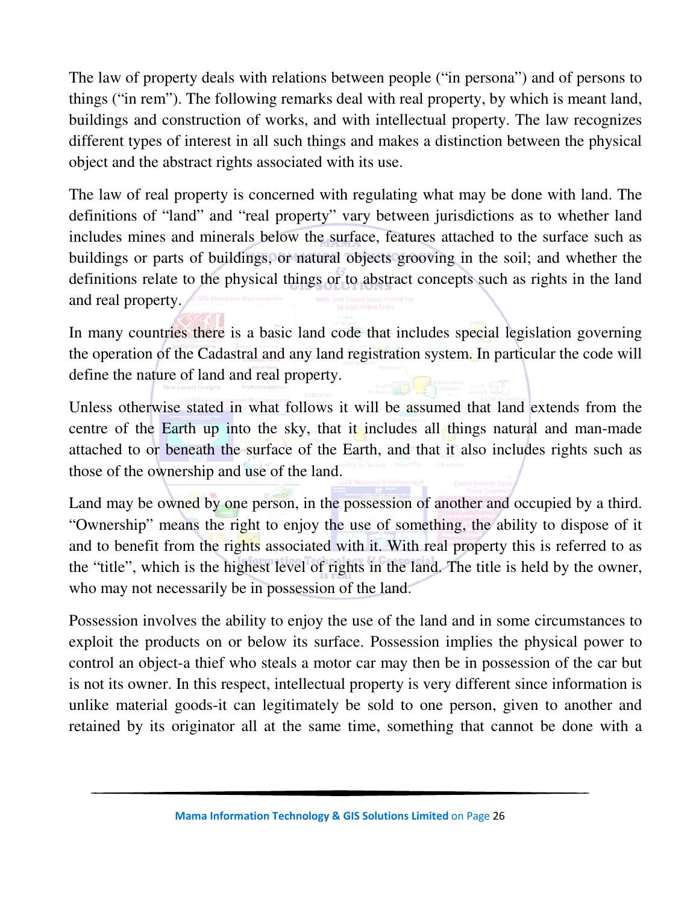The law of property deals with relations between people ("in persona") and of persons to things ("in rem"). The following remarks deal with real property, by which is meant land, buildings and construction of works, and with intellectual property. The law recognizes different types of interest in all such things and makes a distinction between the physical object and the abstract rights associated with its use.

The law of real property is concerned with regulating what may be done with land. The definitions of "land" and "real property" vary between jurisdictions as to whether land includes mines and minerals below the surface, features attached to the surface such as buildings or parts of buildings, or natural objects grooving in the soil; and whether the definitions relate to the physical things or to abstract concepts such as rights in the land and real property.

In many countries there is a basic land code that includes special legislation governing the operation of the Cadastral and any land registration system. In particular the code will define the nature of land and real property.

Unless otherwise stated in what follows it will be assumed that land extends from the centre of the Earth up into the sky, that it includes all things natural and man-made attached to or beneath the surface of the Earth, and that it also includes rights such as those of the ownership and use of the land.

Land may be owned by one person, in the possession of another and occupied by a third. "Ownership" means the right to enjoy the use of something, the ability to dispose of it and to benefit from the rights associated with it. With real property this is referred to as the "title", which is the highest level of rights in the land. The title is held by the owner, who may not necessarily be in possession of the land.

Possession involves the ability to enjoy the use of the land and in some circumstances to exploit the products on or below its surface. Possession implies the physical power to control an object-a thief who steals a motor car may then be in possession of the car but is not its owner. In this respect, intellectual property is very different since information is unlike material goods-it can legitimately be sold to one person, given to another and retained by its originator all at the same time, something that cannot be done with a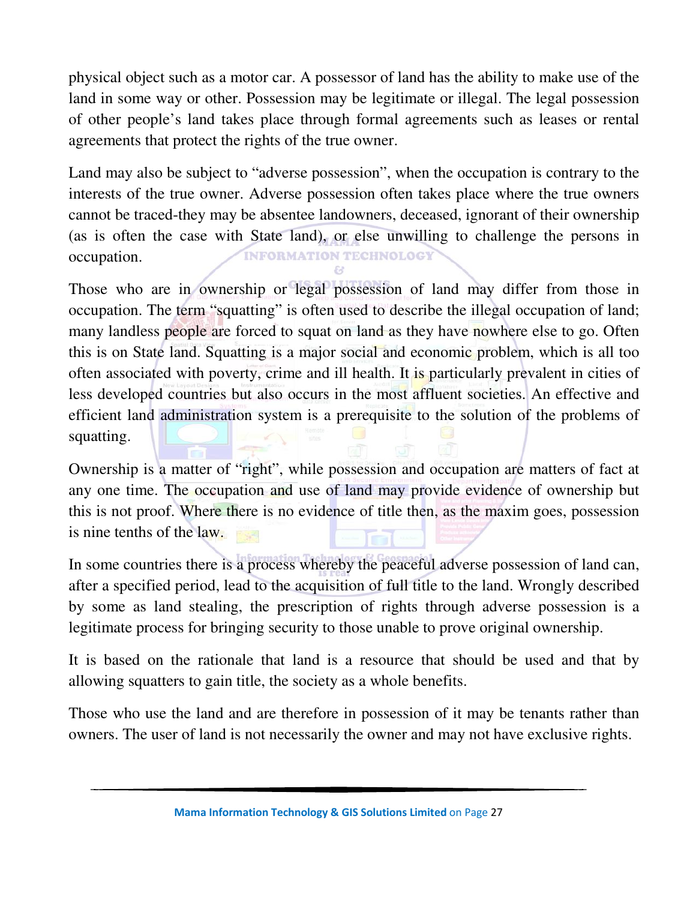physical object such as a motor car. A possessor of land has the ability to make use of the land in some way or other. Possession may be legitimate or illegal. The legal possession of other people's land takes place through formal agreements such as leases or rental agreements that protect the rights of the true owner.

Land may also be subject to "adverse possession", when the occupation is contrary to the interests of the true owner. Adverse possession often takes place where the true owners cannot be traced-they may be absentee landowners, deceased, ignorant of their ownership (as is often the case with State land), or else unwilling to challenge the persons in occupation.

Those who are in ownership or legal possession of land may differ from those in occupation. The term "squatting" is often used to describe the illegal occupation of land; many landless people are forced to squat on land as they have nowhere else to go. Often this is on State land. Squatting is a major social and economic problem, which is all too often associated with poverty, crime and ill health. It is particularly prevalent in cities of less developed countries but also occurs in the most affluent societies. An effective and efficient land administration system is a prerequisite to the solution of the problems of squatting.

Ownership is a matter of "right", while possession and occupation are matters of fact at any one time. The occupation and use of land may provide evidence of ownership but this is not proof. Where there is no evidence of title then, as the maxim goes, possession is nine tenths of the law.

In some countries there is a process whereby the peaceful adverse possession of land can, after a specified period, lead to the acquisition of full title to the land. Wrongly described by some as land stealing, the prescription of rights through adverse possession is a legitimate process for bringing security to those unable to prove original ownership.

It is based on the rationale that land is a resource that should be used and that by allowing squatters to gain title, the society as a whole benefits.

Those who use the land and are therefore in possession of it may be tenants rather than owners. The user of land is not necessarily the owner and may not have exclusive rights.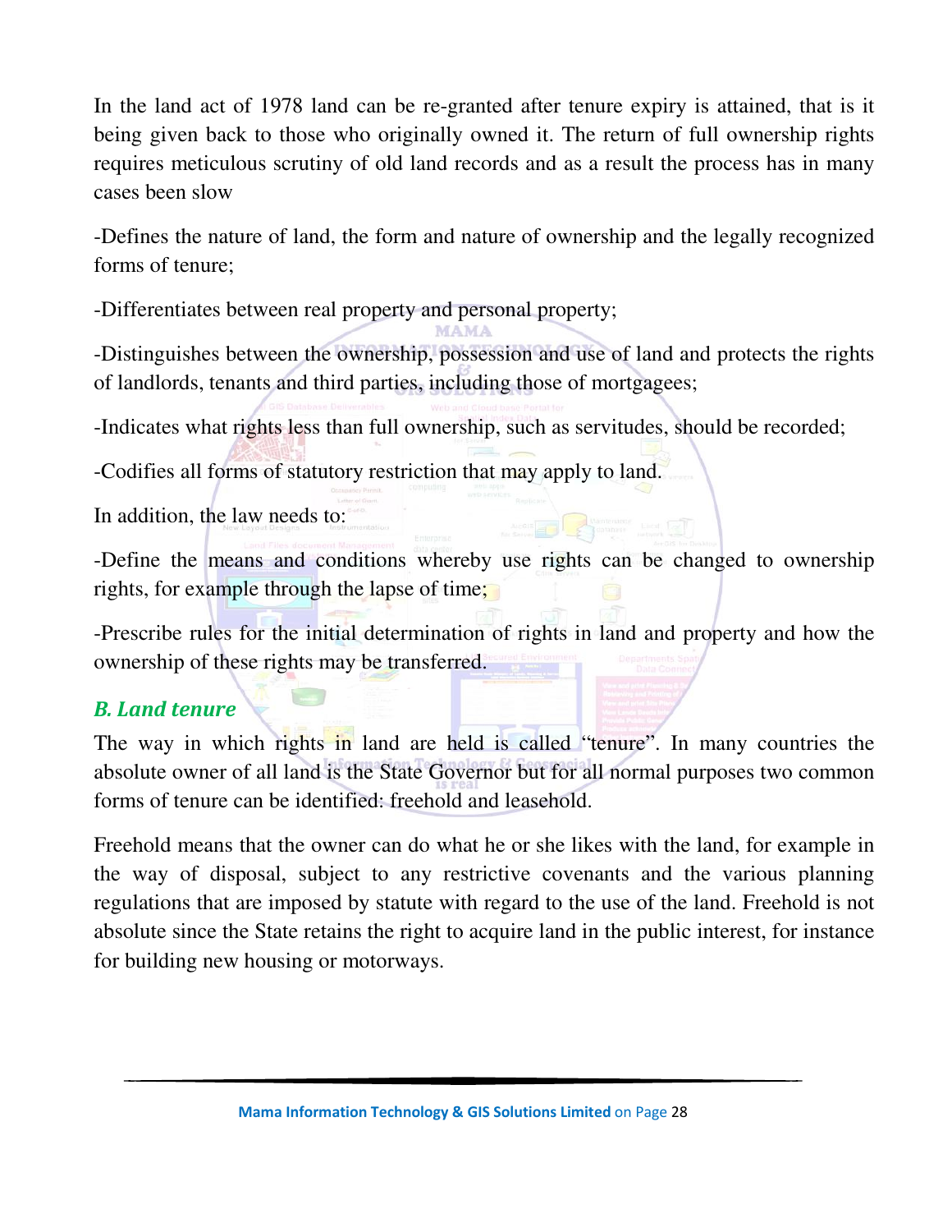In the land act of 1978 land can be re-granted after tenure expiry is attained, that is it being given back to those who originally owned it. The return of full ownership rights requires meticulous scrutiny of old land records and as a result the process has in many cases been slow

-Defines the nature of land, the form and nature of ownership and the legally recognized forms of tenure;

-Differentiates between real property and personal property;

-Distinguishes between the ownership, possession and use of land and protects the rights of landlords, tenants and third parties, including those of mortgagees;

-Indicates what rights less than full ownership, such as servitudes, should be recorded;

-Codifies all forms of statutory restriction that may apply to land.

In addition, the law needs to:

-Define the means and conditions whereby use rights can be changed to ownership rights, for example through the lapse of time;

-Prescribe rules for the initial determination of rights in land and property and how the ownership of these rights may be transferred.

### *B. Land tenure*

The way in which rights in land are held is called "tenure". In many countries the absolute owner of all land is the State Governor but for all normal purposes two common forms of tenure can be identified: freehold and leasehold.

Freehold means that the owner can do what he or she likes with the land, for example in the way of disposal, subject to any restrictive covenants and the various planning regulations that are imposed by statute with regard to the use of the land. Freehold is not absolute since the State retains the right to acquire land in the public interest, for instance for building new housing or motorways.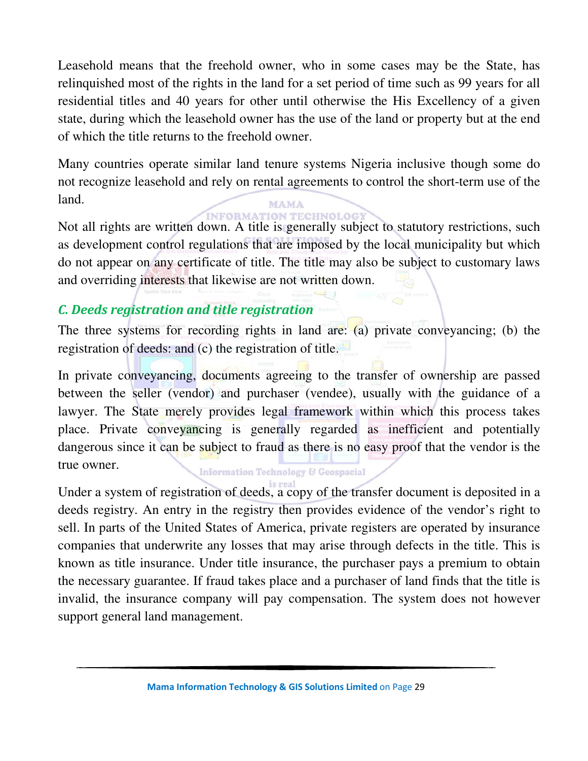Leasehold means that the freehold owner, who in some cases may be the State, has relinquished most of the rights in the land for a set period of time such as 99 years for all residential titles and 40 years for other until otherwise the His Excellency of a given state, during which the leasehold owner has the use of the land or property but at the end of which the title returns to the freehold owner.

Many countries operate similar land tenure systems Nigeria inclusive though some do not recognize leasehold and rely on rental agreements to control the short-term use of the land.

Not all rights are written down. A title is generally subject to statutory restrictions, such as development control regulations that are imposed by the local municipality but which do not appear on any certificate of title. The title may also be subject to customary laws and overriding interests that likewise are not written down.

### *C. Deeds registration and title registration*

The three systems for recording rights in land are: (a) private conveyancing; (b) the registration of deeds: and (c) the registration of title.

In private conveyancing, documents agreeing to the transfer of ownership are passed between the seller (vendor) and purchaser (vendee), usually with the guidance of a lawyer. The State merely provides legal framework within which this process takes place. Private conveyancing is generally regarded as inefficient and potentially dangerous since it can be subject to fraud as there is no easy proof that the vendor is the true owner.

Under a system of registration of deeds, a copy of the transfer document is deposited in a deeds registry. An entry in the registry then provides evidence of the vendor's right to sell. In parts of the United States of America, private registers are operated by insurance companies that underwrite any losses that may arise through defects in the title. This is known as title insurance. Under title insurance, the purchaser pays a premium to obtain the necessary guarantee. If fraud takes place and a purchaser of land finds that the title is invalid, the insurance company will pay compensation. The system does not however support general land management.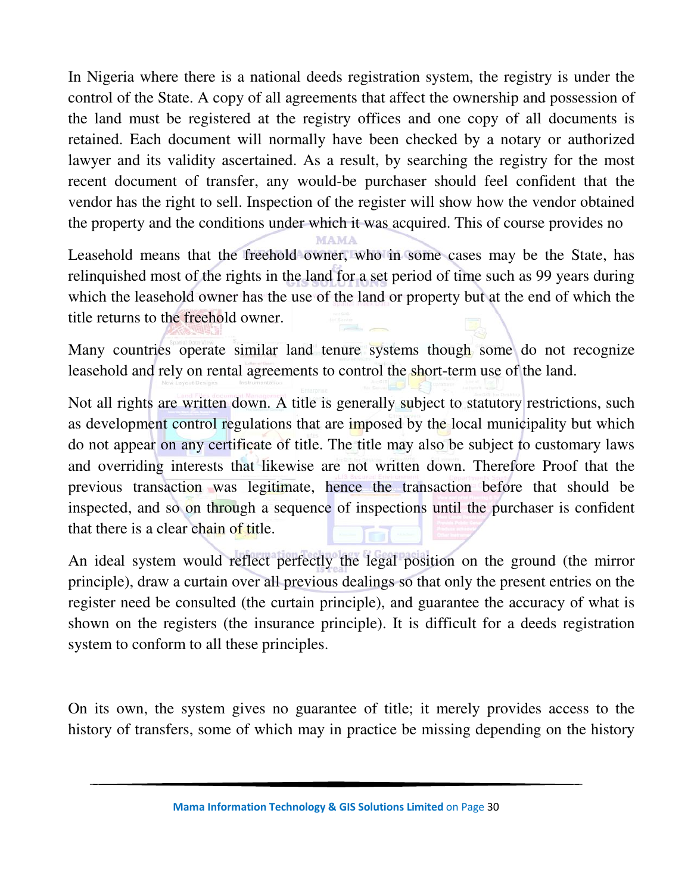In Nigeria where there is a national deeds registration system, the registry is under the control of the State. A copy of all agreements that affect the ownership and possession of the land must be registered at the registry offices and one copy of all documents is retained. Each document will normally have been checked by a notary or authorized lawyer and its validity ascertained. As a result, by searching the registry for the most recent document of transfer, any would-be purchaser should feel confident that the vendor has the right to sell. Inspection of the register will show how the vendor obtained the property and the conditions under which it was acquired. This of course provides no

Leasehold means that the freehold owner, who in some cases may be the State, has relinquished most of the rights in the land for a set period of time such as 99 years during which the leasehold owner has the use of the land or property but at the end of which the title returns to the freehold owner.

Many countries operate similar land tenure systems though some do not recognize leasehold and rely on rental agreements to control the short-term use of the land.

Not all rights are written down. A title is generally subject to statutory restrictions, such as development control regulations that are imposed by the local municipality but which do not appear on any certificate of title. The title may also be subject to customary laws and overriding interests that likewise are not written down. Therefore Proof that the previous transaction was legitimate, hence the transaction before that should be inspected, and so on through a sequence of inspections until the purchaser is confident that there is a clear chain of title.

An ideal system would reflect perfectly the legal position on the ground (the mirror principle), draw a curtain over all previous dealings so that only the present entries on the register need be consulted (the curtain principle), and guarantee the accuracy of what is shown on the registers (the insurance principle). It is difficult for a deeds registration system to conform to all these principles.

On its own, the system gives no guarantee of title; it merely provides access to the history of transfers, some of which may in practice be missing depending on the history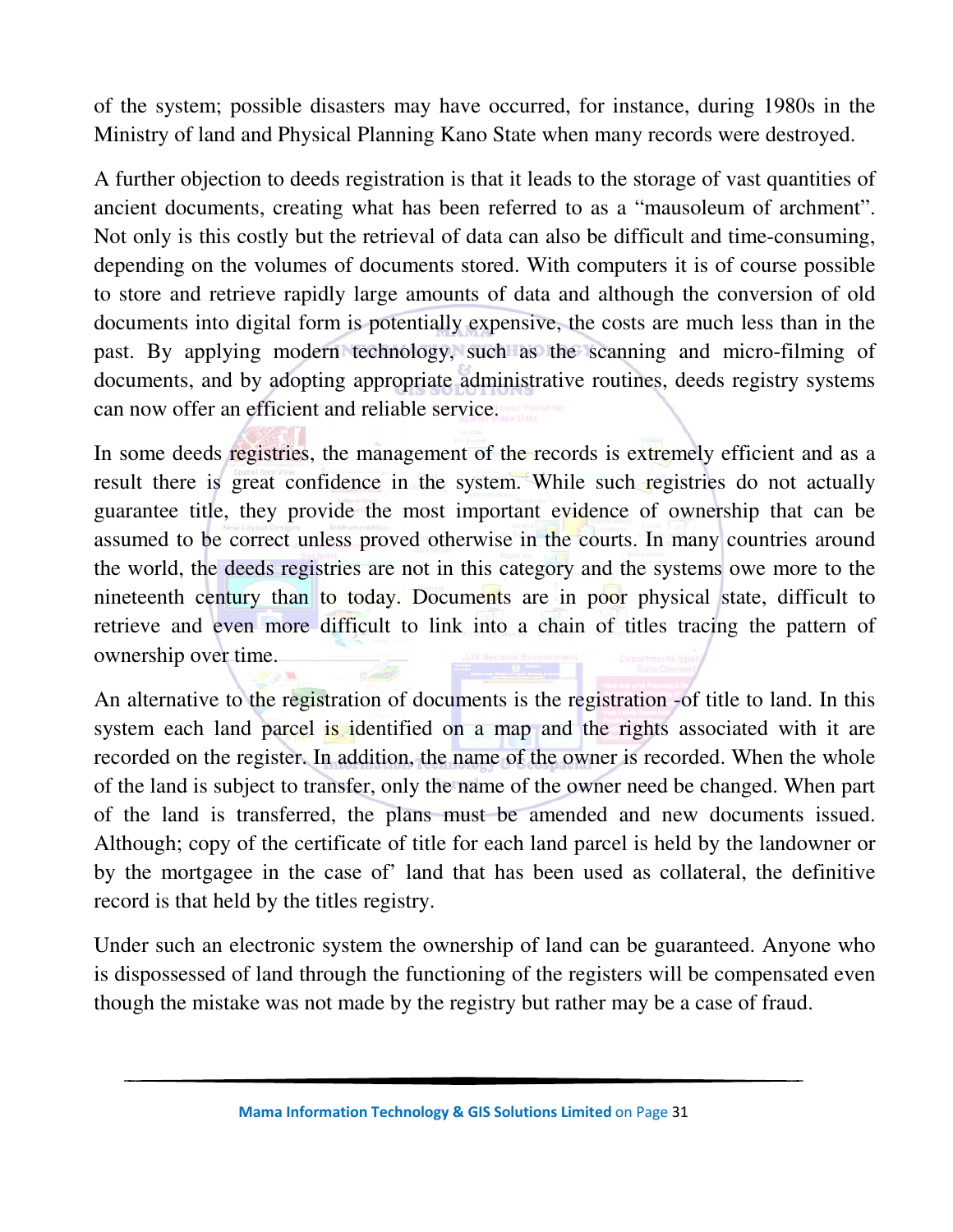of the system; possible disasters may have occurred, for instance, during 1980s in the Ministry of land and Physical Planning Kano State when many records were destroyed.

A further objection to deeds registration is that it leads to the storage of vast quantities of ancient documents, creating what has been referred to as a "mausoleum of archment". Not only is this costly but the retrieval of data can also be difficult and time-consuming, depending on the volumes of documents stored. With computers it is of course possible to store and retrieve rapidly large amounts of data and although the conversion of old documents into digital form is potentially expensive, the costs are much less than in the past. By applying modern technology, such as the scanning and micro-filming of documents, and by adopting appropriate administrative routines, deeds registry systems can now offer an efficient and reliable service.

In some deeds registries, the management of the records is extremely efficient and as a result there is great confidence in the system. While such registries do not actually guarantee title, they provide the most important evidence of ownership that can be assumed to be correct unless proved otherwise in the courts. In many countries around the world, the deeds registries are not in this category and the systems owe more to the nineteenth century than to today. Documents are in poor physical state, difficult to retrieve and even more difficult to link into a chain of titles tracing the pattern of ownership over time.

An alternative to the registration of documents is the registration -of title to land. In this system each land parcel is identified on a map and the rights associated with it are recorded on the register. In addition, the name of the owner is recorded. When the whole of the land is subject to transfer, only the name of the owner need be changed. When part of the land is transferred, the plans must be amended and new documents issued. Although; copy of the certificate of title for each land parcel is held by the landowner or by the mortgagee in the case of' land that has been used as collateral, the definitive record is that held by the titles registry.

Under such an electronic system the ownership of land can be guaranteed. Anyone who is dispossessed of land through the functioning of the registers will be compensated even though the mistake was not made by the registry but rather may be a case of fraud.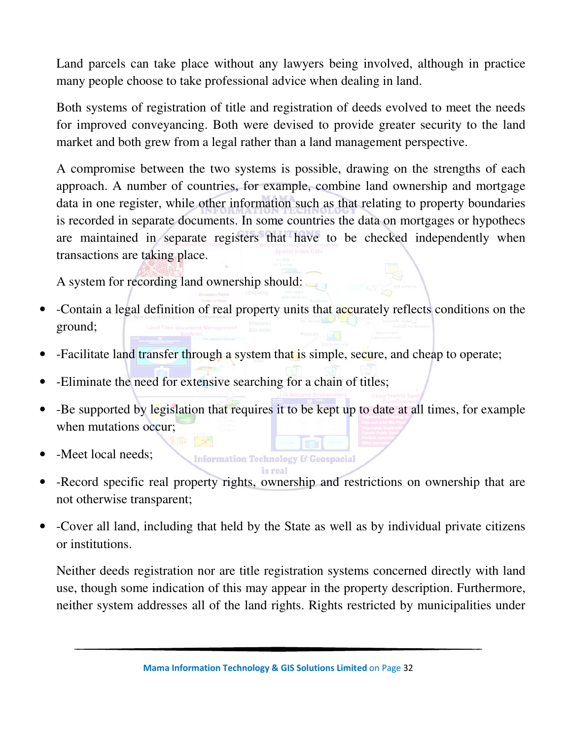Land parcels can take place without any lawyers being involved, although in practice many people choose to take professional advice when dealing in land.

Both systems of registration of title and registration of deeds evolved to meet the needs for improved conveyancing. Both were devised to provide greater security to the land market and both grew from a legal rather than a land management perspective.

A compromise between the two systems is possible, drawing on the strengths of each approach. A number of countries, for example, combine land ownership and mortgage data in one register, while other information such as that relating to property boundaries is recorded in separate documents. In some countries the data on mortgages or hypothecs are maintained in separate registers that have to be checked independently when transactions are taking place.

A system for recording land ownership should:

- -Contain a legal definition of real property units that accurately reflects conditions on the ground;
- -Facilitate land transfer through a system that is simple, secure, and cheap to operate;
- -Eliminate the need for extensive searching for a chain of titles;
- -Be supported by legislation that requires it to be kept up to date at all times, for example when mutations occur;
- -Meet local needs;
- -Record specific real property rights, ownership and restrictions on ownership that are not otherwise transparent;
- -Cover all land, including that held by the State as well as by individual private citizens or institutions.

Neither deeds registration nor are title registration systems concerned directly with land use, though some indication of this may appear in the property description. Furthermore, neither system addresses all of the land rights. Rights restricted by municipalities under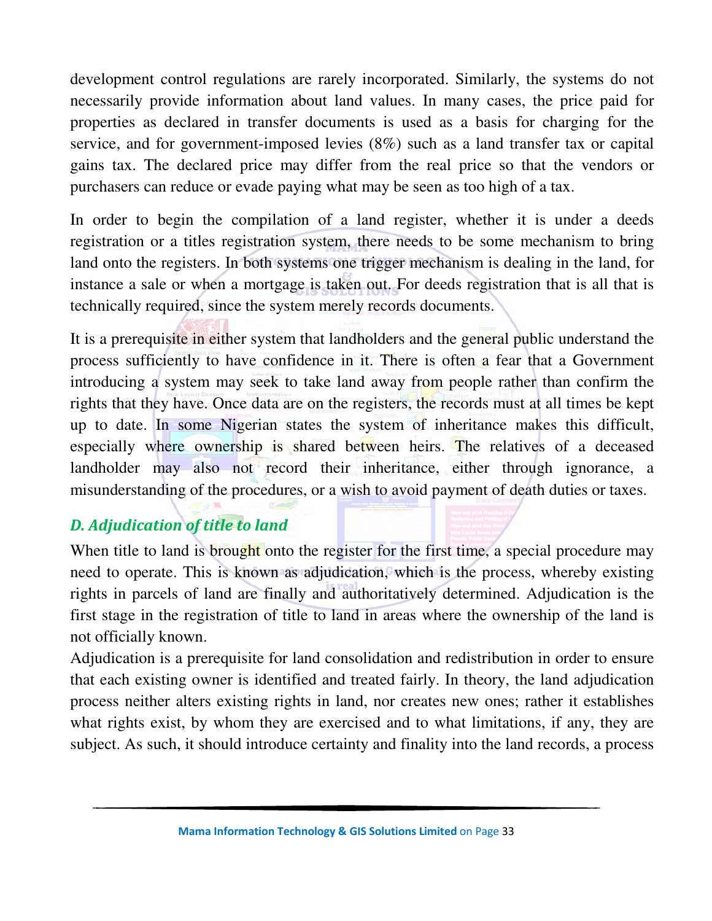development control regulations are rarely incorporated. Similarly, the systems do not necessarily provide information about land values. In many cases, the price paid for properties as declared in transfer documents is used as a basis for charging for the service, and for government-imposed levies (8%) such as a land transfer tax or capital gains tax. The declared price may differ from the real price so that the vendors or purchasers can reduce or evade paying what may be seen as too high of a tax.

In order to begin the compilation of a land register, whether it is under a deeds registration or a titles registration system, there needs to be some mechanism to bring land onto the registers. In both systems one trigger mechanism is dealing in the land, for instance a sale or when a mortgage is taken out. For deeds registration that is all that is technically required, since the system merely records documents.

It is a prerequisite in either system that landholders and the general public understand the process sufficiently to have confidence in it. There is often a fear that a Government introducing a system may seek to take land away from people rather than confirm the rights that they have. Once data are on the registers, the records must at all times be kept up to date. In some Nigerian states the system of inheritance makes this difficult, especially where ownership is shared between heirs. The relatives of a deceased landholder may also not record their inheritance, either through ignorance, a misunderstanding of the procedures, or a wish to avoid payment of death duties or taxes.

### *D. Adjudication of title to land*

When title to land is brought onto the register for the first time, a special procedure may need to operate. This is known as adjudication, which is the process, whereby existing rights in parcels of land are finally and authoritatively determined. Adjudication is the first stage in the registration of title to land in areas where the ownership of the land is not officially known.

Adjudication is a prerequisite for land consolidation and redistribution in order to ensure that each existing owner is identified and treated fairly. In theory, the land adjudication process neither alters existing rights in land, nor creates new ones; rather it establishes what rights exist, by whom they are exercised and to what limitations, if any, they are subject. As such, it should introduce certainty and finality into the land records, a process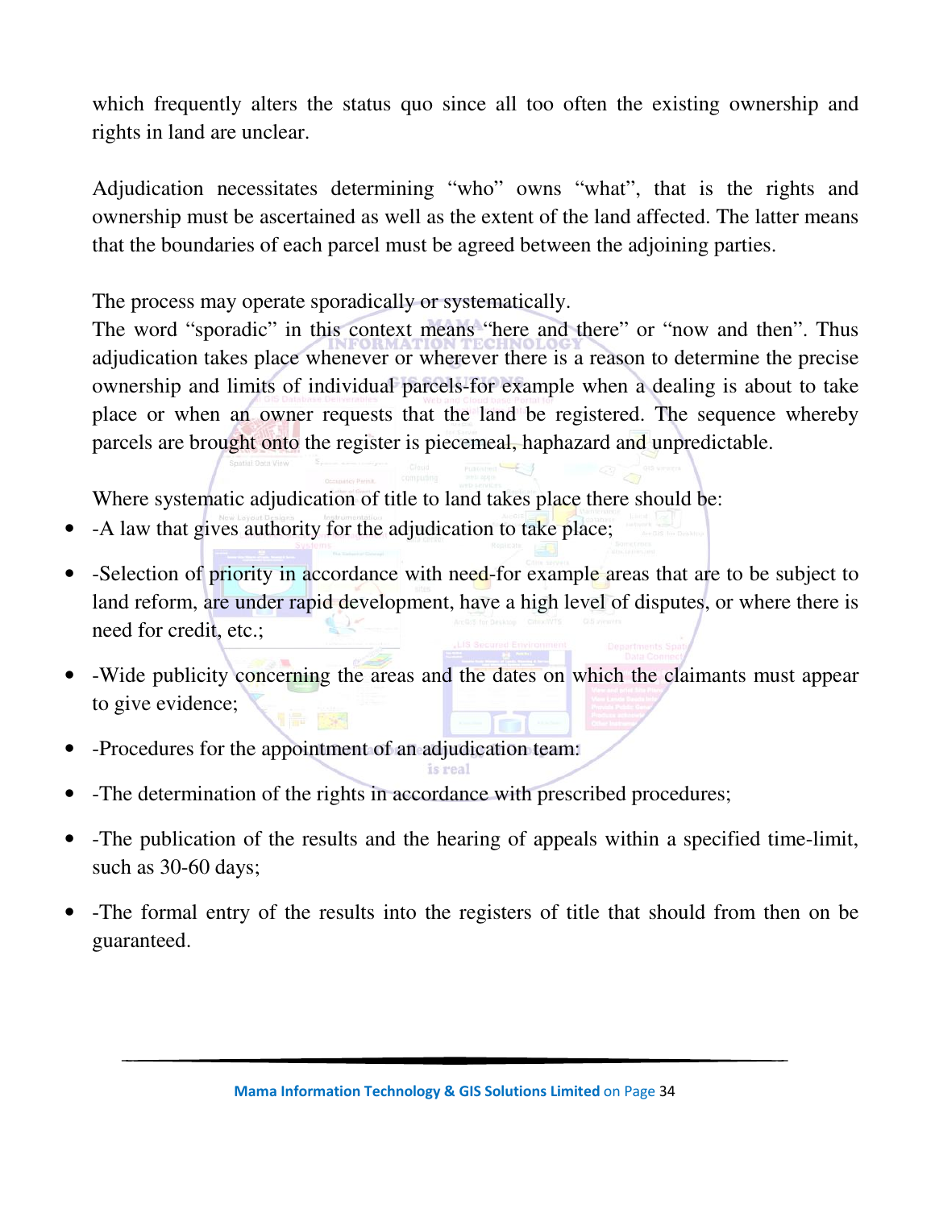which frequently alters the status quo since all too often the existing ownership and rights in land are unclear.

Adjudication necessitates determining "who" owns "what", that is the rights and ownership must be ascertained as well as the extent of the land affected. The latter means that the boundaries of each parcel must be agreed between the adjoining parties.

The process may operate sporadically or systematically.
The word "sporadic" in this context means "here and there" or "now and then". Thus adjudication takes place whenever or wherever there is a reason to determine the precise ownership and limits of individual parcels-for example when a dealing is about to take place or when an owner requests that the land be registered. The sequence whereby parcels are brought onto the register is piecemeal, haphazard and unpredictable.

Where systematic adjudication of title to land takes place there should be:

- -A law that gives authority for the adjudication to take place;
- -Selection of priority in accordance with need-for example areas that are to be subject to land reform, are under rapid development, have a high level of disputes, or where there is need for credit, etc.;
- -Wide publicity concerning the areas and the dates on which the claimants must appear to give evidence;
- -Procedures for the appointment of an adjudication team:
- -The determination of the rights in accordance with prescribed procedures;
- -The publication of the results and the hearing of appeals within a specified time-limit, such as 30-60 days;
- -The formal entry of the results into the registers of title that should from then on be guaranteed.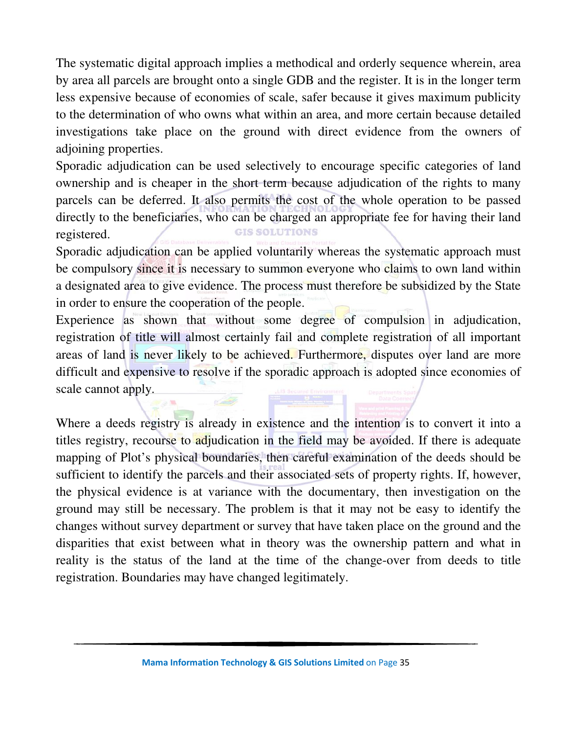The systematic digital approach implies a methodical and orderly sequence wherein, area by area all parcels are brought onto a single GDB and the register. It is in the longer term less expensive because of economies of scale, safer because it gives maximum publicity to the determination of who owns what within an area, and more certain because detailed investigations take place on the ground with direct evidence from the owners of adjoining properties.

Sporadic adjudication can be used selectively to encourage specific categories of land ownership and is cheaper in the short term because adjudication of the rights to many parcels can be deferred. It also permits the cost of the whole operation to be passed directly to the beneficiaries, who can be charged an appropriate fee for having their land registered.

Sporadic adjudication can be applied voluntarily whereas the systematic approach must be compulsory since it is necessary to summon everyone who claims to own land within a designated area to give evidence. The process must therefore be subsidized by the State in order to ensure the cooperation of the people.

Experience as shown that without some degree of compulsion in adjudication, registration of title will almost certainly fail and complete registration of all important areas of land is never likely to be achieved. Furthermore, disputes over land are more difficult and expensive to resolve if the sporadic approach is adopted since economies of scale cannot apply.

Where a deeds registry is already in existence and the intention is to convert it into a titles registry, recourse to adjudication in the field may be avoided. If there is adequate mapping of Plot's physical boundaries, then careful examination of the deeds should be sufficient to identify the parcels and their associated sets of property rights. If, however, the physical evidence is at variance with the documentary, then investigation on the ground may still be necessary. The problem is that it may not be easy to identify the changes without survey department or survey that have taken place on the ground and the disparities that exist between what in theory was the ownership pattern and what in reality is the status of the land at the time of the change-over from deeds to title registration. Boundaries may have changed legitimately.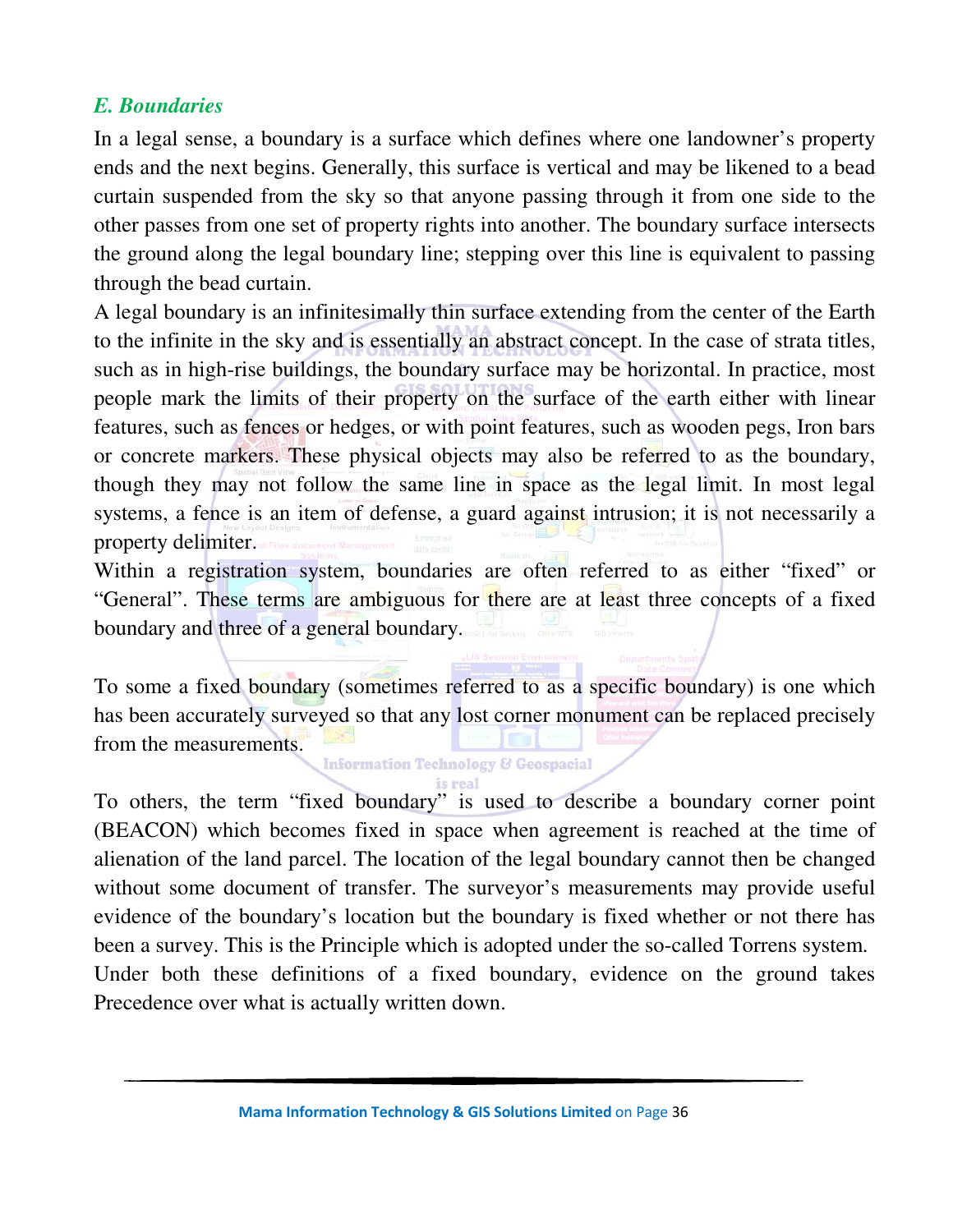### *E. Boundaries*

In a legal sense, a boundary is a surface which defines where one landowner's property ends and the next begins. Generally, this surface is vertical and may be likened to a bead curtain suspended from the sky so that anyone passing through it from one side to the other passes from one set of property rights into another. The boundary surface intersects the ground along the legal boundary line; stepping over this line is equivalent to passing through the bead curtain.

A legal boundary is an infinitesimally thin surface extending from the center of the Earth to the infinite in the sky and is essentially an abstract concept. In the case of strata titles, such as in high-rise buildings, the boundary surface may be horizontal. In practice, most people mark the limits of their property on the surface of the earth either with linear features, such as fences or hedges, or with point features, such as wooden pegs, Iron bars or concrete markers. These physical objects may also be referred to as the boundary, though they may not follow the same line in space as the legal limit. In most legal systems, a fence is an item of defense, a guard against intrusion; it is not necessarily a property delimiter.

Within a registration system, boundaries are often referred to as either "fixed" or "General". These terms are ambiguous for there are at least three concepts of a fixed boundary and three of a general boundary.

To some a fixed boundary (sometimes referred to as a specific boundary) is one which has been accurately surveyed so that any lost corner monument can be replaced precisely from the measurements.

To others, the term "fixed boundary" is used to describe a boundary corner point (BEACON) which becomes fixed in space when agreement is reached at the time of alienation of the land parcel. The location of the legal boundary cannot then be changed without some document of transfer. The surveyor's measurements may provide useful evidence of the boundary's location but the boundary is fixed whether or not there has been a survey. This is the Principle which is adopted under the so-called Torrens system.

Under both these definitions of a fixed boundary, evidence on the ground takes Precedence over what is actually written down.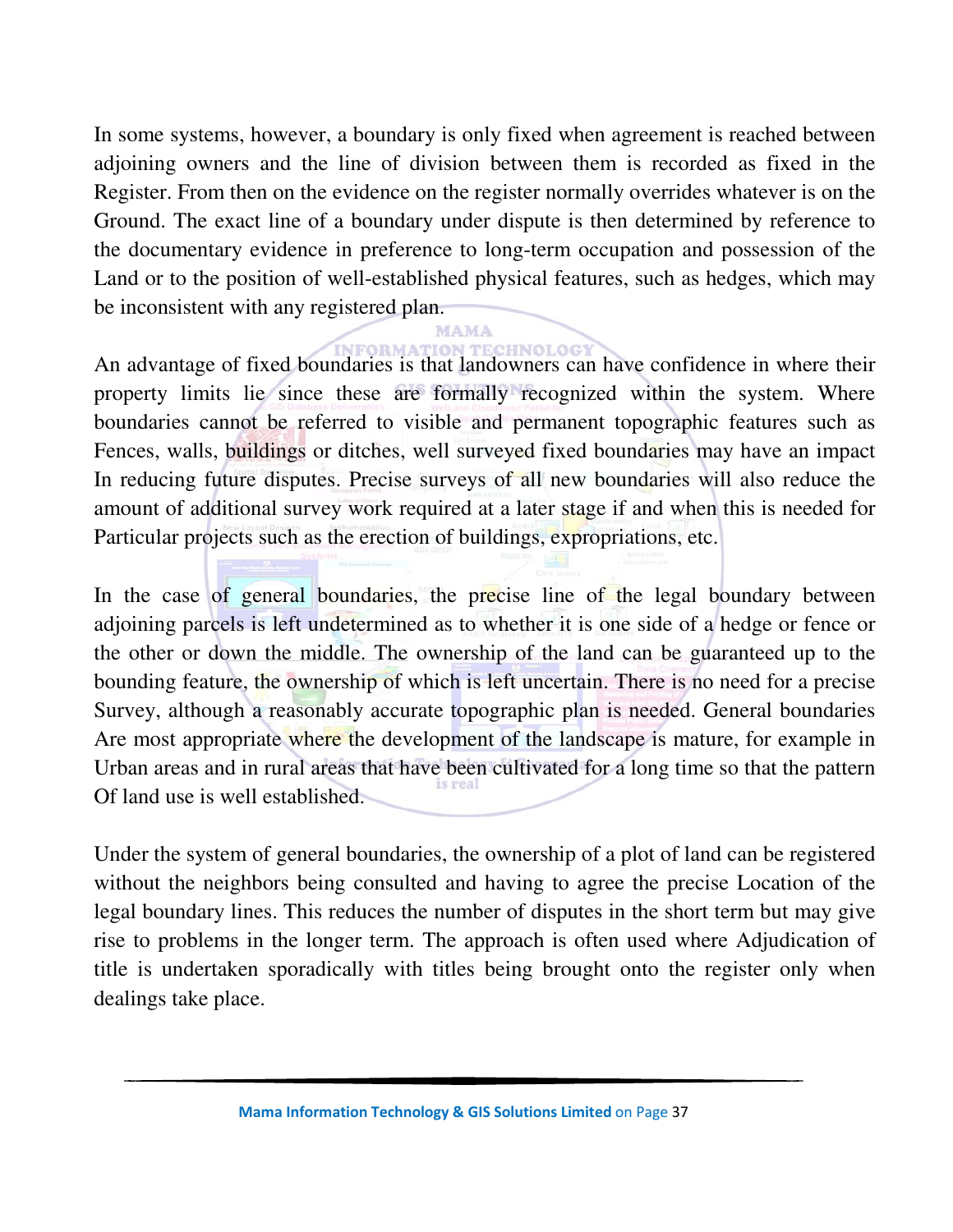In some systems, however, a boundary is only fixed when agreement is reached between adjoining owners and the line of division between them is recorded as fixed in the Register. From then on the evidence on the register normally overrides whatever is on the Ground. The exact line of a boundary under dispute is then determined by reference to the documentary evidence in preference to long-term occupation and possession of the Land or to the position of well-established physical features, such as hedges, which may be inconsistent with any registered plan.

An advantage of fixed boundaries is that landowners can have confidence in where their property limits lie since these are formally recognized within the system. Where boundaries cannot be referred to visible and permanent topographic features such as Fences, walls, buildings or ditches, well surveyed fixed boundaries may have an impact In reducing future disputes. Precise surveys of all new boundaries will also reduce the amount of additional survey work required at a later stage if and when this is needed for Particular projects such as the erection of buildings, expropriations, etc.

In the case of general boundaries, the precise line of the legal boundary between adjoining parcels is left undetermined as to whether it is one side of a hedge or fence or the other or down the middle. The ownership of the land can be guaranteed up to the bounding feature, the ownership of which is left uncertain. There is no need for a precise Survey, although a reasonably accurate topographic plan is needed. General boundaries Are most appropriate where the development of the landscape is mature, for example in Urban areas and in rural areas that have been cultivated for a long time so that the pattern Of land use is well established.

Under the system of general boundaries, the ownership of a plot of land can be registered without the neighbors being consulted and having to agree the precise Location of the legal boundary lines. This reduces the number of disputes in the short term but may give rise to problems in the longer term. The approach is often used where Adjudication of title is undertaken sporadically with titles being brought onto the register only when dealings take place.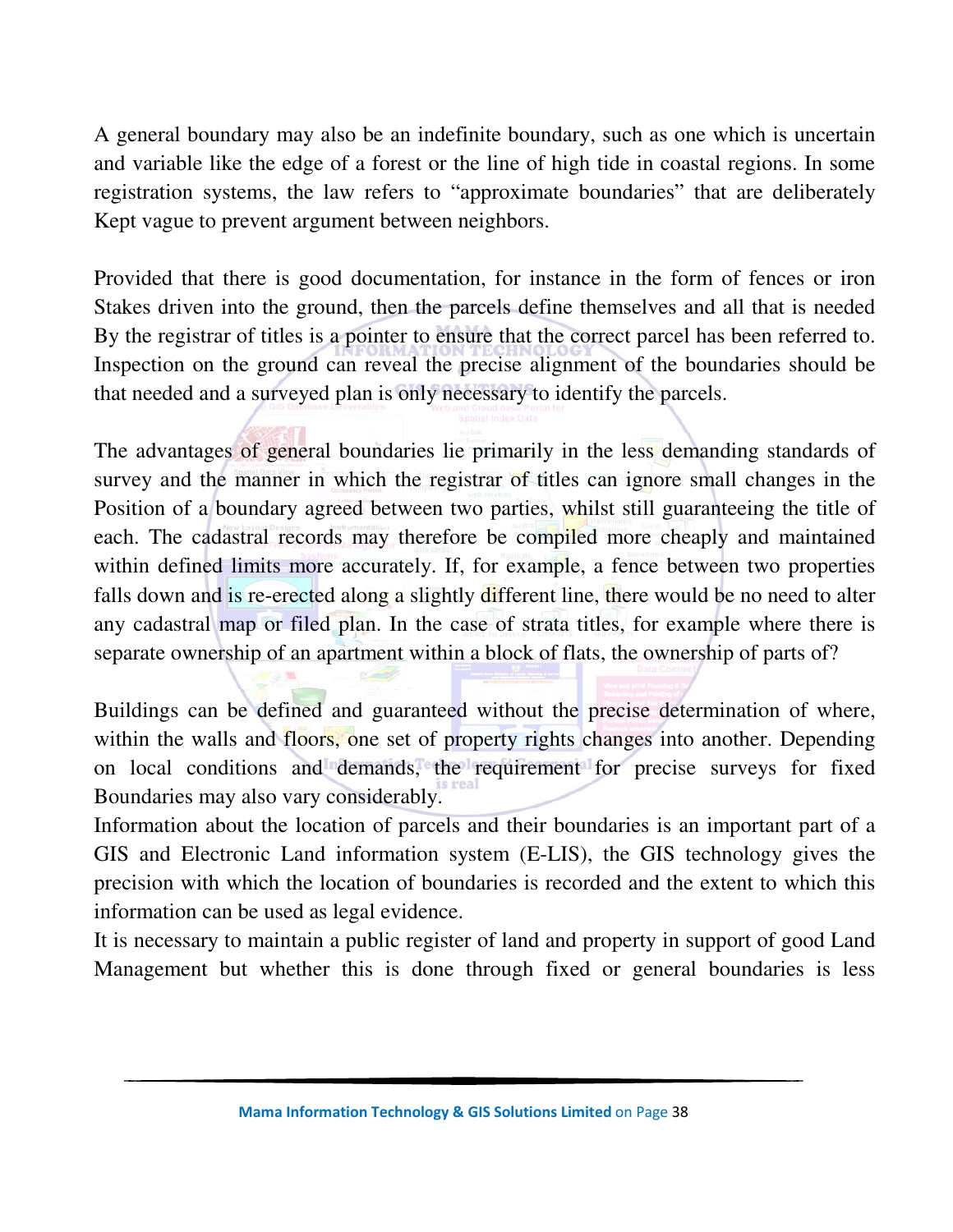A general boundary may also be an indefinite boundary, such as one which is uncertain and variable like the edge of a forest or the line of high tide in coastal regions. In some registration systems, the law refers to "approximate boundaries" that are deliberately Kept vague to prevent argument between neighbors.

Provided that there is good documentation, for instance in the form of fences or iron Stakes driven into the ground, then the parcels define themselves and all that is needed By the registrar of titles is a pointer to ensure that the correct parcel has been referred to. Inspection on the ground can reveal the precise alignment of the boundaries should be that needed and a surveyed plan is only necessary to identify the parcels.

The advantages of general boundaries lie primarily in the less demanding standards of survey and the manner in which the registrar of titles can ignore small changes in the Position of a boundary agreed between two parties, whilst still guaranteeing the title of each. The cadastral records may therefore be compiled more cheaply and maintained within defined limits more accurately. If, for example, a fence between two properties falls down and is re-erected along a slightly different line, there would be no need to alter any cadastral map or filed plan. In the case of strata titles, for example where there is separate ownership of an apartment within a block of flats, the ownership of parts of?

Buildings can be defined and guaranteed without the precise determination of where, within the walls and floors, one set of property rights changes into another. Depending on local conditions and demands, the requirement for precise surveys for fixed Boundaries may also vary considerably.
Information about the location of parcels and their boundaries is an important part of a GIS and Electronic Land information system (E-LIS), the GIS technology gives the precision with which the location of boundaries is recorded and the extent to which this information can be used as legal evidence.
It is necessary to maintain a public register of land and property in support of good Land Management but whether this is done through fixed or general boundaries is less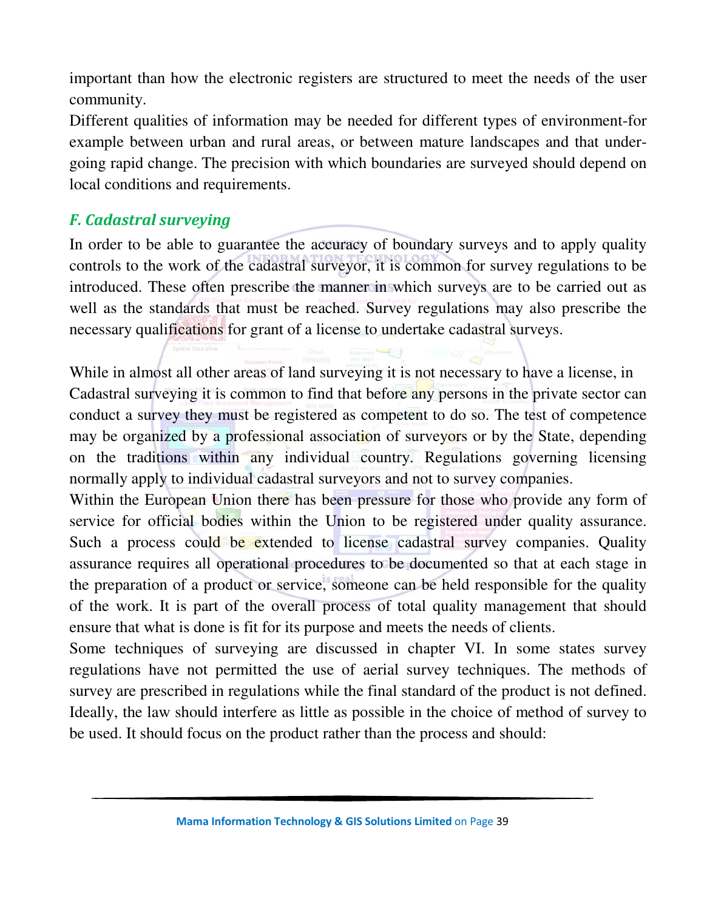important than how the electronic registers are structured to meet the needs of the user community.

Different qualities of information may be needed for different types of environment-for example between urban and rural areas, or between mature landscapes and that under-going rapid change. The precision with which boundaries are surveyed should depend on local conditions and requirements.

### *F. Cadastral surveying*

In order to be able to guarantee the accuracy of boundary surveys and to apply quality controls to the work of the cadastral surveyor, it is common for survey regulations to be introduced. These often prescribe the manner in which surveys are to be carried out as well as the standards that must be reached. Survey regulations may also prescribe the necessary qualifications for grant of a license to undertake cadastral surveys.

While in almost all other areas of land surveying it is not necessary to have a license, in Cadastral surveying it is common to find that before any persons in the private sector can conduct a survey they must be registered as competent to do so. The test of competence may be organized by a professional association of surveyors or by the State, depending on the traditions within any individual country. Regulations governing licensing normally apply to individual cadastral surveyors and not to survey companies.

Within the European Union there has been pressure for those who provide any form of service for official bodies within the Union to be registered under quality assurance. Such a process could be extended to license cadastral survey companies. Quality assurance requires all operational procedures to be documented so that at each stage in the preparation of a product or service, someone can be held responsible for the quality of the work. It is part of the overall process of total quality management that should ensure that what is done is fit for its purpose and meets the needs of clients.

Some techniques of surveying are discussed in chapter VI. In some states survey regulations have not permitted the use of aerial survey techniques. The methods of survey are prescribed in regulations while the final standard of the product is not defined. Ideally, the law should interfere as little as possible in the choice of method of survey to be used. It should focus on the product rather than the process and should: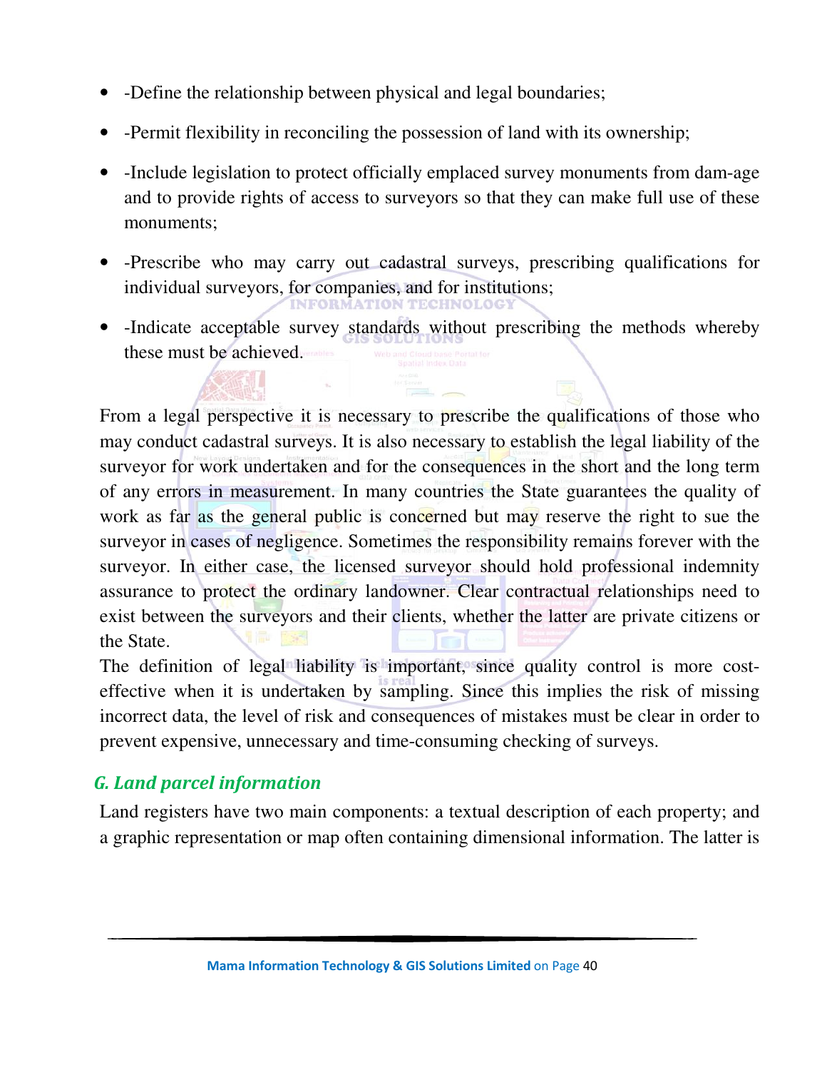- -Define the relationship between physical and legal boundaries;
- -Permit flexibility in reconciling the possession of land with its ownership;
- -Include legislation to protect officially emplaced survey monuments from dam-age and to provide rights of access to surveyors so that they can make full use of these monuments;
- -Prescribe who may carry out cadastral surveys, prescribing qualifications for individual surveyors, for companies, and for institutions;
- -Indicate acceptable survey standards without prescribing the methods whereby these must be achieved.

From a legal perspective it is necessary to prescribe the qualifications of those who may conduct cadastral surveys. It is also necessary to establish the legal liability of the surveyor for work undertaken and for the consequences in the short and the long term of any errors in measurement. In many countries the State guarantees the quality of work as far as the general public is concerned but may reserve the right to sue the surveyor in cases of negligence. Sometimes the responsibility remains forever with the surveyor. In either case, the licensed surveyor should hold professional indemnity assurance to protect the ordinary landowner. Clear contractual relationships need to exist between the surveyors and their clients, whether the latter are private citizens or the State.

The definition of legal liability is important, since quality control is more cost-effective when it is undertaken by sampling. Since this implies the risk of missing incorrect data, the level of risk and consequences of mistakes must be clear in order to prevent expensive, unnecessary and time-consuming checking of surveys.

## *G. Land parcel information*

Land registers have two main components: a textual description of each property; and a graphic representation or map often containing dimensional information. The latter is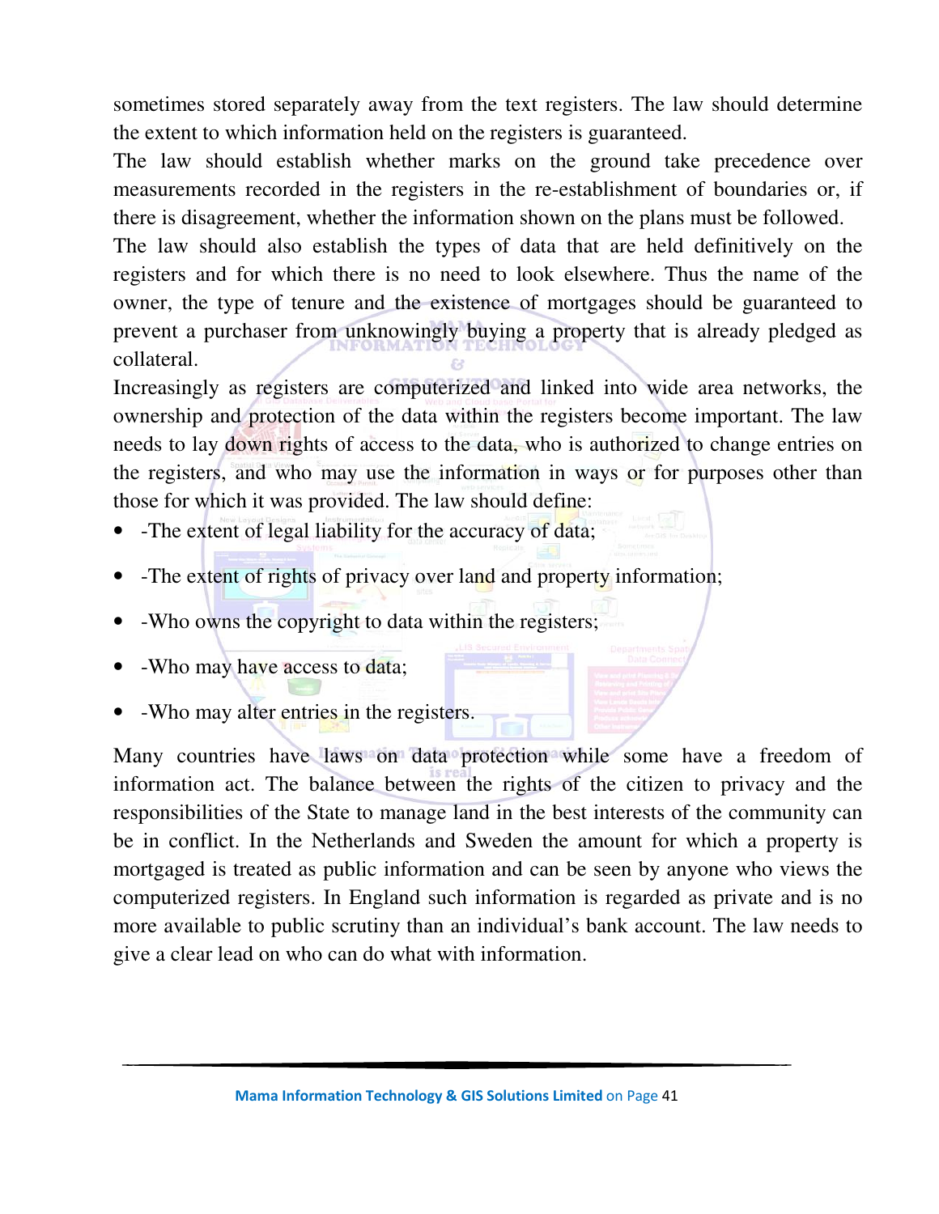sometimes stored separately away from the text registers. The law should determine the extent to which information held on the registers is guaranteed.

The law should establish whether marks on the ground take precedence over measurements recorded in the registers in the re-establishment of boundaries or, if there is disagreement, whether the information shown on the plans must be followed.

The law should also establish the types of data that are held definitively on the registers and for which there is no need to look elsewhere. Thus the name of the owner, the type of tenure and the existence of mortgages should be guaranteed to prevent a purchaser from unknowingly buying a property that is already pledged as collateral.

Increasingly as registers are computerized and linked into wide area networks, the ownership and protection of the data within the registers become important. The law needs to lay down rights of access to the data, who is authorized to change entries on the registers, and who may use the information in ways or for purposes other than those for which it was provided. The law should define:

- -The extent of legal liability for the accuracy of data;
- -The extent of rights of privacy over land and property information;
- -Who owns the copyright to data within the registers;
- -Who may have access to data;
- -Who may alter entries in the registers.

Many countries have laws on data protection while some have a freedom of information act. The balance between the rights of the citizen to privacy and the responsibilities of the State to manage land in the best interests of the community can be in conflict. In the Netherlands and Sweden the amount for which a property is mortgaged is treated as public information and can be seen by anyone who views the computerized registers. In England such information is regarded as private and is no more available to public scrutiny than an individual's bank account. The law needs to give a clear lead on who can do what with information.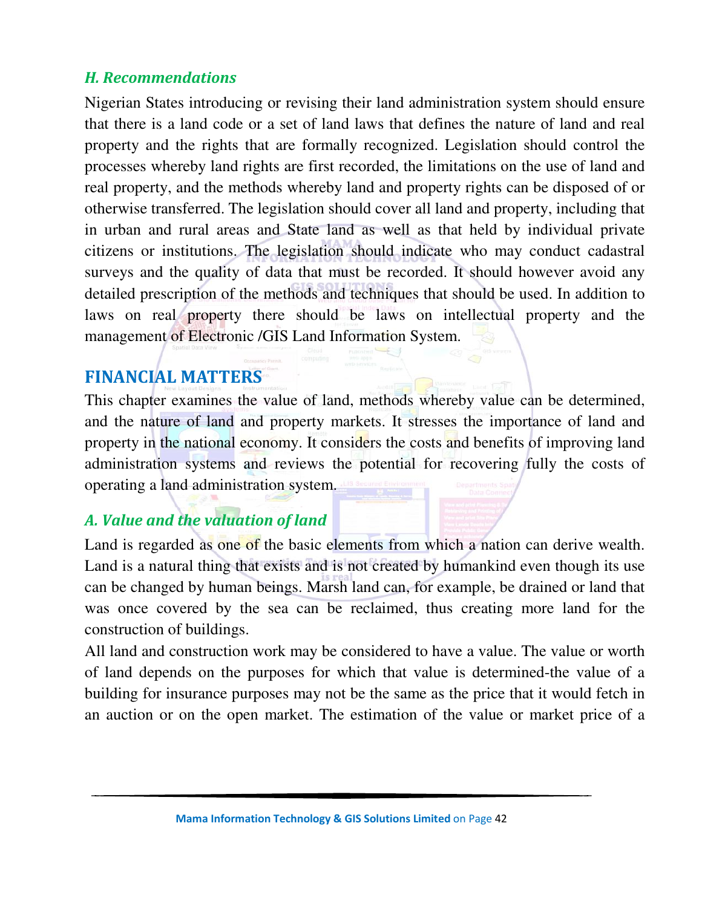### *H. Recommendations*

Nigerian States introducing or revising their land administration system should ensure that there is a land code or a set of land laws that defines the nature of land and real property and the rights that are formally recognized. Legislation should control the processes whereby land rights are first recorded, the limitations on the use of land and real property, and the methods whereby land and property rights can be disposed of or otherwise transferred. The legislation should cover all land and property, including that in urban and rural areas and State land as well as that held by individual private citizens or institutions. The legislation should indicate who may conduct cadastral surveys and the quality of data that must be recorded. It should however avoid any detailed prescription of the methods and techniques that should be used. In addition to laws on real property there should be laws on intellectual property and the management of Electronic /GIS Land Information System.

## FINANCIAL MATTERS

This chapter examines the value of land, methods whereby value can be determined, and the nature of land and property markets. It stresses the importance of land and property in the national economy. It considers the costs and benefits of improving land administration systems and reviews the potential for recovering fully the costs of operating a land administration system.

### *A. Value and the valuation of land*

Land is regarded as one of the basic elements from which a nation can derive wealth. Land is a natural thing that exists and is not created by humankind even though its use can be changed by human beings. Marsh land can, for example, be drained or land that was once covered by the sea can be reclaimed, thus creating more land for the construction of buildings.

All land and construction work may be considered to have a value. The value or worth of land depends on the purposes for which that value is determined-the value of a building for insurance purposes may not be the same as the price that it would fetch in an auction or on the open market. The estimation of the value or market price of a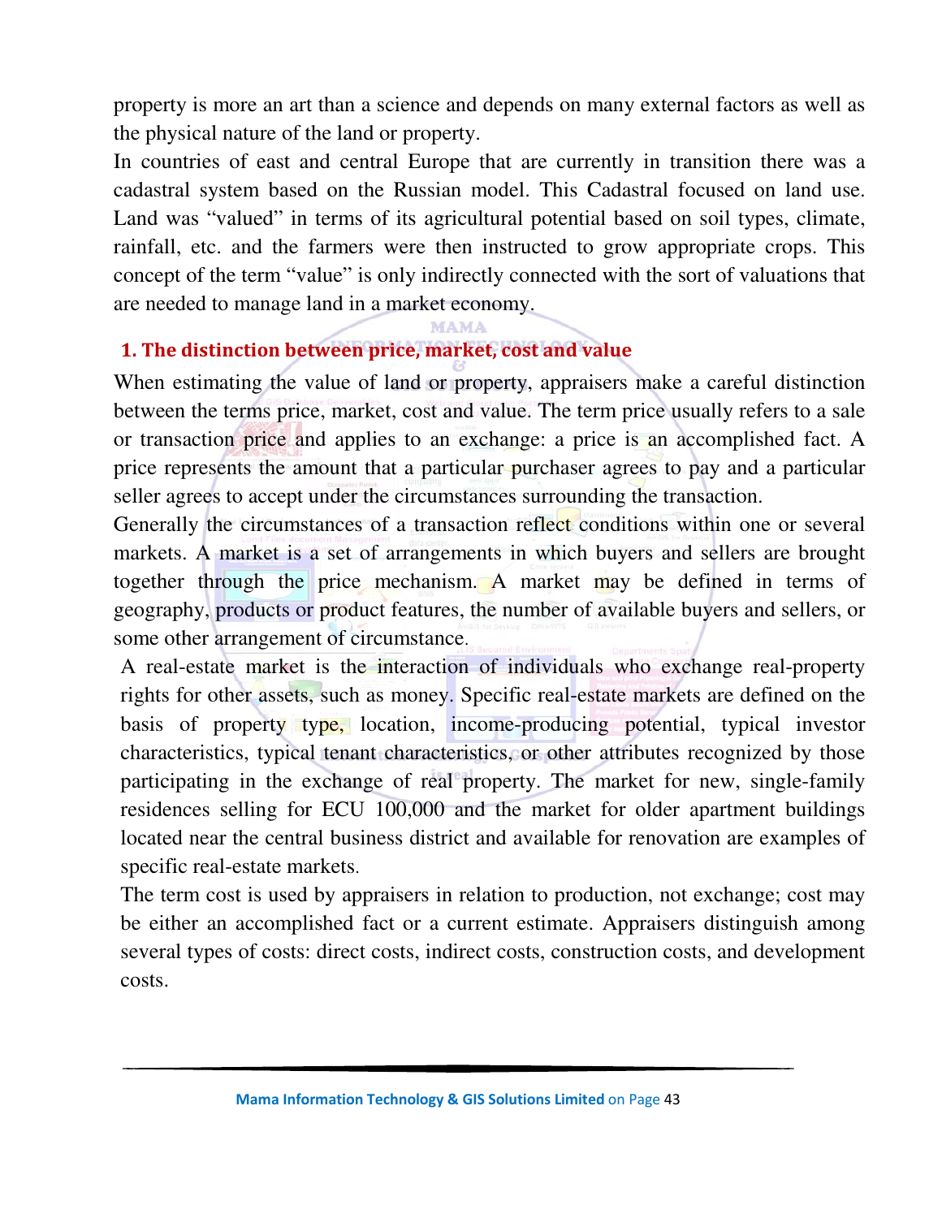property is more an art than a science and depends on many external factors as well as the physical nature of the land or property.

In countries of east and central Europe that are currently in transition there was a cadastral system based on the Russian model. This Cadastral focused on land use. Land was "valued" in terms of its agricultural potential based on soil types, climate, rainfall, etc. and the farmers were then instructed to grow appropriate crops. This concept of the term "value" is only indirectly connected with the sort of valuations that are needed to manage land in a market economy.

## 1. The distinction between price, market, cost and value

When estimating the value of land or property, appraisers make a careful distinction between the terms price, market, cost and value. The term price usually refers to a sale or transaction price and applies to an exchange: a price is an accomplished fact. A price represents the amount that a particular purchaser agrees to pay and a particular seller agrees to accept under the circumstances surrounding the transaction.

Generally the circumstances of a transaction reflect conditions within one or several markets. A market is a set of arrangements in which buyers and sellers are brought together through the price mechanism. A market may be defined in terms of geography, products or product features, the number of available buyers and sellers, or some other arrangement of circumstance.

A real-estate market is the interaction of individuals who exchange real-property rights for other assets, such as money. Specific real-estate markets are defined on the basis of property type, location, income-producing potential, typical investor characteristics, typical tenant characteristics, or other attributes recognized by those participating in the exchange of real property. The market for new, single-family residences selling for ECU 100,000 and the market for older apartment buildings located near the central business district and available for renovation are examples of specific real-estate markets.

The term cost is used by appraisers in relation to production, not exchange; cost may be either an accomplished fact or a current estimate. Appraisers distinguish among several types of costs: direct costs, indirect costs, construction costs, and development costs.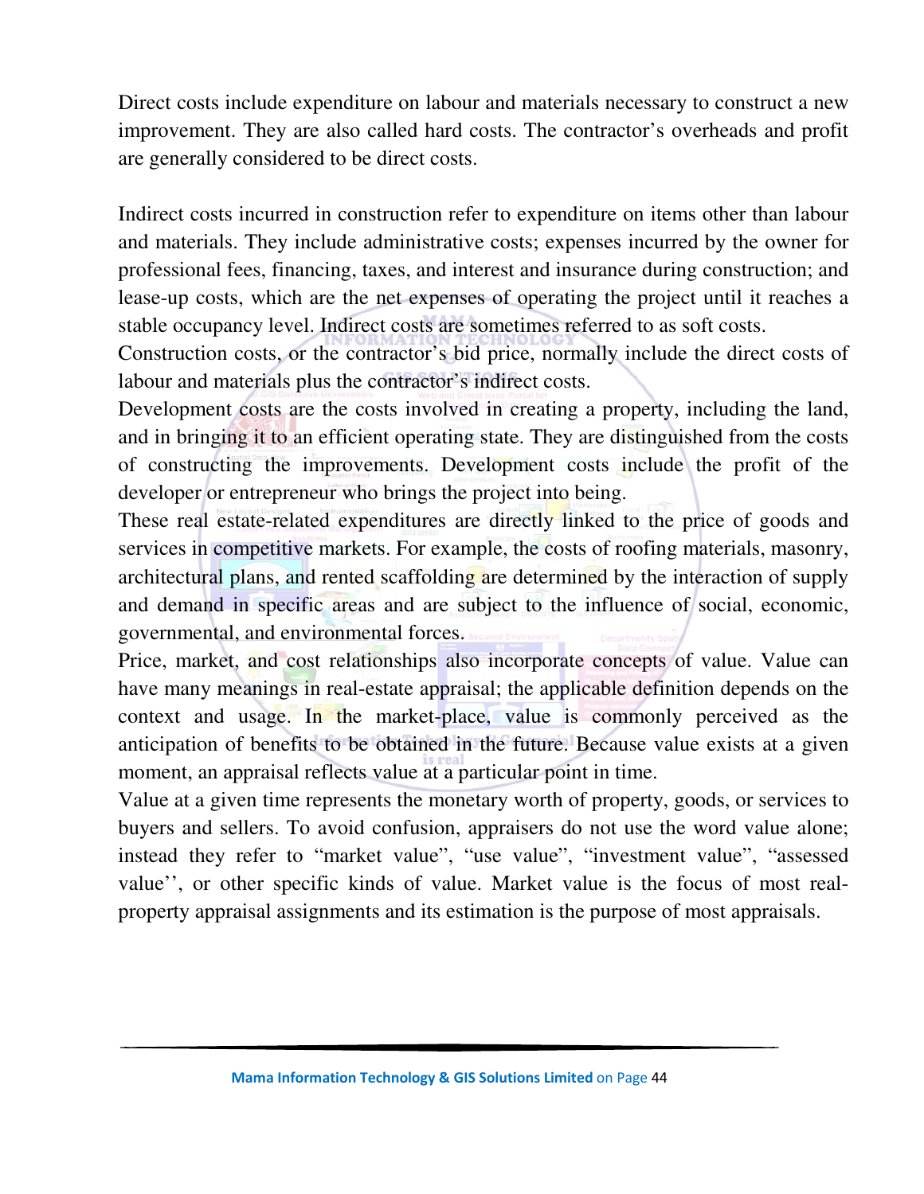Direct costs include expenditure on labour and materials necessary to construct a new improvement. They are also called hard costs. The contractor's overheads and profit are generally considered to be direct costs.

Indirect costs incurred in construction refer to expenditure on items other than labour and materials. They include administrative costs; expenses incurred by the owner for professional fees, financing, taxes, and interest and insurance during construction; and lease-up costs, which are the net expenses of operating the project until it reaches a stable occupancy level. Indirect costs are sometimes referred to as soft costs.

Construction costs, or the contractor's bid price, normally include the direct costs of labour and materials plus the contractor's indirect costs.

Development costs are the costs involved in creating a property, including the land, and in bringing it to an efficient operating state. They are distinguished from the costs of constructing the improvements. Development costs include the profit of the developer or entrepreneur who brings the project into being.

These real estate-related expenditures are directly linked to the price of goods and services in competitive markets. For example, the costs of roofing materials, masonry, architectural plans, and rented scaffolding are determined by the interaction of supply and demand in specific areas and are subject to the influence of social, economic, governmental, and environmental forces.

Price, market, and cost relationships also incorporate concepts of value. Value can have many meanings in real-estate appraisal; the applicable definition depends on the context and usage. In the market-place, value is commonly perceived as the anticipation of benefits to be obtained in the future. Because value exists at a given moment, an appraisal reflects value at a particular point in time.

Value at a given time represents the monetary worth of property, goods, or services to buyers and sellers. To avoid confusion, appraisers do not use the word value alone; instead they refer to "market value", "use value", "investment value", "assessed value'', or other specific kinds of value. Market value is the focus of most real-property appraisal assignments and its estimation is the purpose of most appraisals.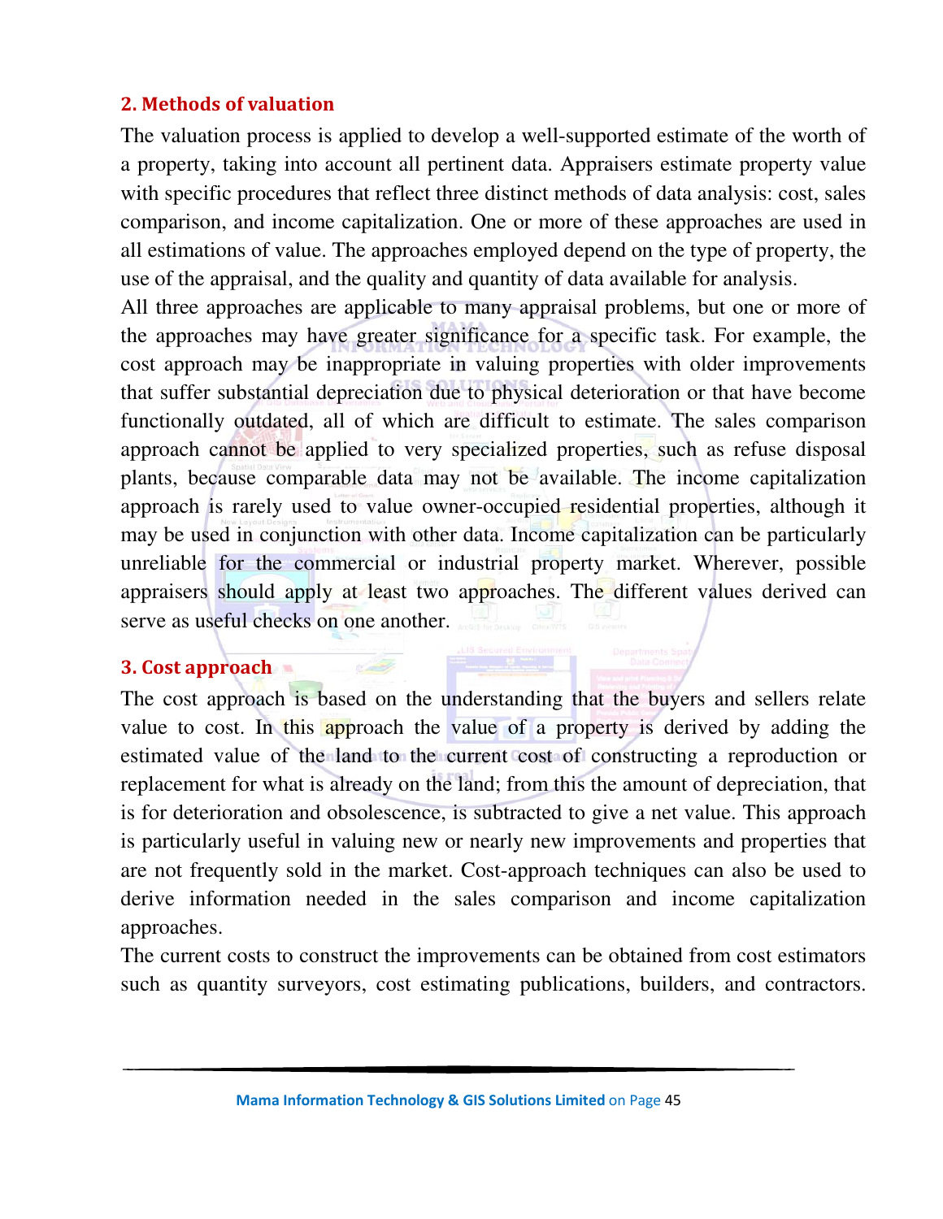## 2. Methods of valuation

The valuation process is applied to develop a well-supported estimate of the worth of a property, taking into account all pertinent data. Appraisers estimate property value with specific procedures that reflect three distinct methods of data analysis: cost, sales comparison, and income capitalization. One or more of these approaches are used in all estimations of value. The approaches employed depend on the type of property, the use of the appraisal, and the quality and quantity of data available for analysis.

All three approaches are applicable to many appraisal problems, but one or more of the approaches may have greater significance for a specific task. For example, the cost approach may be inappropriate in valuing properties with older improvements that suffer substantial depreciation due to physical deterioration or that have become functionally outdated, all of which are difficult to estimate. The sales comparison approach cannot be applied to very specialized properties, such as refuse disposal plants, because comparable data may not be available. The income capitalization approach is rarely used to value owner-occupied residential properties, although it may be used in conjunction with other data. Income capitalization can be particularly unreliable for the commercial or industrial property market. Wherever, possible appraisers should apply at least two approaches. The different values derived can serve as useful checks on one another.

## 3. Cost approach

The cost approach is based on the understanding that the buyers and sellers relate value to cost. In this approach the value of a property is derived by adding the estimated value of the land to the current cost of constructing a reproduction or replacement for what is already on the land; from this the amount of depreciation, that is for deterioration and obsolescence, is subtracted to give a net value. This approach is particularly useful in valuing new or nearly new improvements and properties that are not frequently sold in the market. Cost-approach techniques can also be used to derive information needed in the sales comparison and income capitalization approaches.

The current costs to construct the improvements can be obtained from cost estimators such as quantity surveyors, cost estimating publications, builders, and contractors.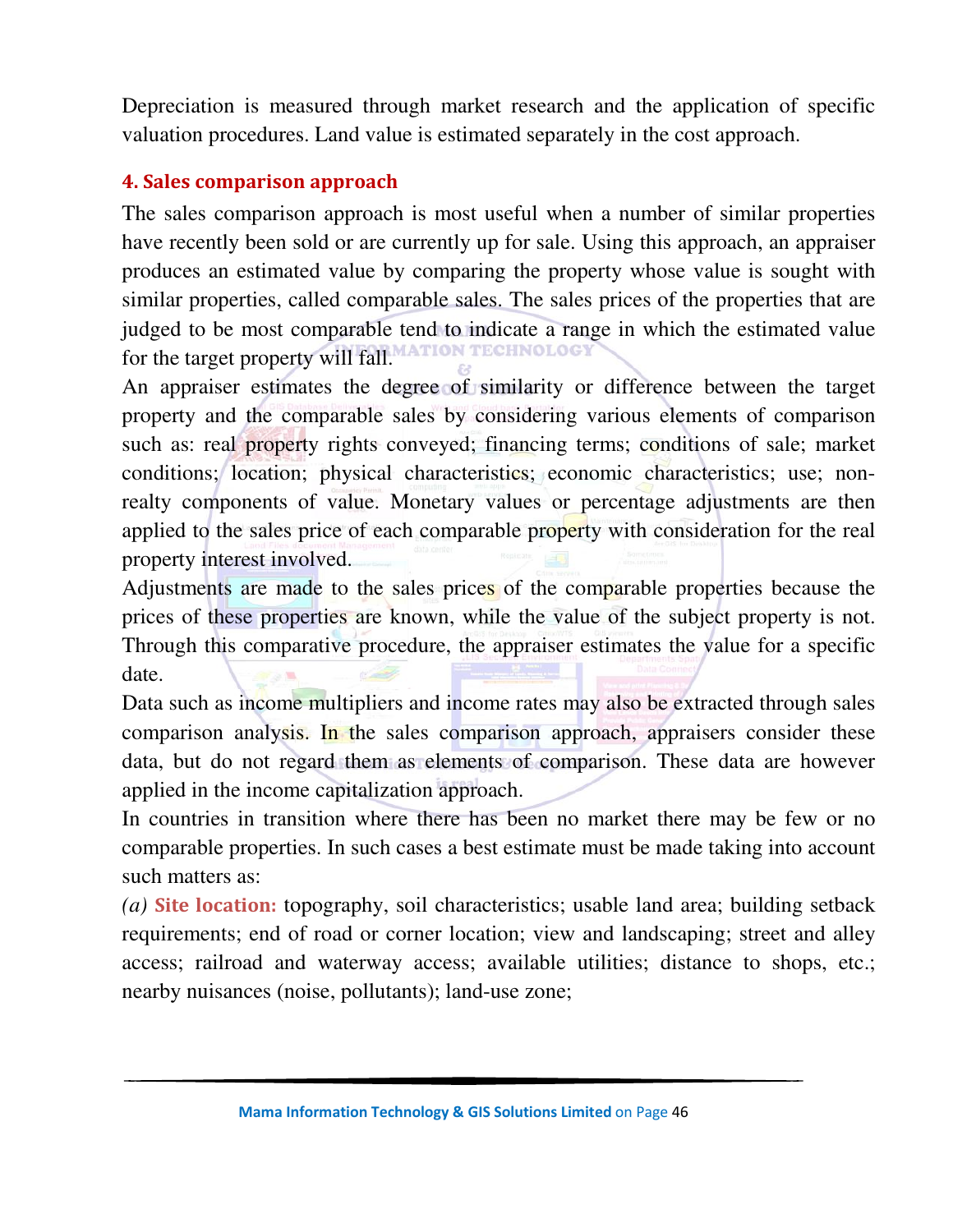Depreciation is measured through market research and the application of specific valuation procedures. Land value is estimated separately in the cost approach.

### 4. Sales comparison approach

The sales comparison approach is most useful when a number of similar properties have recently been sold or are currently up for sale. Using this approach, an appraiser produces an estimated value by comparing the property whose value is sought with similar properties, called comparable sales. The sales prices of the properties that are judged to be most comparable tend to indicate a range in which the estimated value for the target property will fall.

An appraiser estimates the degree of similarity or difference between the target property and the comparable sales by considering various elements of comparison such as: real property rights conveyed; financing terms; conditions of sale; market conditions; location; physical characteristics; economic characteristics; use; non-realty components of value. Monetary values or percentage adjustments are then applied to the sales price of each comparable property with consideration for the real property interest involved.

Adjustments are made to the sales prices of the comparable properties because the prices of these properties are known, while the value of the subject property is not. Through this comparative procedure, the appraiser estimates the value for a specific date.

Data such as income multipliers and income rates may also be extracted through sales comparison analysis. In the sales comparison approach, appraisers consider these data, but do not regard them as elements of comparison. These data are however applied in the income capitalization approach.

In countries in transition where there has been no market there may be few or no comparable properties. In such cases a best estimate must be made taking into account such matters as:

*(a)* **Site location:** topography, soil characteristics; usable land area; building setback requirements; end of road or corner location; view and landscaping; street and alley access; railroad and waterway access; available utilities; distance to shops, etc.; nearby nuisances (noise, pollutants); land-use zone;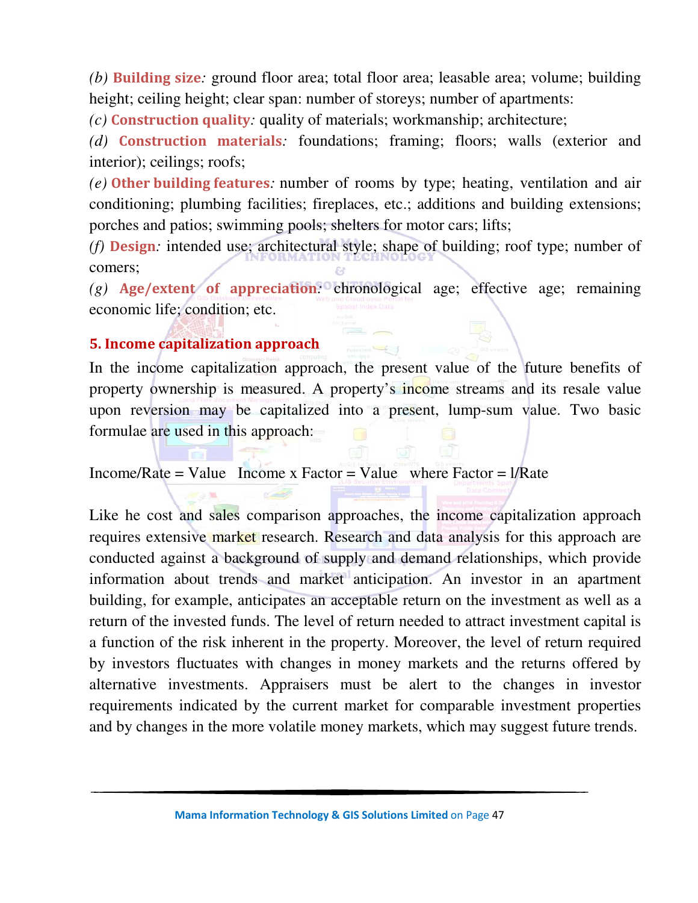*(b)* **Building size***:* ground floor area; total floor area; leasable area; volume; building height; ceiling height; clear span: number of storeys; number of apartments:

*(c)* **Construction quality***:* quality of materials; workmanship; architecture;

*(d)* **Construction materials***:* foundations; framing; floors; walls (exterior and interior); ceilings; roofs;

*(e)* **Other building features***:* number of rooms by type; heating, ventilation and air conditioning; plumbing facilities; fireplaces, etc.; additions and building extensions; porches and patios; swimming pools; shelters for motor cars; lifts;

*(f)* **Design***:* intended use; architectural style; shape of building; roof type; number of comers;

*(g)* **Age/extent of appreciation***:* chronological age; effective age; remaining economic life; condition; etc.

## 5. Income capitalization approach

In the income capitalization approach, the present value of the future benefits of property ownership is measured. A property's income streams and its resale value upon reversion may be capitalized into a present, lump-sum value. Two basic formulae are used in this approach:

Income/Rate = Value   Income x Factor = Value   where Factor = l/Rate

Like he cost and sales comparison approaches, the income capitalization approach requires extensive market research. Research and data analysis for this approach are conducted against a background of supply and demand relationships, which provide information about trends and market anticipation. An investor in an apartment building, for example, anticipates an acceptable return on the investment as well as a return of the invested funds. The level of return needed to attract investment capital is a function of the risk inherent in the property. Moreover, the level of return required by investors fluctuates with changes in money markets and the returns offered by alternative investments. Appraisers must be alert to the changes in investor requirements indicated by the current market for comparable investment properties and by changes in the more volatile money markets, which may suggest future trends.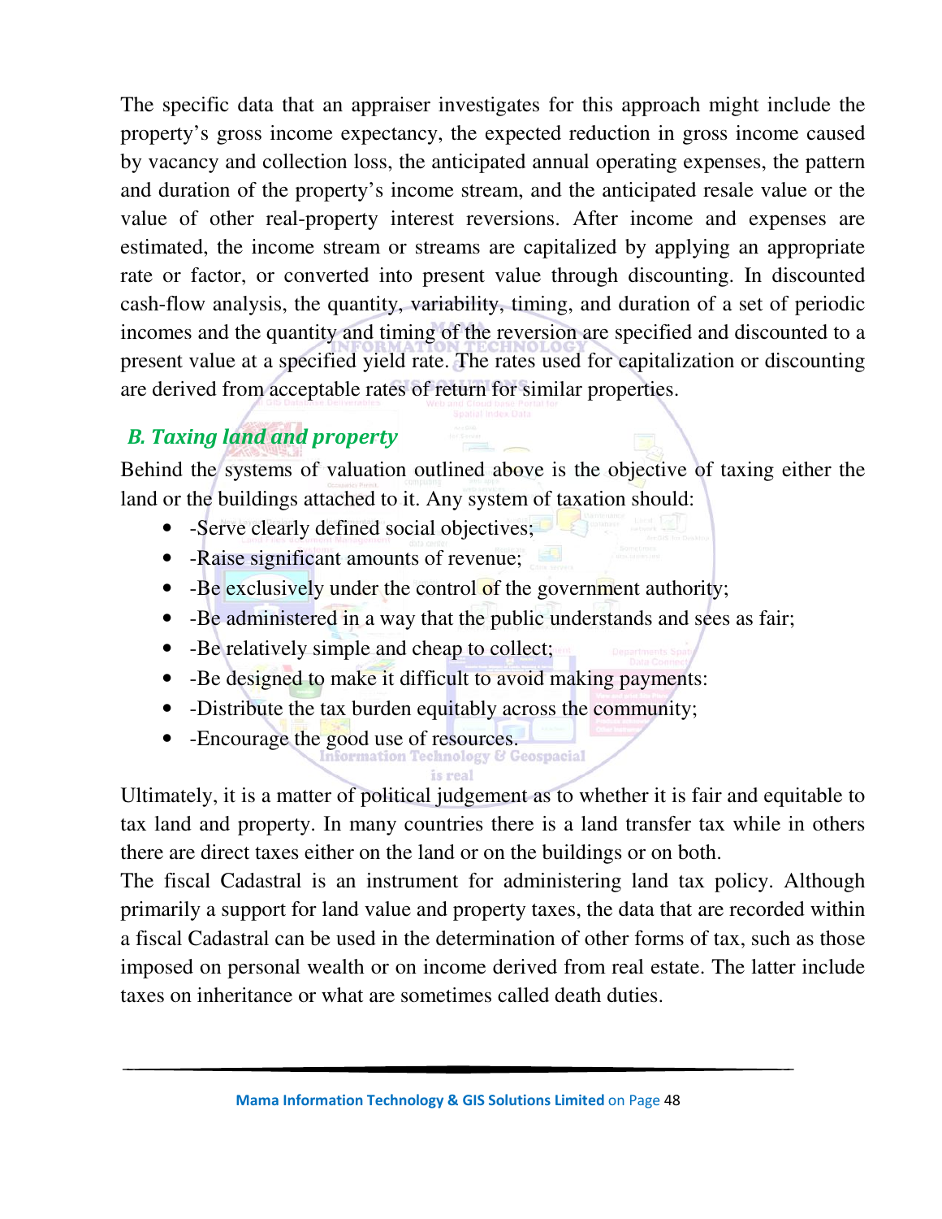The specific data that an appraiser investigates for this approach might include the property's gross income expectancy, the expected reduction in gross income caused by vacancy and collection loss, the anticipated annual operating expenses, the pattern and duration of the property's income stream, and the anticipated resale value or the value of other real-property interest reversions. After income and expenses are estimated, the income stream or streams are capitalized by applying an appropriate rate or factor, or converted into present value through discounting. In discounted cash-flow analysis, the quantity, variability, timing, and duration of a set of periodic incomes and the quantity and timing of the reversion are specified and discounted to a present value at a specified yield rate. The rates used for capitalization or discounting are derived from acceptable rates of return for similar properties.

### *B. Taxing land and property*

Behind the systems of valuation outlined above is the objective of taxing either the land or the buildings attached to it. Any system of taxation should:

- -Serve clearly defined social objectives;
- -Raise significant amounts of revenue;
- -Be exclusively under the control of the government authority;
- -Be administered in a way that the public understands and sees as fair;
- -Be relatively simple and cheap to collect;
- -Be designed to make it difficult to avoid making payments:
- -Distribute the tax burden equitably across the community;
- -Encourage the good use of resources.

Ultimately, it is a matter of political judgement as to whether it is fair and equitable to tax land and property. In many countries there is a land transfer tax while in others there are direct taxes either on the land or on the buildings or on both.

The fiscal Cadastral is an instrument for administering land tax policy. Although primarily a support for land value and property taxes, the data that are recorded within a fiscal Cadastral can be used in the determination of other forms of tax, such as those imposed on personal wealth or on income derived from real estate. The latter include taxes on inheritance or what are sometimes called death duties.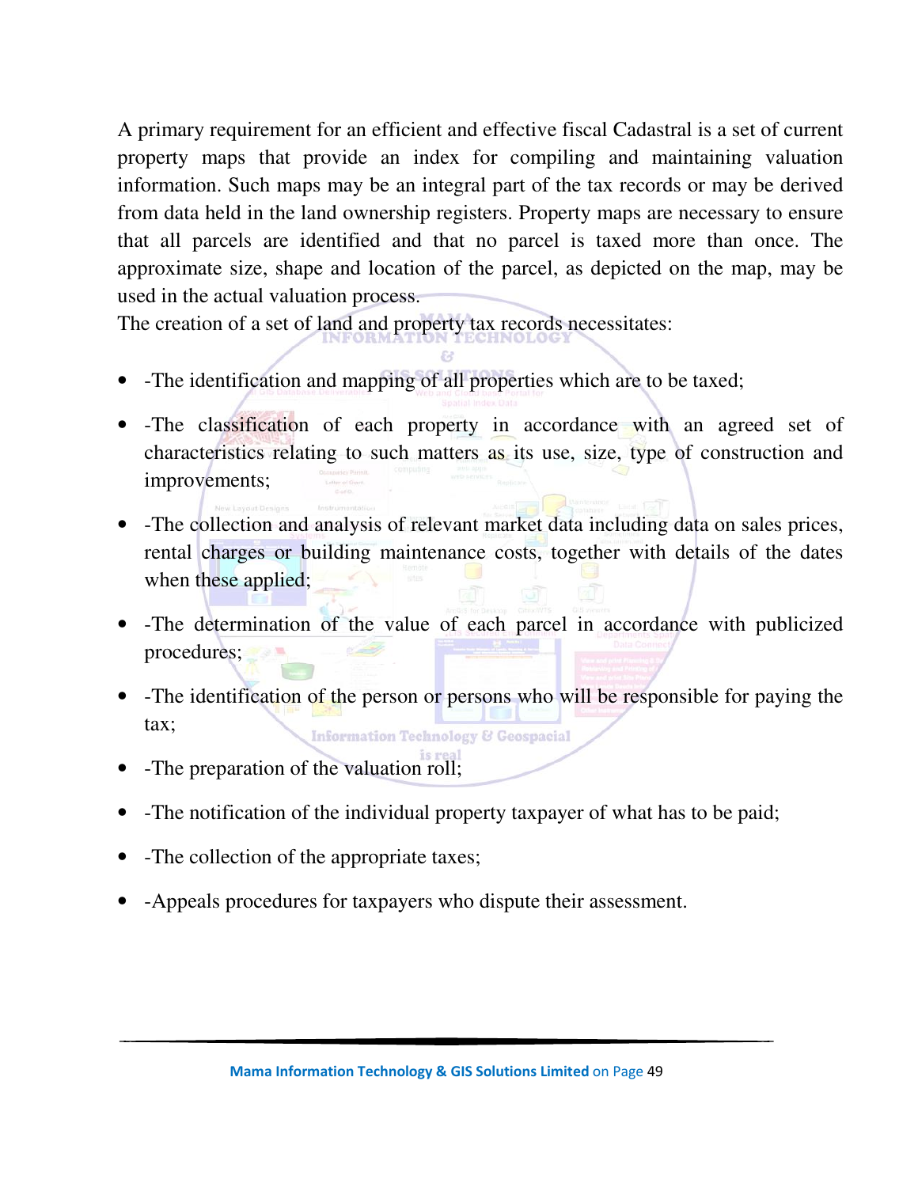A primary requirement for an efficient and effective fiscal Cadastral is a set of current property maps that provide an index for compiling and maintaining valuation information. Such maps may be an integral part of the tax records or may be derived from data held in the land ownership registers. Property maps are necessary to ensure that all parcels are identified and that no parcel is taxed more than once. The approximate size, shape and location of the parcel, as depicted on the map, may be used in the actual valuation process.

The creation of a set of land and property tax records necessitates:

- -The identification and mapping of all properties which are to be taxed;
- -The classification of each property in accordance with an agreed set of characteristics relating to such matters as its use, size, type of construction and improvements;
- -The collection and analysis of relevant market data including data on sales prices, rental charges or building maintenance costs, together with details of the dates when these applied;
- -The determination of the value of each parcel in accordance with publicized procedures;
- -The identification of the person or persons who will be responsible for paying the tax;
- -The preparation of the valuation roll;
- -The notification of the individual property taxpayer of what has to be paid;
- -The collection of the appropriate taxes;
- -Appeals procedures for taxpayers who dispute their assessment.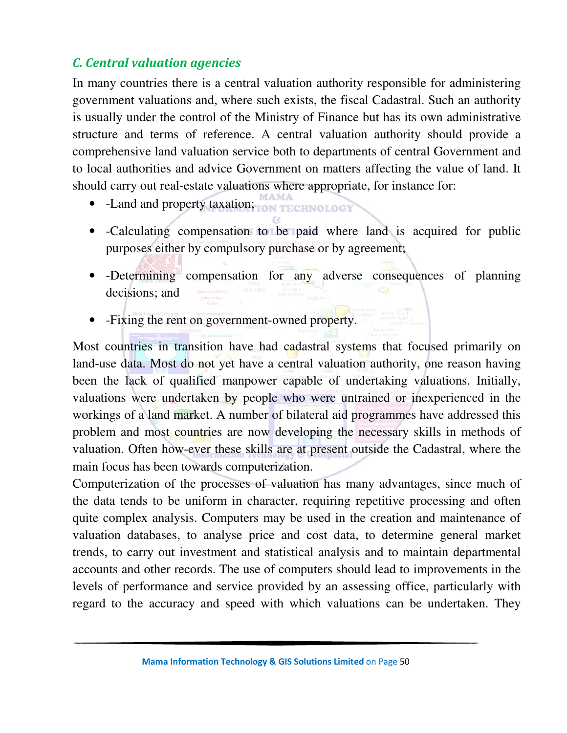### *C. Central valuation agencies*

In many countries there is a central valuation authority responsible for administering government valuations and, where such exists, the fiscal Cadastral. Such an authority is usually under the control of the Ministry of Finance but has its own administrative structure and terms of reference. A central valuation authority should provide a comprehensive land valuation service both to departments of central Government and to local authorities and advice Government on matters affecting the value of land. It should carry out real-estate valuations where appropriate, for instance for:

- -Land and property taxation;
- -Calculating compensation to be paid where land is acquired for public purposes either by compulsory purchase or by agreement;
- -Determining compensation for any adverse consequences of planning decisions; and
- -Fixing the rent on government-owned property.

Most countries in transition have had cadastral systems that focused primarily on land-use data. Most do not yet have a central valuation authority, one reason having been the lack of qualified manpower capable of undertaking valuations. Initially, valuations were undertaken by people who were untrained or inexperienced in the workings of a land market. A number of bilateral aid programmes have addressed this problem and most countries are now developing the necessary skills in methods of valuation. Often how-ever these skills are at present outside the Cadastral, where the main focus has been towards computerization.

Computerization of the processes of valuation has many advantages, since much of the data tends to be uniform in character, requiring repetitive processing and often quite complex analysis. Computers may be used in the creation and maintenance of valuation databases, to analyse price and cost data, to determine general market trends, to carry out investment and statistical analysis and to maintain departmental accounts and other records. The use of computers should lead to improvements in the levels of performance and service provided by an assessing office, particularly with regard to the accuracy and speed with which valuations can be undertaken. They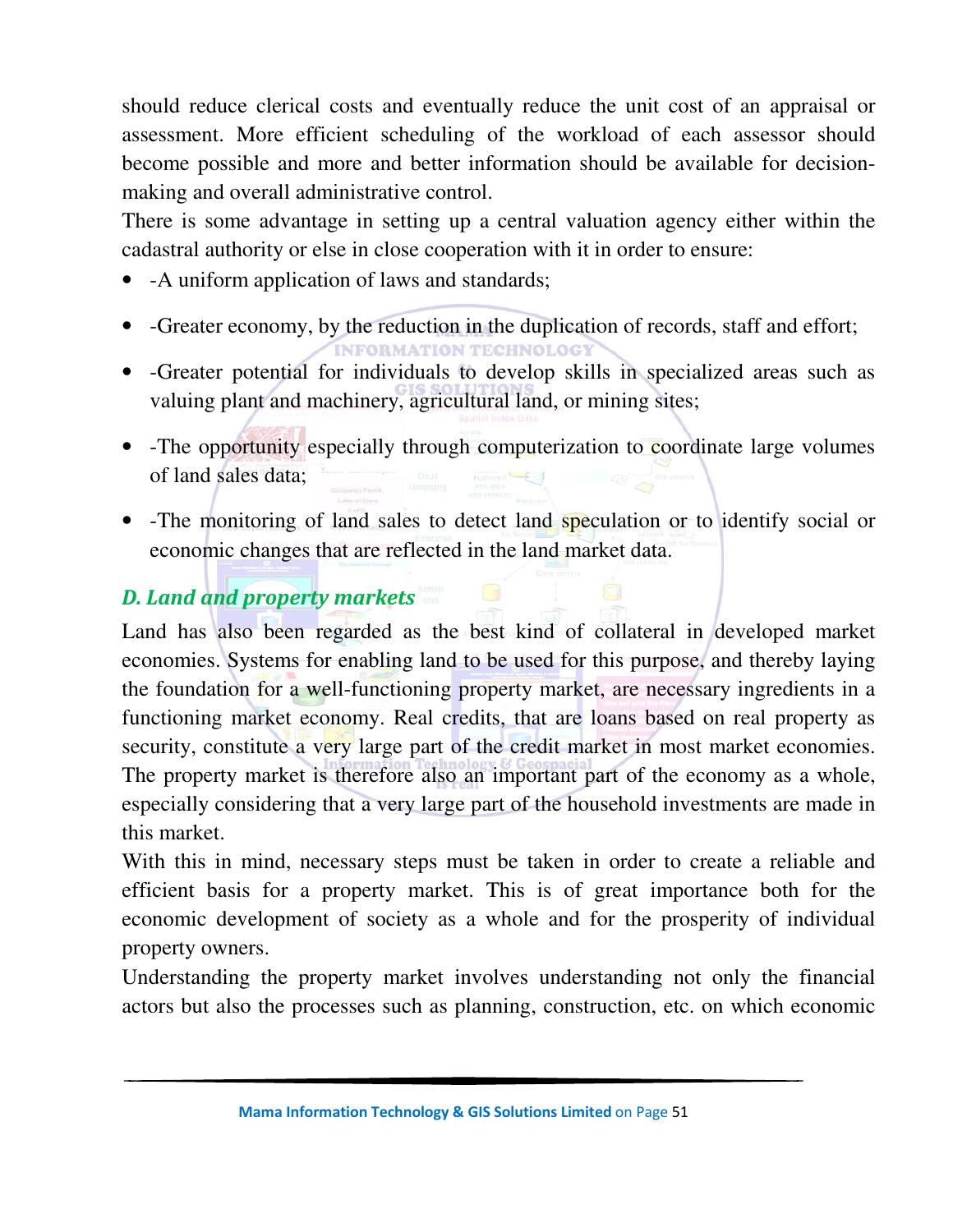should reduce clerical costs and eventually reduce the unit cost of an appraisal or assessment. More efficient scheduling of the workload of each assessor should become possible and more and better information should be available for decision-making and overall administrative control.

There is some advantage in setting up a central valuation agency either within the cadastral authority or else in close cooperation with it in order to ensure:

- -A uniform application of laws and standards;
- -Greater economy, by the reduction in the duplication of records, staff and effort;
- -Greater potential for individuals to develop skills in specialized areas such as valuing plant and machinery, agricultural land, or mining sites;
- -The opportunity especially through computerization to coordinate large volumes of land sales data;
- -The monitoring of land sales to detect land speculation or to identify social or economic changes that are reflected in the land market data.

### *D. Land and property markets*

Land has also been regarded as the best kind of collateral in developed market economies. Systems for enabling land to be used for this purpose, and thereby laying the foundation for a well-functioning property market, are necessary ingredients in a functioning market economy. Real credits, that are loans based on real property as security, constitute a very large part of the credit market in most market economies. The property market is therefore also an important part of the economy as a whole, especially considering that a very large part of the household investments are made in this market.

With this in mind, necessary steps must be taken in order to create a reliable and efficient basis for a property market. This is of great importance both for the economic development of society as a whole and for the prosperity of individual property owners.

Understanding the property market involves understanding not only the financial actors but also the processes such as planning, construction, etc. on which economic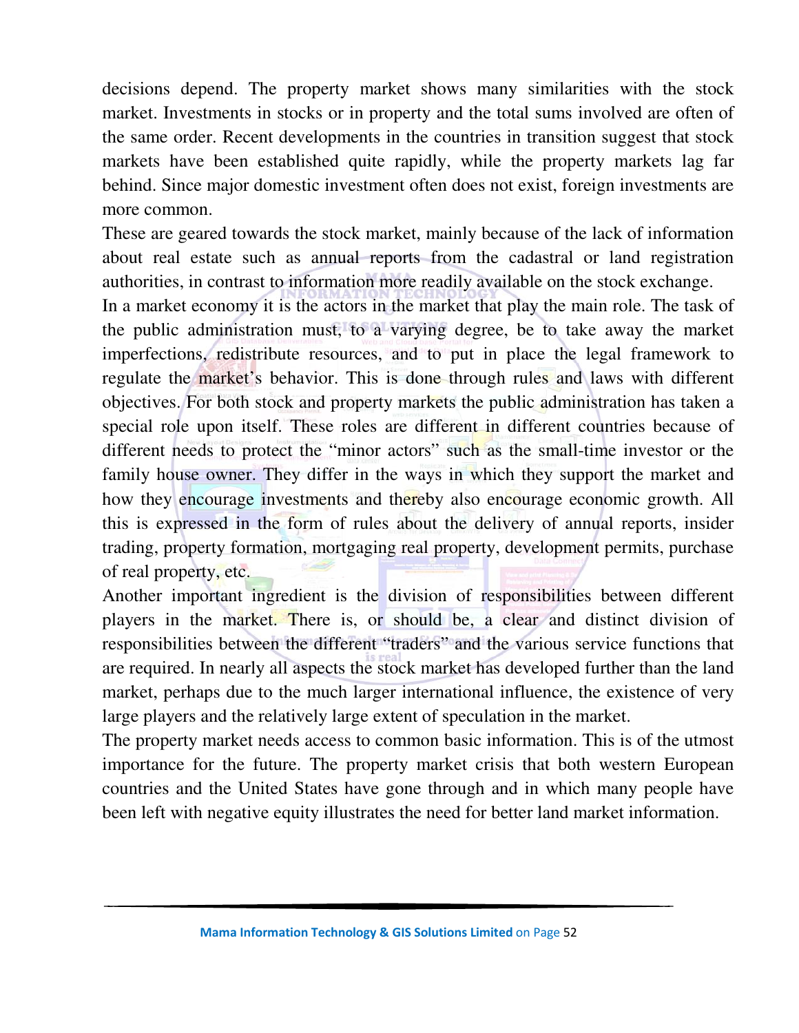decisions depend. The property market shows many similarities with the stock market. Investments in stocks or in property and the total sums involved are often of the same order. Recent developments in the countries in transition suggest that stock markets have been established quite rapidly, while the property markets lag far behind. Since major domestic investment often does not exist, foreign investments are more common.

These are geared towards the stock market, mainly because of the lack of information about real estate such as annual reports from the cadastral or land registration authorities, in contrast to information more readily available on the stock exchange.

In a market economy it is the actors in the market that play the main role. The task of the public administration must, to a varying degree, be to take away the market imperfections, redistribute resources, and to put in place the legal framework to regulate the market's behavior. This is done through rules and laws with different objectives. For both stock and property markets the public administration has taken a special role upon itself. These roles are different in different countries because of different needs to protect the "minor actors" such as the small-time investor or the family house owner. They differ in the ways in which they support the market and how they encourage investments and thereby also encourage economic growth. All this is expressed in the form of rules about the delivery of annual reports, insider trading, property formation, mortgaging real property, development permits, purchase of real property, etc.

Another important ingredient is the division of responsibilities between different players in the market. There is, or should be, a clear and distinct division of responsibilities between the different "traders" and the various service functions that are required. In nearly all aspects the stock market has developed further than the land market, perhaps due to the much larger international influence, the existence of very large players and the relatively large extent of speculation in the market.

The property market needs access to common basic information. This is of the utmost importance for the future. The property market crisis that both western European countries and the United States have gone through and in which many people have been left with negative equity illustrates the need for better land market information.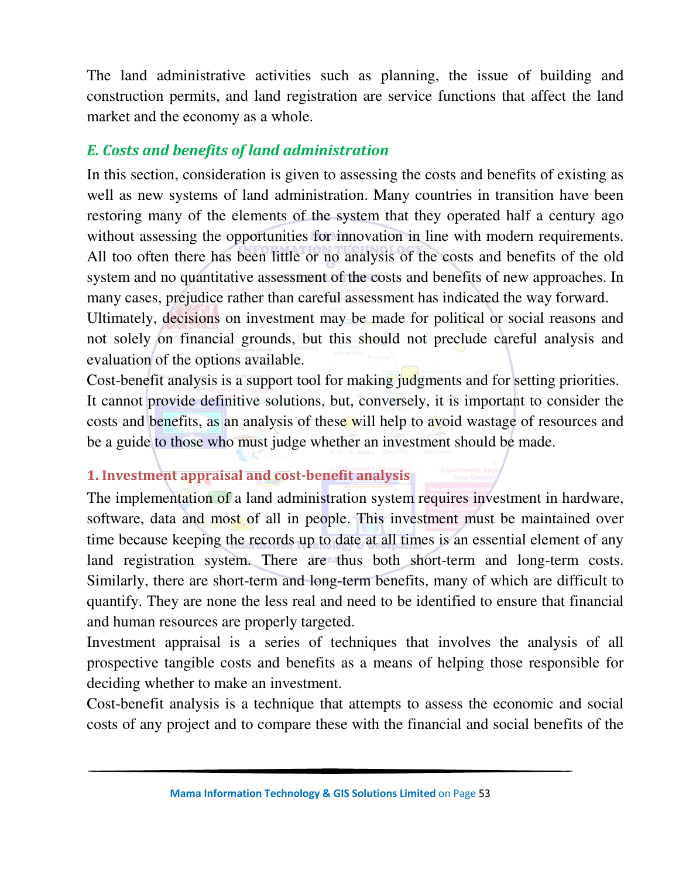The land administrative activities such as planning, the issue of building and construction permits, and land registration are service functions that affect the land market and the economy as a whole.

## *E. Costs and benefits of land administration*

In this section, consideration is given to assessing the costs and benefits of existing as well as new systems of land administration. Many countries in transition have been restoring many of the elements of the system that they operated half a century ago without assessing the opportunities for innovation in line with modern requirements. All too often there has been little or no analysis of the costs and benefits of the old system and no quantitative assessment of the costs and benefits of new approaches. In many cases, prejudice rather than careful assessment has indicated the way forward.

Ultimately, decisions on investment may be made for political or social reasons and not solely on financial grounds, but this should not preclude careful analysis and evaluation of the options available.

Cost-benefit analysis is a support tool for making judgments and for setting priorities. It cannot provide definitive solutions, but, conversely, it is important to consider the costs and benefits, as an analysis of these will help to avoid wastage of resources and be a guide to those who must judge whether an investment should be made.

### 1. Investment appraisal and cost-benefit analysis

The implementation of a land administration system requires investment in hardware, software, data and most of all in people. This investment must be maintained over time because keeping the records up to date at all times is an essential element of any land registration system. There are thus both short-term and long-term costs. Similarly, there are short-term and long-term benefits, many of which are difficult to quantify. They are none the less real and need to be identified to ensure that financial and human resources are properly targeted.

Investment appraisal is a series of techniques that involves the analysis of all prospective tangible costs and benefits as a means of helping those responsible for deciding whether to make an investment.

Cost-benefit analysis is a technique that attempts to assess the economic and social costs of any project and to compare these with the financial and social benefits of the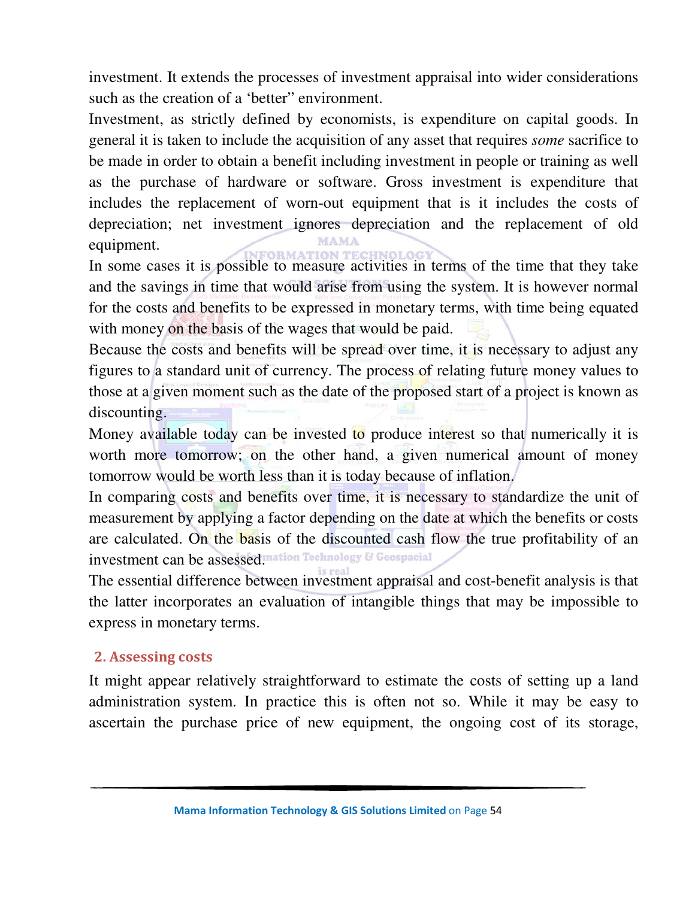investment. It extends the processes of investment appraisal into wider considerations such as the creation of a 'better" environment.

Investment, as strictly defined by economists, is expenditure on capital goods. In general it is taken to include the acquisition of any asset that requires *some* sacrifice to be made in order to obtain a benefit including investment in people or training as well as the purchase of hardware or software. Gross investment is expenditure that includes the replacement of worn-out equipment that is it includes the costs of depreciation; net investment ignores depreciation and the replacement of old equipment.

In some cases it is possible to measure activities in terms of the time that they take and the savings in time that would arise from using the system. It is however normal for the costs and benefits to be expressed in monetary terms, with time being equated with money on the basis of the wages that would be paid.

Because the costs and benefits will be spread over time, it is necessary to adjust any figures to a standard unit of currency. The process of relating future money values to those at a given moment such as the date of the proposed start of a project is known as discounting.

Money available today can be invested to produce interest so that numerically it is worth more tomorrow; on the other hand, a given numerical amount of money tomorrow would be worth less than it is today because of inflation.

In comparing costs and benefits over time, it is necessary to standardize the unit of measurement by applying a factor depending on the date at which the benefits or costs are calculated. On the basis of the discounted cash flow the true profitability of an investment can be assessed.

The essential difference between investment appraisal and cost-benefit analysis is that the latter incorporates an evaluation of intangible things that may be impossible to express in monetary terms.

## 2. Assessing costs

It might appear relatively straightforward to estimate the costs of setting up a land administration system. In practice this is often not so. While it may be easy to ascertain the purchase price of new equipment, the ongoing cost of its storage,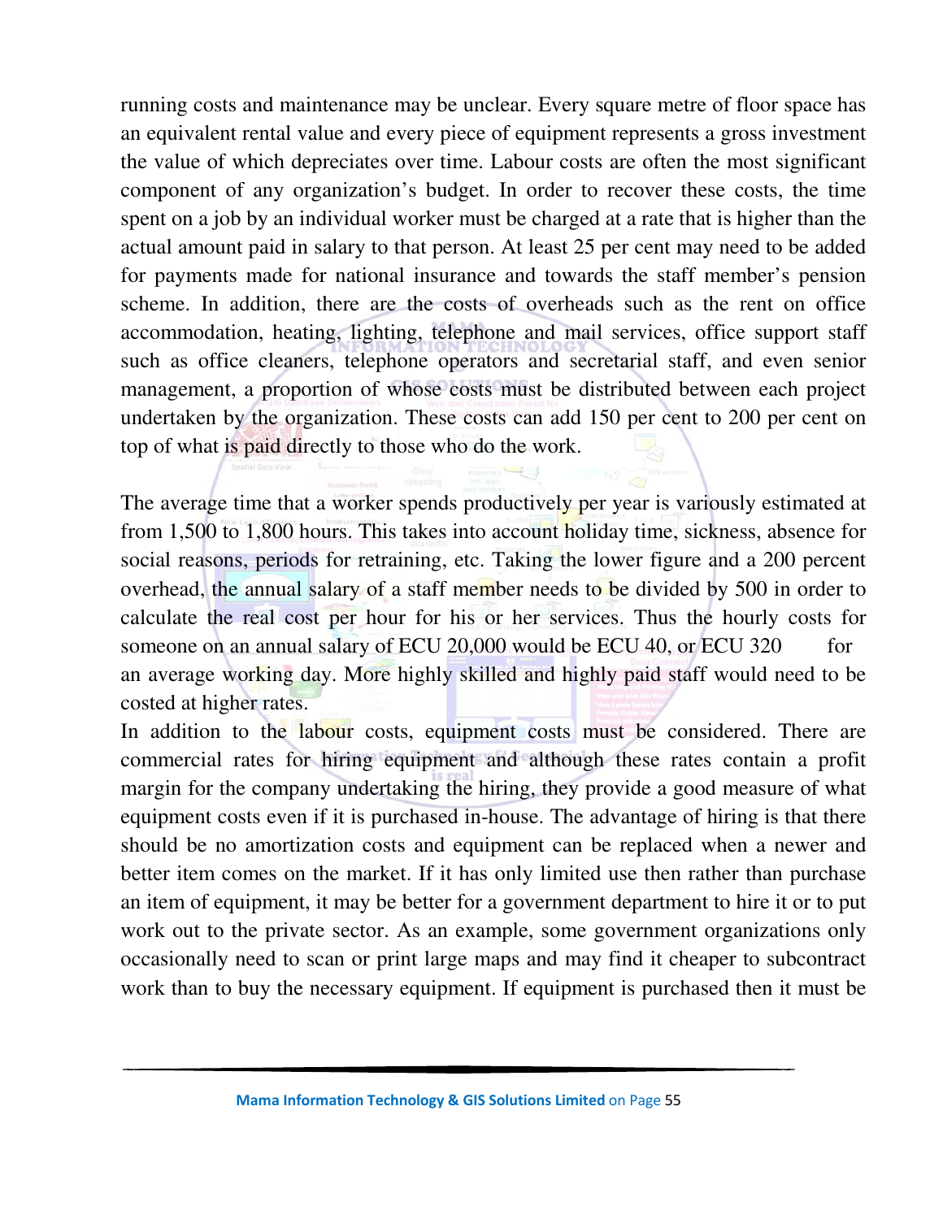running costs and maintenance may be unclear. Every square metre of floor space has an equivalent rental value and every piece of equipment represents a gross investment the value of which depreciates over time. Labour costs are often the most significant component of any organization's budget. In order to recover these costs, the time spent on a job by an individual worker must be charged at a rate that is higher than the actual amount paid in salary to that person. At least 25 per cent may need to be added for payments made for national insurance and towards the staff member's pension scheme. In addition, there are the costs of overheads such as the rent on office accommodation, heating, lighting, telephone and mail services, office support staff such as office cleaners, telephone operators and secretarial staff, and even senior management, a proportion of whose costs must be distributed between each project undertaken by the organization. These costs can add 150 per cent to 200 per cent on top of what is paid directly to those who do the work.

The average time that a worker spends productively per year is variously estimated at from 1,500 to 1,800 hours. This takes into account holiday time, sickness, absence for social reasons, periods for retraining, etc. Taking the lower figure and a 200 percent overhead, the annual salary of a staff member needs to be divided by 500 in order to calculate the real cost per hour for his or her services. Thus the hourly costs for someone on an annual salary of ECU 20,000 would be ECU 40, or ECU 320 for an average working day. More highly skilled and highly paid staff would need to be costed at higher rates.

In addition to the labour costs, equipment costs must be considered. There are commercial rates for hiring equipment and although these rates contain a profit margin for the company undertaking the hiring, they provide a good measure of what equipment costs even if it is purchased in-house. The advantage of hiring is that there should be no amortization costs and equipment can be replaced when a newer and better item comes on the market. If it has only limited use then rather than purchase an item of equipment, it may be better for a government department to hire it or to put work out to the private sector. As an example, some government organizations only occasionally need to scan or print large maps and may find it cheaper to subcontract work than to buy the necessary equipment. If equipment is purchased then it must be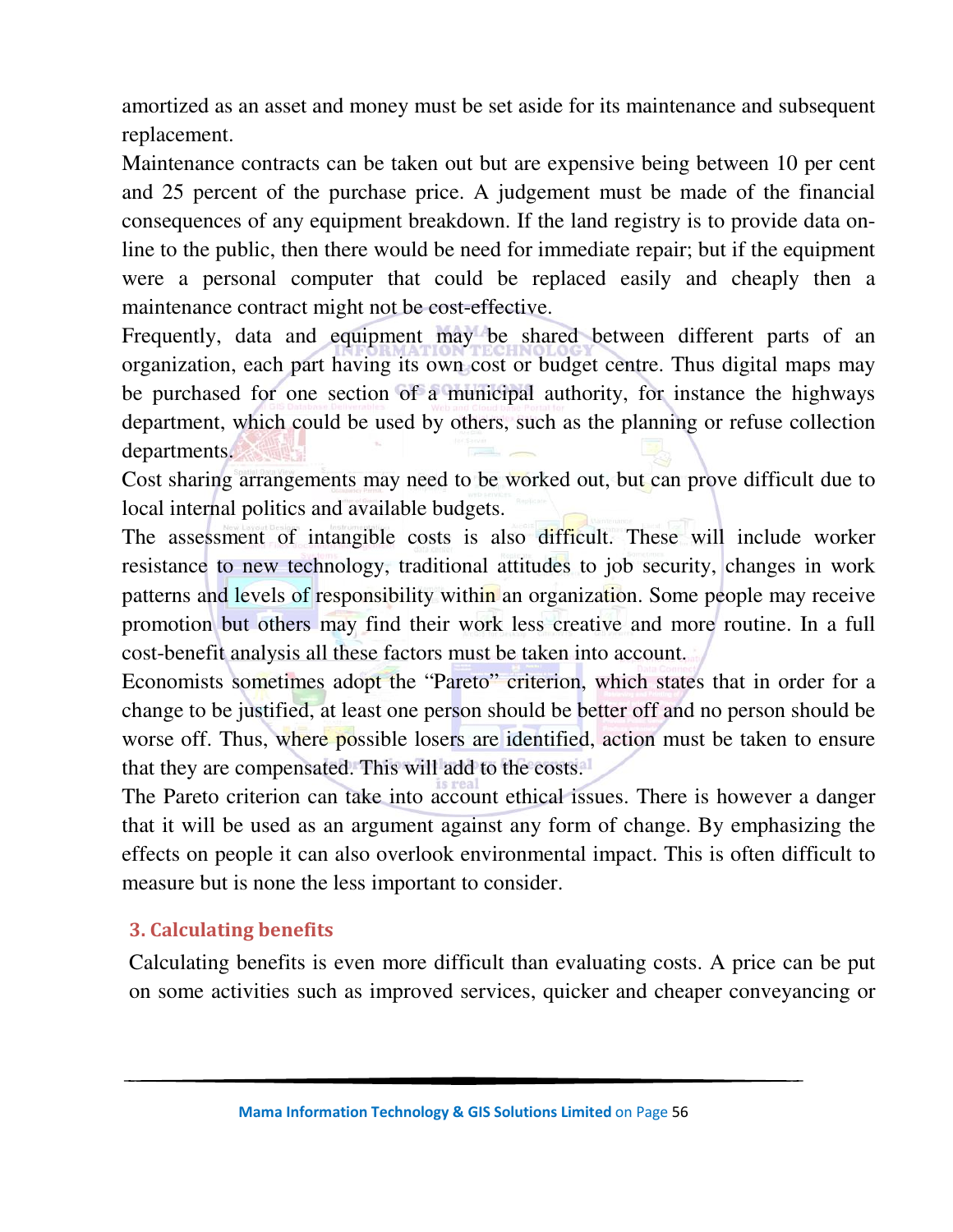amortized as an asset and money must be set aside for its maintenance and subsequent replacement.

Maintenance contracts can be taken out but are expensive being between 10 per cent and 25 percent of the purchase price. A judgement must be made of the financial consequences of any equipment breakdown. If the land registry is to provide data on-line to the public, then there would be need for immediate repair; but if the equipment were a personal computer that could be replaced easily and cheaply then a maintenance contract might not be cost-effective.

Frequently, data and equipment may be shared between different parts of an organization, each part having its own cost or budget centre. Thus digital maps may be purchased for one section of a municipal authority, for instance the highways department, which could be used by others, such as the planning or refuse collection departments.

Cost sharing arrangements may need to be worked out, but can prove difficult due to local internal politics and available budgets.

The assessment of intangible costs is also difficult. These will include worker resistance to new technology, traditional attitudes to job security, changes in work patterns and levels of responsibility within an organization. Some people may receive promotion but others may find their work less creative and more routine. In a full cost-benefit analysis all these factors must be taken into account.

Economists sometimes adopt the "Pareto" criterion, which states that in order for a change to be justified, at least one person should be better off and no person should be worse off. Thus, where possible losers are identified, action must be taken to ensure that they are compensated. This will add to the costs.

The Pareto criterion can take into account ethical issues. There is however a danger that it will be used as an argument against any form of change. By emphasizing the effects on people it can also overlook environmental impact. This is often difficult to measure but is none the less important to consider.

### 3. Calculating benefits

Calculating benefits is even more difficult than evaluating costs. A price can be put on some activities such as improved services, quicker and cheaper conveyancing or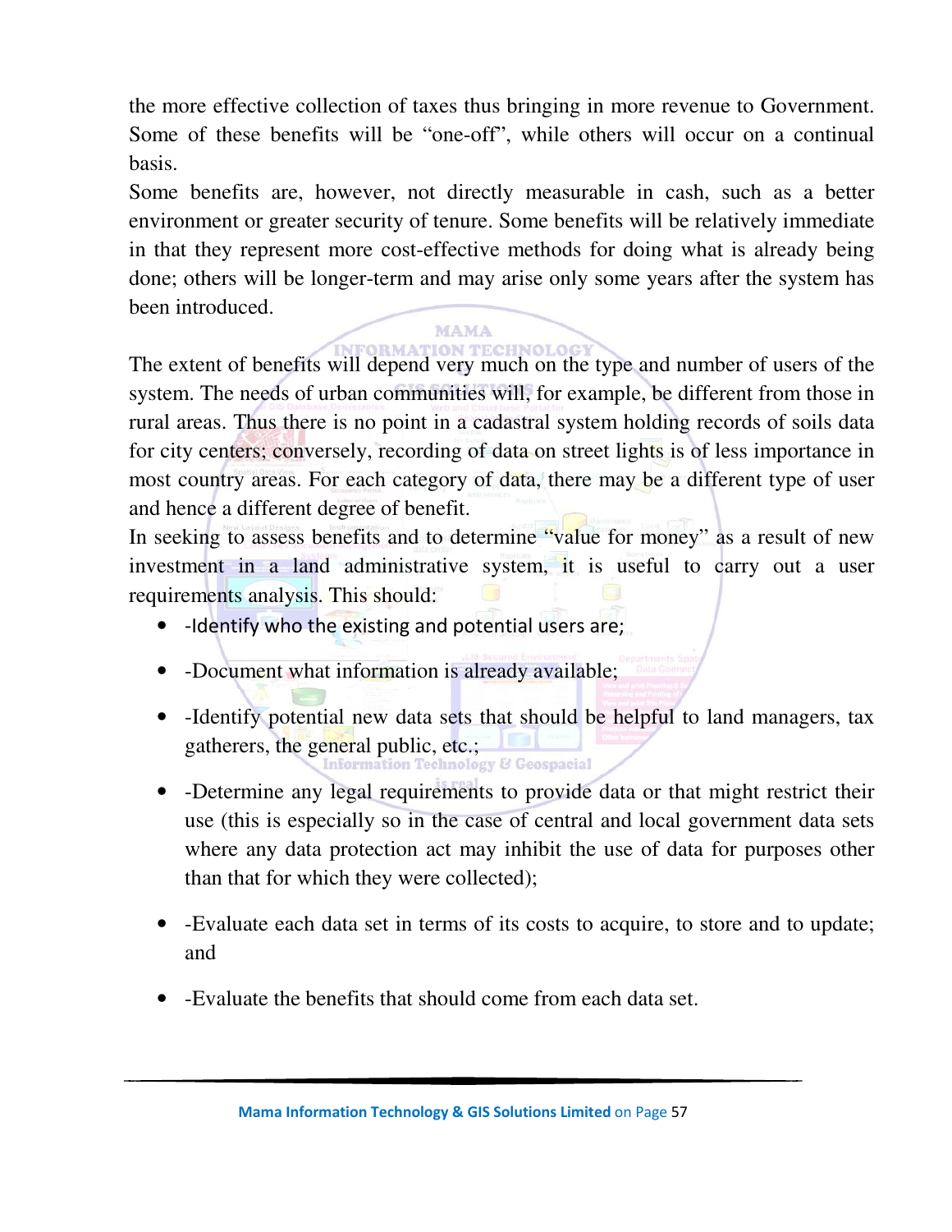the more effective collection of taxes thus bringing in more revenue to Government. Some of these benefits will be "one-off", while others will occur on a continual basis.

Some benefits are, however, not directly measurable in cash, such as a better environment or greater security of tenure. Some benefits will be relatively immediate in that they represent more cost-effective methods for doing what is already being done; others will be longer-term and may arise only some years after the system has been introduced.

The extent of benefits will depend very much on the type and number of users of the system. The needs of urban communities will, for example, be different from those in rural areas. Thus there is no point in a cadastral system holding records of soils data for city centers; conversely, recording of data on street lights is of less importance in most country areas. For each category of data, there may be a different type of user and hence a different degree of benefit.

In seeking to assess benefits and to determine "value for money" as a result of new investment in a land administrative system, it is useful to carry out a user requirements analysis. This should:

- -Identify who the existing and potential users are;
- -Document what information is already available;
- -Identify potential new data sets that should be helpful to land managers, tax gatherers, the general public, etc.;
- -Determine any legal requirements to provide data or that might restrict their use (this is especially so in the case of central and local government data sets where any data protection act may inhibit the use of data for purposes other than that for which they were collected);
- -Evaluate each data set in terms of its costs to acquire, to store and to update; and
- -Evaluate the benefits that should come from each data set.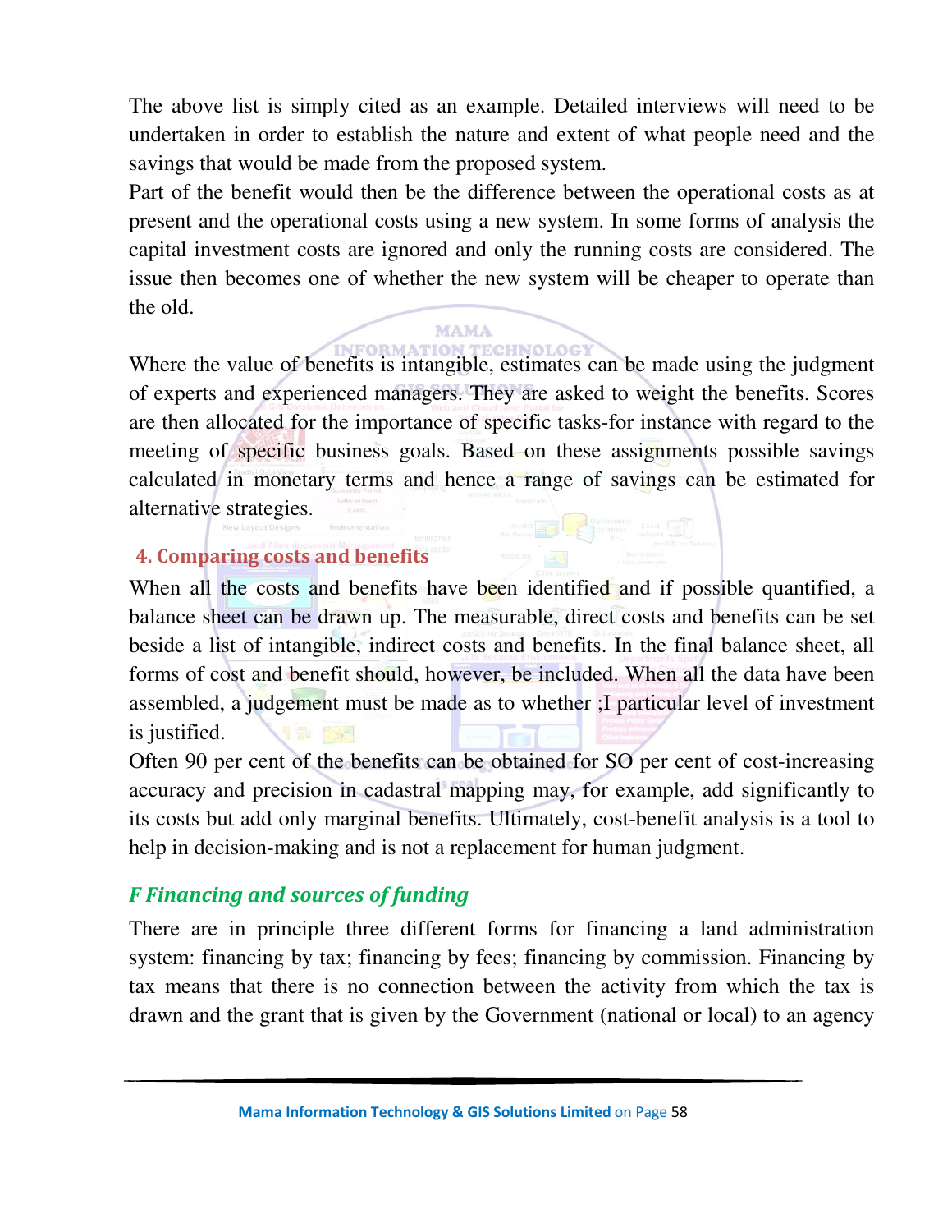The above list is simply cited as an example. Detailed interviews will need to be undertaken in order to establish the nature and extent of what people need and the savings that would be made from the proposed system.

Part of the benefit would then be the difference between the operational costs as at present and the operational costs using a new system. In some forms of analysis the capital investment costs are ignored and only the running costs are considered. The issue then becomes one of whether the new system will be cheaper to operate than the old.

Where the value of benefits is intangible, estimates can be made using the judgment of experts and experienced managers. They are asked to weight the benefits. Scores are then allocated for the importance of specific tasks-for instance with regard to the meeting of specific business goals. Based on these assignments possible savings calculated in monetary terms and hence a range of savings can be estimated for alternative strategies.

### 4. Comparing costs and benefits

When all the costs and benefits have been identified and if possible quantified, a balance sheet can be drawn up. The measurable, direct costs and benefits can be set beside a list of intangible, indirect costs and benefits. In the final balance sheet, all forms of cost and benefit should, however, be included. When all the data have been assembled, a judgement must be made as to whether ;I particular level of investment is justified.

Often 90 per cent of the benefits can be obtained for SO per cent of cost-increasing accuracy and precision in cadastral mapping may, for example, add significantly to its costs but add only marginal benefits. Ultimately, cost-benefit analysis is a tool to help in decision-making and is not a replacement for human judgment.

## *F Financing and sources of funding*

There are in principle three different forms for financing a land administration system: financing by tax; financing by fees; financing by commission. Financing by tax means that there is no connection between the activity from which the tax is drawn and the grant that is given by the Government (national or local) to an agency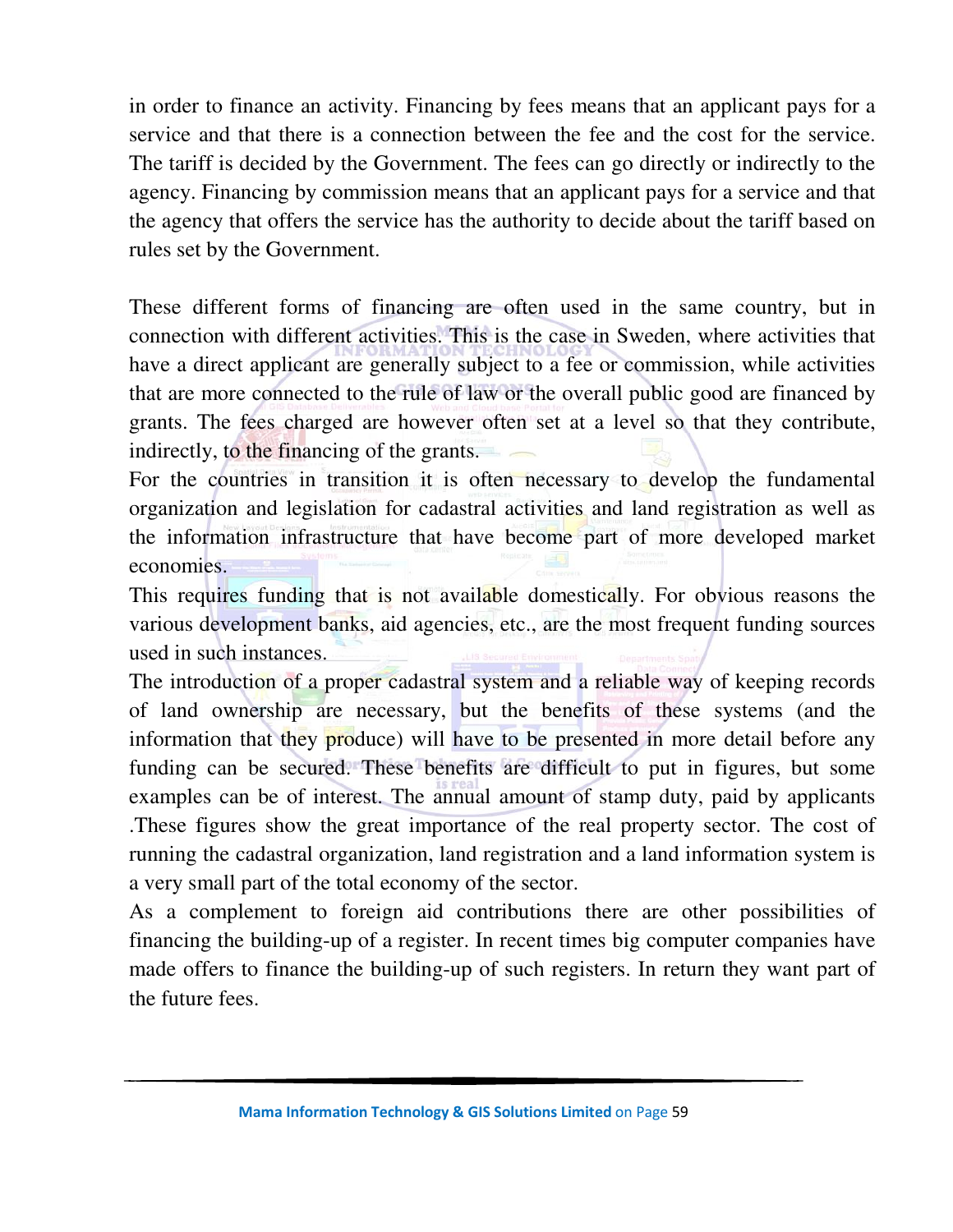in order to finance an activity. Financing by fees means that an applicant pays for a service and that there is a connection between the fee and the cost for the service. The tariff is decided by the Government. The fees can go directly or indirectly to the agency. Financing by commission means that an applicant pays for a service and that the agency that offers the service has the authority to decide about the tariff based on rules set by the Government.

These different forms of financing are often used in the same country, but in connection with different activities. This is the case in Sweden, where activities that have a direct applicant are generally subject to a fee or commission, while activities that are more connected to the rule of law or the overall public good are financed by grants. The fees charged are however often set at a level so that they contribute, indirectly, to the financing of the grants.

For the countries in transition it is often necessary to develop the fundamental organization and legislation for cadastral activities and land registration as well as the information infrastructure that have become part of more developed market economies.

This requires funding that is not available domestically. For obvious reasons the various development banks, aid agencies, etc., are the most frequent funding sources used in such instances.

The introduction of a proper cadastral system and a reliable way of keeping records of land ownership are necessary, but the benefits of these systems (and the information that they produce) will have to be presented in more detail before any funding can be secured. These benefits are difficult to put in figures, but some examples can be of interest. The annual amount of stamp duty, paid by applicants .These figures show the great importance of the real property sector. The cost of running the cadastral organization, land registration and a land information system is a very small part of the total economy of the sector.

As a complement to foreign aid contributions there are other possibilities of financing the building-up of a register. In recent times big computer companies have made offers to finance the building-up of such registers. In return they want part of the future fees.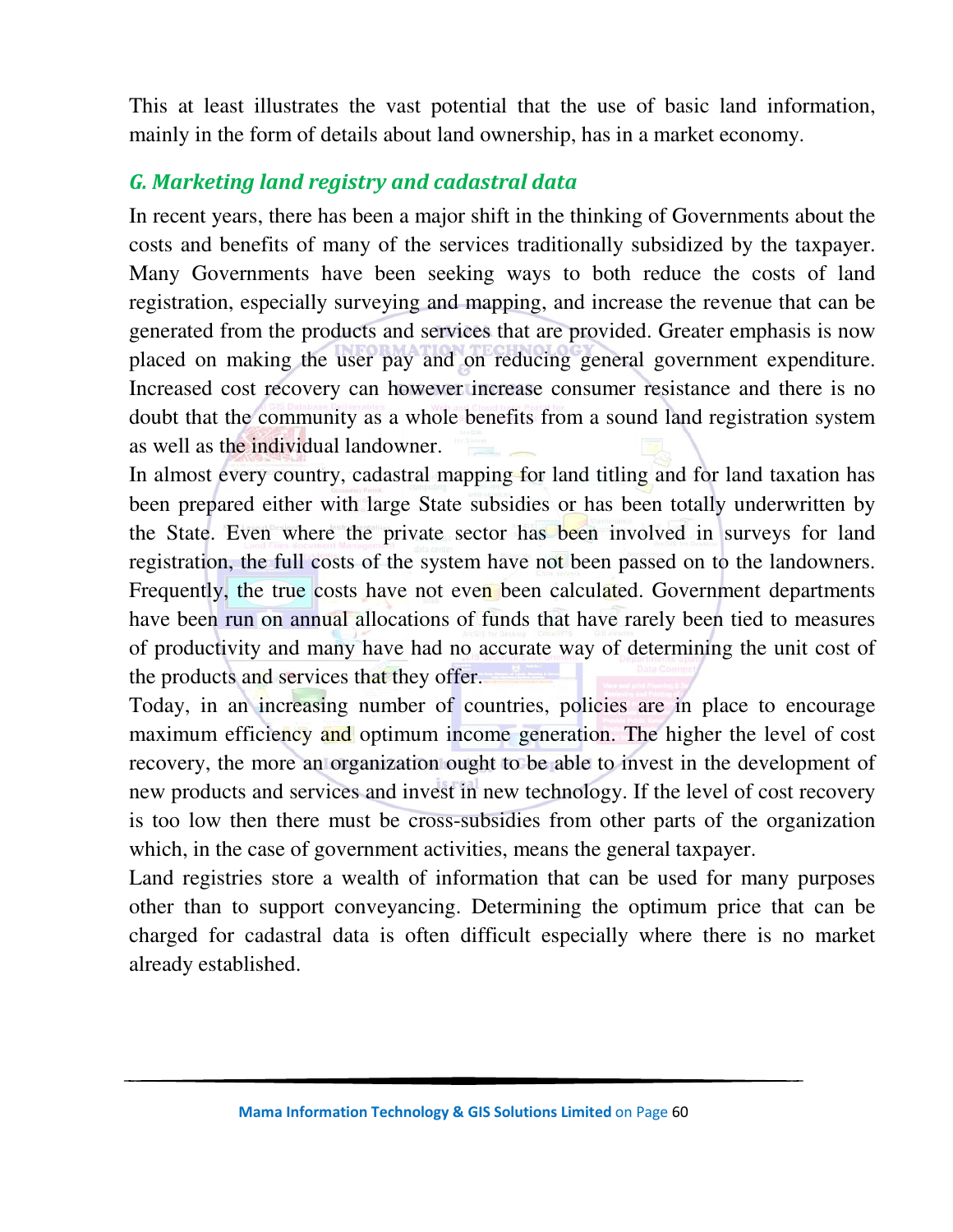This at least illustrates the vast potential that the use of basic land information, mainly in the form of details about land ownership, has in a market economy.

## *G. Marketing land registry and cadastral data*

In recent years, there has been a major shift in the thinking of Governments about the costs and benefits of many of the services traditionally subsidized by the taxpayer. Many Governments have been seeking ways to both reduce the costs of land registration, especially surveying and mapping, and increase the revenue that can be generated from the products and services that are provided. Greater emphasis is now placed on making the user pay and on reducing general government expenditure. Increased cost recovery can however increase consumer resistance and there is no doubt that the community as a whole benefits from a sound land registration system as well as the individual landowner.

In almost every country, cadastral mapping for land titling and for land taxation has been prepared either with large State subsidies or has been totally underwritten by the State. Even where the private sector has been involved in surveys for land registration, the full costs of the system have not been passed on to the landowners. Frequently, the true costs have not even been calculated. Government departments have been run on annual allocations of funds that have rarely been tied to measures of productivity and many have had no accurate way of determining the unit cost of the products and services that they offer.

Today, in an increasing number of countries, policies are in place to encourage maximum efficiency and optimum income generation. The higher the level of cost recovery, the more an organization ought to be able to invest in the development of new products and services and invest in new technology. If the level of cost recovery is too low then there must be cross-subsidies from other parts of the organization which, in the case of government activities, means the general taxpayer.

Land registries store a wealth of information that can be used for many purposes other than to support conveyancing. Determining the optimum price that can be charged for cadastral data is often difficult especially where there is no market already established.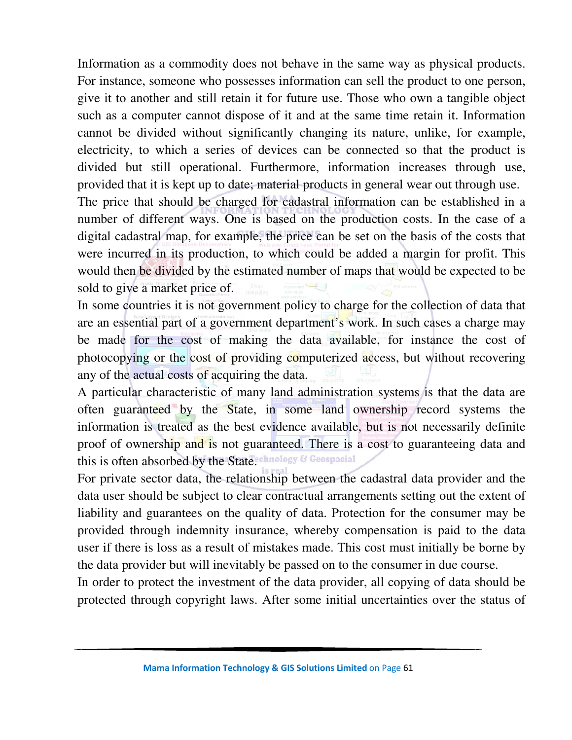Information as a commodity does not behave in the same way as physical products. For instance, someone who possesses information can sell the product to one person, give it to another and still retain it for future use. Those who own a tangible object such as a computer cannot dispose of it and at the same time retain it. Information cannot be divided without significantly changing its nature, unlike, for example, electricity, to which a series of devices can be connected so that the product is divided but still operational. Furthermore, information increases through use, provided that it is kept up to date; material products in general wear out through use.

The price that should be charged for cadastral information can be established in a number of different ways. One is based on the production costs. In the case of a digital cadastral map, for example, the price can be set on the basis of the costs that were incurred in its production, to which could be added a margin for profit. This would then be divided by the estimated number of maps that would be expected to be sold to give a market price of.

In some countries it is not government policy to charge for the collection of data that are an essential part of a government department's work. In such cases a charge may be made for the cost of making the data available, for instance the cost of photocopying or the cost of providing computerized access, but without recovering any of the actual costs of acquiring the data.

A particular characteristic of many land administration systems is that the data are often guaranteed by the State, in some land ownership record systems the information is treated as the best evidence available, but is not necessarily definite proof of ownership and is not guaranteed. There is a cost to guaranteeing data and this is often absorbed by the State.

For private sector data, the relationship between the cadastral data provider and the data user should be subject to clear contractual arrangements setting out the extent of liability and guarantees on the quality of data. Protection for the consumer may be provided through indemnity insurance, whereby compensation is paid to the data user if there is loss as a result of mistakes made. This cost must initially be borne by the data provider but will inevitably be passed on to the consumer in due course.

In order to protect the investment of the data provider, all copying of data should be protected through copyright laws. After some initial uncertainties over the status of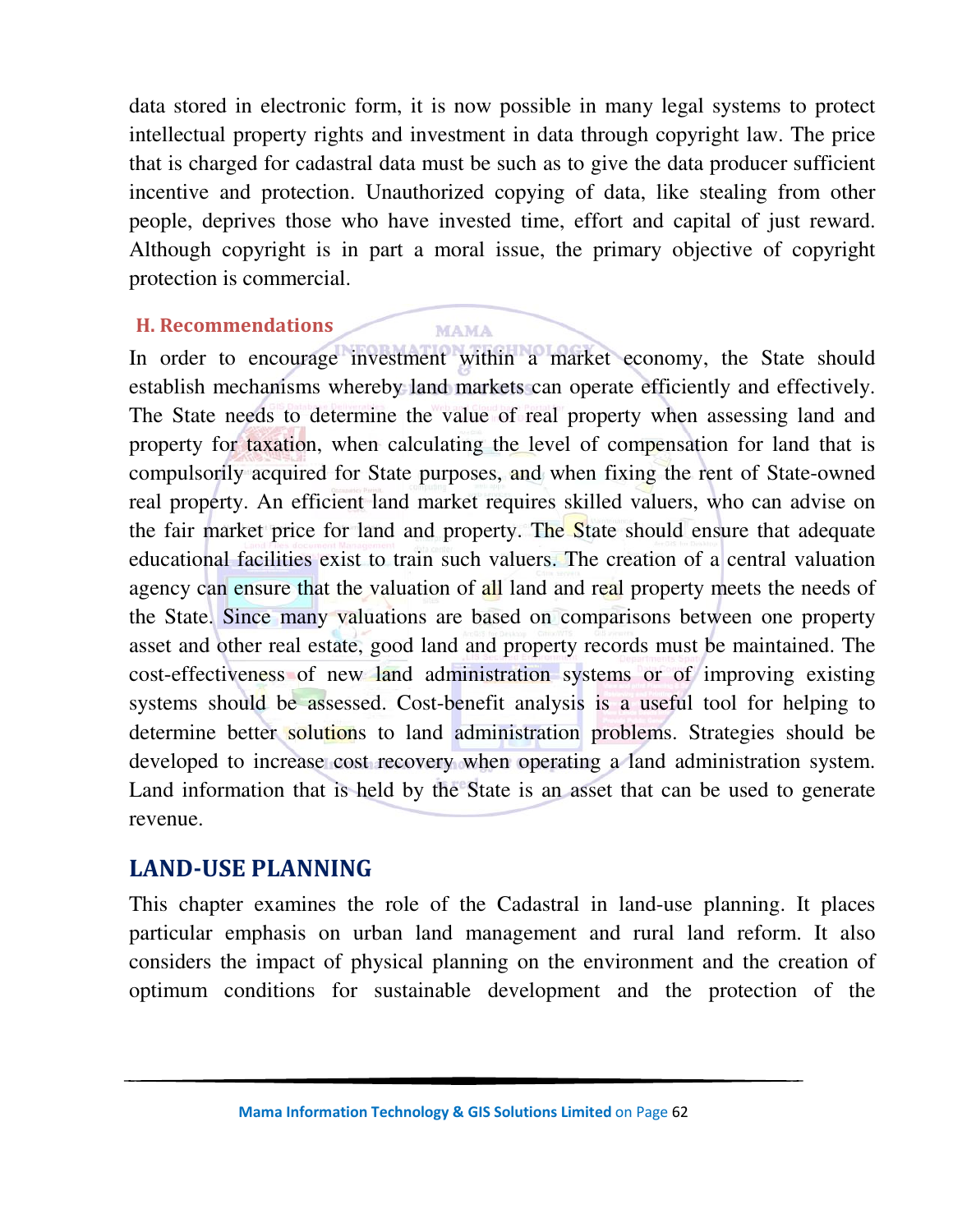data stored in electronic form, it is now possible in many legal systems to protect intellectual property rights and investment in data through copyright law. The price that is charged for cadastral data must be such as to give the data producer sufficient incentive and protection. Unauthorized copying of data, like stealing from other people, deprives those who have invested time, effort and capital of just reward. Although copyright is in part a moral issue, the primary objective of copyright protection is commercial.

### H. Recommendations

In order to encourage investment within a market economy, the State should establish mechanisms whereby land markets can operate efficiently and effectively. The State needs to determine the value of real property when assessing land and property for taxation, when calculating the level of compensation for land that is compulsorily acquired for State purposes, and when fixing the rent of State-owned real property. An efficient land market requires skilled valuers, who can advise on the fair market price for land and property. The State should ensure that adequate educational facilities exist to train such valuers. The creation of a central valuation agency can ensure that the valuation of all land and real property meets the needs of the State. Since many valuations are based on comparisons between one property asset and other real estate, good land and property records must be maintained. The cost-effectiveness of new land administration systems or of improving existing systems should be assessed. Cost-benefit analysis is a useful tool for helping to determine better solutions to land administration problems. Strategies should be developed to increase cost recovery when operating a land administration system. Land information that is held by the State is an asset that can be used to generate revenue.

## LAND-USE PLANNING

This chapter examines the role of the Cadastral in land-use planning. It places particular emphasis on urban land management and rural land reform. It also considers the impact of physical planning on the environment and the creation of optimum conditions for sustainable development and the protection of the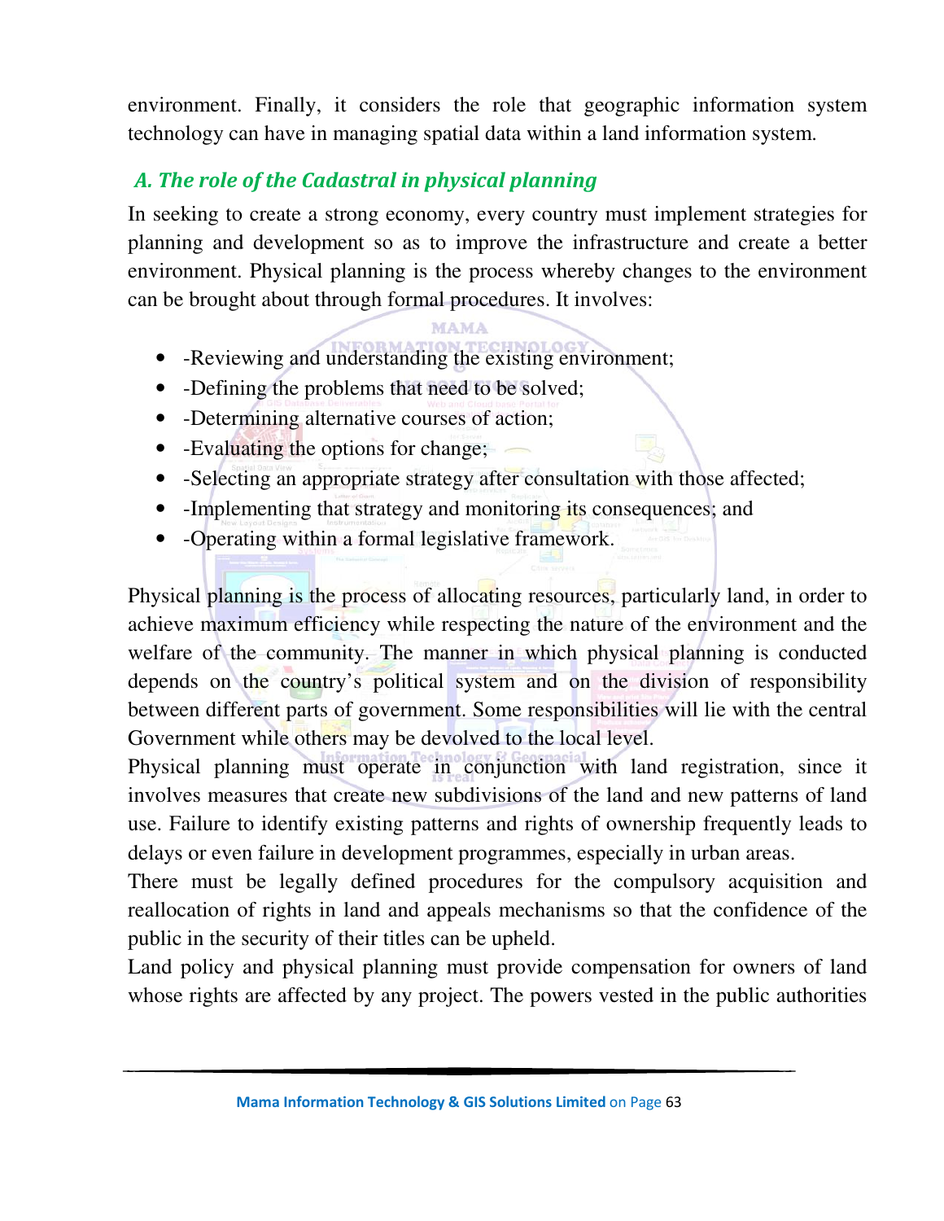environment. Finally, it considers the role that geographic information system technology can have in managing spatial data within a land information system.

### A. The role of the Cadastral in physical planning

In seeking to create a strong economy, every country must implement strategies for planning and development so as to improve the infrastructure and create a better environment. Physical planning is the process whereby changes to the environment can be brought about through formal procedures. It involves:

- -Reviewing and understanding the existing environment;
- -Defining the problems that need to be solved;
- -Determining alternative courses of action;
- -Evaluating the options for change;
- -Selecting an appropriate strategy after consultation with those affected;
- -Implementing that strategy and monitoring its consequences; and
- -Operating within a formal legislative framework.

Physical planning is the process of allocating resources, particularly land, in order to achieve maximum efficiency while respecting the nature of the environment and the welfare of the community. The manner in which physical planning is conducted depends on the country's political system and on the division of responsibility between different parts of government. Some responsibilities will lie with the central Government while others may be devolved to the local level.

Physical planning must operate in conjunction with land registration, since it involves measures that create new subdivisions of the land and new patterns of land use. Failure to identify existing patterns and rights of ownership frequently leads to delays or even failure in development programmes, especially in urban areas.

There must be legally defined procedures for the compulsory acquisition and reallocation of rights in land and appeals mechanisms so that the confidence of the public in the security of their titles can be upheld.

Land policy and physical planning must provide compensation for owners of land whose rights are affected by any project. The powers vested in the public authorities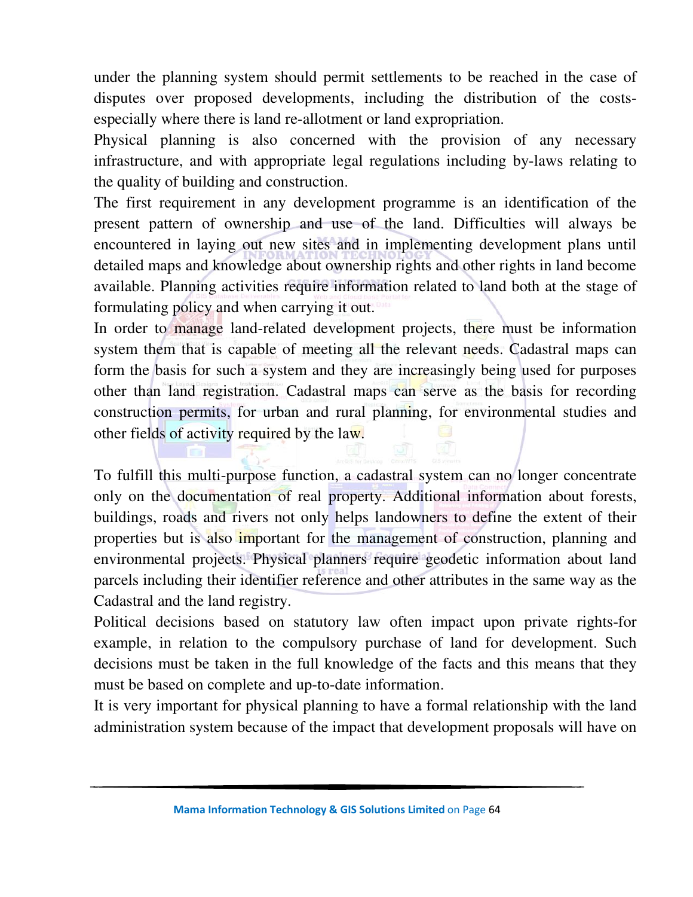under the planning system should permit settlements to be reached in the case of disputes over proposed developments, including the distribution of the costs-especially where there is land re-allotment or land expropriation.

Physical planning is also concerned with the provision of any necessary infrastructure, and with appropriate legal regulations including by-laws relating to the quality of building and construction.

The first requirement in any development programme is an identification of the present pattern of ownership and use of the land. Difficulties will always be encountered in laying out new sites and in implementing development plans until detailed maps and knowledge about ownership rights and other rights in land become available. Planning activities require information related to land both at the stage of formulating policy and when carrying it out.

In order to manage land-related development projects, there must be information system them that is capable of meeting all the relevant needs. Cadastral maps can form the basis for such a system and they are increasingly being used for purposes other than land registration. Cadastral maps can serve as the basis for recording construction permits, for urban and rural planning, for environmental studies and other fields of activity required by the law.

To fulfill this multi-purpose function, a cadastral system can no longer concentrate only on the documentation of real property. Additional information about forests, buildings, roads and rivers not only helps landowners to define the extent of their properties but is also important for the management of construction, planning and environmental projects. Physical planners require geodetic information about land parcels including their identifier reference and other attributes in the same way as the Cadastral and the land registry.

Political decisions based on statutory law often impact upon private rights-for example, in relation to the compulsory purchase of land for development. Such decisions must be taken in the full knowledge of the facts and this means that they must be based on complete and up-to-date information.

It is very important for physical planning to have a formal relationship with the land administration system because of the impact that development proposals will have on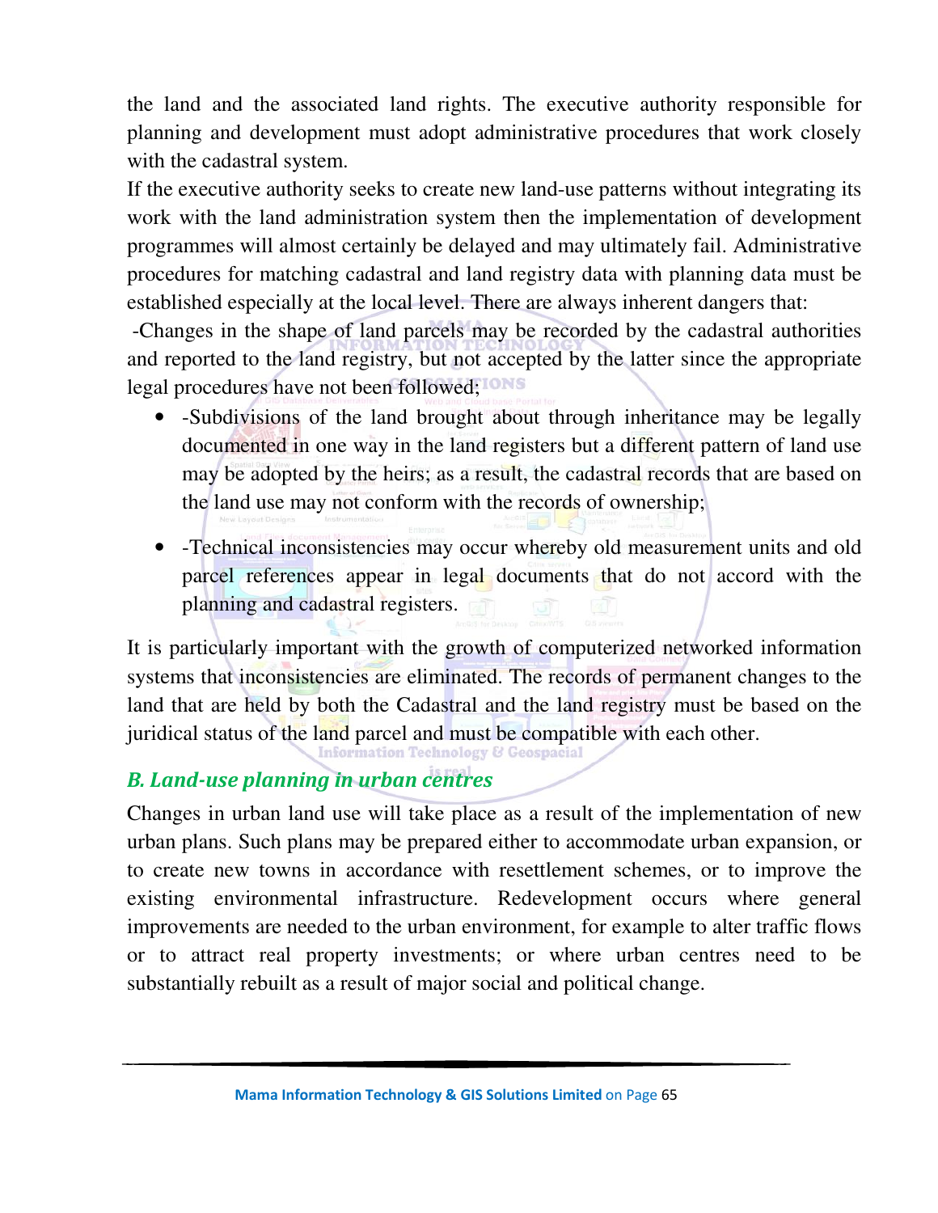the land and the associated land rights. The executive authority responsible for planning and development must adopt administrative procedures that work closely with the cadastral system.

If the executive authority seeks to create new land-use patterns without integrating its work with the land administration system then the implementation of development programmes will almost certainly be delayed and may ultimately fail. Administrative procedures for matching cadastral and land registry data with planning data must be established especially at the local level. There are always inherent dangers that:

-Changes in the shape of land parcels may be recorded by the cadastral authorities and reported to the land registry, but not accepted by the latter since the appropriate legal procedures have not been followed;

- -Subdivisions of the land brought about through inheritance may be legally documented in one way in the land registers but a different pattern of land use may be adopted by the heirs; as a result, the cadastral records that are based on the land use may not conform with the records of ownership;
- -Technical inconsistencies may occur whereby old measurement units and old parcel references appear in legal documents that do not accord with the planning and cadastral registers.

It is particularly important with the growth of computerized networked information systems that inconsistencies are eliminated. The records of permanent changes to the land that are held by both the Cadastral and the land registry must be based on the juridical status of the land parcel and must be compatible with each other.

### *B. Land-use planning in urban centres*

Changes in urban land use will take place as a result of the implementation of new urban plans. Such plans may be prepared either to accommodate urban expansion, or to create new towns in accordance with resettlement schemes, or to improve the existing environmental infrastructure. Redevelopment occurs where general improvements are needed to the urban environment, for example to alter traffic flows or to attract real property investments; or where urban centres need to be substantially rebuilt as a result of major social and political change.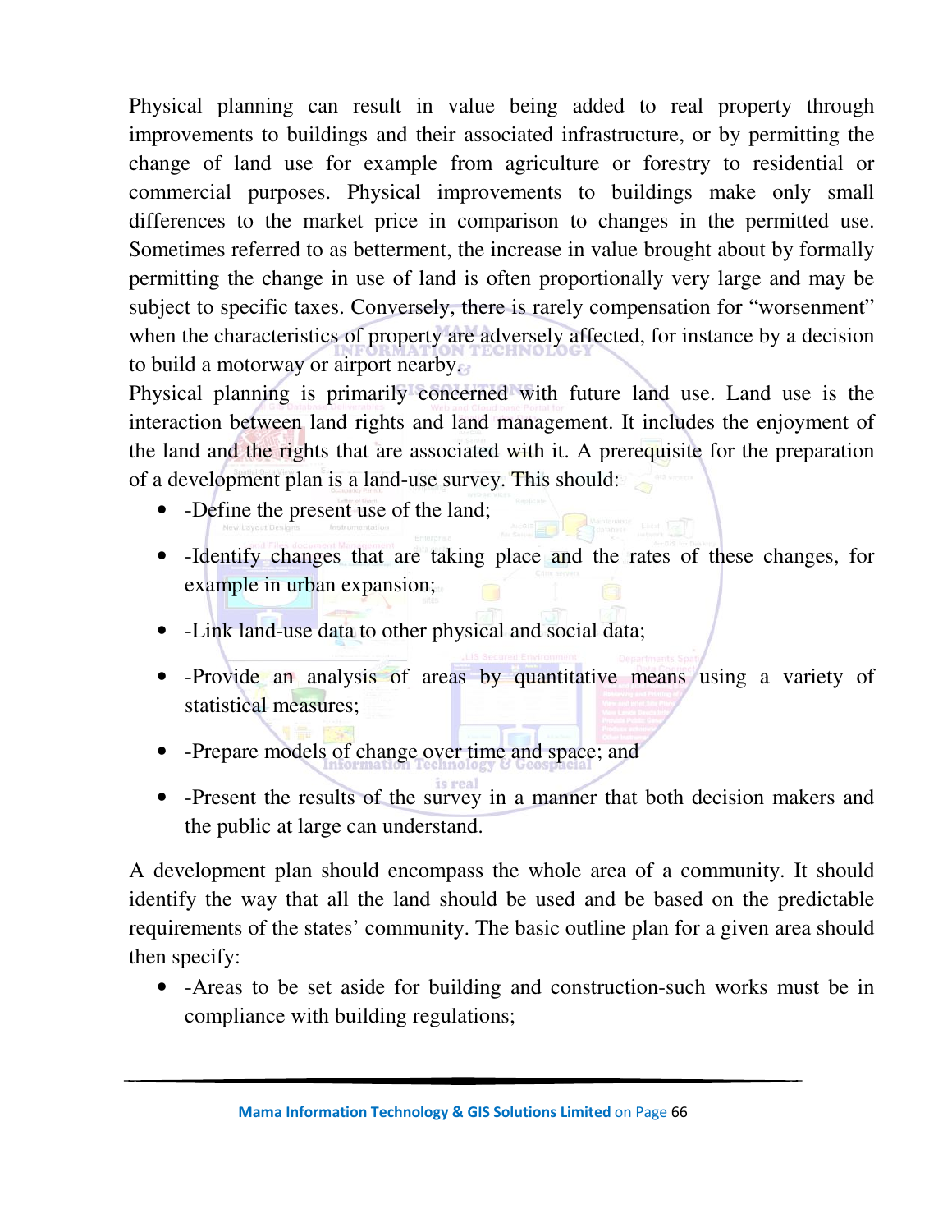Physical planning can result in value being added to real property through improvements to buildings and their associated infrastructure, or by permitting the change of land use for example from agriculture or forestry to residential or commercial purposes. Physical improvements to buildings make only small differences to the market price in comparison to changes in the permitted use. Sometimes referred to as betterment, the increase in value brought about by formally permitting the change in use of land is often proportionally very large and may be subject to specific taxes. Conversely, there is rarely compensation for "worsenment" when the characteristics of property are adversely affected, for instance by a decision to build a motorway or airport nearby.

Physical planning is primarily concerned with future land use. Land use is the interaction between land rights and land management. It includes the enjoyment of the land and the rights that are associated with it. A prerequisite for the preparation of a development plan is a land-use survey. This should:

- -Define the present use of the land;
- -Identify changes that are taking place and the rates of these changes, for example in urban expansion;
- -Link land-use data to other physical and social data;
- -Provide an analysis of areas by quantitative means using a variety of statistical measures;
- -Prepare models of change over time and space; and
- -Present the results of the survey in a manner that both decision makers and the public at large can understand.

A development plan should encompass the whole area of a community. It should identify the way that all the land should be used and be based on the predictable requirements of the states' community. The basic outline plan for a given area should then specify:

- -Areas to be set aside for building and construction-such works must be in compliance with building regulations;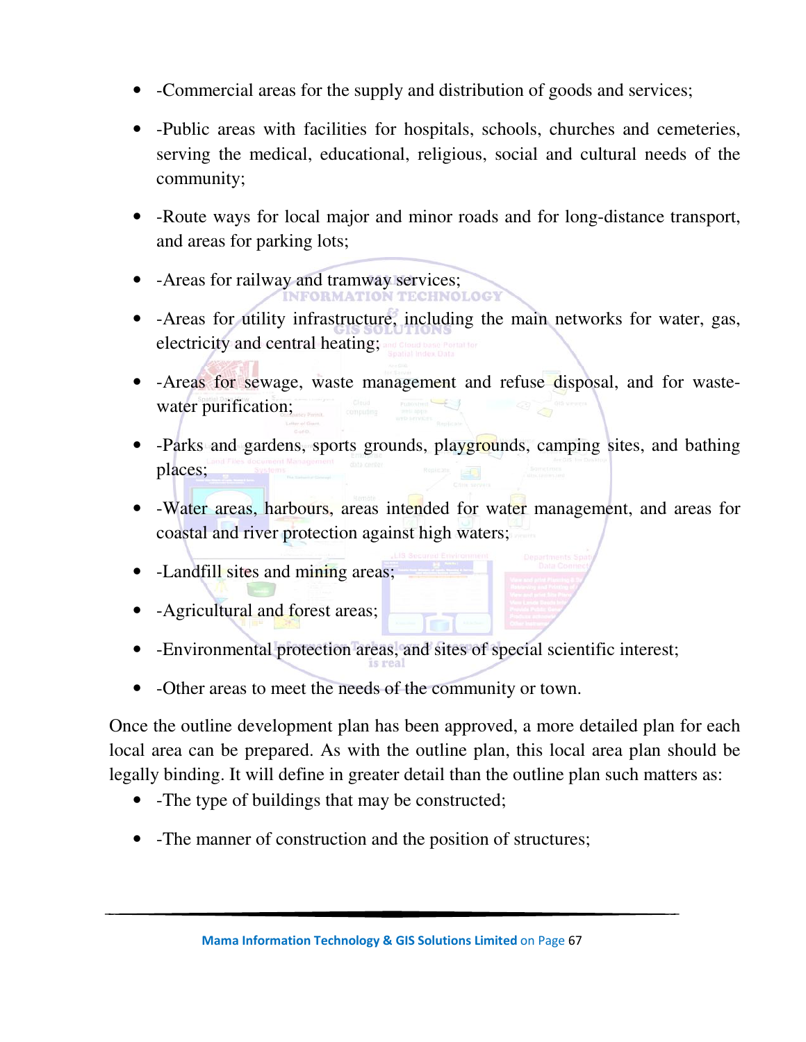- -Commercial areas for the supply and distribution of goods and services;
- -Public areas with facilities for hospitals, schools, churches and cemeteries, serving the medical, educational, religious, social and cultural needs of the community;
- -Route ways for local major and minor roads and for long-distance transport, and areas for parking lots;
- -Areas for railway and tramway services;
- -Areas for utility infrastructure, including the main networks for water, gas, electricity and central heating;
- -Areas for sewage, waste management and refuse disposal, and for waste-water purification;
- -Parks and gardens, sports grounds, playgrounds, camping sites, and bathing places;
- -Water areas, harbours, areas intended for water management, and areas for coastal and river protection against high waters;
- -Landfill sites and mining areas;
- -Agricultural and forest areas;
- -Environmental protection areas, and sites of special scientific interest;
- -Other areas to meet the needs of the community or town.

Once the outline development plan has been approved, a more detailed plan for each local area can be prepared. As with the outline plan, this local area plan should be legally binding. It will define in greater detail than the outline plan such matters as:

- -The type of buildings that may be constructed;
- -The manner of construction and the position of structures;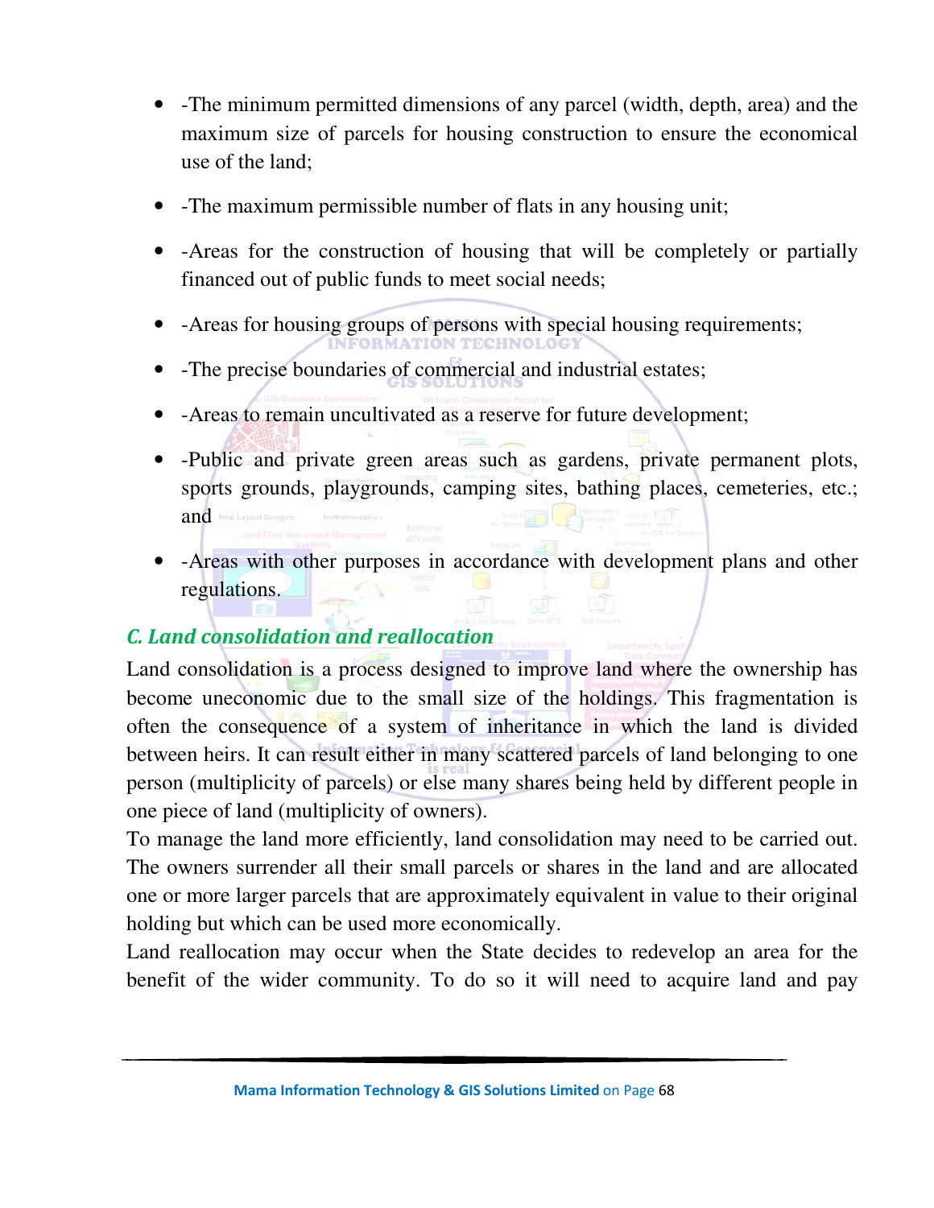- -The minimum permitted dimensions of any parcel (width, depth, area) and the maximum size of parcels for housing construction to ensure the economical use of the land;
- -The maximum permissible number of flats in any housing unit;
- -Areas for the construction of housing that will be completely or partially financed out of public funds to meet social needs;
- -Areas for housing groups of persons with special housing requirements;
- -The precise boundaries of commercial and industrial estates;
- -Areas to remain uncultivated as a reserve for future development;
- -Public and private green areas such as gardens, private permanent plots, sports grounds, playgrounds, camping sites, bathing places, cemeteries, etc.; and
- -Areas with other purposes in accordance with development plans and other regulations.

### *C. Land consolidation and reallocation*

Land consolidation is a process designed to improve land where the ownership has become uneconomic due to the small size of the holdings. This fragmentation is often the consequence of a system of inheritance in which the land is divided between heirs. It can result either in many scattered parcels of land belonging to one person (multiplicity of parcels) or else many shares being held by different people in one piece of land (multiplicity of owners).

To manage the land more efficiently, land consolidation may need to be carried out. The owners surrender all their small parcels or shares in the land and are allocated one or more larger parcels that are approximately equivalent in value to their original holding but which can be used more economically.

Land reallocation may occur when the State decides to redevelop an area for the benefit of the wider community. To do so it will need to acquire land and pay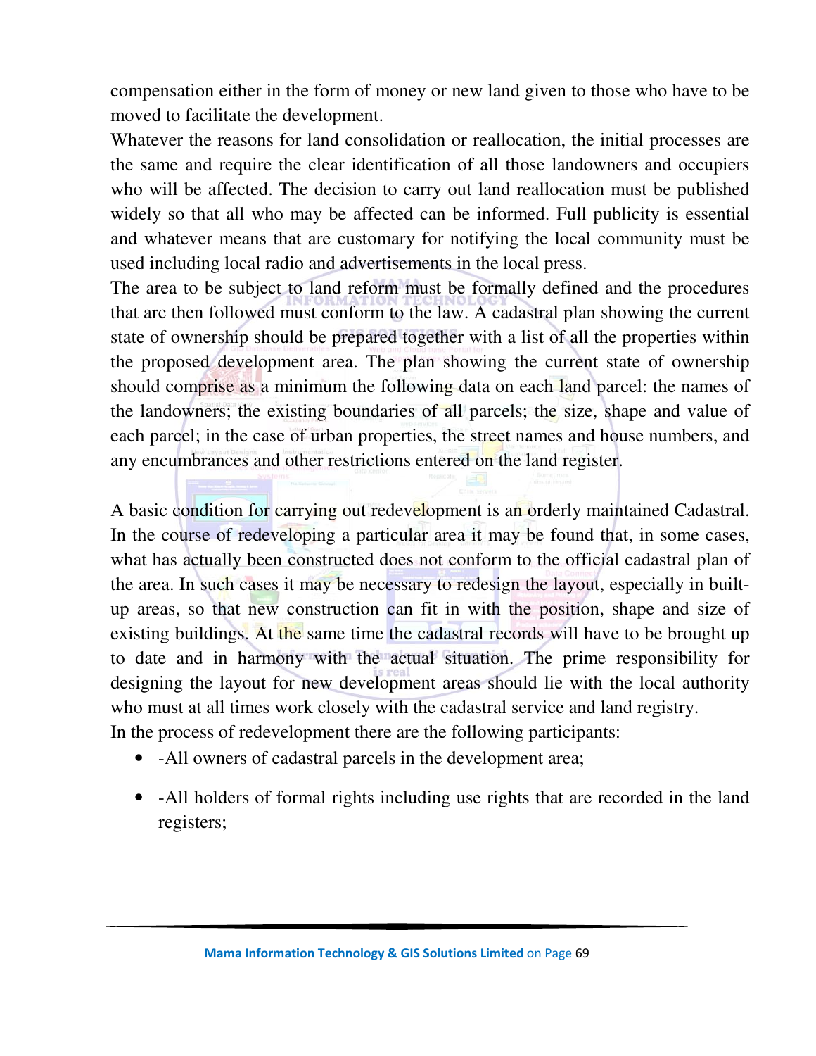compensation either in the form of money or new land given to those who have to be moved to facilitate the development.

Whatever the reasons for land consolidation or reallocation, the initial processes are the same and require the clear identification of all those landowners and occupiers who will be affected. The decision to carry out land reallocation must be published widely so that all who may be affected can be informed. Full publicity is essential and whatever means that are customary for notifying the local community must be used including local radio and advertisements in the local press.

The area to be subject to land reform must be formally defined and the procedures that arc then followed must conform to the law. A cadastral plan showing the current state of ownership should be prepared together with a list of all the properties within the proposed development area. The plan showing the current state of ownership should comprise as a minimum the following data on each land parcel: the names of the landowners; the existing boundaries of all parcels; the size, shape and value of each parcel; in the case of urban properties, the street names and house numbers, and any encumbrances and other restrictions entered on the land register.

A basic condition for carrying out redevelopment is an orderly maintained Cadastral. In the course of redeveloping a particular area it may be found that, in some cases, what has actually been constructed does not conform to the official cadastral plan of the area. In such cases it may be necessary to redesign the layout, especially in built-up areas, so that new construction can fit in with the position, shape and size of existing buildings. At the same time the cadastral records will have to be brought up to date and in harmony with the actual situation. The prime responsibility for designing the layout for new development areas should lie with the local authority who must at all times work closely with the cadastral service and land registry.

In the process of redevelopment there are the following participants:

- -All owners of cadastral parcels in the development area;
- -All holders of formal rights including use rights that are recorded in the land registers;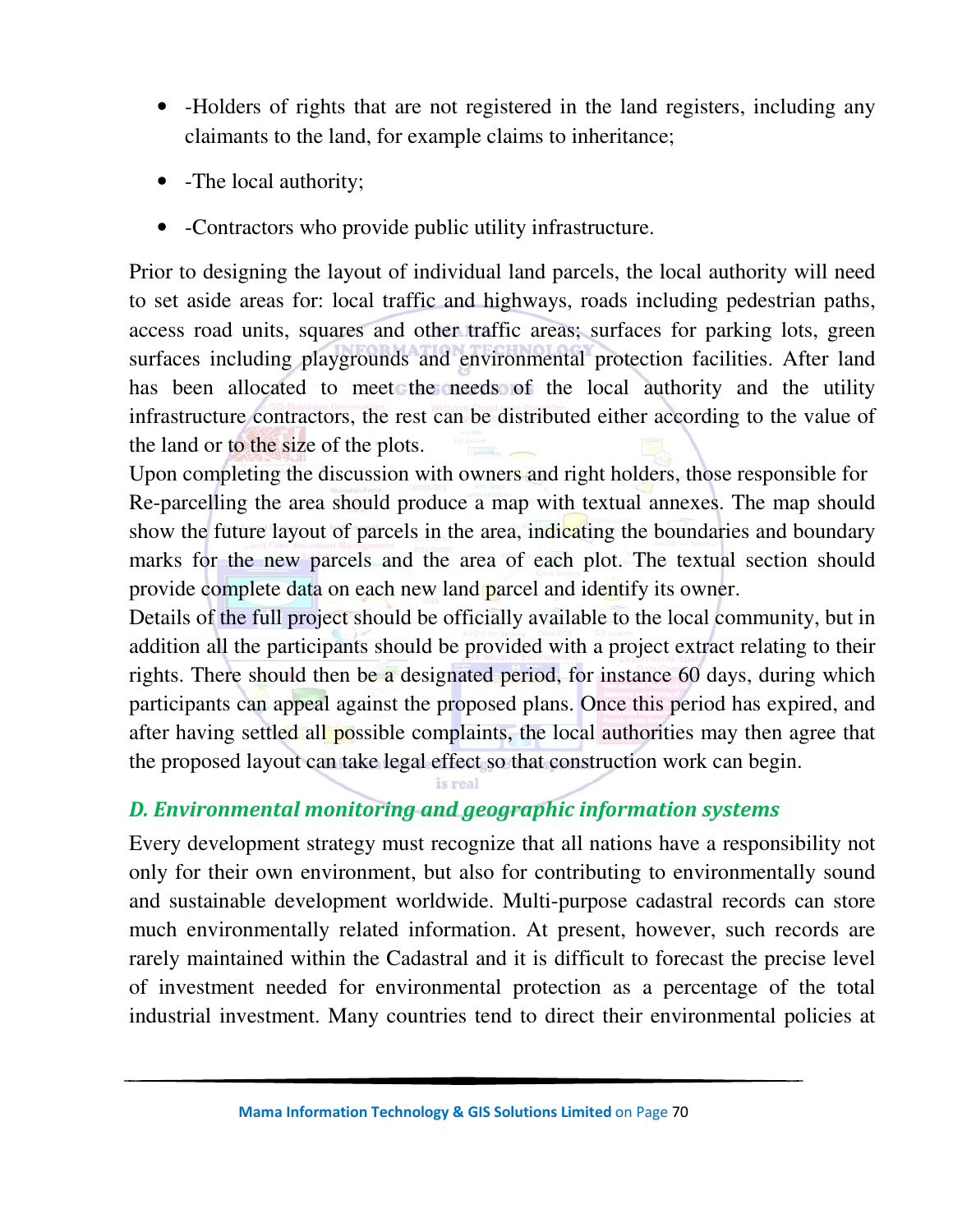- -Holders of rights that are not registered in the land registers, including any claimants to the land, for example claims to inheritance;
- -The local authority;
- -Contractors who provide public utility infrastructure.

Prior to designing the layout of individual land parcels, the local authority will need to set aside areas for: local traffic and highways, roads including pedestrian paths, access road units, squares and other traffic areas; surfaces for parking lots, green surfaces including playgrounds and environmental protection facilities. After land has been allocated to meet the needs of the local authority and the utility infrastructure contractors, the rest can be distributed either according to the value of the land or to the size of the plots.

Upon completing the discussion with owners and right holders, those responsible for Re-parcelling the area should produce a map with textual annexes. The map should show the future layout of parcels in the area, indicating the boundaries and boundary marks for the new parcels and the area of each plot. The textual section should provide complete data on each new land parcel and identify its owner.

Details of the full project should be officially available to the local community, but in addition all the participants should be provided with a project extract relating to their rights. There should then be a designated period, for instance 60 days, during which participants can appeal against the proposed plans. Once this period has expired, and after having settled all possible complaints, the local authorities may then agree that the proposed layout can take legal effect so that construction work can begin.

### *D. Environmental monitoring and geographic information systems*

Every development strategy must recognize that all nations have a responsibility not only for their own environment, but also for contributing to environmentally sound and sustainable development worldwide. Multi-purpose cadastral records can store much environmentally related information. At present, however, such records are rarely maintained within the Cadastral and it is difficult to forecast the precise level of investment needed for environmental protection as a percentage of the total industrial investment. Many countries tend to direct their environmental policies at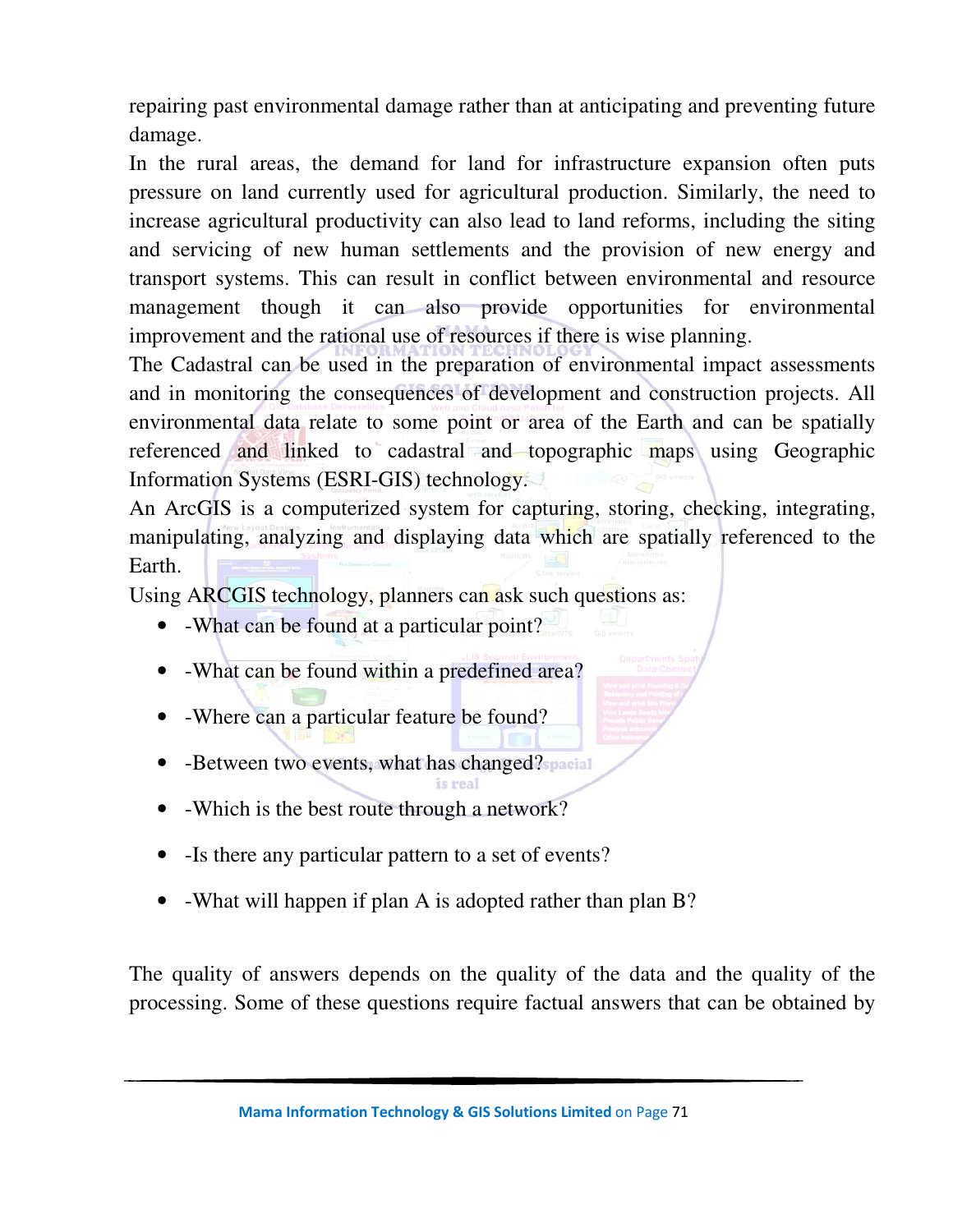repairing past environmental damage rather than at anticipating and preventing future damage.

In the rural areas, the demand for land for infrastructure expansion often puts pressure on land currently used for agricultural production. Similarly, the need to increase agricultural productivity can also lead to land reforms, including the siting and servicing of new human settlements and the provision of new energy and transport systems. This can result in conflict between environmental and resource management though it can also provide opportunities for environmental improvement and the rational use of resources if there is wise planning.

The Cadastral can be used in the preparation of environmental impact assessments and in monitoring the consequences of development and construction projects. All environmental data relate to some point or area of the Earth and can be spatially referenced and linked to cadastral and topographic maps using Geographic Information Systems (ESRI-GIS) technology.

An ArcGIS is a computerized system for capturing, storing, checking, integrating, manipulating, analyzing and displaying data which are spatially referenced to the Earth.

Using ARCGIS technology, planners can ask such questions as:

- -What can be found at a particular point?
- -What can be found within a predefined area?
- -Where can a particular feature be found?
- -Between two events, what has changed?
- -Which is the best route through a network?
- -Is there any particular pattern to a set of events?
- -What will happen if plan A is adopted rather than plan B?

The quality of answers depends on the quality of the data and the quality of the processing. Some of these questions require factual answers that can be obtained by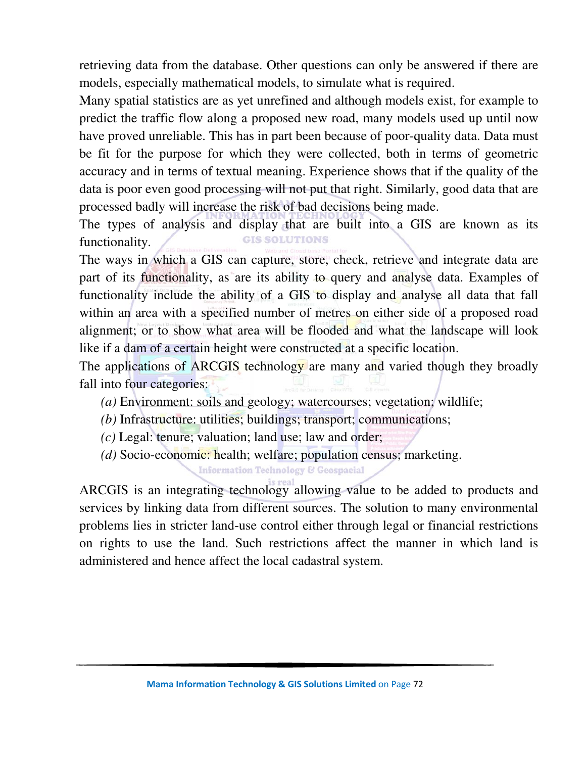retrieving data from the database. Other questions can only be answered if there are models, especially mathematical models, to simulate what is required.

Many spatial statistics are as yet unrefined and although models exist, for example to predict the traffic flow along a proposed new road, many models used up until now have proved unreliable. This has in part been because of poor-quality data. Data must be fit for the purpose for which they were collected, both in terms of geometric accuracy and in terms of textual meaning. Experience shows that if the quality of the data is poor even good processing will not put that right. Similarly, good data that are processed badly will increase the risk of bad decisions being made.

The types of analysis and display that are built into a GIS are known as its functionality.

The ways in which a GIS can capture, store, check, retrieve and integrate data are part of its functionality, as are its ability to query and analyse data. Examples of functionality include the ability of a GIS to display and analyse all data that fall within an area with a specified number of metres on either side of a proposed road alignment; or to show what area will be flooded and what the landscape will look like if a dam of a certain height were constructed at a specific location.

The applications of ARCGIS technology are many and varied though they broadly fall into four categories:

*(a)* Environment: soils and geology; watercourses; vegetation; wildlife;

*(b)* Infrastructure: utilities; buildings; transport; communications;

*(c)* Legal: tenure; valuation; land use; law and order;

*(d)* Socio-economic: health; welfare; population census; marketing.

ARCGIS is an integrating technology allowing value to be added to products and services by linking data from different sources. The solution to many environmental problems lies in stricter land-use control either through legal or financial restrictions on rights to use the land. Such restrictions affect the manner in which land is administered and hence affect the local cadastral system.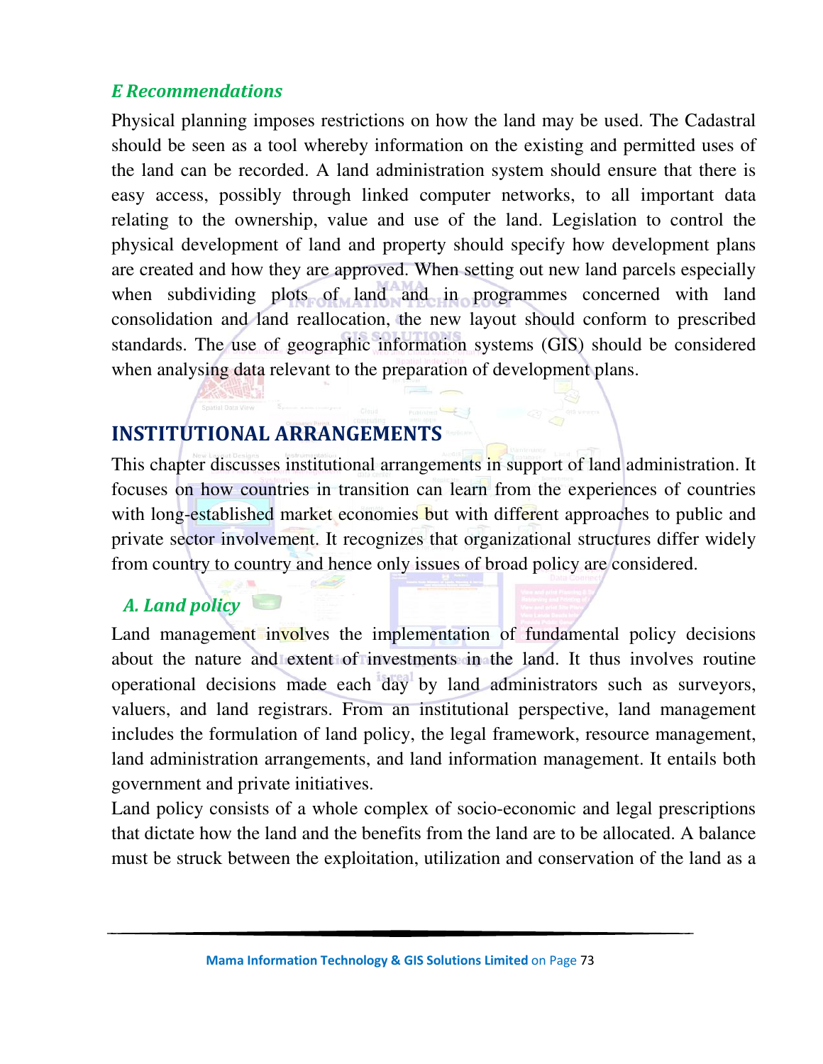### *E Recommendations*

Physical planning imposes restrictions on how the land may be used. The Cadastral should be seen as a tool whereby information on the existing and permitted uses of the land can be recorded. A land administration system should ensure that there is easy access, possibly through linked computer networks, to all important data relating to the ownership, value and use of the land. Legislation to control the physical development of land and property should specify how development plans are created and how they are approved. When setting out new land parcels especially when subdividing plots of land and in programmes concerned with land consolidation and land reallocation, the new layout should conform to prescribed standards. The use of geographic information systems (GIS) should be considered when analysing data relevant to the preparation of development plans.

## INSTITUTIONAL ARRANGEMENTS

This chapter discusses institutional arrangements in support of land administration. It focuses on how countries in transition can learn from the experiences of countries with long-established market economies but with different approaches to public and private sector involvement. It recognizes that organizational structures differ widely from country to country and hence only issues of broad policy are considered.

### *A. Land policy*

Land management involves the implementation of fundamental policy decisions about the nature and extent of investments in the land. It thus involves routine operational decisions made each day by land administrators such as surveyors, valuers, and land registrars. From an institutional perspective, land management includes the formulation of land policy, the legal framework, resource management, land administration arrangements, and land information management. It entails both government and private initiatives.

Land policy consists of a whole complex of socio-economic and legal prescriptions that dictate how the land and the benefits from the land are to be allocated. A balance must be struck between the exploitation, utilization and conservation of the land as a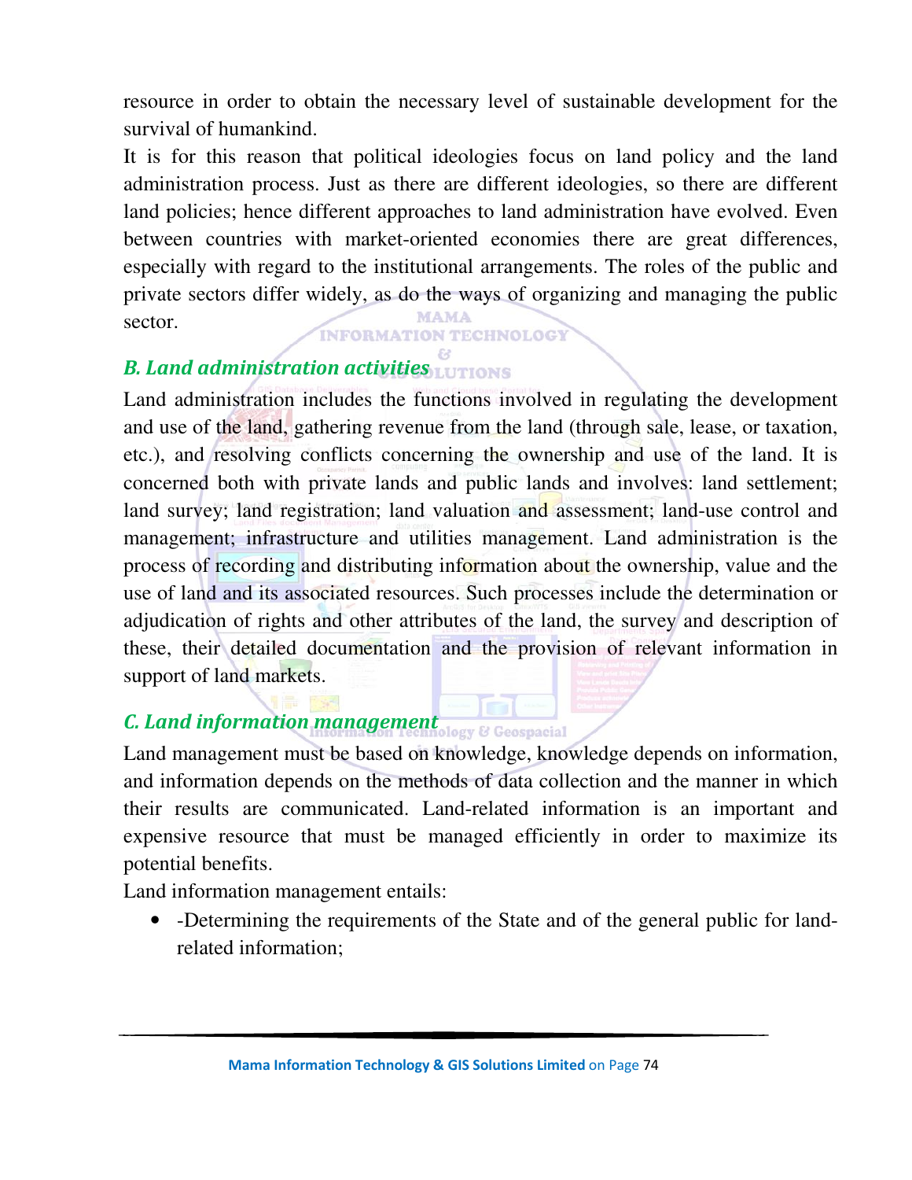resource in order to obtain the necessary level of sustainable development for the survival of humankind.

It is for this reason that political ideologies focus on land policy and the land administration process. Just as there are different ideologies, so there are different land policies; hence different approaches to land administration have evolved. Even between countries with market-oriented economies there are great differences, especially with regard to the institutional arrangements. The roles of the public and private sectors differ widely, as do the ways of organizing and managing the public sector.

### *B. Land administration activities*

Land administration includes the functions involved in regulating the development and use of the land, gathering revenue from the land (through sale, lease, or taxation, etc.), and resolving conflicts concerning the ownership and use of the land. It is concerned both with private lands and public lands and involves: land settlement; land survey; land registration; land valuation and assessment; land-use control and management; infrastructure and utilities management. Land administration is the process of recording and distributing information about the ownership, value and the use of land and its associated resources. Such processes include the determination or adjudication of rights and other attributes of the land, the survey and description of these, their detailed documentation and the provision of relevant information in support of land markets.

### *C. Land information management*

Land management must be based on knowledge, knowledge depends on information, and information depends on the methods of data collection and the manner in which their results are communicated. Land-related information is an important and expensive resource that must be managed efficiently in order to maximize its potential benefits.

Land information management entails:

- -Determining the requirements of the State and of the general public for land-related information;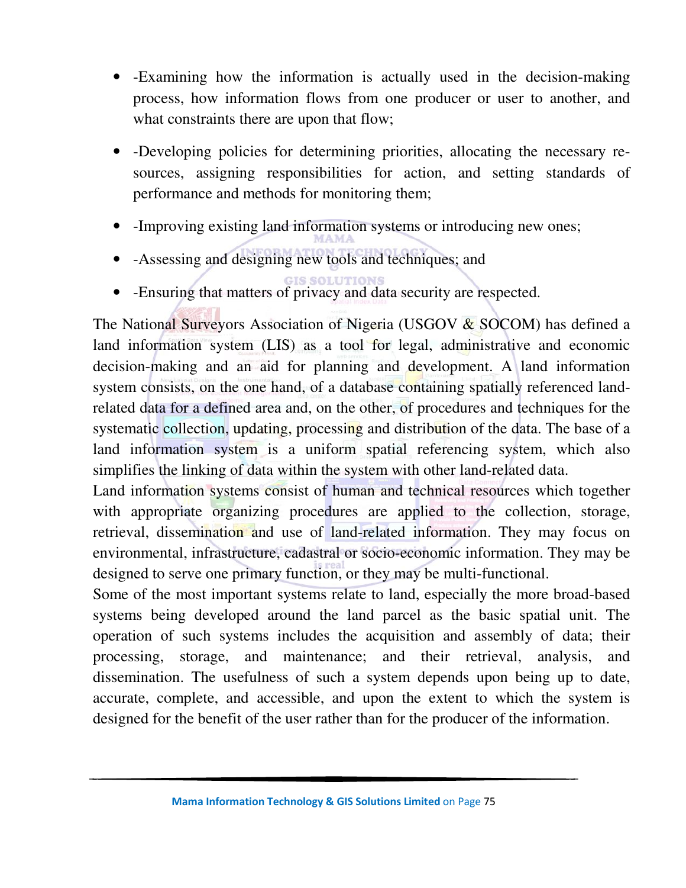- -Examining how the information is actually used in the decision-making process, how information flows from one producer or user to another, and what constraints there are upon that flow;
- -Developing policies for determining priorities, allocating the necessary resources, assigning responsibilities for action, and setting standards of performance and methods for monitoring them;
- -Improving existing land information systems or introducing new ones;
- -Assessing and designing new tools and techniques; and
- -Ensuring that matters of privacy and data security are respected.

The National Surveyors Association of Nigeria (USGOV & SOCOM) has defined a land information system (LIS) as a tool for legal, administrative and economic decision-making and an aid for planning and development. A land information system consists, on the one hand, of a database containing spatially referenced land-related data for a defined area and, on the other, of procedures and techniques for the systematic collection, updating, processing and distribution of the data. The base of a land information system is a uniform spatial referencing system, which also simplifies the linking of data within the system with other land-related data.

Land information systems consist of human and technical resources which together with appropriate organizing procedures are applied to the collection, storage, retrieval, dissemination and use of land-related information. They may focus on environmental, infrastructure, cadastral or socio-economic information. They may be designed to serve one primary function, or they may be multi-functional.

Some of the most important systems relate to land, especially the more broad-based systems being developed around the land parcel as the basic spatial unit. The operation of such systems includes the acquisition and assembly of data; their processing, storage, and maintenance; and their retrieval, analysis, and dissemination. The usefulness of such a system depends upon being up to date, accurate, complete, and accessible, and upon the extent to which the system is designed for the benefit of the user rather than for the producer of the information.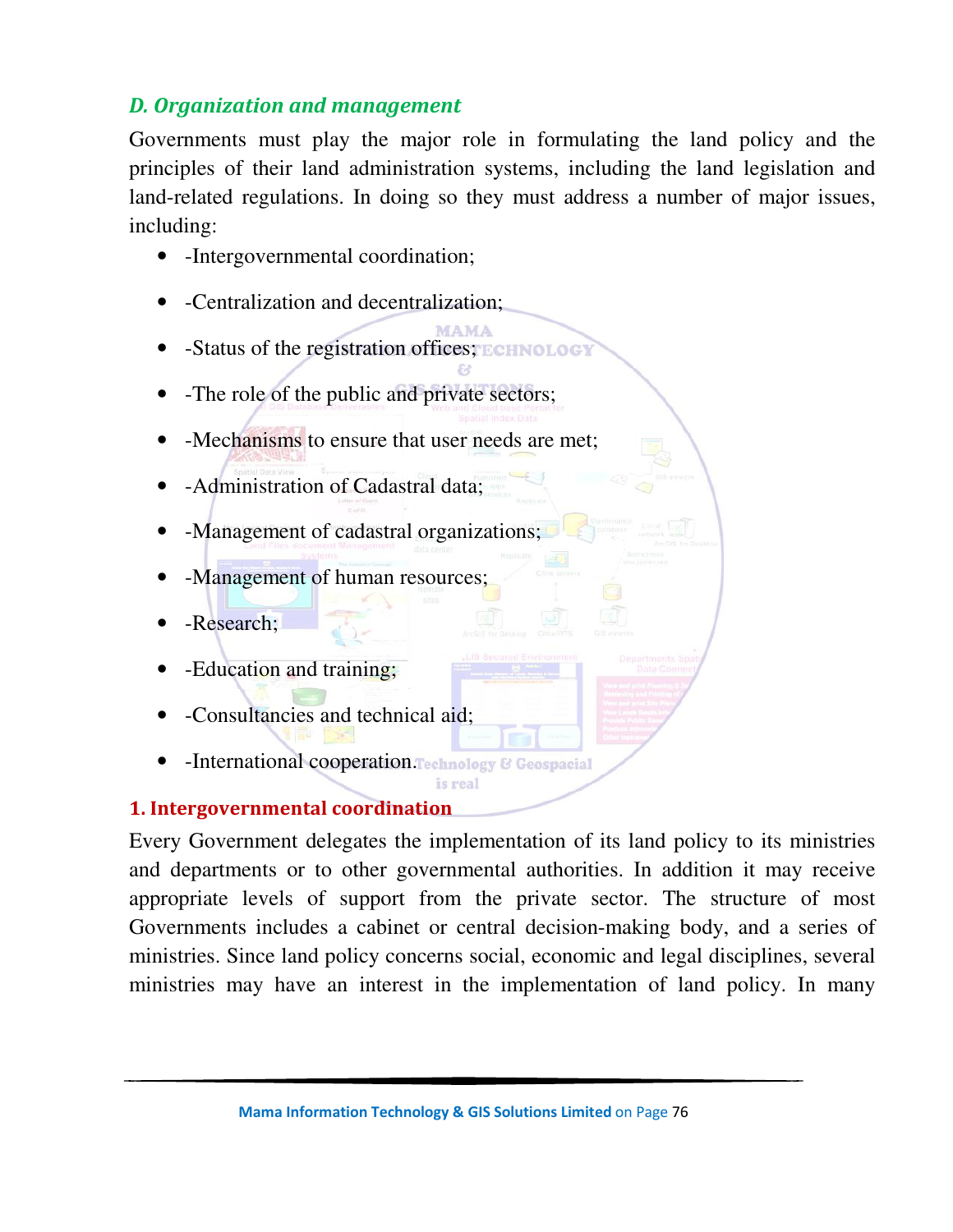### *D. Organization and management*

Governments must play the major role in formulating the land policy and the principles of their land administration systems, including the land legislation and land-related regulations. In doing so they must address a number of major issues, including:

- -Intergovernmental coordination;
- -Centralization and decentralization;
- -Status of the registration offices;
- -The role of the public and private sectors;
- -Mechanisms to ensure that user needs are met;
- -Administration of Cadastral data;
- -Management of cadastral organizations;
- -Management of human resources;
- -Research;
- -Education and training;
- -Consultancies and technical aid;
- -International cooperation.

#### 1. Intergovernmental coordination

Every Government delegates the implementation of its land policy to its ministries and departments or to other governmental authorities. In addition it may receive appropriate levels of support from the private sector. The structure of most Governments includes a cabinet or central decision-making body, and a series of ministries. Since land policy concerns social, economic and legal disciplines, several ministries may have an interest in the implementation of land policy. In many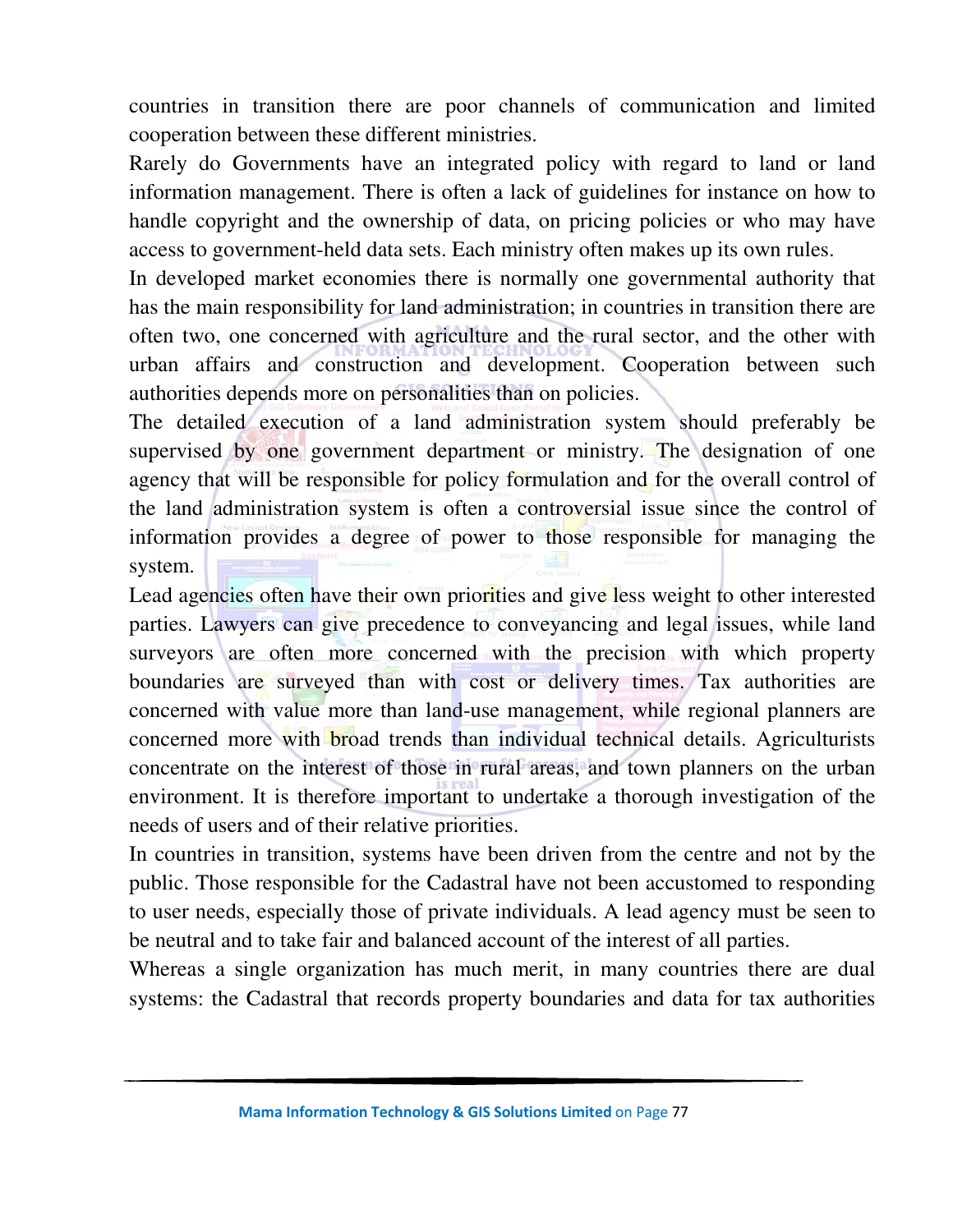countries in transition there are poor channels of communication and limited cooperation between these different ministries.

Rarely do Governments have an integrated policy with regard to land or land information management. There is often a lack of guidelines for instance on how to handle copyright and the ownership of data, on pricing policies or who may have access to government-held data sets. Each ministry often makes up its own rules.

In developed market economies there is normally one governmental authority that has the main responsibility for land administration; in countries in transition there are often two, one concerned with agriculture and the rural sector, and the other with urban affairs and construction and development. Cooperation between such authorities depends more on personalities than on policies.

The detailed execution of a land administration system should preferably be supervised by one government department or ministry. The designation of one agency that will be responsible for policy formulation and for the overall control of the land administration system is often a controversial issue since the control of information provides a degree of power to those responsible for managing the system.

Lead agencies often have their own priorities and give less weight to other interested parties. Lawyers can give precedence to conveyancing and legal issues, while land surveyors are often more concerned with the precision with which property boundaries are surveyed than with cost or delivery times. Tax authorities are concerned with value more than land-use management, while regional planners are concerned more with broad trends than individual technical details. Agriculturists concentrate on the interest of those in rural areas, and town planners on the urban environment. It is therefore important to undertake a thorough investigation of the needs of users and of their relative priorities.

In countries in transition, systems have been driven from the centre and not by the public. Those responsible for the Cadastral have not been accustomed to responding to user needs, especially those of private individuals. A lead agency must be seen to be neutral and to take fair and balanced account of the interest of all parties.

Whereas a single organization has much merit, in many countries there are dual systems: the Cadastral that records property boundaries and data for tax authorities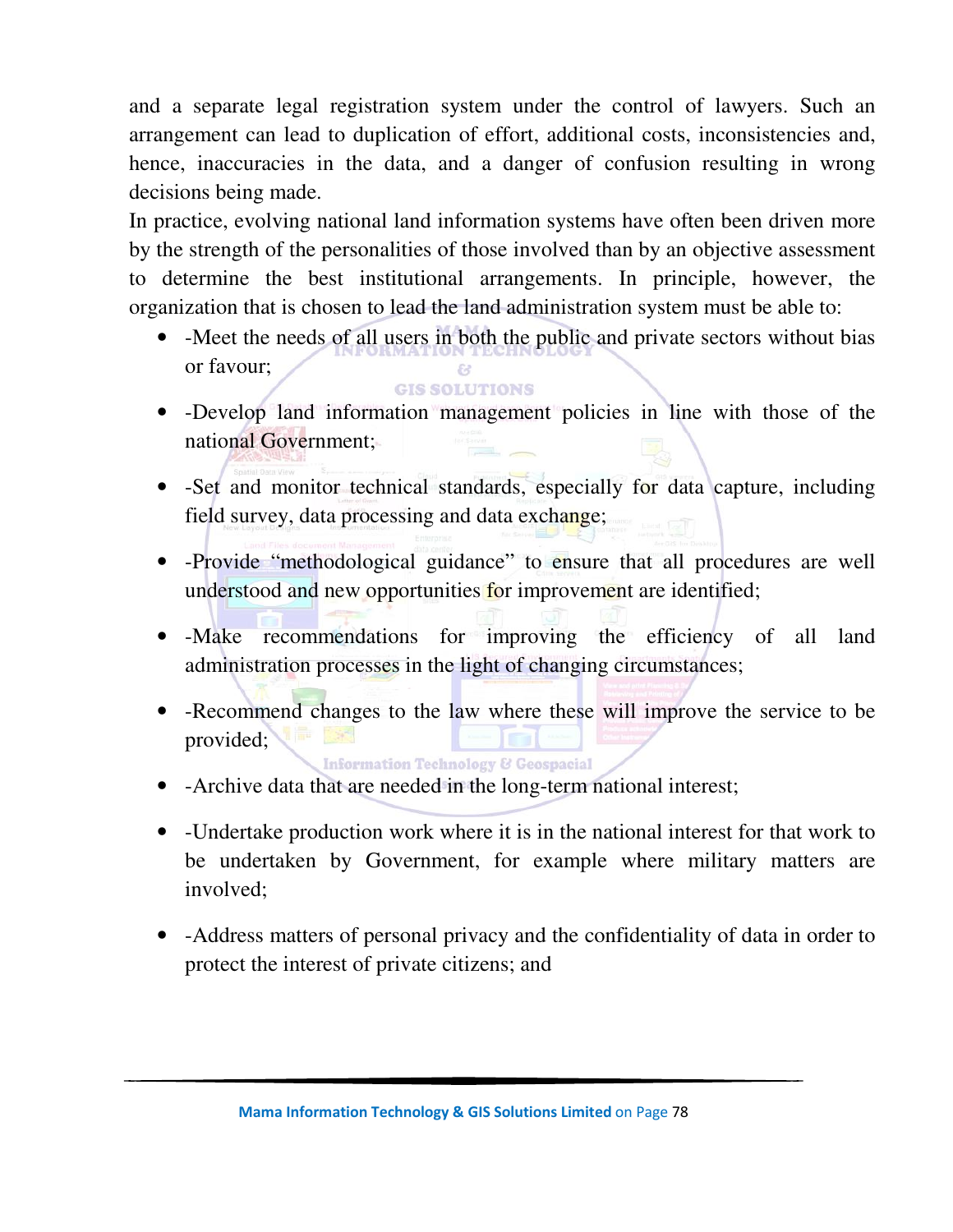and a separate legal registration system under the control of lawyers. Such an arrangement can lead to duplication of effort, additional costs, inconsistencies and, hence, inaccuracies in the data, and a danger of confusion resulting in wrong decisions being made.

In practice, evolving national land information systems have often been driven more by the strength of the personalities of those involved than by an objective assessment to determine the best institutional arrangements. In principle, however, the organization that is chosen to lead the land administration system must be able to:

- -Meet the needs of all users in both the public and private sectors without bias or favour;
- -Develop land information management policies in line with those of the national Government;
- -Set and monitor technical standards, especially for data capture, including field survey, data processing and data exchange;
- -Provide "methodological guidance" to ensure that all procedures are well understood and new opportunities for improvement are identified;
- -Make recommendations for improving the efficiency of all land administration processes in the light of changing circumstances;
- -Recommend changes to the law where these will improve the service to be provided;
- -Archive data that are needed in the long-term national interest;
- -Undertake production work where it is in the national interest for that work to be undertaken by Government, for example where military matters are involved;
- -Address matters of personal privacy and the confidentiality of data in order to protect the interest of private citizens; and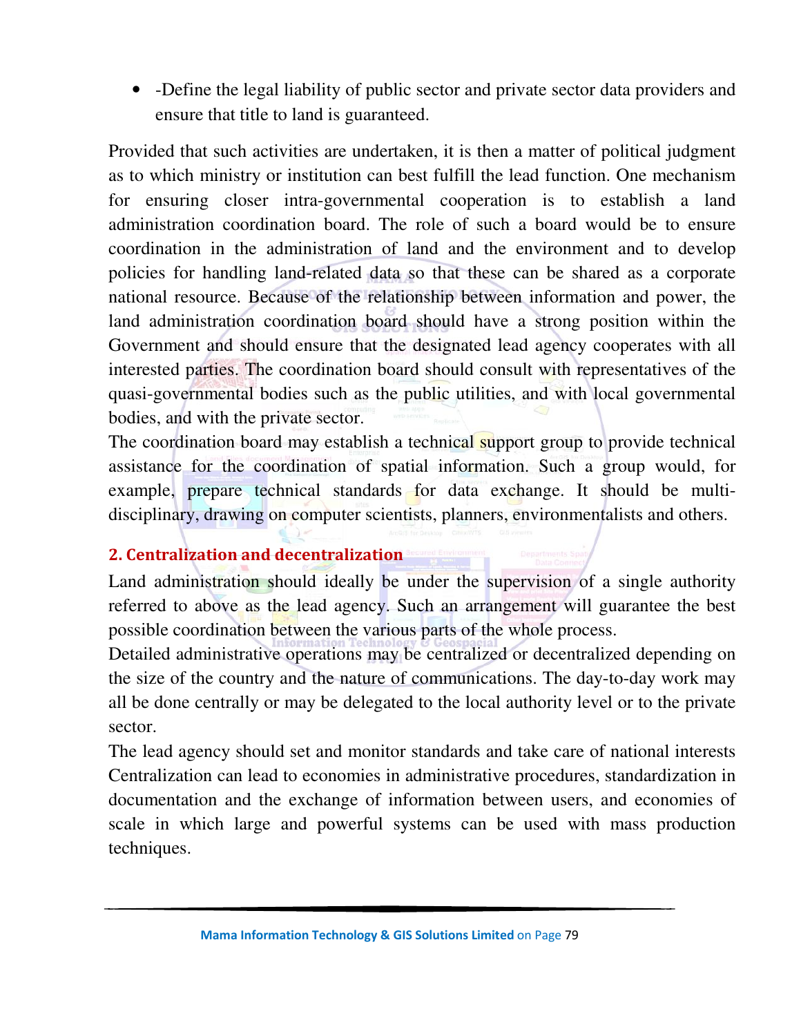- -Define the legal liability of public sector and private sector data providers and ensure that title to land is guaranteed.

Provided that such activities are undertaken, it is then a matter of political judgment as to which ministry or institution can best fulfill the lead function. One mechanism for ensuring closer intra-governmental cooperation is to establish a land administration coordination board. The role of such a board would be to ensure coordination in the administration of land and the environment and to develop policies for handling land-related data so that these can be shared as a corporate national resource. Because of the relationship between information and power, the land administration coordination board should have a strong position within the Government and should ensure that the designated lead agency cooperates with all interested parties. The coordination board should consult with representatives of the quasi-governmental bodies such as the public utilities, and with local governmental bodies, and with the private sector.

The coordination board may establish a technical support group to provide technical assistance for the coordination of spatial information. Such a group would, for example, prepare technical standards for data exchange. It should be multi-disciplinary, drawing on computer scientists, planners, environmentalists and others.

## 2. Centralization and decentralization

Land administration should ideally be under the supervision of a single authority referred to above as the lead agency. Such an arrangement will guarantee the best possible coordination between the various parts of the whole process.

Detailed administrative operations may be centralized or decentralized depending on the size of the country and the nature of communications. The day-to-day work may all be done centrally or may be delegated to the local authority level or to the private sector.

The lead agency should set and monitor standards and take care of national interests Centralization can lead to economies in administrative procedures, standardization in documentation and the exchange of information between users, and economies of scale in which large and powerful systems can be used with mass production techniques.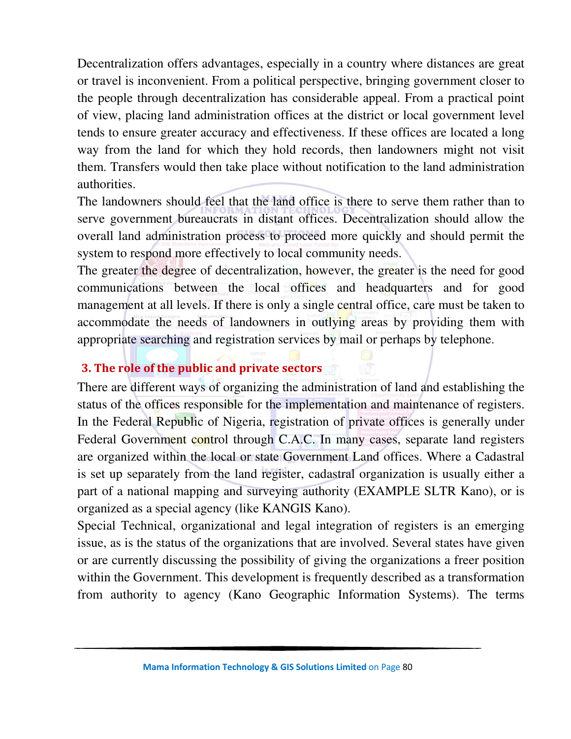Decentralization offers advantages, especially in a country where distances are great or travel is inconvenient. From a political perspective, bringing government closer to the people through decentralization has considerable appeal. From a practical point of view, placing land administration offices at the district or local government level tends to ensure greater accuracy and effectiveness. If these offices are located a long way from the land for which they hold records, then landowners might not visit them. Transfers would then take place without notification to the land administration authorities.

The landowners should feel that the land office is there to serve them rather than to serve government bureaucrats in distant offices. Decentralization should allow the overall land administration process to proceed more quickly and should permit the system to respond more effectively to local community needs.

The greater the degree of decentralization, however, the greater is the need for good communications between the local offices and headquarters and for good management at all levels. If there is only a single central office, care must be taken to accommodate the needs of landowners in outlying areas by providing them with appropriate searching and registration services by mail or perhaps by telephone.

## 3. The role of the public and private sectors

There are different ways of organizing the administration of land and establishing the status of the offices responsible for the implementation and maintenance of registers. In the Federal Republic of Nigeria, registration of private offices is generally under Federal Government control through C.A.C. In many cases, separate land registers are organized within the local or state Government Land offices. Where a Cadastral is set up separately from the land register, cadastral organization is usually either a part of a national mapping and surveying authority (EXAMPLE SLTR Kano), or is organized as a special agency (like KANGIS Kano).

Special Technical, organizational and legal integration of registers is an emerging issue, as is the status of the organizations that are involved. Several states have given or are currently discussing the possibility of giving the organizations a freer position within the Government. This development is frequently described as a transformation from authority to agency (Kano Geographic Information Systems). The terms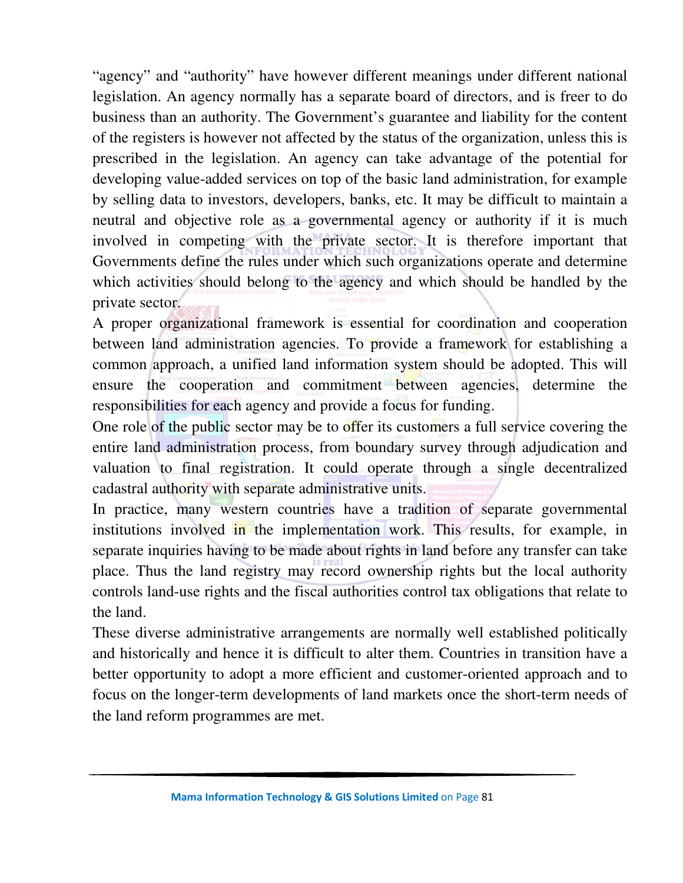"agency" and "authority" have however different meanings under different national legislation. An agency normally has a separate board of directors, and is freer to do business than an authority. The Government's guarantee and liability for the content of the registers is however not affected by the status of the organization, unless this is prescribed in the legislation. An agency can take advantage of the potential for developing value-added services on top of the basic land administration, for example by selling data to investors, developers, banks, etc. It may be difficult to maintain a neutral and objective role as a governmental agency or authority if it is much involved in competing with the private sector. It is therefore important that Governments define the rules under which such organizations operate and determine which activities should belong to the agency and which should be handled by the private sector.

A proper organizational framework is essential for coordination and cooperation between land administration agencies. To provide a framework for establishing a common approach, a unified land information system should be adopted. This will ensure the cooperation and commitment between agencies, determine the responsibilities for each agency and provide a focus for funding.

One role of the public sector may be to offer its customers a full service covering the entire land administration process, from boundary survey through adjudication and valuation to final registration. It could operate through a single decentralized cadastral authority with separate administrative units.

In practice, many western countries have a tradition of separate governmental institutions involved in the implementation work. This results, for example, in separate inquiries having to be made about rights in land before any transfer can take place. Thus the land registry may record ownership rights but the local authority controls land-use rights and the fiscal authorities control tax obligations that relate to the land.

These diverse administrative arrangements are normally well established politically and historically and hence it is difficult to alter them. Countries in transition have a better opportunity to adopt a more efficient and customer-oriented approach and to focus on the longer-term developments of land markets once the short-term needs of the land reform programmes are met.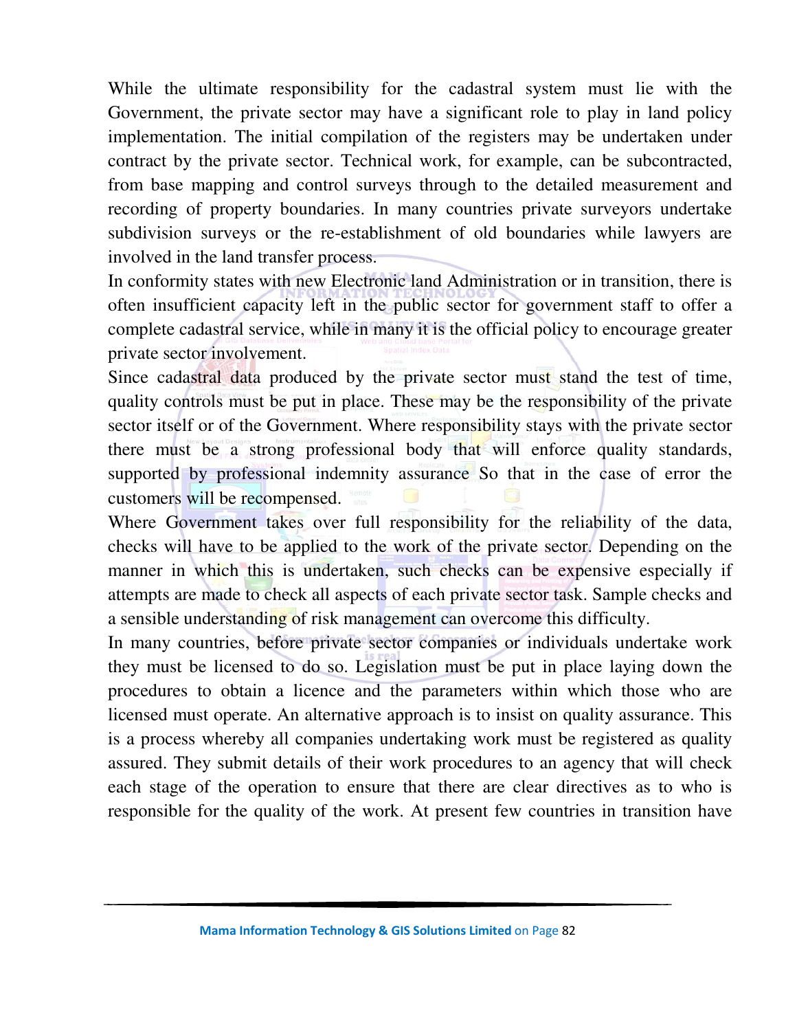While the ultimate responsibility for the cadastral system must lie with the Government, the private sector may have a significant role to play in land policy implementation. The initial compilation of the registers may be undertaken under contract by the private sector. Technical work, for example, can be subcontracted, from base mapping and control surveys through to the detailed measurement and recording of property boundaries. In many countries private surveyors undertake subdivision surveys or the re-establishment of old boundaries while lawyers are involved in the land transfer process.

In conformity states with new Electronic land Administration or in transition, there is often insufficient capacity left in the public sector for government staff to offer a complete cadastral service, while in many it is the official policy to encourage greater private sector involvement.

Since cadastral data produced by the private sector must stand the test of time, quality controls must be put in place. These may be the responsibility of the private sector itself or of the Government. Where responsibility stays with the private sector there must be a strong professional body that will enforce quality standards, supported by professional indemnity assurance So that in the case of error the customers will be recompensed.

Where Government takes over full responsibility for the reliability of the data, checks will have to be applied to the work of the private sector. Depending on the manner in which this is undertaken, such checks can be expensive especially if attempts are made to check all aspects of each private sector task. Sample checks and a sensible understanding of risk management can overcome this difficulty.

In many countries, before private sector companies or individuals undertake work they must be licensed to do so. Legislation must be put in place laying down the procedures to obtain a licence and the parameters within which those who are licensed must operate. An alternative approach is to insist on quality assurance. This is a process whereby all companies undertaking work must be registered as quality assured. They submit details of their work procedures to an agency that will check each stage of the operation to ensure that there are clear directives as to who is responsible for the quality of the work. At present few countries in transition have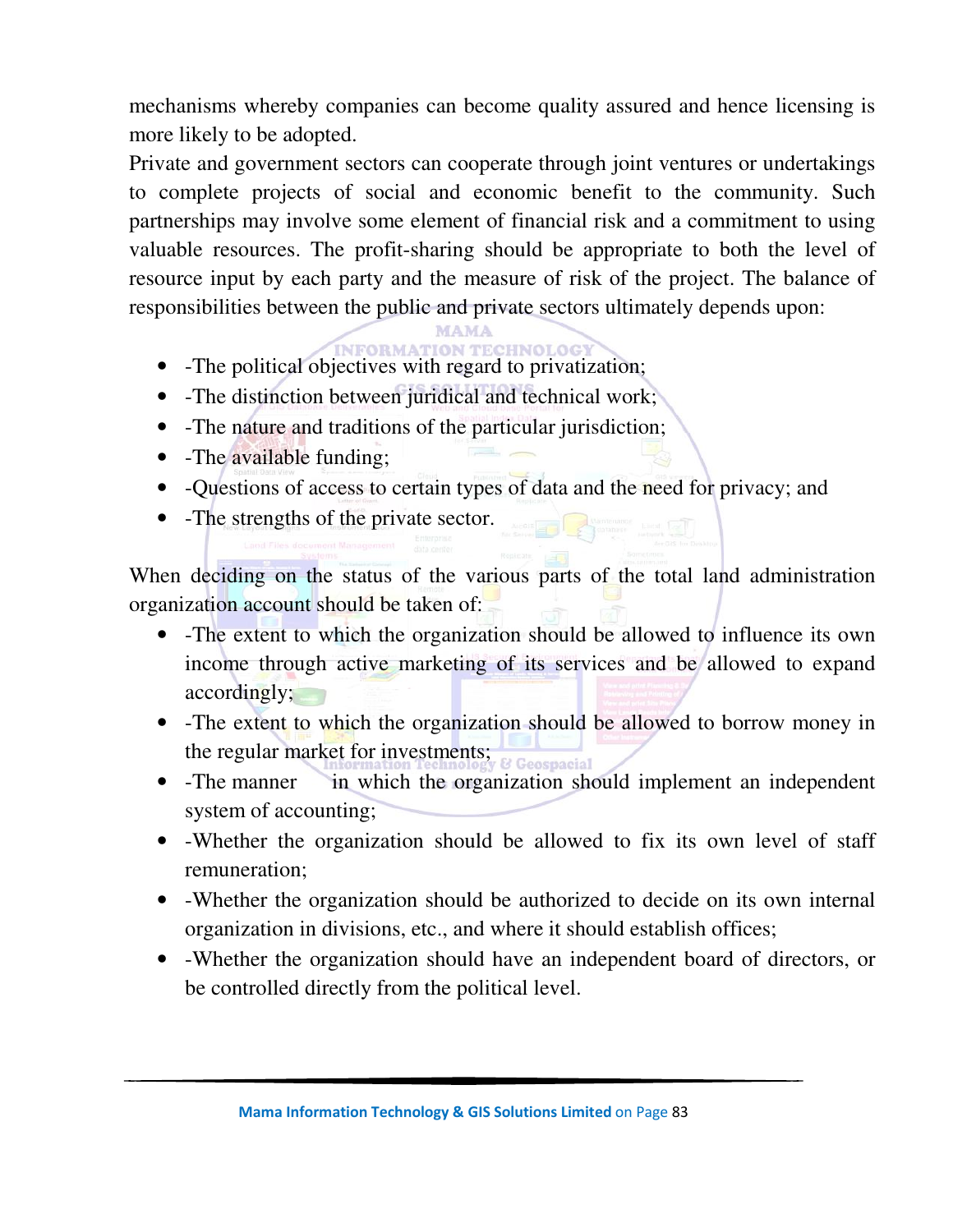mechanisms whereby companies can become quality assured and hence licensing is more likely to be adopted.

Private and government sectors can cooperate through joint ventures or undertakings to complete projects of social and economic benefit to the community. Such partnerships may involve some element of financial risk and a commitment to using valuable resources. The profit-sharing should be appropriate to both the level of resource input by each party and the measure of risk of the project. The balance of responsibilities between the public and private sectors ultimately depends upon:

- -The political objectives with regard to privatization;
- -The distinction between juridical and technical work;
- -The nature and traditions of the particular jurisdiction;
- -The available funding;
- -Questions of access to certain types of data and the need for privacy; and
- -The strengths of the private sector.

When deciding on the status of the various parts of the total land administration organization account should be taken of:

- -The extent to which the organization should be allowed to influence its own income through active marketing of its services and be allowed to expand accordingly;
- -The extent to which the organization should be allowed to borrow money in the regular market for investments;
- -The manner in which the organization should implement an independent system of accounting;
- -Whether the organization should be allowed to fix its own level of staff remuneration;
- -Whether the organization should be authorized to decide on its own internal organization in divisions, etc., and where it should establish offices;
- -Whether the organization should have an independent board of directors, or be controlled directly from the political level.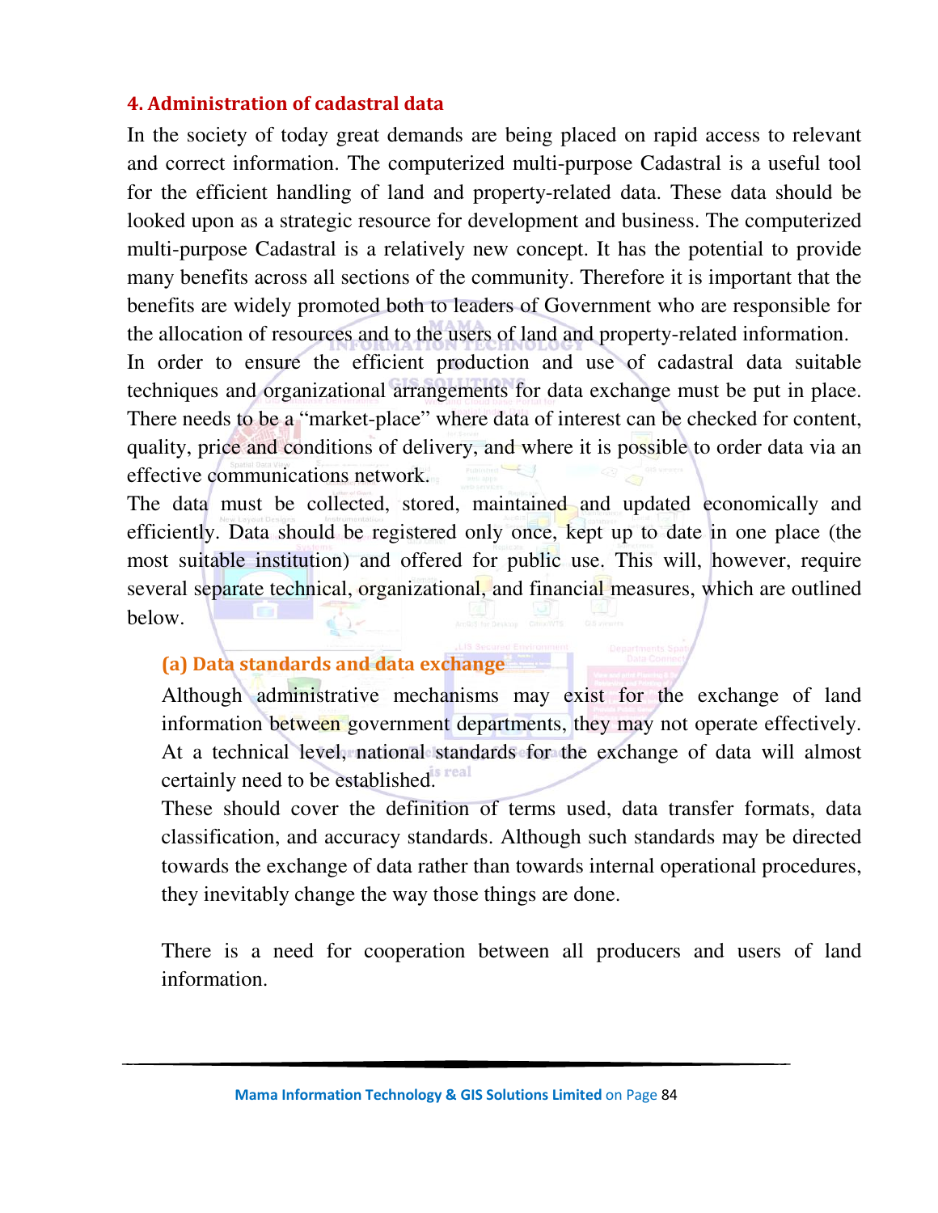## 4. Administration of cadastral data

In the society of today great demands are being placed on rapid access to relevant and correct information. The computerized multi-purpose Cadastral is a useful tool for the efficient handling of land and property-related data. These data should be looked upon as a strategic resource for development and business. The computerized multi-purpose Cadastral is a relatively new concept. It has the potential to provide many benefits across all sections of the community. Therefore it is important that the benefits are widely promoted both to leaders of Government who are responsible for the allocation of resources and to the users of land and property-related information.

In order to ensure the efficient production and use of cadastral data suitable techniques and organizational arrangements for data exchange must be put in place. There needs to be a "market-place" where data of interest can be checked for content, quality, price and conditions of delivery, and where it is possible to order data via an effective communications network.

The data must be collected, stored, maintained and updated economically and efficiently. Data should be registered only once, kept up to date in one place (the most suitable institution) and offered for public use. This will, however, require several separate technical, organizational, and financial measures, which are outlined below.

### (a) Data standards and data exchange

Although administrative mechanisms may exist for the exchange of land information between government departments, they may not operate effectively. At a technical level, national standards for the exchange of data will almost certainly need to be established.

These should cover the definition of terms used, data transfer formats, data classification, and accuracy standards. Although such standards may be directed towards the exchange of data rather than towards internal operational procedures, they inevitably change the way those things are done.

There is a need for cooperation between all producers and users of land information.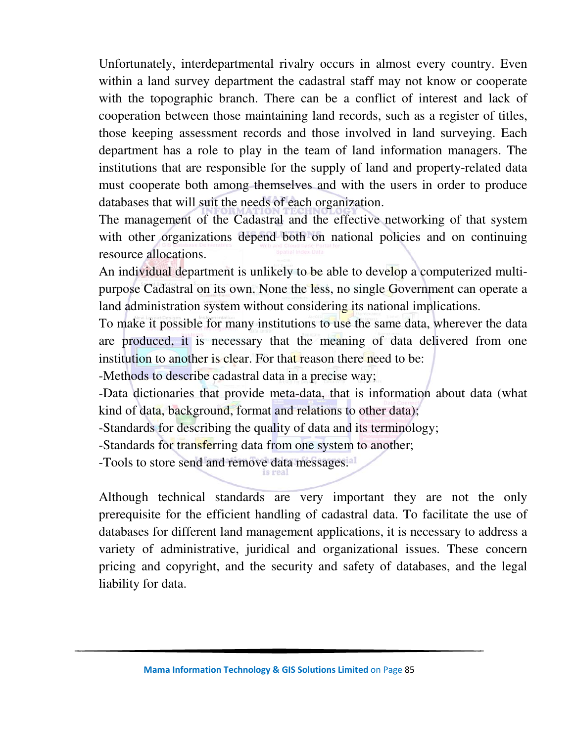Unfortunately, interdepartmental rivalry occurs in almost every country. Even within a land survey department the cadastral staff may not know or cooperate with the topographic branch. There can be a conflict of interest and lack of cooperation between those maintaining land records, such as a register of titles, those keeping assessment records and those involved in land surveying. Each department has a role to play in the team of land information managers. The institutions that are responsible for the supply of land and property-related data must cooperate both among themselves and with the users in order to produce databases that will suit the needs of each organization.

The management of the Cadastral and the effective networking of that system with other organizations depend both on national policies and on continuing resource allocations.

An individual department is unlikely to be able to develop a computerized multi-purpose Cadastral on its own. None the less, no single Government can operate a land administration system without considering its national implications.

To make it possible for many institutions to use the same data, wherever the data are produced, it is necessary that the meaning of data delivered from one institution to another is clear. For that reason there need to be:

-Methods to describe cadastral data in a precise way;

-Data dictionaries that provide meta-data, that is information about data (what kind of data, background, format and relations to other data);

-Standards for describing the quality of data and its terminology;

-Standards for transferring data from one system to another;

-Tools to store send and remove data messages.

Although technical standards are very important they are not the only prerequisite for the efficient handling of cadastral data. To facilitate the use of databases for different land management applications, it is necessary to address a variety of administrative, juridical and organizational issues. These concern pricing and copyright, and the security and safety of databases, and the legal liability for data.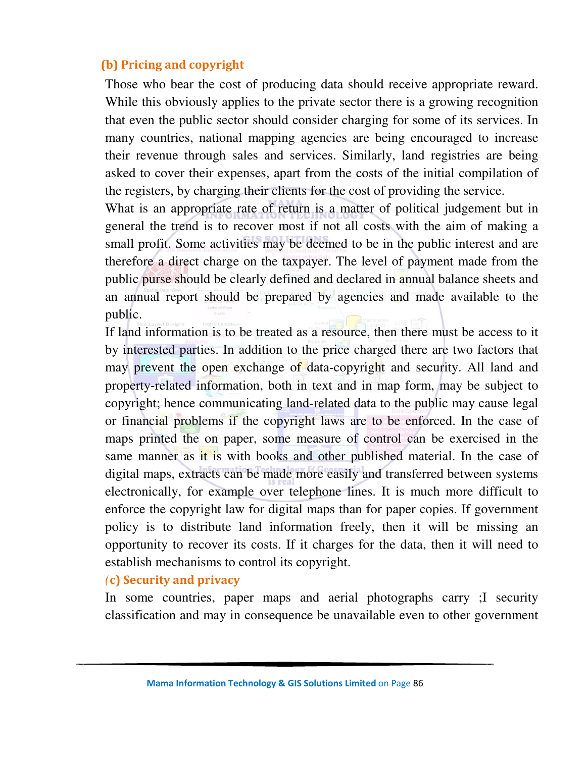### (b) Pricing and copyright

Those who bear the cost of producing data should receive appropriate reward. While this obviously applies to the private sector there is a growing recognition that even the public sector should consider charging for some of its services. In many countries, national mapping agencies are being encouraged to increase their revenue through sales and services. Similarly, land registries are being asked to cover their expenses, apart from the costs of the initial compilation of the registers, by charging their clients for the cost of providing the service.

What is an appropriate rate of return is a matter of political judgement but in general the trend is to recover most if not all costs with the aim of making a small profit. Some activities may be deemed to be in the public interest and are therefore a direct charge on the taxpayer. The level of payment made from the public purse should be clearly defined and declared in annual balance sheets and an annual report should be prepared by agencies and made available to the public.

If land information is to be treated as a resource, then there must be access to it by interested parties. In addition to the price charged there are two factors that may prevent the open exchange of data-copyright and security. All land and property-related information, both in text and in map form, may be subject to copyright; hence communicating land-related data to the public may cause legal or financial problems if the copyright laws are to be enforced. In the case of maps printed the on paper, some measure of control can be exercised in the same manner as it is with books and other published material. In the case of digital maps, extracts can be made more easily and transferred between systems electronically, for example over telephone lines. It is much more difficult to enforce the copyright law for digital maps than for paper copies. If government policy is to distribute land information freely, then it will be missing an opportunity to recover its costs. If it charges for the data, then it will need to establish mechanisms to control its copyright.

### (c) Security and privacy

In some countries, paper maps and aerial photographs carry ;I security classification and may in consequence be unavailable even to other government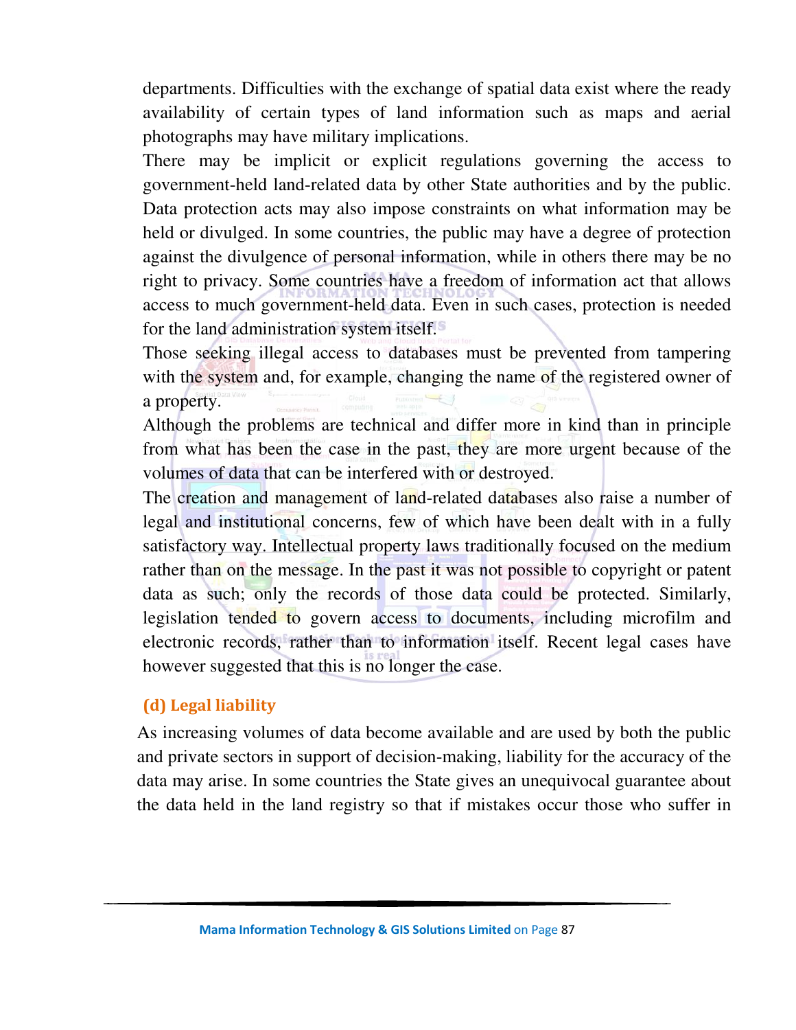departments. Difficulties with the exchange of spatial data exist where the ready availability of certain types of land information such as maps and aerial photographs may have military implications.

There may be implicit or explicit regulations governing the access to government-held land-related data by other State authorities and by the public. Data protection acts may also impose constraints on what information may be held or divulged. In some countries, the public may have a degree of protection against the divulgence of personal information, while in others there may be no right to privacy. Some countries have a freedom of information act that allows access to much government-held data. Even in such cases, protection is needed for the land administration system itself.

Those seeking illegal access to databases must be prevented from tampering with the system and, for example, changing the name of the registered owner of a property.

Although the problems are technical and differ more in kind than in principle from what has been the case in the past, they are more urgent because of the volumes of data that can be interfered with or destroyed.

The creation and management of land-related databases also raise a number of legal and institutional concerns, few of which have been dealt with in a fully satisfactory way. Intellectual property laws traditionally focused on the medium rather than on the message. In the past it was not possible to copyright or patent data as such; only the records of those data could be protected. Similarly, legislation tended to govern access to documents, including microfilm and electronic records, rather than to information itself. Recent legal cases have however suggested that this is no longer the case.

### (d) Legal liability

As increasing volumes of data become available and are used by both the public and private sectors in support of decision-making, liability for the accuracy of the data may arise. In some countries the State gives an unequivocal guarantee about the data held in the land registry so that if mistakes occur those who suffer in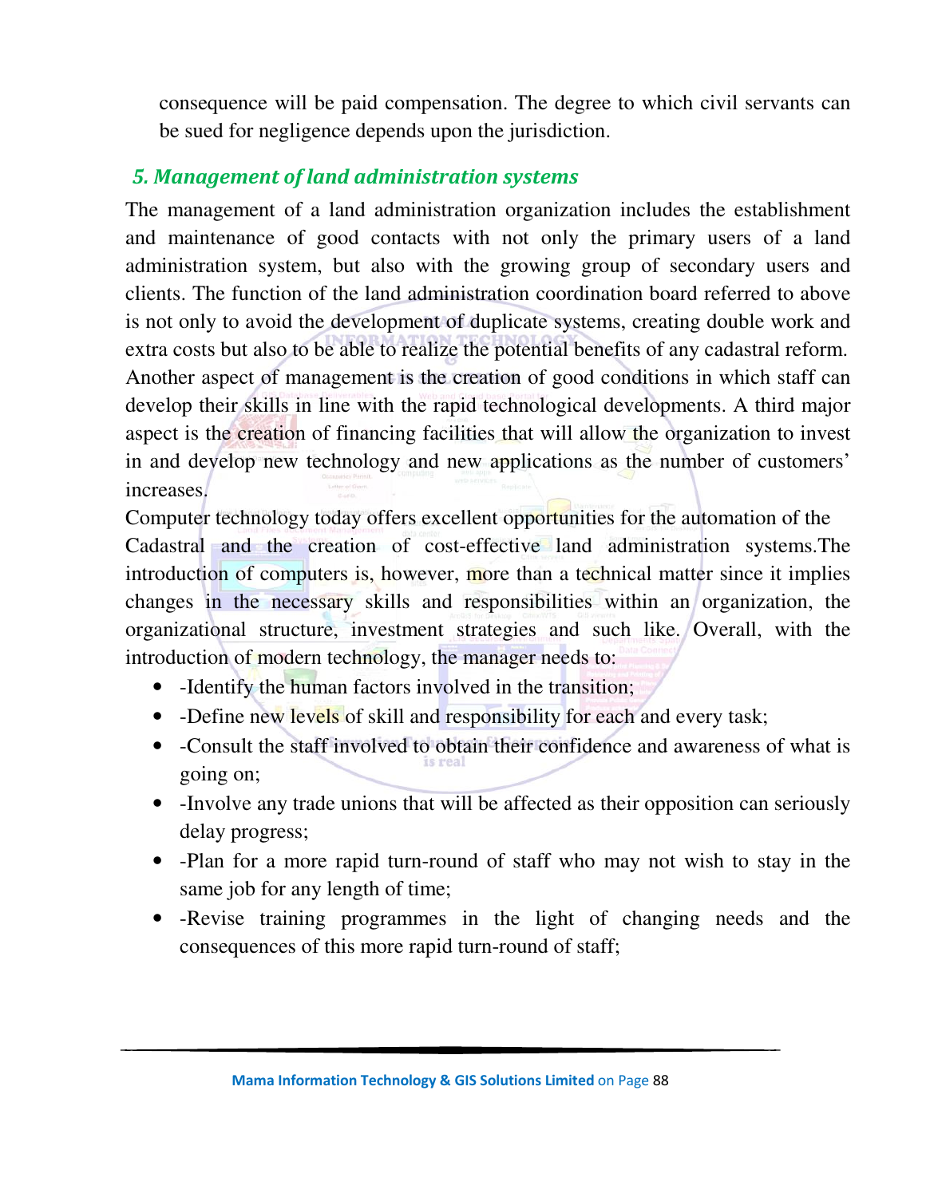consequence will be paid compensation. The degree to which civil servants can be sued for negligence depends upon the jurisdiction.

## *5. Management of land administration systems*

The management of a land administration organization includes the establishment and maintenance of good contacts with not only the primary users of a land administration system, but also with the growing group of secondary users and clients. The function of the land administration coordination board referred to above is not only to avoid the development of duplicate systems, creating double work and extra costs but also to be able to realize the potential benefits of any cadastral reform. Another aspect of management is the creation of good conditions in which staff can develop their skills in line with the rapid technological developments. A third major aspect is the creation of financing facilities that will allow the organization to invest in and develop new technology and new applications as the number of customers' increases.

Computer technology today offers excellent opportunities for the automation of the Cadastral and the creation of cost-effective land administration systems.The introduction of computers is, however, more than a technical matter since it implies changes in the necessary skills and responsibilities within an organization, the organizational structure, investment strategies and such like. Overall, with the introduction of modern technology, the manager needs to:

- -Identify the human factors involved in the transition;
- -Define new levels of skill and responsibility for each and every task;
- -Consult the staff involved to obtain their confidence and awareness of what is going on;
- -Involve any trade unions that will be affected as their opposition can seriously delay progress;
- -Plan for a more rapid turn-round of staff who may not wish to stay in the same job for any length of time;
- -Revise training programmes in the light of changing needs and the consequences of this more rapid turn-round of staff;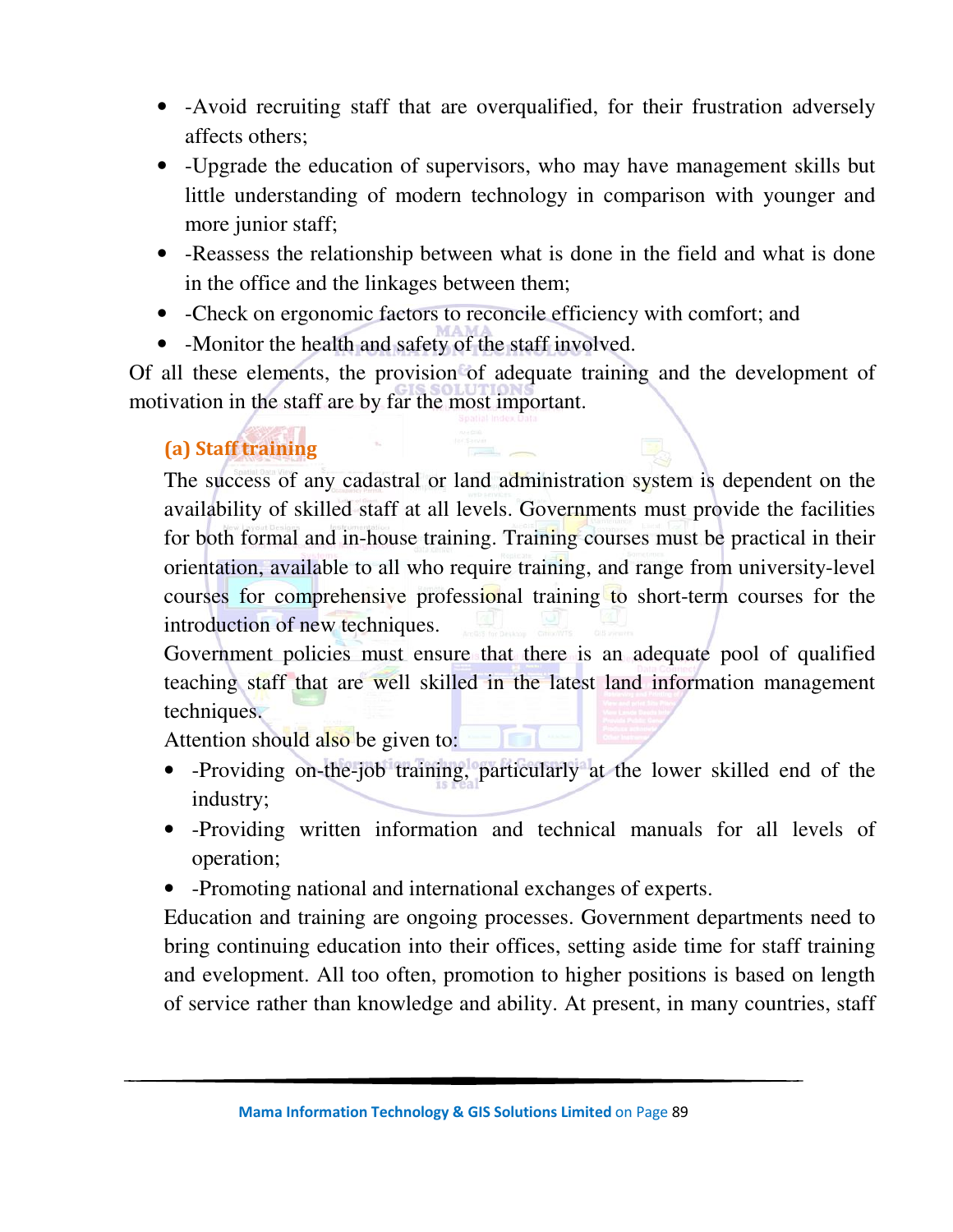- -Avoid recruiting staff that are overqualified, for their frustration adversely affects others;
- -Upgrade the education of supervisors, who may have management skills but little understanding of modern technology in comparison with younger and more junior staff;
- -Reassess the relationship between what is done in the field and what is done in the office and the linkages between them;
- -Check on ergonomic factors to reconcile efficiency with comfort; and
- -Monitor the health and safety of the staff involved.

Of all these elements, the provision of adequate training and the development of motivation in the staff are by far the most important.

### (a) Staff training

The success of any cadastral or land administration system is dependent on the availability of skilled staff at all levels. Governments must provide the facilities for both formal and in-house training. Training courses must be practical in their orientation, available to all who require training, and range from university-level courses for comprehensive professional training to short-term courses for the introduction of new techniques.

Government policies must ensure that there is an adequate pool of qualified teaching staff that are well skilled in the latest land information management techniques.

Attention should also be given to:

- -Providing on-the-job training, particularly at the lower skilled end of the industry;
- -Providing written information and technical manuals for all levels of operation;
- -Promoting national and international exchanges of experts.

Education and training are ongoing processes. Government departments need to bring continuing education into their offices, setting aside time for staff training and evelopment. All too often, promotion to higher positions is based on length of service rather than knowledge and ability. At present, in many countries, staff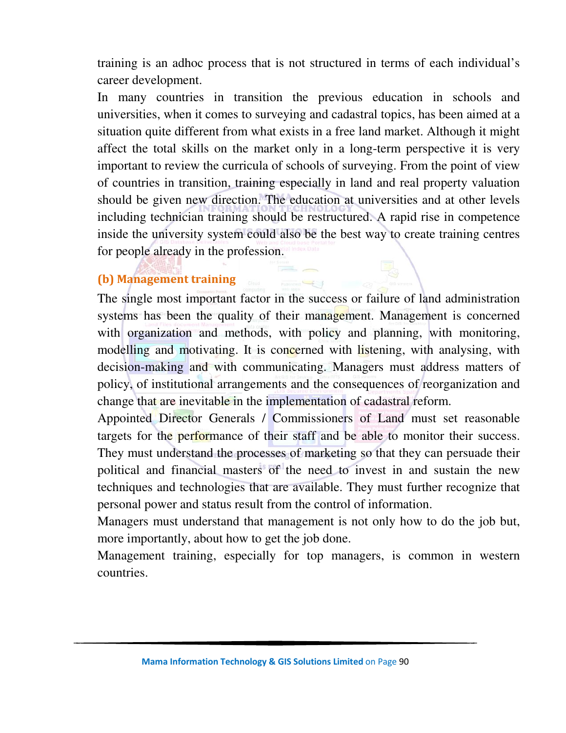training is an adhoc process that is not structured in terms of each individual's career development.

In many countries in transition the previous education in schools and universities, when it comes to surveying and cadastral topics, has been aimed at a situation quite different from what exists in a free land market. Although it might affect the total skills on the market only in a long-term perspective it is very important to review the curricula of schools of surveying. From the point of view of countries in transition, training especially in land and real property valuation should be given new direction. The education at universities and at other levels including technician training should be restructured. A rapid rise in competence inside the university system could also be the best way to create training centres for people already in the profession.

### (b) Management training

The single most important factor in the success or failure of land administration systems has been the quality of their management. Management is concerned with organization and methods, with policy and planning, with monitoring, modelling and motivating. It is concerned with listening, with analysing, with decision-making and with communicating. Managers must address matters of policy, of institutional arrangements and the consequences of reorganization and change that are inevitable in the implementation of cadastral reform.

Appointed Director Generals / Commissioners of Land must set reasonable targets for the performance of their staff and be able to monitor their success. They must understand the processes of marketing so that they can persuade their political and financial masters of the need to invest in and sustain the new techniques and technologies that are available. They must further recognize that personal power and status result from the control of information.

Managers must understand that management is not only how to do the job but, more importantly, about how to get the job done.

Management training, especially for top managers, is common in western countries.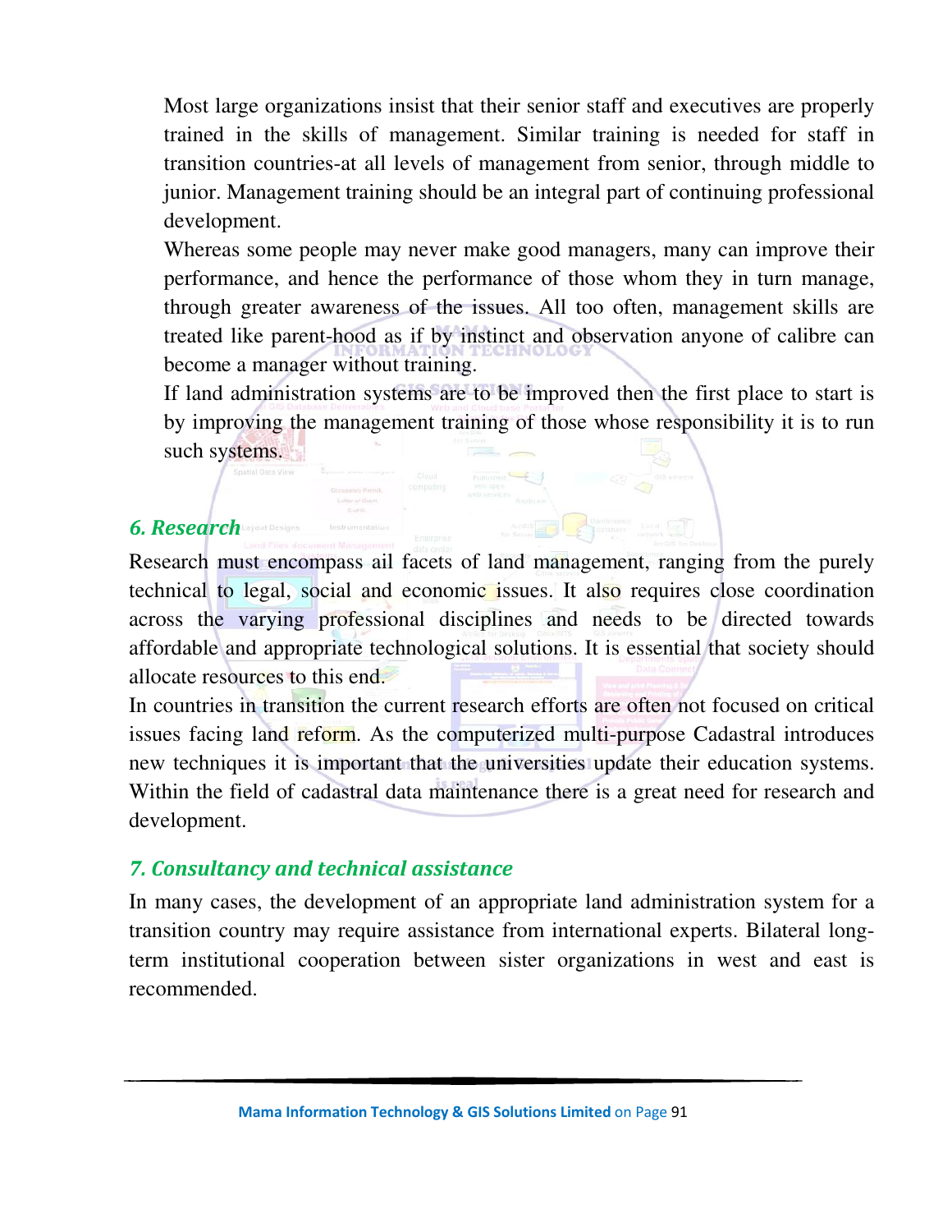Most large organizations insist that their senior staff and executives are properly trained in the skills of management. Similar training is needed for staff in transition countries-at all levels of management from senior, through middle to junior. Management training should be an integral part of continuing professional development.

Whereas some people may never make good managers, many can improve their performance, and hence the performance of those whom they in turn manage, through greater awareness of the issues. All too often, management skills are treated like parent-hood as if by instinct and observation anyone of calibre can become a manager without training.

If land administration systems are to be improved then the first place to start is by improving the management training of those whose responsibility it is to run such systems.

## *6. Research*

Research must encompass ail facets of land management, ranging from the purely technical to legal, social and economic issues. It also requires close coordination across the varying professional disciplines and needs to be directed towards affordable and appropriate technological solutions. It is essential that society should allocate resources to this end.

In countries in transition the current research efforts are often not focused on critical issues facing land reform. As the computerized multi-purpose Cadastral introduces new techniques it is important that the universities update their education systems. Within the field of cadastral data maintenance there is a great need for research and development.

## *7. Consultancy and technical assistance*

In many cases, the development of an appropriate land administration system for a transition country may require assistance from international experts. Bilateral long-term institutional cooperation between sister organizations in west and east is recommended.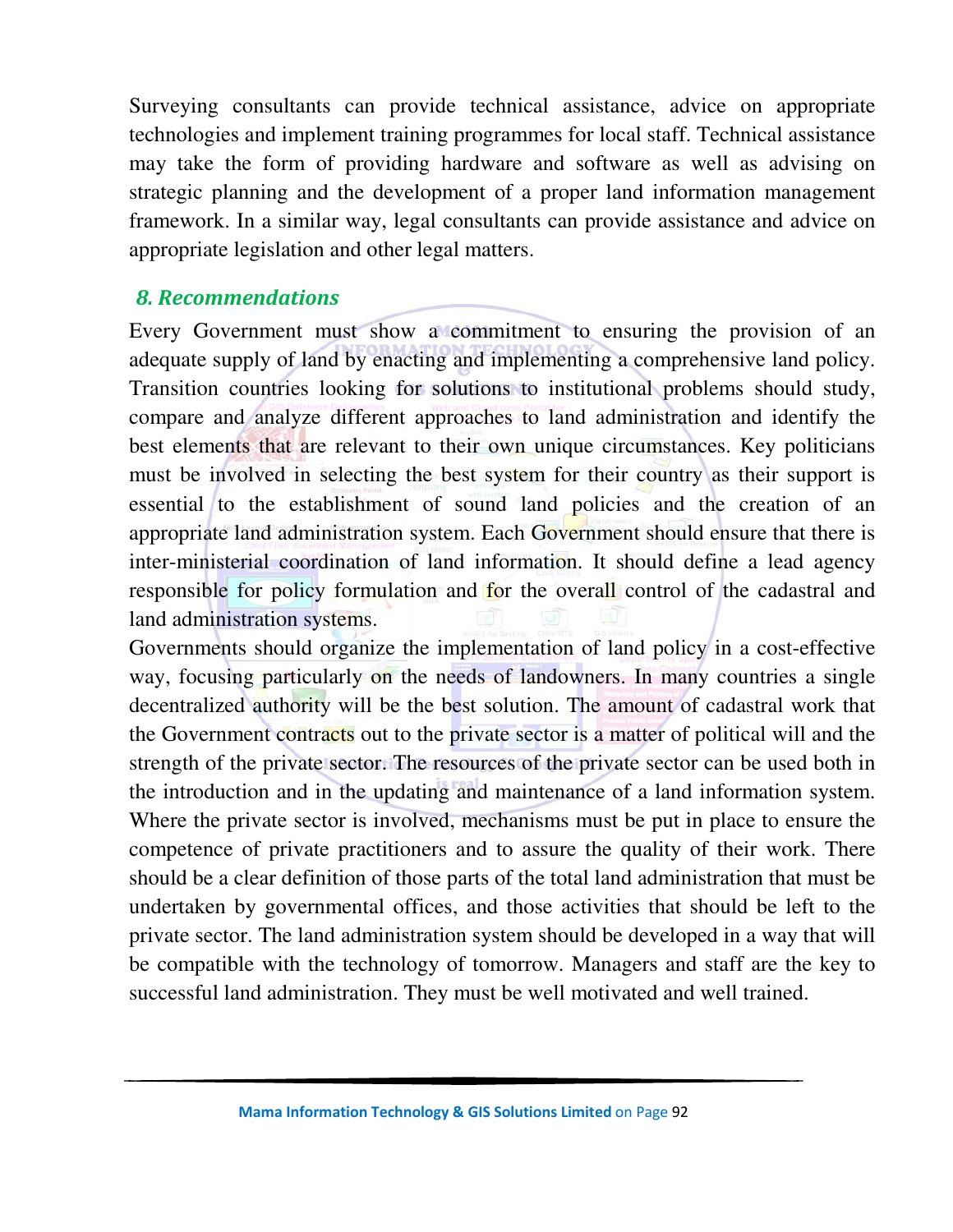Surveying consultants can provide technical assistance, advice on appropriate technologies and implement training programmes for local staff. Technical assistance may take the form of providing hardware and software as well as advising on strategic planning and the development of a proper land information management framework. In a similar way, legal consultants can provide assistance and advice on appropriate legislation and other legal matters.

## *8. Recommendations*

Every Government must show a commitment to ensuring the provision of an adequate supply of land by enacting and implementing a comprehensive land policy. Transition countries looking for solutions to institutional problems should study, compare and analyze different approaches to land administration and identify the best elements that are relevant to their own unique circumstances. Key politicians must be involved in selecting the best system for their country as their support is essential to the establishment of sound land policies and the creation of an appropriate land administration system. Each Government should ensure that there is inter-ministerial coordination of land information. It should define a lead agency responsible for policy formulation and for the overall control of the cadastral and land administration systems.

Governments should organize the implementation of land policy in a cost-effective way, focusing particularly on the needs of landowners. In many countries a single decentralized authority will be the best solution. The amount of cadastral work that the Government contracts out to the private sector is a matter of political will and the strength of the private sector. The resources of the private sector can be used both in the introduction and in the updating and maintenance of a land information system. Where the private sector is involved, mechanisms must be put in place to ensure the competence of private practitioners and to assure the quality of their work. There should be a clear definition of those parts of the total land administration that must be undertaken by governmental offices, and those activities that should be left to the private sector. The land administration system should be developed in a way that will be compatible with the technology of tomorrow. Managers and staff are the key to successful land administration. They must be well motivated and well trained.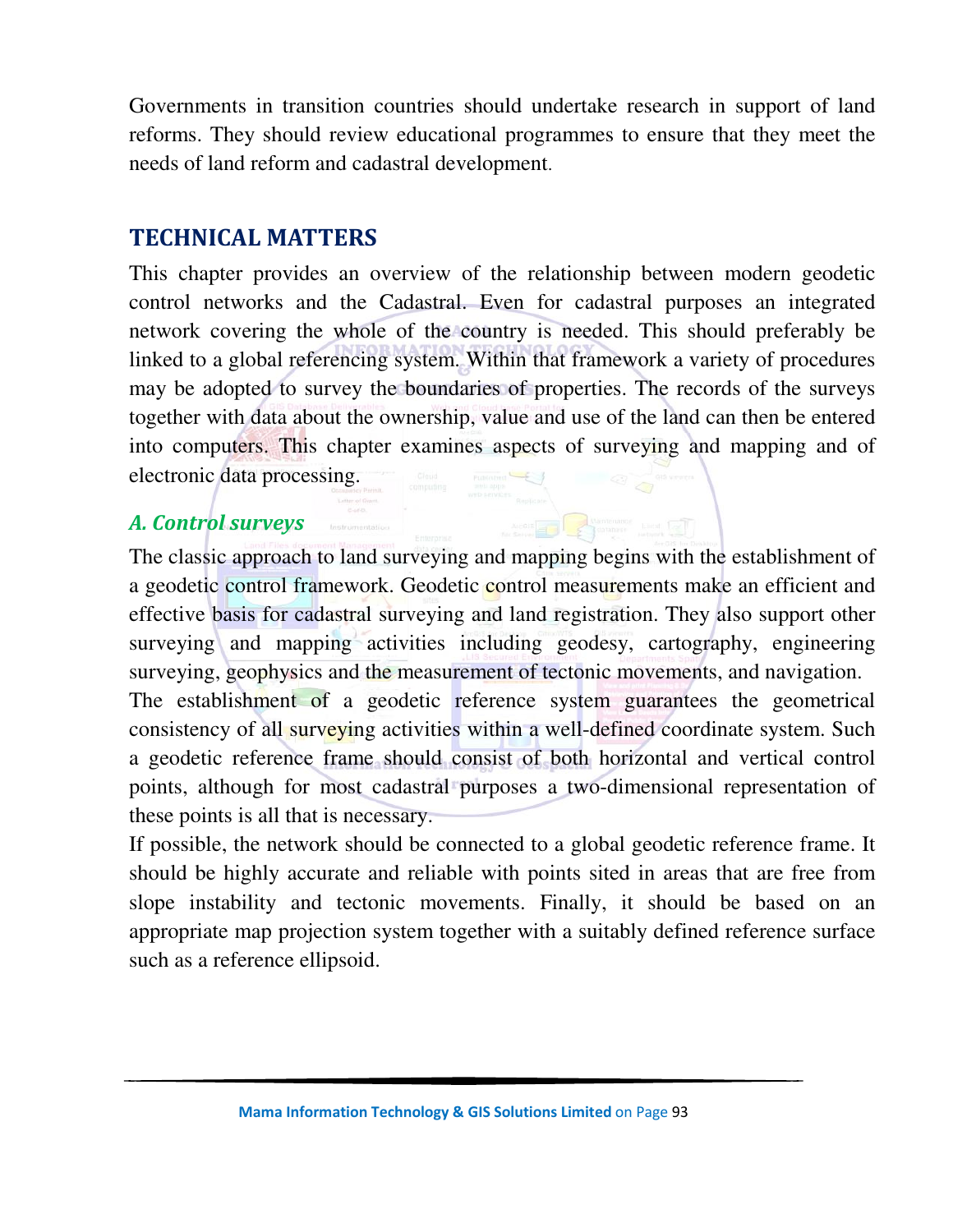Governments in transition countries should undertake research in support of land reforms. They should review educational programmes to ensure that they meet the needs of land reform and cadastral development.

## TECHNICAL MATTERS

This chapter provides an overview of the relationship between modern geodetic control networks and the Cadastral. Even for cadastral purposes an integrated network covering the whole of the country is needed. This should preferably be linked to a global referencing system. Within that framework a variety of procedures may be adopted to survey the boundaries of properties. The records of the surveys together with data about the ownership, value and use of the land can then be entered into computers. This chapter examines aspects of surveying and mapping and of electronic data processing.

### *A. Control surveys*

The classic approach to land surveying and mapping begins with the establishment of a geodetic control framework. Geodetic control measurements make an efficient and effective basis for cadastral surveying and land registration. They also support other surveying and mapping activities including geodesy, cartography, engineering surveying, geophysics and the measurement of tectonic movements, and navigation.

The establishment of a geodetic reference system guarantees the geometrical consistency of all surveying activities within a well-defined coordinate system. Such a geodetic reference frame should consist of both horizontal and vertical control points, although for most cadastral purposes a two-dimensional representation of these points is all that is necessary.

If possible, the network should be connected to a global geodetic reference frame. It should be highly accurate and reliable with points sited in areas that are free from slope instability and tectonic movements. Finally, it should be based on an appropriate map projection system together with a suitably defined reference surface such as a reference ellipsoid.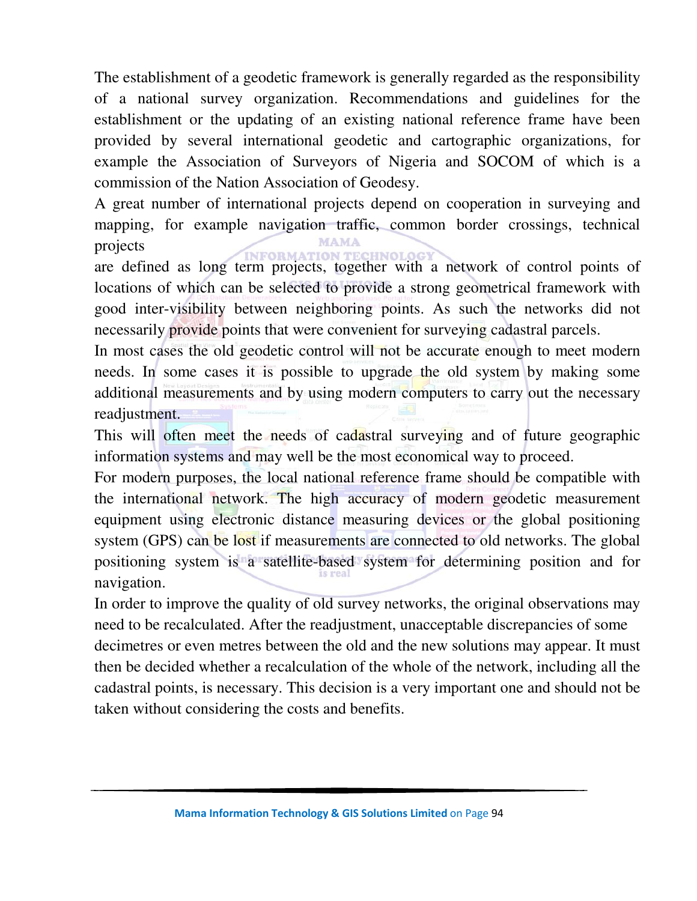The establishment of a geodetic framework is generally regarded as the responsibility of a national survey organization. Recommendations and guidelines for the establishment or the updating of an existing national reference frame have been provided by several international geodetic and cartographic organizations, for example the Association of Surveyors of Nigeria and SOCOM of which is a commission of the Nation Association of Geodesy.

A great number of international projects depend on cooperation in surveying and mapping, for example navigation traffic, common border crossings, technical projects

are defined as long term projects, together with a network of control points of locations of which can be selected to provide a strong geometrical framework with good inter-visibility between neighboring points. As such the networks did not necessarily provide points that were convenient for surveying cadastral parcels.

In most cases the old geodetic control will not be accurate enough to meet modern needs. In some cases it is possible to upgrade the old system by making some additional measurements and by using modern computers to carry out the necessary readjustment.

This will often meet the needs of cadastral surveying and of future geographic information systems and may well be the most economical way to proceed.

For modern purposes, the local national reference frame should be compatible with the international network. The high accuracy of modern geodetic measurement equipment using electronic distance measuring devices or the global positioning system (GPS) can be lost if measurements are connected to old networks. The global positioning system is a satellite-based system for determining position and for navigation.

In order to improve the quality of old survey networks, the original observations may need to be recalculated. After the readjustment, unacceptable discrepancies of some decimetres or even metres between the old and the new solutions may appear. It must then be decided whether a recalculation of the whole of the network, including all the cadastral points, is necessary. This decision is a very important one and should not be taken without considering the costs and benefits.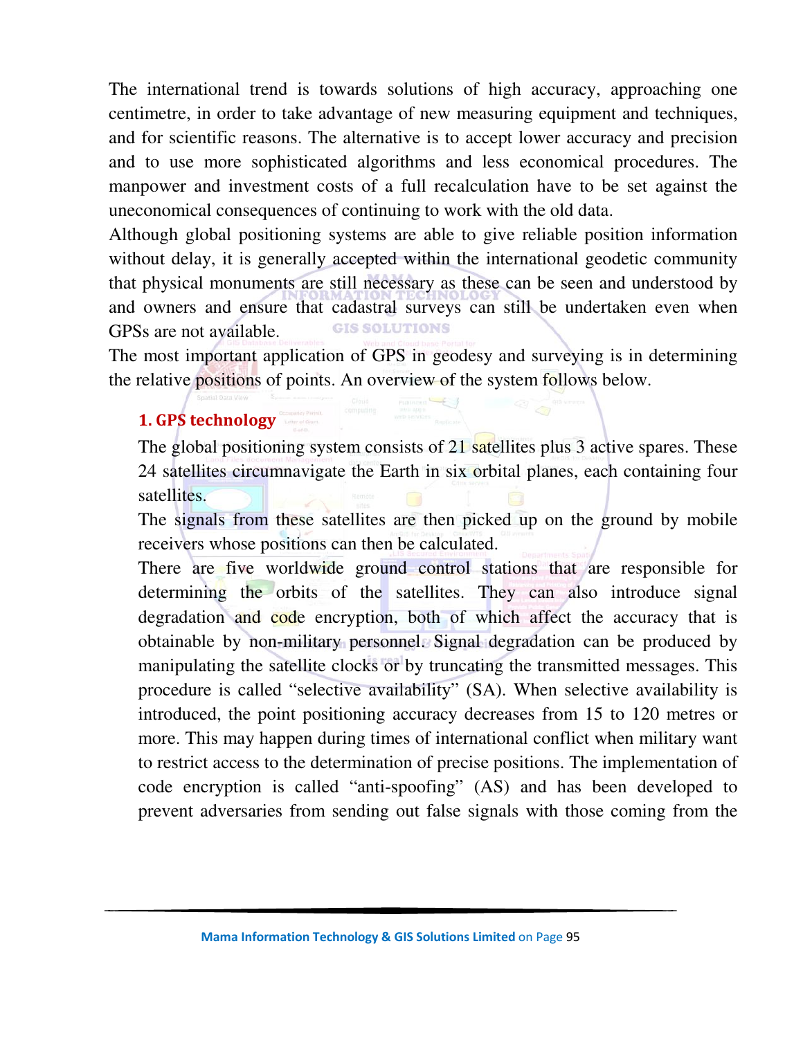The international trend is towards solutions of high accuracy, approaching one centimetre, in order to take advantage of new measuring equipment and techniques, and for scientific reasons. The alternative is to accept lower accuracy and precision and to use more sophisticated algorithms and less economical procedures. The manpower and investment costs of a full recalculation have to be set against the uneconomical consequences of continuing to work with the old data.

Although global positioning systems are able to give reliable position information without delay, it is generally accepted within the international geodetic community that physical monuments are still necessary as these can be seen and understood by and owners and ensure that cadastral surveys can still be undertaken even when GPSs are not available.

The most important application of GPS in geodesy and surveying is in determining the relative positions of points. An overview of the system follows below.

## 1. GPS technology

The global positioning system consists of 21 satellites plus 3 active spares. These 24 satellites circumnavigate the Earth in six orbital planes, each containing four satellites.

The signals from these satellites are then picked up on the ground by mobile receivers whose positions can then be calculated.

There are five worldwide ground control stations that are responsible for determining the orbits of the satellites. They can also introduce signal degradation and code encryption, both of which affect the accuracy that is obtainable by non-military personnel. Signal degradation can be produced by manipulating the satellite clocks or by truncating the transmitted messages. This procedure is called "selective availability" (SA). When selective availability is introduced, the point positioning accuracy decreases from 15 to 120 metres or more. This may happen during times of international conflict when military want to restrict access to the determination of precise positions. The implementation of code encryption is called "anti-spoofing" (AS) and has been developed to prevent adversaries from sending out false signals with those coming from the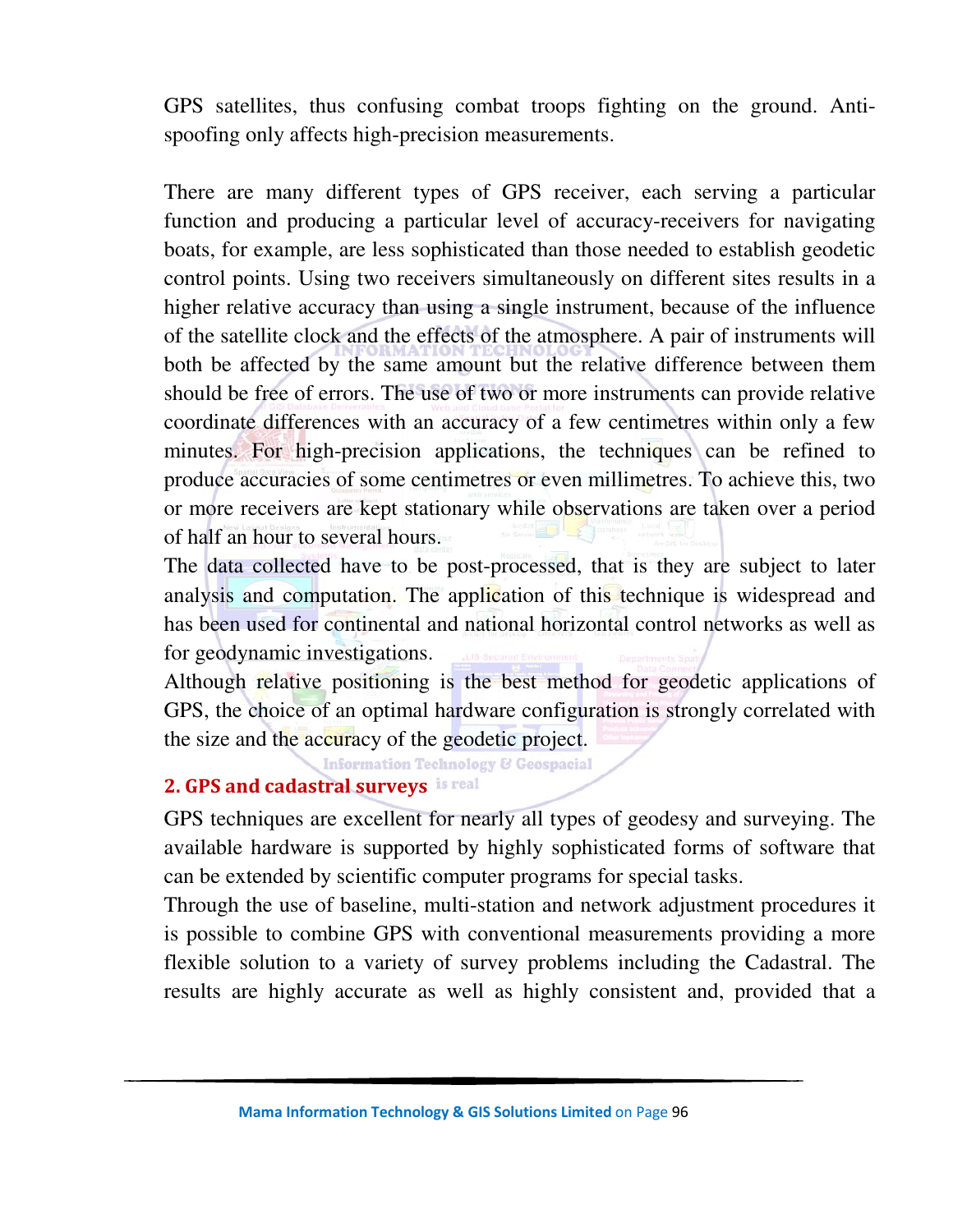GPS satellites, thus confusing combat troops fighting on the ground. Anti-spoofing only affects high-precision measurements.

There are many different types of GPS receiver, each serving a particular function and producing a particular level of accuracy-receivers for navigating boats, for example, are less sophisticated than those needed to establish geodetic control points. Using two receivers simultaneously on different sites results in a higher relative accuracy than using a single instrument, because of the influence of the satellite clock and the effects of the atmosphere. A pair of instruments will both be affected by the same amount but the relative difference between them should be free of errors. The use of two or more instruments can provide relative coordinate differences with an accuracy of a few centimetres within only a few minutes. For high-precision applications, the techniques can be refined to produce accuracies of some centimetres or even millimetres. To achieve this, two or more receivers are kept stationary while observations are taken over a period of half an hour to several hours.

The data collected have to be post-processed, that is they are subject to later analysis and computation. The application of this technique is widespread and has been used for continental and national horizontal control networks as well as for geodynamic investigations.

Although relative positioning is the best method for geodetic applications of GPS, the choice of an optimal hardware configuration is strongly correlated with the size and the accuracy of the geodetic project.

## 2. GPS and cadastral surveys

GPS techniques are excellent for nearly all types of geodesy and surveying. The available hardware is supported by highly sophisticated forms of software that can be extended by scientific computer programs for special tasks.

Through the use of baseline, multi-station and network adjustment procedures it is possible to combine GPS with conventional measurements providing a more flexible solution to a variety of survey problems including the Cadastral. The results are highly accurate as well as highly consistent and, provided that a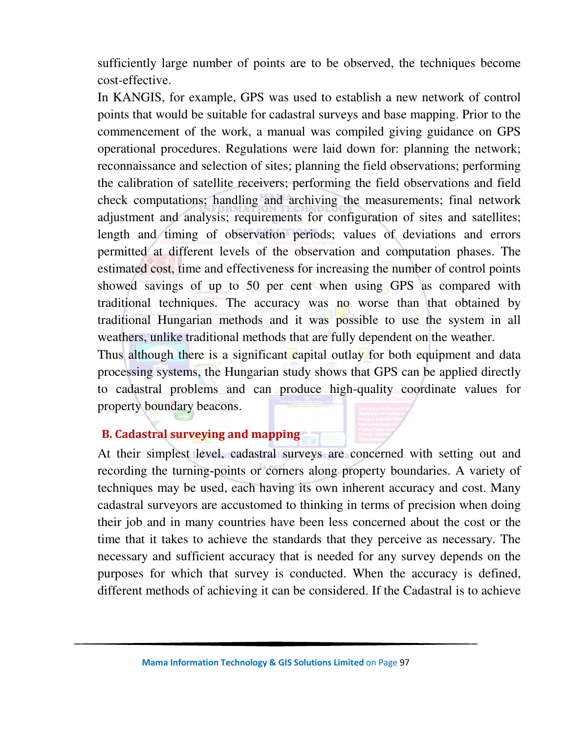sufficiently large number of points are to be observed, the techniques become cost-effective.

In KANGIS, for example, GPS was used to establish a new network of control points that would be suitable for cadastral surveys and base mapping. Prior to the commencement of the work, a manual was compiled giving guidance on GPS operational procedures. Regulations were laid down for: planning the network; reconnaissance and selection of sites; planning the field observations; performing the calibration of satellite receivers; performing the field observations and field check computations; handling and archiving the measurements; final network adjustment and analysis; requirements for configuration of sites and satellites; length and timing of observation periods; values of deviations and errors permitted at different levels of the observation and computation phases. The estimated cost, time and effectiveness for increasing the number of control points showed savings of up to 50 per cent when using GPS as compared with traditional techniques. The accuracy was no worse than that obtained by traditional Hungarian methods and it was possible to use the system in all weathers, unlike traditional methods that are fully dependent on the weather.

Thus although there is a significant capital outlay for both equipment and data processing systems, the Hungarian study shows that GPS can be applied directly to cadastral problems and can produce high-quality coordinate values for property boundary beacons.

## B. Cadastral surveying and mapping

At their simplest level, cadastral surveys are concerned with setting out and recording the turning-points or corners along property boundaries. A variety of techniques may be used, each having its own inherent accuracy and cost. Many cadastral surveyors are accustomed to thinking in terms of precision when doing their job and in many countries have been less concerned about the cost or the time that it takes to achieve the standards that they perceive as necessary. The necessary and sufficient accuracy that is needed for any survey depends on the purposes for which that survey is conducted. When the accuracy is defined, different methods of achieving it can be considered. If the Cadastral is to achieve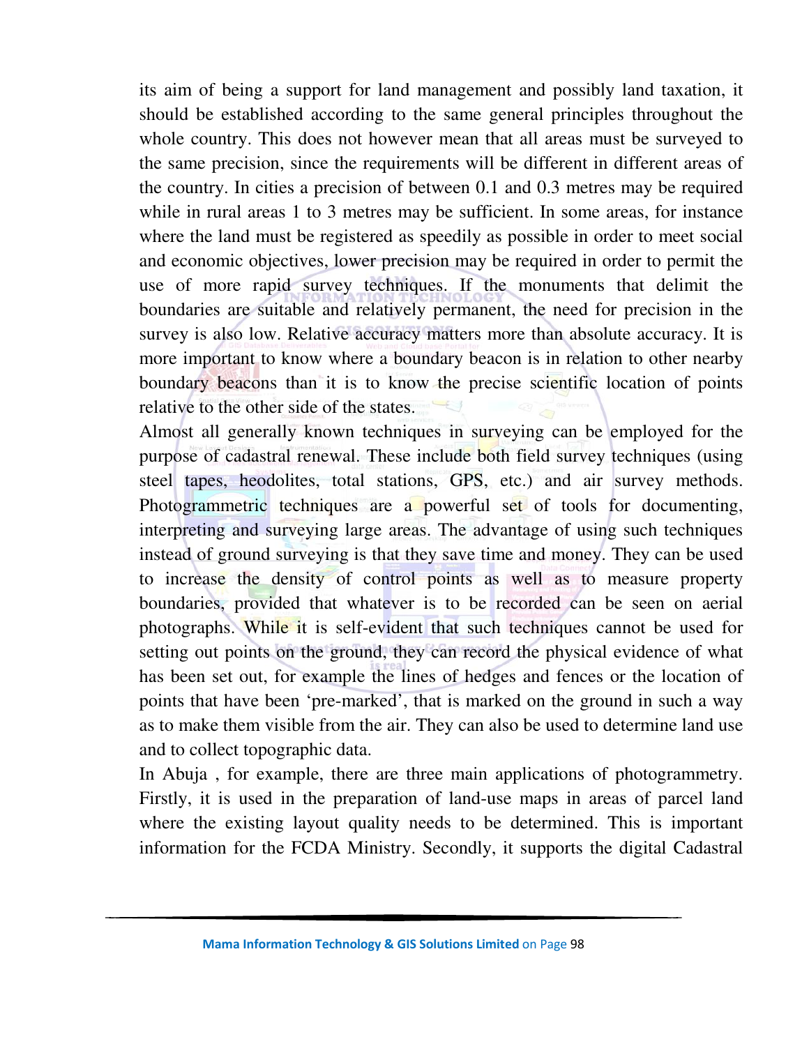its aim of being a support for land management and possibly land taxation, it should be established according to the same general principles throughout the whole country. This does not however mean that all areas must be surveyed to the same precision, since the requirements will be different in different areas of the country. In cities a precision of between 0.1 and 0.3 metres may be required while in rural areas 1 to 3 metres may be sufficient. In some areas, for instance where the land must be registered as speedily as possible in order to meet social and economic objectives, lower precision may be required in order to permit the use of more rapid survey techniques. If the monuments that delimit the boundaries are suitable and relatively permanent, the need for precision in the survey is also low. Relative accuracy matters more than absolute accuracy. It is more important to know where a boundary beacon is in relation to other nearby boundary beacons than it is to know the precise scientific location of points relative to the other side of the states.

Almost all generally known techniques in surveying can be employed for the purpose of cadastral renewal. These include both field survey techniques (using steel tapes, heodolites, total stations, GPS, etc.) and air survey methods. Photogrammetric techniques are a powerful set of tools for documenting, interpreting and surveying large areas. The advantage of using such techniques instead of ground surveying is that they save time and money. They can be used to increase the density of control points as well as to measure property boundaries, provided that whatever is to be recorded can be seen on aerial photographs. While it is self-evident that such techniques cannot be used for setting out points on the ground, they can record the physical evidence of what has been set out, for example the lines of hedges and fences or the location of points that have been 'pre-marked', that is marked on the ground in such a way as to make them visible from the air. They can also be used to determine land use and to collect topographic data.

In Abuja , for example, there are three main applications of photogrammetry. Firstly, it is used in the preparation of land-use maps in areas of parcel land where the existing layout quality needs to be determined. This is important information for the FCDA Ministry. Secondly, it supports the digital Cadastral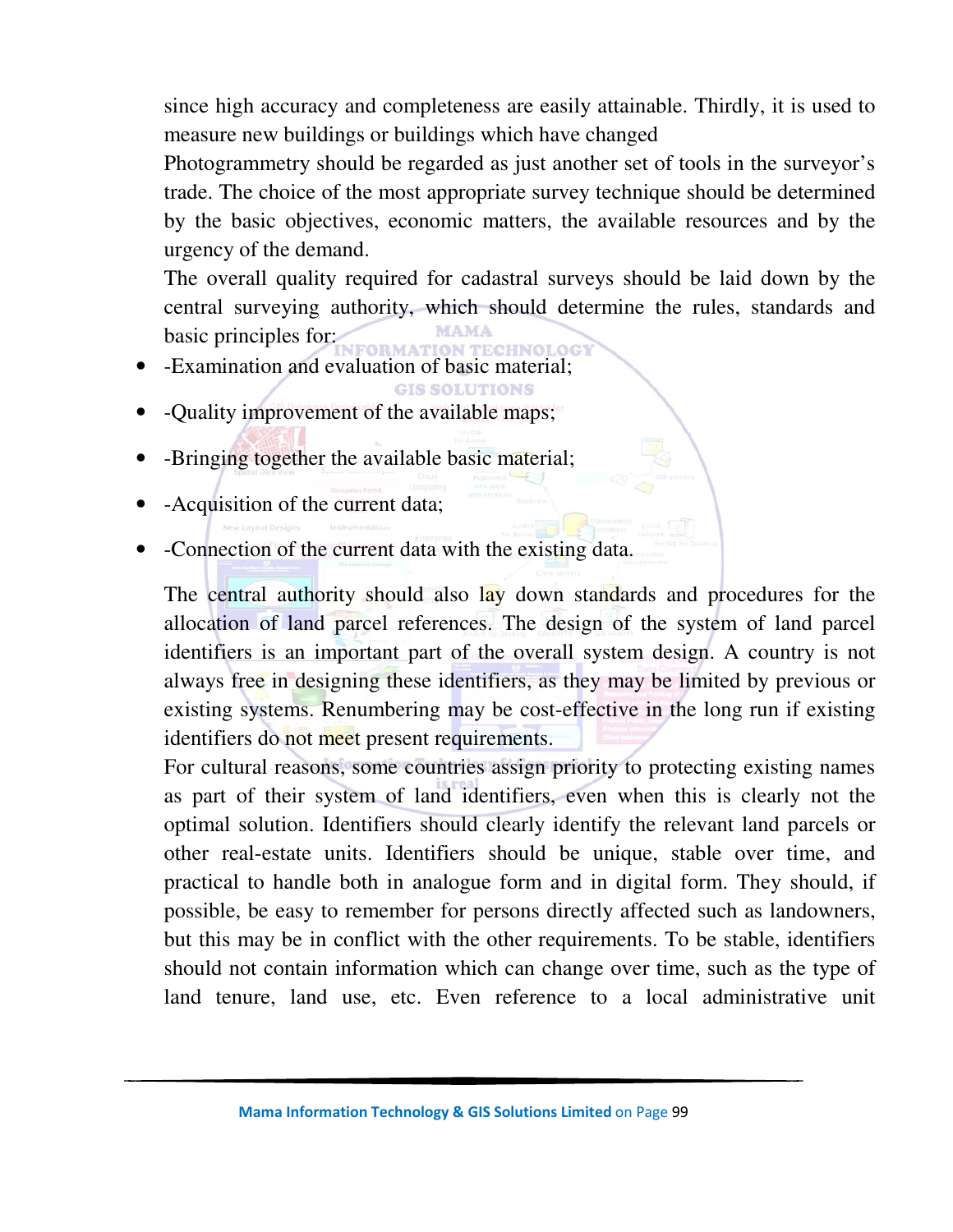since high accuracy and completeness are easily attainable. Thirdly, it is used to measure new buildings or buildings which have changed

Photogrammetry should be regarded as just another set of tools in the surveyor's trade. The choice of the most appropriate survey technique should be determined by the basic objectives, economic matters, the available resources and by the urgency of the demand.

The overall quality required for cadastral surveys should be laid down by the central surveying authority, which should determine the rules, standards and basic principles for:

- -Examination and evaluation of basic material;
- -Quality improvement of the available maps;
- -Bringing together the available basic material;
- -Acquisition of the current data;
- -Connection of the current data with the existing data.

The central authority should also lay down standards and procedures for the allocation of land parcel references. The design of the system of land parcel identifiers is an important part of the overall system design. A country is not always free in designing these identifiers, as they may be limited by previous or existing systems. Renumbering may be cost-effective in the long run if existing identifiers do not meet present requirements.

For cultural reasons, some countries assign priority to protecting existing names as part of their system of land identifiers, even when this is clearly not the optimal solution. Identifiers should clearly identify the relevant land parcels or other real-estate units. Identifiers should be unique, stable over time, and practical to handle both in analogue form and in digital form. They should, if possible, be easy to remember for persons directly affected such as landowners, but this may be in conflict with the other requirements. To be stable, identifiers should not contain information which can change over time, such as the type of land tenure, land use, etc. Even reference to a local administrative unit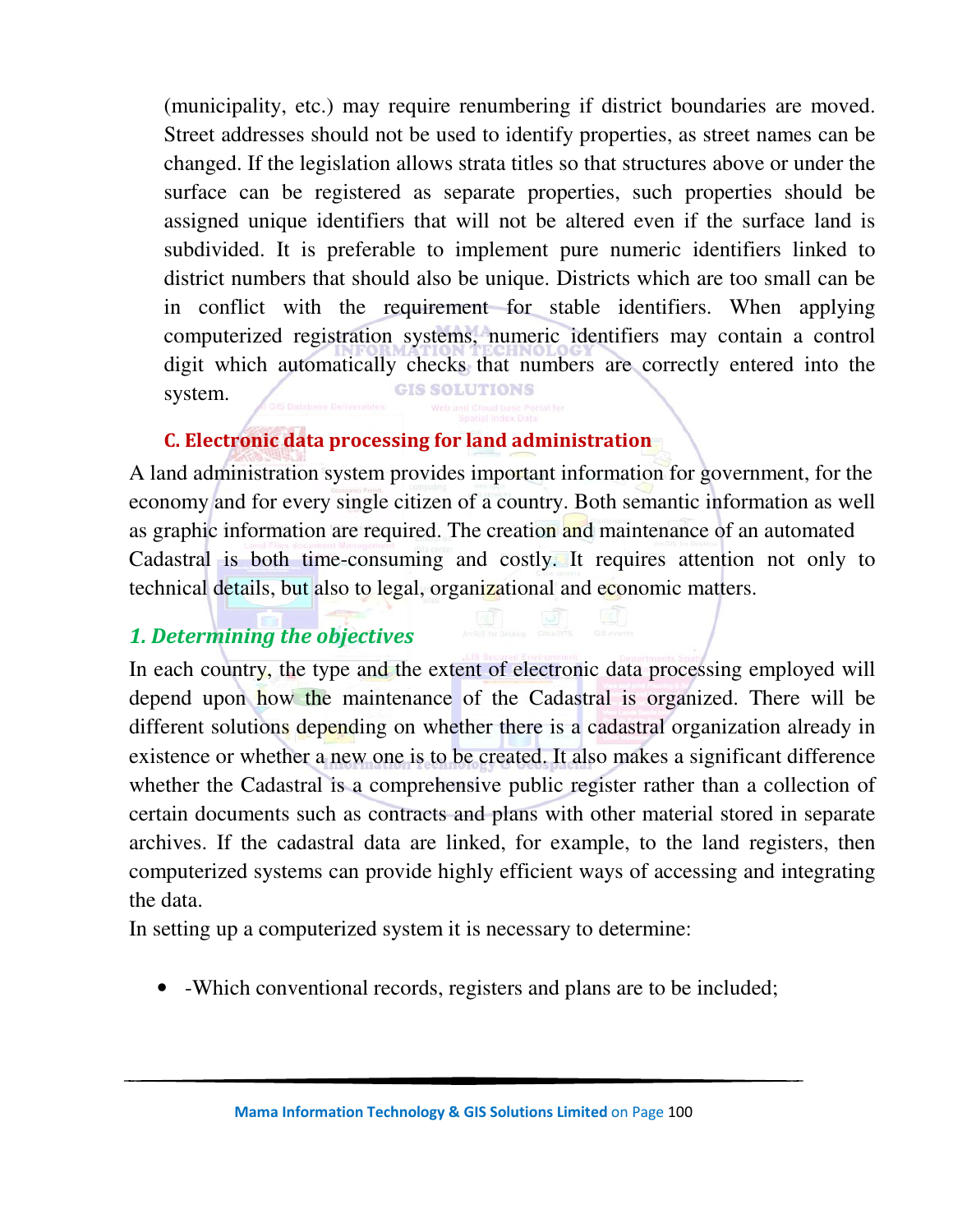(municipality, etc.) may require renumbering if district boundaries are moved. Street addresses should not be used to identify properties, as street names can be changed. If the legislation allows strata titles so that structures above or under the surface can be registered as separate properties, such properties should be assigned unique identifiers that will not be altered even if the surface land is subdivided. It is preferable to implement pure numeric identifiers linked to district numbers that should also be unique. Districts which are too small can be in conflict with the requirement for stable identifiers. When applying computerized registration systems, numeric identifiers may contain a control digit which automatically checks that numbers are correctly entered into the system.

### C. Electronic data processing for land administration

A land administration system provides important information for government, for the economy and for every single citizen of a country. Both semantic information as well as graphic information are required. The creation and maintenance of an automated Cadastral is both time-consuming and costly. It requires attention not only to technical details, but also to legal, organizational and economic matters.

#### *1. Determining the objectives*

In each country, the type and the extent of electronic data processing employed will depend upon how the maintenance of the Cadastral is organized. There will be different solutions depending on whether there is a cadastral organization already in existence or whether a new one is to be created. It also makes a significant difference whether the Cadastral is a comprehensive public register rather than a collection of certain documents such as contracts and plans with other material stored in separate archives. If the cadastral data are linked, for example, to the land registers, then computerized systems can provide highly efficient ways of accessing and integrating the data.

In setting up a computerized system it is necessary to determine:

- -Which conventional records, registers and plans are to be included;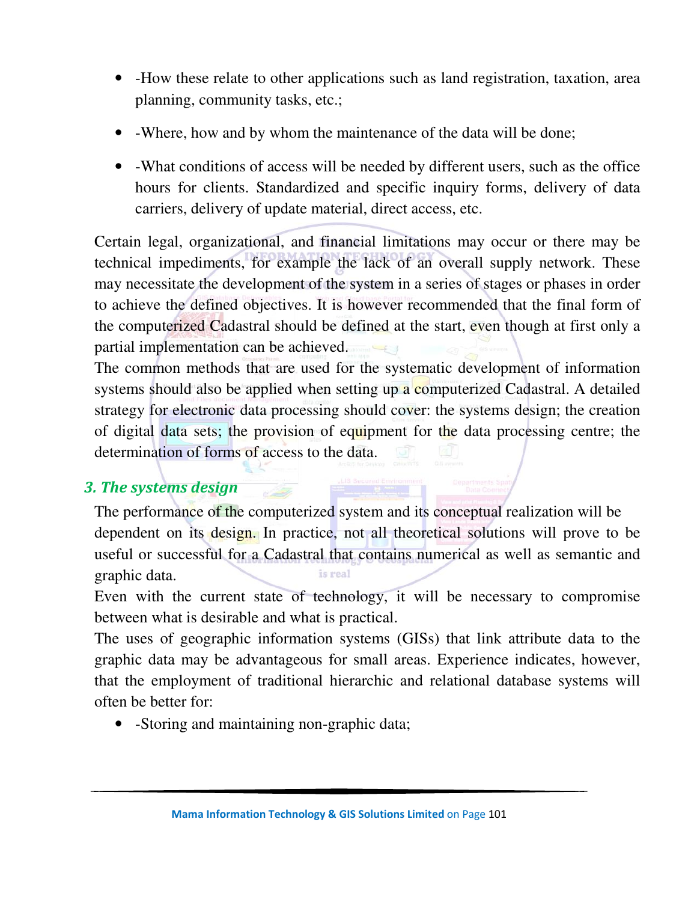- -How these relate to other applications such as land registration, taxation, area planning, community tasks, etc.;
- -Where, how and by whom the maintenance of the data will be done;
- -What conditions of access will be needed by different users, such as the office hours for clients. Standardized and specific inquiry forms, delivery of data carriers, delivery of update material, direct access, etc.

Certain legal, organizational, and financial limitations may occur or there may be technical impediments, for example the lack of an overall supply network. These may necessitate the development of the system in a series of stages or phases in order to achieve the defined objectives. It is however recommended that the final form of the computerized Cadastral should be defined at the start, even though at first only a partial implementation can be achieved.

The common methods that are used for the systematic development of information systems should also be applied when setting up a computerized Cadastral. A detailed strategy for electronic data processing should cover: the systems design; the creation of digital data sets; the provision of equipment for the data processing centre; the determination of forms of access to the data.

## *3. The systems design*

The performance of the computerized system and its conceptual realization will be dependent on its design. In practice, not all theoretical solutions will prove to be useful or successful for a Cadastral that contains numerical as well as semantic and graphic data.

Even with the current state of technology, it will be necessary to compromise between what is desirable and what is practical.

The uses of geographic information systems (GISs) that link attribute data to the graphic data may be advantageous for small areas. Experience indicates, however, that the employment of traditional hierarchic and relational database systems will often be better for:

- -Storing and maintaining non-graphic data;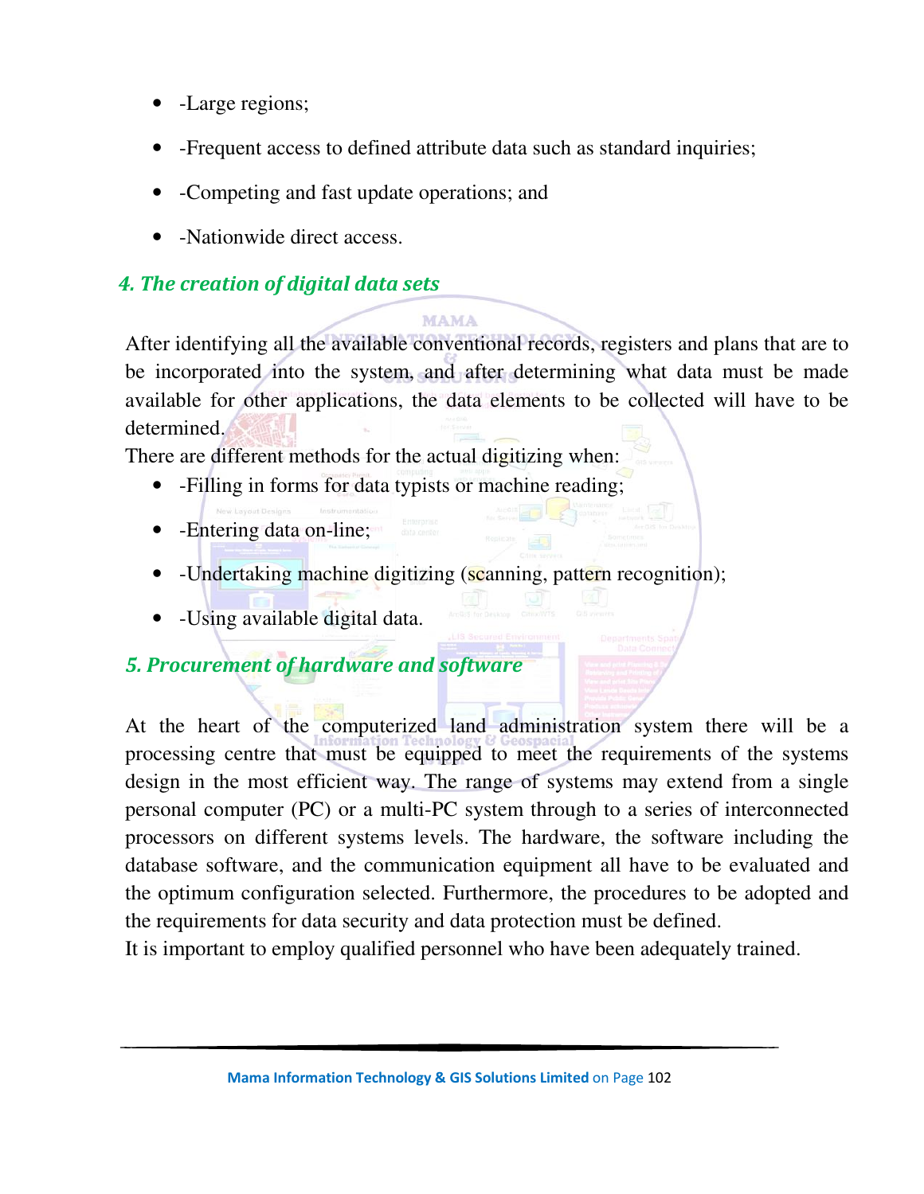- -Large regions;
- -Frequent access to defined attribute data such as standard inquiries;
- -Competing and fast update operations; and
- -Nationwide direct access.

### *4. The creation of digital data sets*

After identifying all the available conventional records, registers and plans that are to be incorporated into the system, and after determining what data must be made available for other applications, the data elements to be collected will have to be determined.

There are different methods for the actual digitizing when:

- -Filling in forms for data typists or machine reading;
- -Entering data on-line;
- -Undertaking machine digitizing (scanning, pattern recognition);
- -Using available digital data.

### *5. Procurement of hardware and software*

At the heart of the computerized land administration system there will be a processing centre that must be equipped to meet the requirements of the systems design in the most efficient way. The range of systems may extend from a single personal computer (PC) or a multi-PC system through to a series of interconnected processors on different systems levels. The hardware, the software including the database software, and the communication equipment all have to be evaluated and the optimum configuration selected. Furthermore, the procedures to be adopted and the requirements for data security and data protection must be defined.

It is important to employ qualified personnel who have been adequately trained.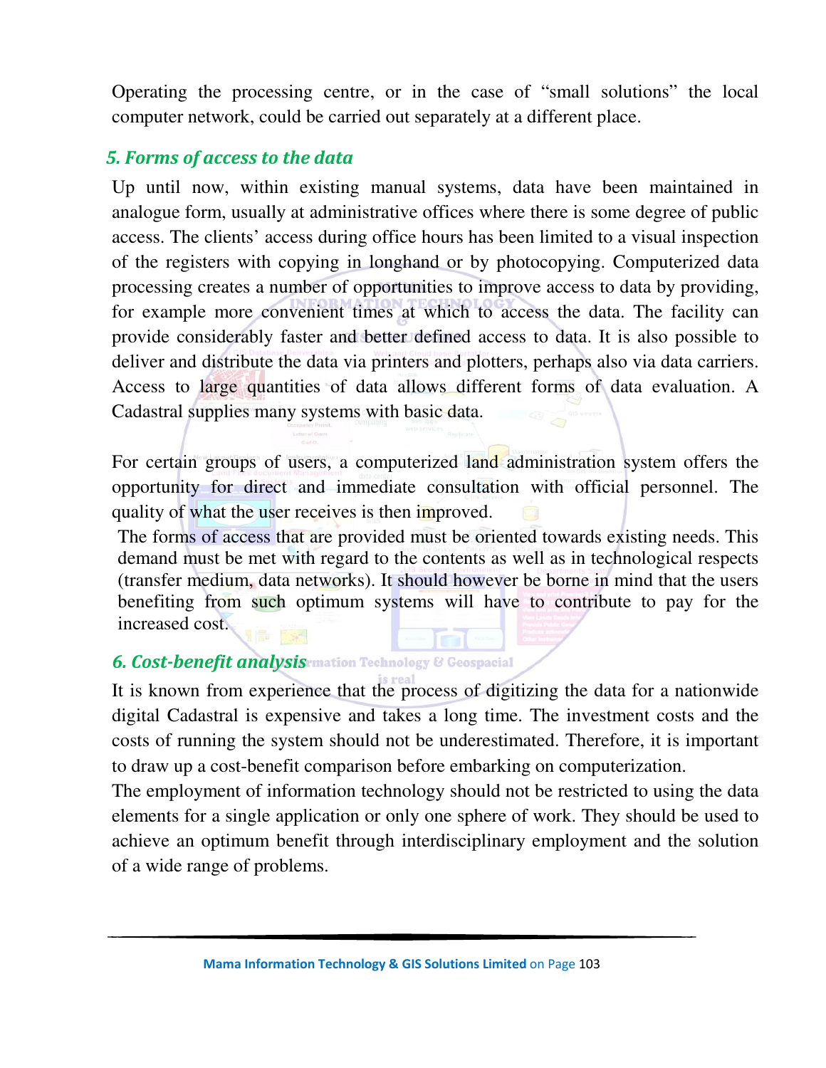Operating the processing centre, or in the case of "small solutions" the local computer network, could be carried out separately at a different place.

## *5. Forms of access to the data*

Up until now, within existing manual systems, data have been maintained in analogue form, usually at administrative offices where there is some degree of public access. The clients' access during office hours has been limited to a visual inspection of the registers with copying in longhand or by photocopying. Computerized data processing creates a number of opportunities to improve access to data by providing, for example more convenient times at which to access the data. The facility can provide considerably faster and better defined access to data. It is also possible to deliver and distribute the data via printers and plotters, perhaps also via data carriers. Access to large quantities of data allows different forms of data evaluation. A Cadastral supplies many systems with basic data.

For certain groups of users, a computerized land administration system offers the opportunity for direct and immediate consultation with official personnel. The quality of what the user receives is then improved.

The forms of access that are provided must be oriented towards existing needs. This demand must be met with regard to the contents as well as in technological respects (transfer medium, data networks). It should however be borne in mind that the users benefiting from such optimum systems will have to contribute to pay for the increased cost.

## *6. Cost-benefit analysis*

It is known from experience that the process of digitizing the data for a nationwide digital Cadastral is expensive and takes a long time. The investment costs and the costs of running the system should not be underestimated. Therefore, it is important to draw up a cost-benefit comparison before embarking on computerization.

The employment of information technology should not be restricted to using the data elements for a single application or only one sphere of work. They should be used to achieve an optimum benefit through interdisciplinary employment and the solution of a wide range of problems.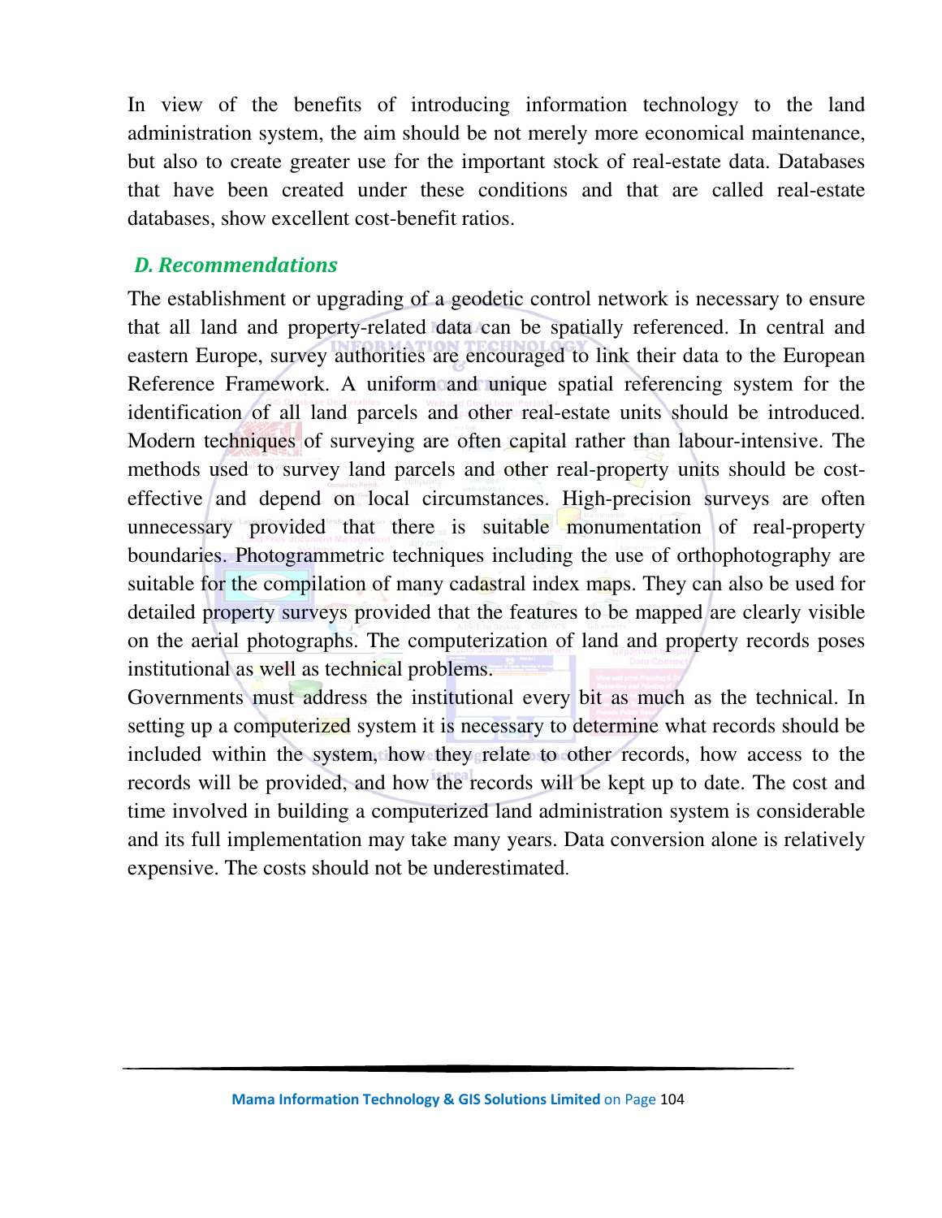In view of the benefits of introducing information technology to the land administration system, the aim should be not merely more economical maintenance, but also to create greater use for the important stock of real-estate data. Databases that have been created under these conditions and that are called real-estate databases, show excellent cost-benefit ratios.

### *D. Recommendations*

The establishment or upgrading of a geodetic control network is necessary to ensure that all land and property-related data can be spatially referenced. In central and eastern Europe, survey authorities are encouraged to link their data to the European Reference Framework. A uniform and unique spatial referencing system for the identification of all land parcels and other real-estate units should be introduced. Modern techniques of surveying are often capital rather than labour-intensive. The methods used to survey land parcels and other real-property units should be cost-effective and depend on local circumstances. High-precision surveys are often unnecessary provided that there is suitable monumentation of real-property boundaries. Photogrammetric techniques including the use of orthophotography are suitable for the compilation of many cadastral index maps. They can also be used for detailed property surveys provided that the features to be mapped are clearly visible on the aerial photographs. The computerization of land and property records poses institutional as well as technical problems.

Governments must address the institutional every bit as much as the technical. In setting up a computerized system it is necessary to determine what records should be included within the system, how they relate to other records, how access to the records will be provided, and how the records will be kept up to date. The cost and time involved in building a computerized land administration system is considerable and its full implementation may take many years. Data conversion alone is relatively expensive. The costs should not be underestimated.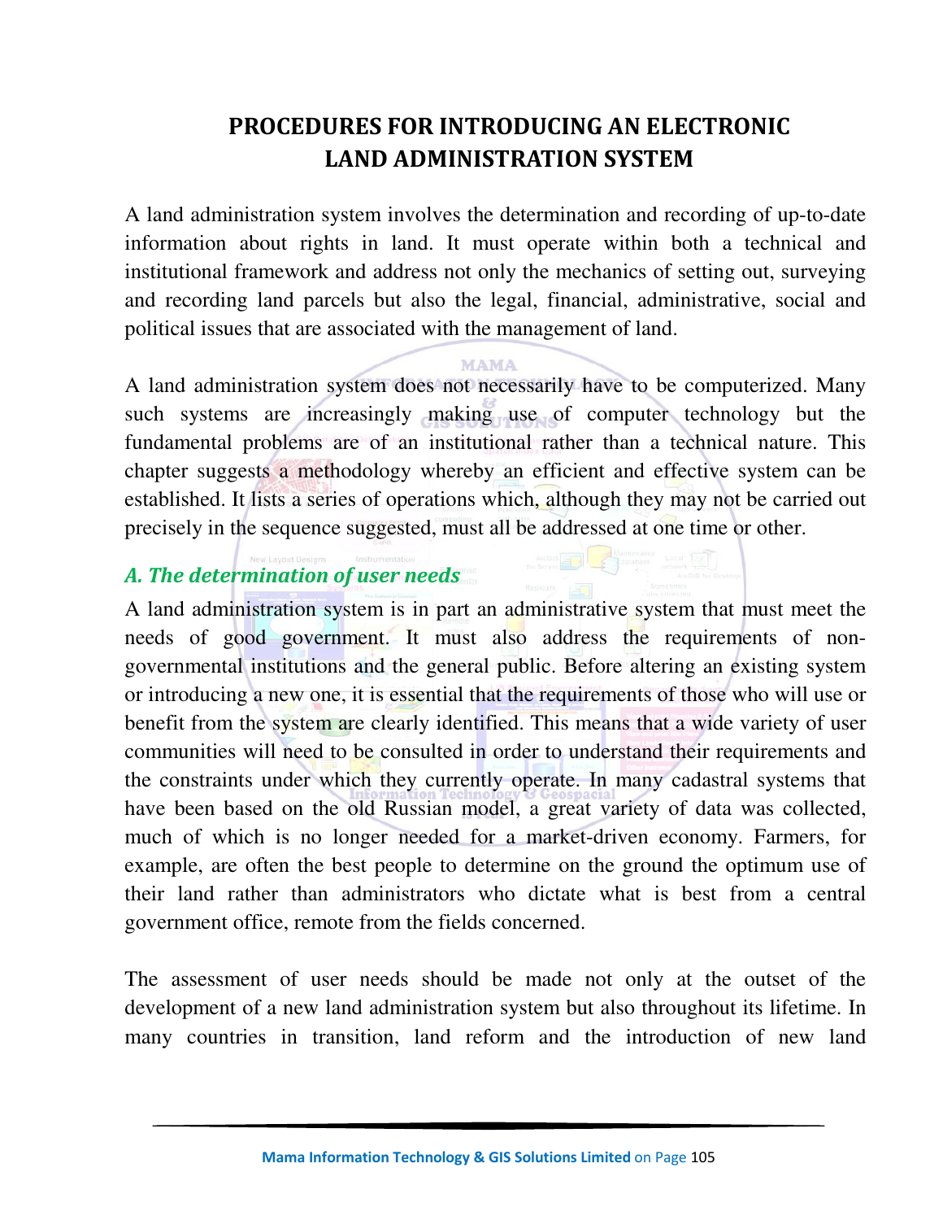# PROCEDURES FOR INTRODUCING AN ELECTRONIC LAND ADMINISTRATION SYSTEM

A land administration system involves the determination and recording of up-to-date information about rights in land. It must operate within both a technical and institutional framework and address not only the mechanics of setting out, surveying and recording land parcels but also the legal, financial, administrative, social and political issues that are associated with the management of land.

A land administration system does not necessarily have to be computerized. Many such systems are increasingly making use of computer technology but the fundamental problems are of an institutional rather than a technical nature. This chapter suggests a methodology whereby an efficient and effective system can be established. It lists a series of operations which, although they may not be carried out precisely in the sequence suggested, must all be addressed at one time or other.

## *A. The determination of user needs*

A land administration system is in part an administrative system that must meet the needs of good government. It must also address the requirements of non-governmental institutions and the general public. Before altering an existing system or introducing a new one, it is essential that the requirements of those who will use or benefit from the system are clearly identified. This means that a wide variety of user communities will need to be consulted in order to understand their requirements and the constraints under which they currently operate. In many cadastral systems that have been based on the old Russian model, a great variety of data was collected, much of which is no longer needed for a market-driven economy. Farmers, for example, are often the best people to determine on the ground the optimum use of their land rather than administrators who dictate what is best from a central government office, remote from the fields concerned.

The assessment of user needs should be made not only at the outset of the development of a new land administration system but also throughout its lifetime. In many countries in transition, land reform and the introduction of new land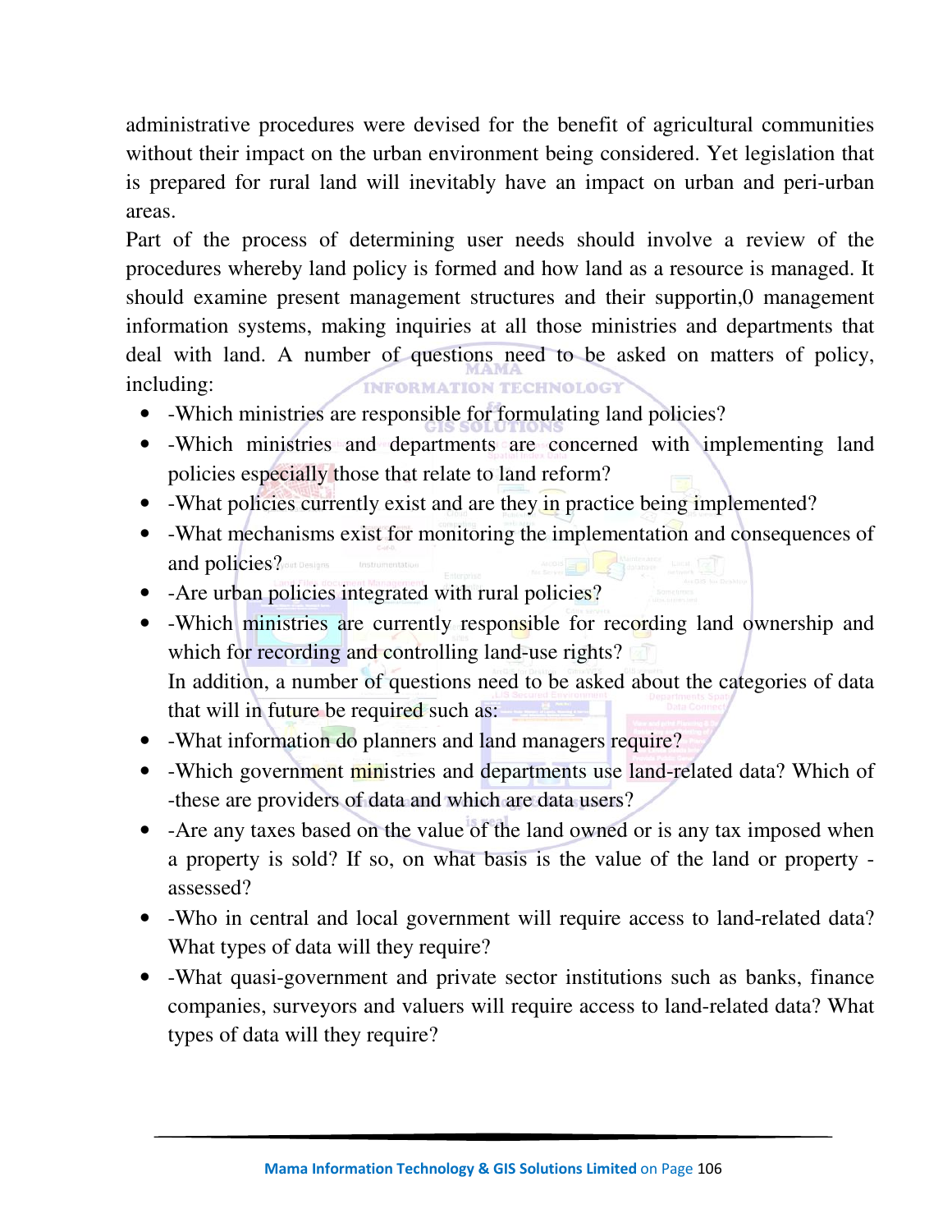administrative procedures were devised for the benefit of agricultural communities without their impact on the urban environment being considered. Yet legislation that is prepared for rural land will inevitably have an impact on urban and peri-urban areas.

Part of the process of determining user needs should involve a review of the procedures whereby land policy is formed and how land as a resource is managed. It should examine present management structures and their supportin,0 management information systems, making inquiries at all those ministries and departments that deal with land. A number of questions need to be asked on matters of policy, including:

- -Which ministries are responsible for formulating land policies?
- -Which ministries and departments are concerned with implementing land policies especially those that relate to land reform?
- -What policies currently exist and are they in practice being implemented?
- -What mechanisms exist for monitoring the implementation and consequences of and policies?
- -Are urban policies integrated with rural policies?
- -Which ministries are currently responsible for recording land ownership and which for recording and controlling land-use rights?

  In addition, a number of questions need to be asked about the categories of data that will in future be required such as:

- -What information do planners and land managers require?
- -Which government ministries and departments use land-related data? Which of -these are providers of data and which are data users?
- -Are any taxes based on the value of the land owned or is any tax imposed when a property is sold? If so, on what basis is the value of the land or property -assessed?
- -Who in central and local government will require access to land-related data? What types of data will they require?
- -What quasi-government and private sector institutions such as banks, finance companies, surveyors and valuers will require access to land-related data? What types of data will they require?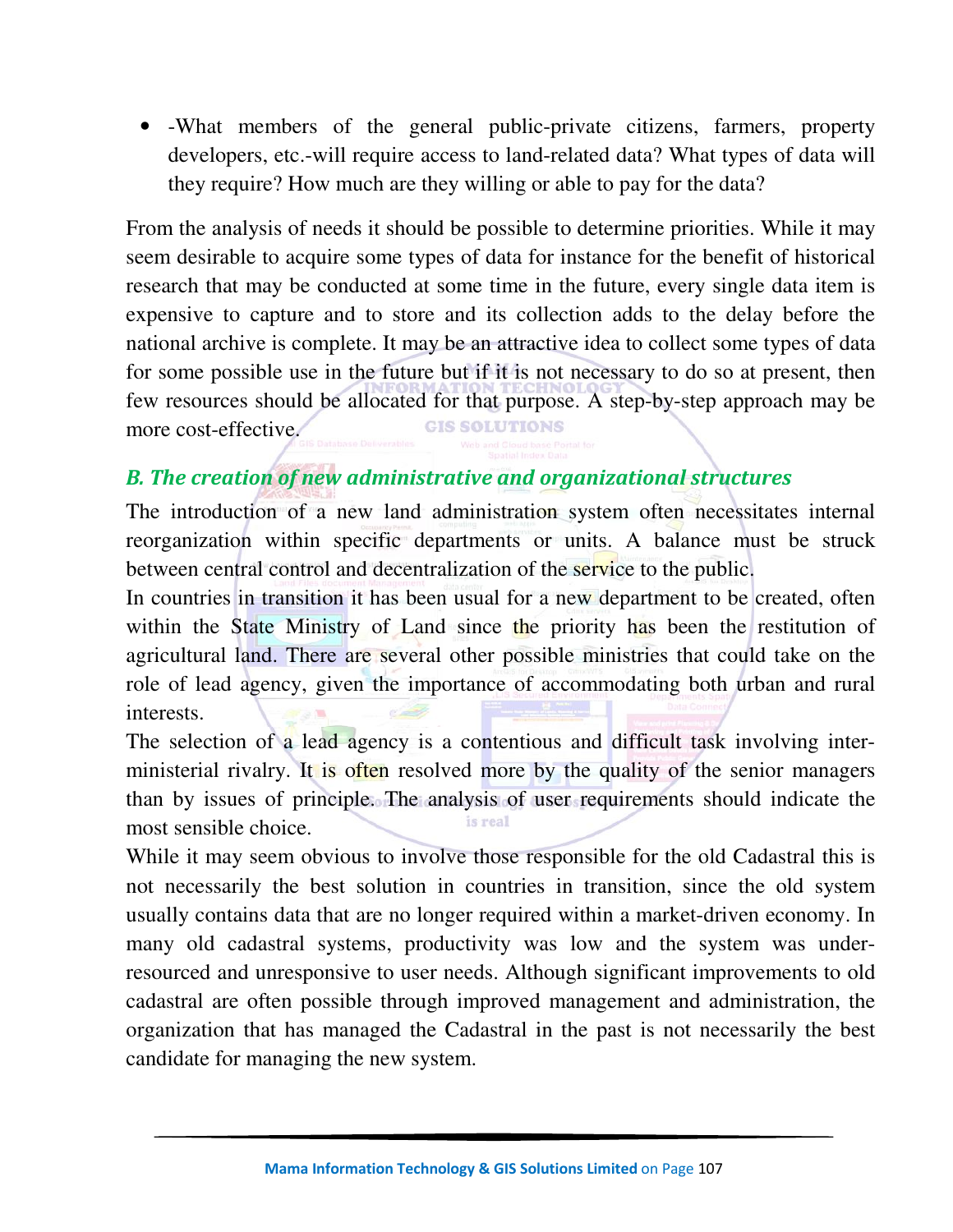- -What members of the general public-private citizens, farmers, property developers, etc.-will require access to land-related data? What types of data will they require? How much are they willing or able to pay for the data?

From the analysis of needs it should be possible to determine priorities. While it may seem desirable to acquire some types of data for instance for the benefit of historical research that may be conducted at some time in the future, every single data item is expensive to capture and to store and its collection adds to the delay before the national archive is complete. It may be an attractive idea to collect some types of data for some possible use in the future but if it is not necessary to do so at present, then few resources should be allocated for that purpose. A step-by-step approach may be more cost-effective.

### *B. The creation of new administrative and organizational structures*

The introduction of a new land administration system often necessitates internal reorganization within specific departments or units. A balance must be struck between central control and decentralization of the service to the public.

In countries in transition it has been usual for a new department to be created, often within the State Ministry of Land since the priority has been the restitution of agricultural land. There are several other possible ministries that could take on the role of lead agency, given the importance of accommodating both urban and rural interests.

The selection of a lead agency is a contentious and difficult task involving inter-ministerial rivalry. It is often resolved more by the quality of the senior managers than by issues of principle. The analysis of user requirements should indicate the most sensible choice.

While it may seem obvious to involve those responsible for the old Cadastral this is not necessarily the best solution in countries in transition, since the old system usually contains data that are no longer required within a market-driven economy. In many old cadastral systems, productivity was low and the system was under-resourced and unresponsive to user needs. Although significant improvements to old cadastral are often possible through improved management and administration, the organization that has managed the Cadastral in the past is not necessarily the best candidate for managing the new system.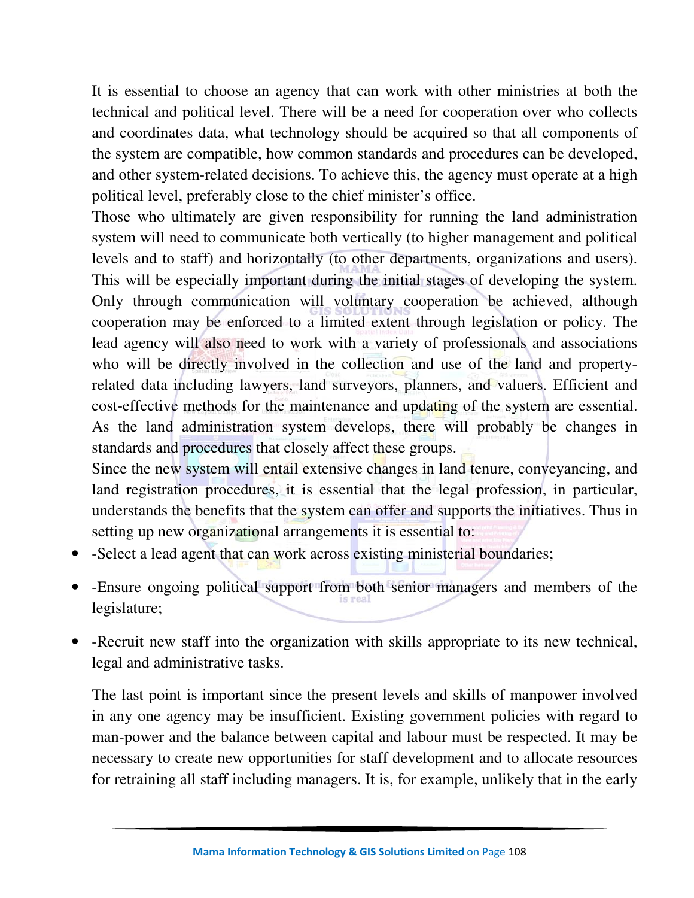It is essential to choose an agency that can work with other ministries at both the technical and political level. There will be a need for cooperation over who collects and coordinates data, what technology should be acquired so that all components of the system are compatible, how common standards and procedures can be developed, and other system-related decisions. To achieve this, the agency must operate at a high political level, preferably close to the chief minister's office.

Those who ultimately are given responsibility for running the land administration system will need to communicate both vertically (to higher management and political levels and to staff) and horizontally (to other departments, organizations and users). This will be especially important during the initial stages of developing the system. Only through communication will voluntary cooperation be achieved, although cooperation may be enforced to a limited extent through legislation or policy. The lead agency will also need to work with a variety of professionals and associations who will be directly involved in the collection and use of the land and property-related data including lawyers, land surveyors, planners, and valuers. Efficient and cost-effective methods for the maintenance and updating of the system are essential. As the land administration system develops, there will probably be changes in standards and procedures that closely affect these groups.

Since the new system will entail extensive changes in land tenure, conveyancing, and land registration procedures, it is essential that the legal profession, in particular, understands the benefits that the system can offer and supports the initiatives. Thus in setting up new organizational arrangements it is essential to:

- -Select a lead agent that can work across existing ministerial boundaries;
- -Ensure ongoing political support from both senior managers and members of the legislature;
- -Recruit new staff into the organization with skills appropriate to its new technical, legal and administrative tasks.

The last point is important since the present levels and skills of manpower involved in any one agency may be insufficient. Existing government policies with regard to man-power and the balance between capital and labour must be respected. It may be necessary to create new opportunities for staff development and to allocate resources for retraining all staff including managers. It is, for example, unlikely that in the early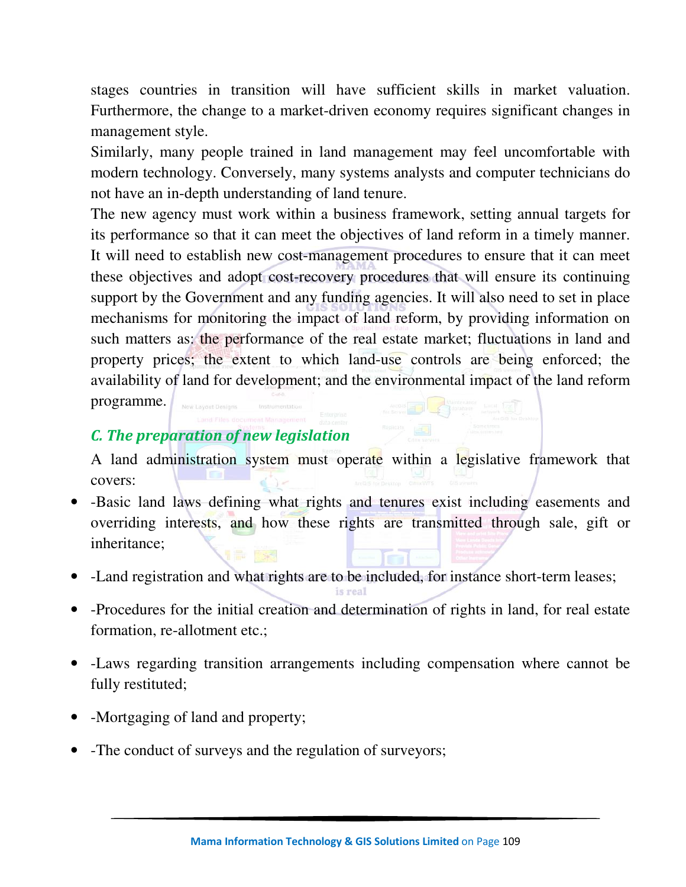stages countries in transition will have sufficient skills in market valuation. Furthermore, the change to a market-driven economy requires significant changes in management style.

Similarly, many people trained in land management may feel uncomfortable with modern technology. Conversely, many systems analysts and computer technicians do not have an in-depth understanding of land tenure.

The new agency must work within a business framework, setting annual targets for its performance so that it can meet the objectives of land reform in a timely manner. It will need to establish new cost-management procedures to ensure that it can meet these objectives and adopt cost-recovery procedures that will ensure its continuing support by the Government and any funding agencies. It will also need to set in place mechanisms for monitoring the impact of land reform, by providing information on such matters as: the performance of the real estate market; fluctuations in land and property prices; the extent to which land-use controls are being enforced; the availability of land for development; and the environmental impact of the land reform programme.

### *C. The preparation of new legislation*

A land administration system must operate within a legislative framework that covers:

- -Basic land laws defining what rights and tenures exist including easements and overriding interests, and how these rights are transmitted through sale, gift or inheritance;
- -Land registration and what rights are to be included, for instance short-term leases;
- -Procedures for the initial creation and determination of rights in land, for real estate formation, re-allotment etc.;
- -Laws regarding transition arrangements including compensation where cannot be fully restituted;
- -Mortgaging of land and property;
- -The conduct of surveys and the regulation of surveyors;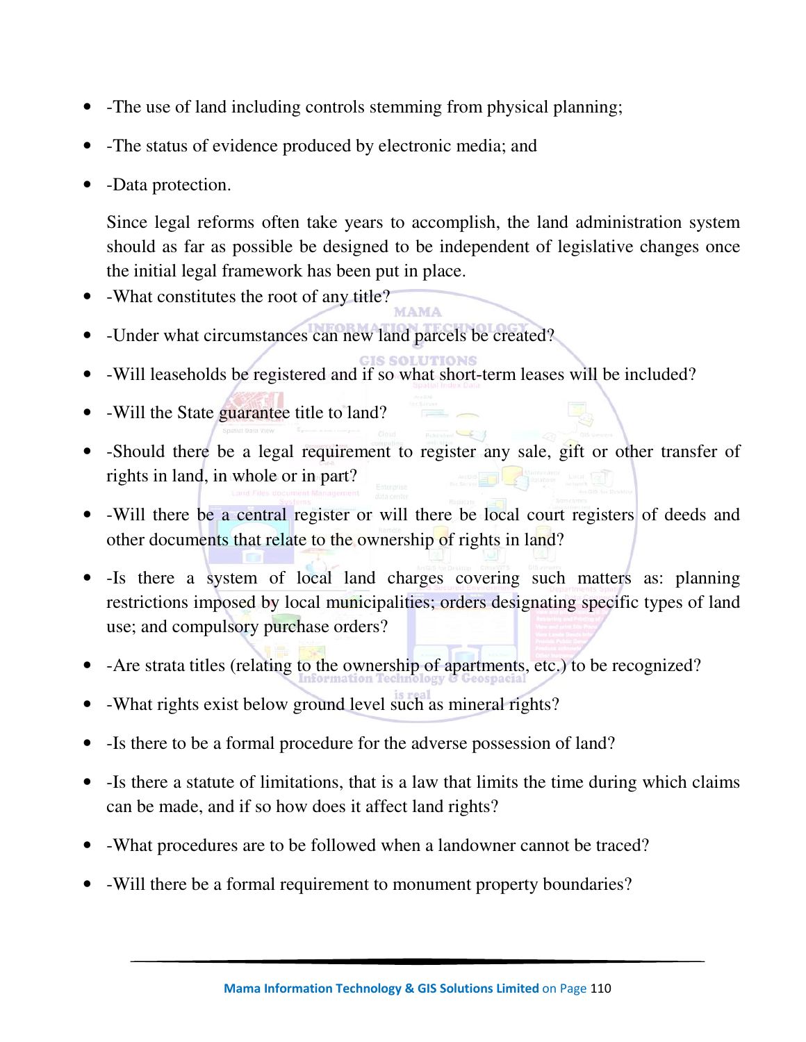- -The use of land including controls stemming from physical planning;
- -The status of evidence produced by electronic media; and
- -Data protection.

  Since legal reforms often take years to accomplish, the land administration system should as far as possible be designed to be independent of legislative changes once the initial legal framework has been put in place.

- -What constitutes the root of any title?
- -Under what circumstances can new land parcels be created?
- -Will leaseholds be registered and if so what short-term leases will be included?
- -Will the State guarantee title to land?
- -Should there be a legal requirement to register any sale, gift or other transfer of rights in land, in whole or in part?
- -Will there be a central register or will there be local court registers of deeds and other documents that relate to the ownership of rights in land?
- -Is there a system of local land charges covering such matters as: planning restrictions imposed by local municipalities; orders designating specific types of land use; and compulsory purchase orders?
- -Are strata titles (relating to the ownership of apartments, etc.) to be recognized?
- -What rights exist below ground level such as mineral rights?
- -Is there to be a formal procedure for the adverse possession of land?
- -Is there a statute of limitations, that is a law that limits the time during which claims can be made, and if so how does it affect land rights?
- -What procedures are to be followed when a landowner cannot be traced?
- -Will there be a formal requirement to monument property boundaries?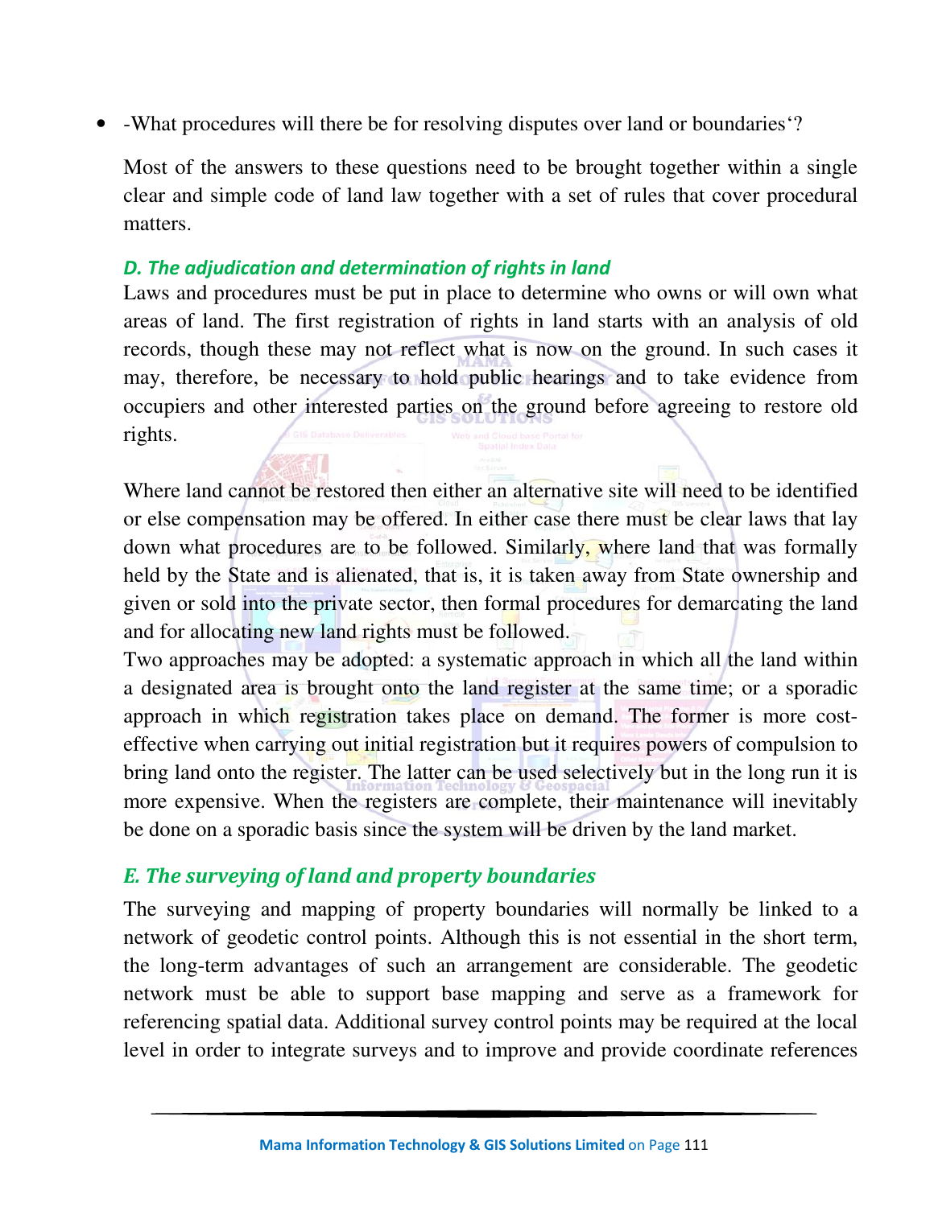- -What procedures will there be for resolving disputes over land or boundaries'?

  Most of the answers to these questions need to be brought together within a single clear and simple code of land law together with a set of rules that cover procedural matters.

### *D. The adjudication and determination of rights in land*

Laws and procedures must be put in place to determine who owns or will own what areas of land. The first registration of rights in land starts with an analysis of old records, though these may not reflect what is now on the ground. In such cases it may, therefore, be necessary to hold public hearings and to take evidence from occupiers and other interested parties on the ground before agreeing to restore old rights.

Where land cannot be restored then either an alternative site will need to be identified or else compensation may be offered. In either case there must be clear laws that lay down what procedures are to be followed. Similarly, where land that was formally held by the State and is alienated, that is, it is taken away from State ownership and given or sold into the private sector, then formal procedures for demarcating the land and for allocating new land rights must be followed.

Two approaches may be adopted: a systematic approach in which all the land within a designated area is brought onto the land register at the same time; or a sporadic approach in which registration takes place on demand. The former is more cost-effective when carrying out initial registration but it requires powers of compulsion to bring land onto the register. The latter can be used selectively but in the long run it is more expensive. When the registers are complete, their maintenance will inevitably be done on a sporadic basis since the system will be driven by the land market.

### *E. The surveying of land and property boundaries*

The surveying and mapping of property boundaries will normally be linked to a network of geodetic control points. Although this is not essential in the short term, the long-term advantages of such an arrangement are considerable. The geodetic network must be able to support base mapping and serve as a framework for referencing spatial data. Additional survey control points may be required at the local level in order to integrate surveys and to improve and provide coordinate references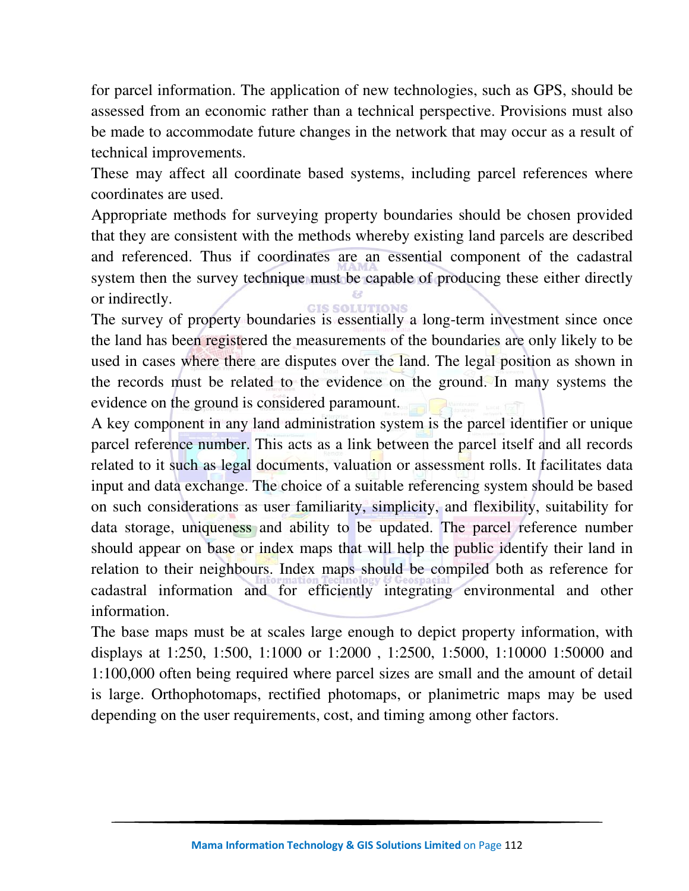for parcel information. The application of new technologies, such as GPS, should be assessed from an economic rather than a technical perspective. Provisions must also be made to accommodate future changes in the network that may occur as a result of technical improvements.

These may affect all coordinate based systems, including parcel references where coordinates are used.

Appropriate methods for surveying property boundaries should be chosen provided that they are consistent with the methods whereby existing land parcels are described and referenced. Thus if coordinates are an essential component of the cadastral system then the survey technique must be capable of producing these either directly or indirectly.

The survey of property boundaries is essentially a long-term investment since once the land has been registered the measurements of the boundaries are only likely to be used in cases where there are disputes over the land. The legal position as shown in the records must be related to the evidence on the ground. In many systems the evidence on the ground is considered paramount.

A key component in any land administration system is the parcel identifier or unique parcel reference number. This acts as a link between the parcel itself and all records related to it such as legal documents, valuation or assessment rolls. It facilitates data input and data exchange. The choice of a suitable referencing system should be based on such considerations as user familiarity, simplicity, and flexibility, suitability for data storage, uniqueness and ability to be updated. The parcel reference number should appear on base or index maps that will help the public identify their land in relation to their neighbours. Index maps should be compiled both as reference for cadastral information and for efficiently integrating environmental and other information.

The base maps must be at scales large enough to depict property information, with displays at 1:250, 1:500, 1:1000 or 1:2000 , 1:2500, 1:5000, 1:10000 1:50000 and 1:100,000 often being required where parcel sizes are small and the amount of detail is large. Orthophotomaps, rectified photomaps, or planimetric maps may be used depending on the user requirements, cost, and timing among other factors.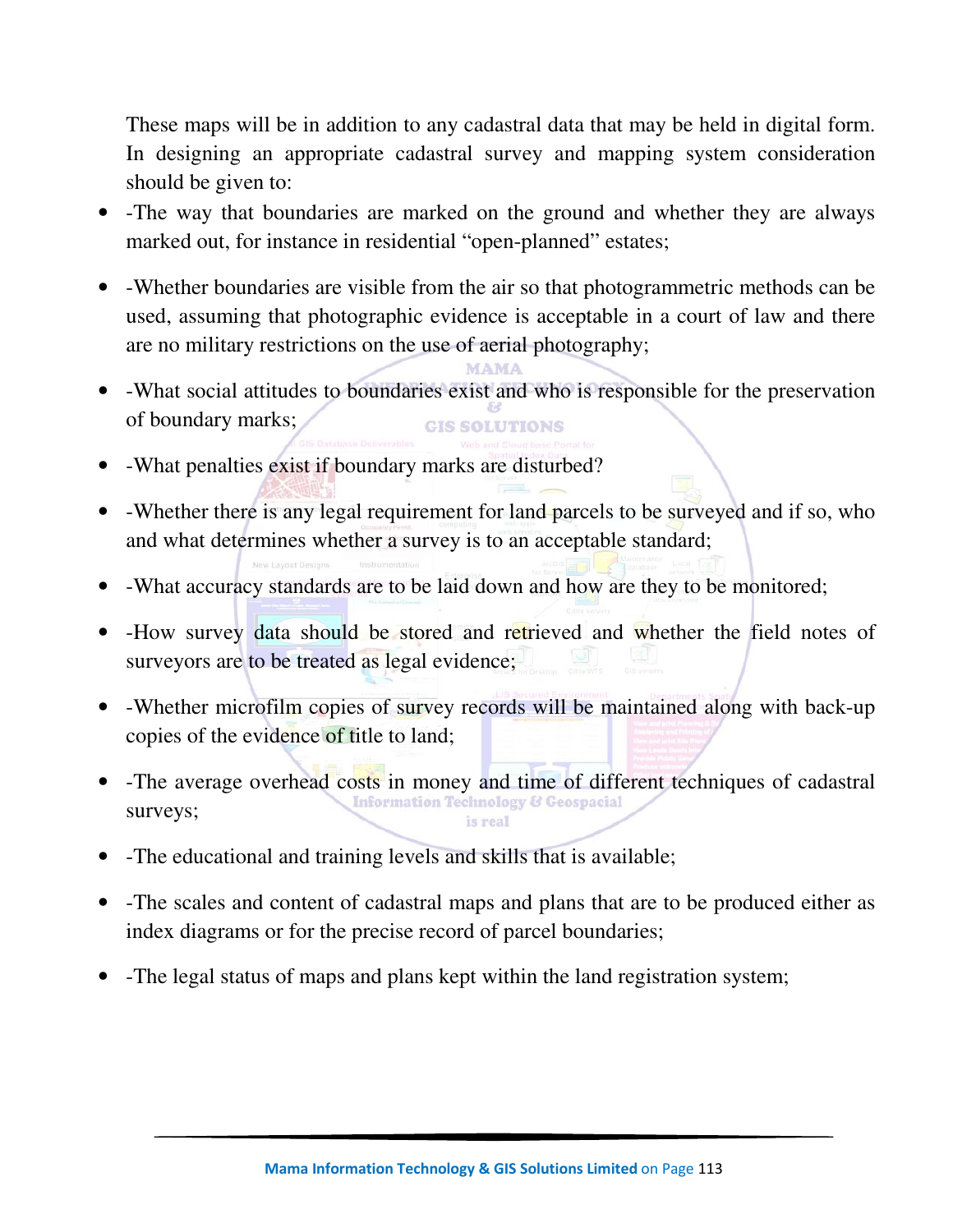These maps will be in addition to any cadastral data that may be held in digital form. In designing an appropriate cadastral survey and mapping system consideration should be given to:

- -The way that boundaries are marked on the ground and whether they are always marked out, for instance in residential "open-planned" estates;
- -Whether boundaries are visible from the air so that photogrammetric methods can be used, assuming that photographic evidence is acceptable in a court of law and there are no military restrictions on the use of aerial photography;
- -What social attitudes to boundaries exist and who is responsible for the preservation of boundary marks;
- -What penalties exist if boundary marks are disturbed?
- -Whether there is any legal requirement for land parcels to be surveyed and if so, who and what determines whether a survey is to an acceptable standard;
- -What accuracy standards are to be laid down and how are they to be monitored;
- -How survey data should be stored and retrieved and whether the field notes of surveyors are to be treated as legal evidence;
- -Whether microfilm copies of survey records will be maintained along with back-up copies of the evidence of title to land;
- -The average overhead costs in money and time of different techniques of cadastral surveys;
- -The educational and training levels and skills that is available;
- -The scales and content of cadastral maps and plans that are to be produced either as index diagrams or for the precise record of parcel boundaries;
- -The legal status of maps and plans kept within the land registration system;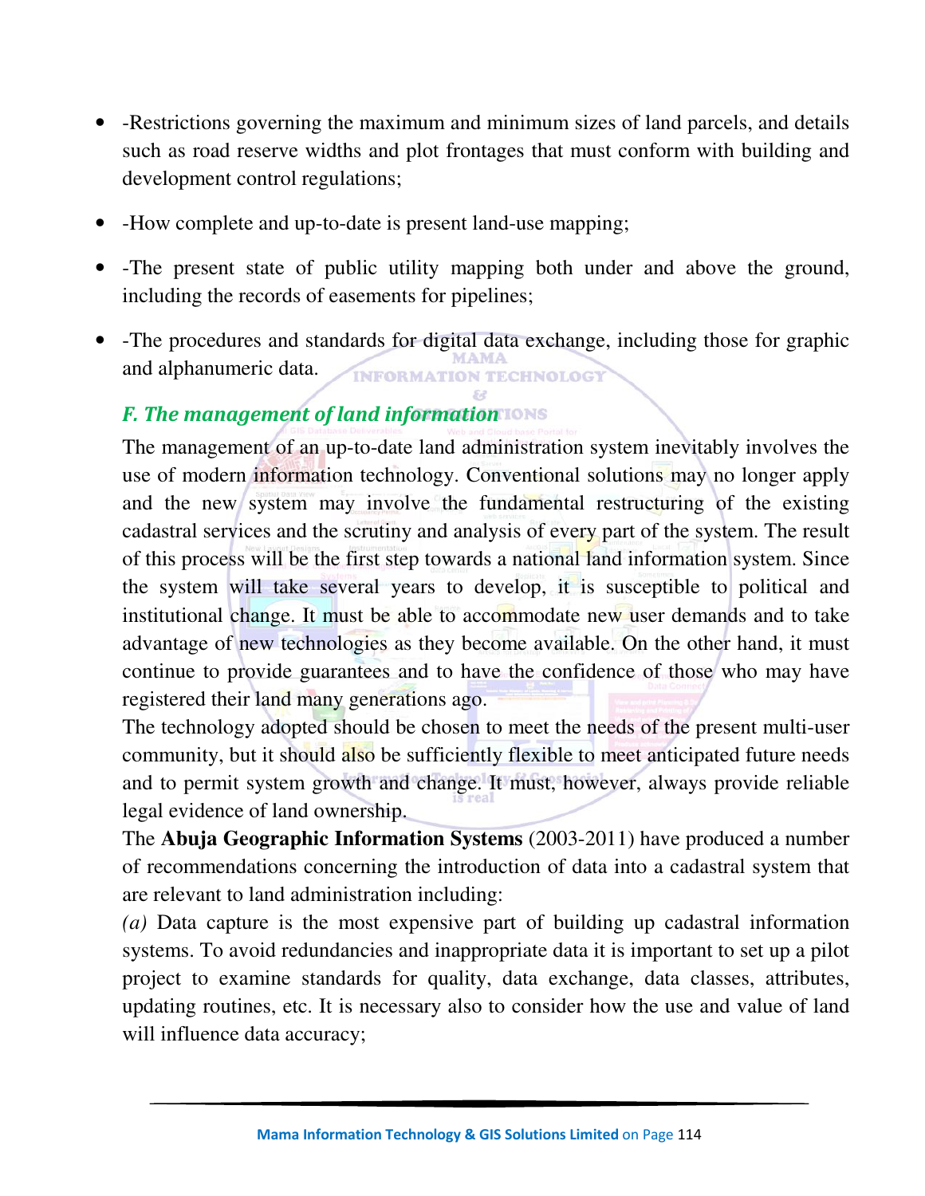- -Restrictions governing the maximum and minimum sizes of land parcels, and details such as road reserve widths and plot frontages that must conform with building and development control regulations;
- -How complete and up-to-date is present land-use mapping;
- -The present state of public utility mapping both under and above the ground, including the records of easements for pipelines;
- -The procedures and standards for digital data exchange, including those for graphic and alphanumeric data.

### *F. The management of land information*

The management of an up-to-date land administration system inevitably involves the use of modern information technology. Conventional solutions may no longer apply and the new system may involve the fundamental restructuring of the existing cadastral services and the scrutiny and analysis of every part of the system. The result of this process will be the first step towards a national land information system. Since the system will take several years to develop, it is susceptible to political and institutional change. It must be able to accommodate new user demands and to take advantage of new technologies as they become available. On the other hand, it must continue to provide guarantees and to have the confidence of those who may have registered their land many generations ago.

The technology adopted should be chosen to meet the needs of the present multi-user community, but it should also be sufficiently flexible to meet anticipated future needs and to permit system growth and change. It must, however, always provide reliable legal evidence of land ownership.

The **Abuja Geographic Information Systems** (2003-2011) have produced a number of recommendations concerning the introduction of data into a cadastral system that are relevant to land administration including:

*(a)* Data capture is the most expensive part of building up cadastral information systems. To avoid redundancies and inappropriate data it is important to set up a pilot project to examine standards for quality, data exchange, data classes, attributes, updating routines, etc. It is necessary also to consider how the use and value of land will influence data accuracy;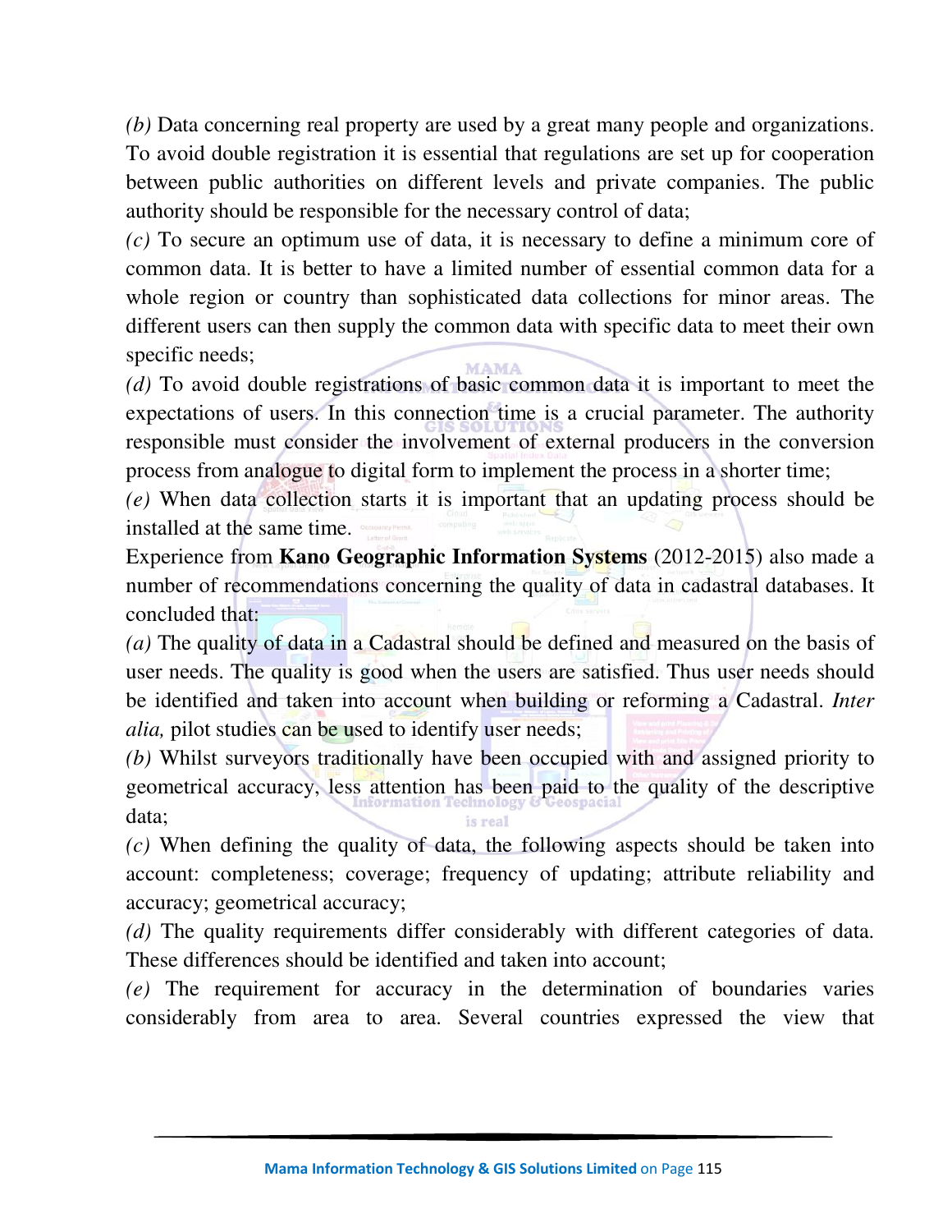*(b)* Data concerning real property are used by a great many people and organizations. To avoid double registration it is essential that regulations are set up for cooperation between public authorities on different levels and private companies. The public authority should be responsible for the necessary control of data;

*(c)* To secure an optimum use of data, it is necessary to define a minimum core of common data. It is better to have a limited number of essential common data for a whole region or country than sophisticated data collections for minor areas. The different users can then supply the common data with specific data to meet their own specific needs;

*(d)* To avoid double registrations of basic common data it is important to meet the expectations of users. In this connection time is a crucial parameter. The authority responsible must consider the involvement of external producers in the conversion process from analogue to digital form to implement the process in a shorter time;

*(e)* When data collection starts it is important that an updating process should be installed at the same time.

Experience from **Kano Geographic Information Systems** (2012-2015) also made a number of recommendations concerning the quality of data in cadastral databases. It concluded that:

*(a)* The quality of data in a Cadastral should be defined and measured on the basis of user needs. The quality is good when the users are satisfied. Thus user needs should be identified and taken into account when building or reforming a Cadastral. *Inter alia,* pilot studies can be used to identify user needs;

*(b)* Whilst surveyors traditionally have been occupied with and assigned priority to geometrical accuracy, less attention has been paid to the quality of the descriptive data;

*(c)* When defining the quality of data, the following aspects should be taken into account: completeness; coverage; frequency of updating; attribute reliability and accuracy; geometrical accuracy;

*(d)* The quality requirements differ considerably with different categories of data. These differences should be identified and taken into account;

*(e)* The requirement for accuracy in the determination of boundaries varies considerably from area to area. Several countries expressed the view that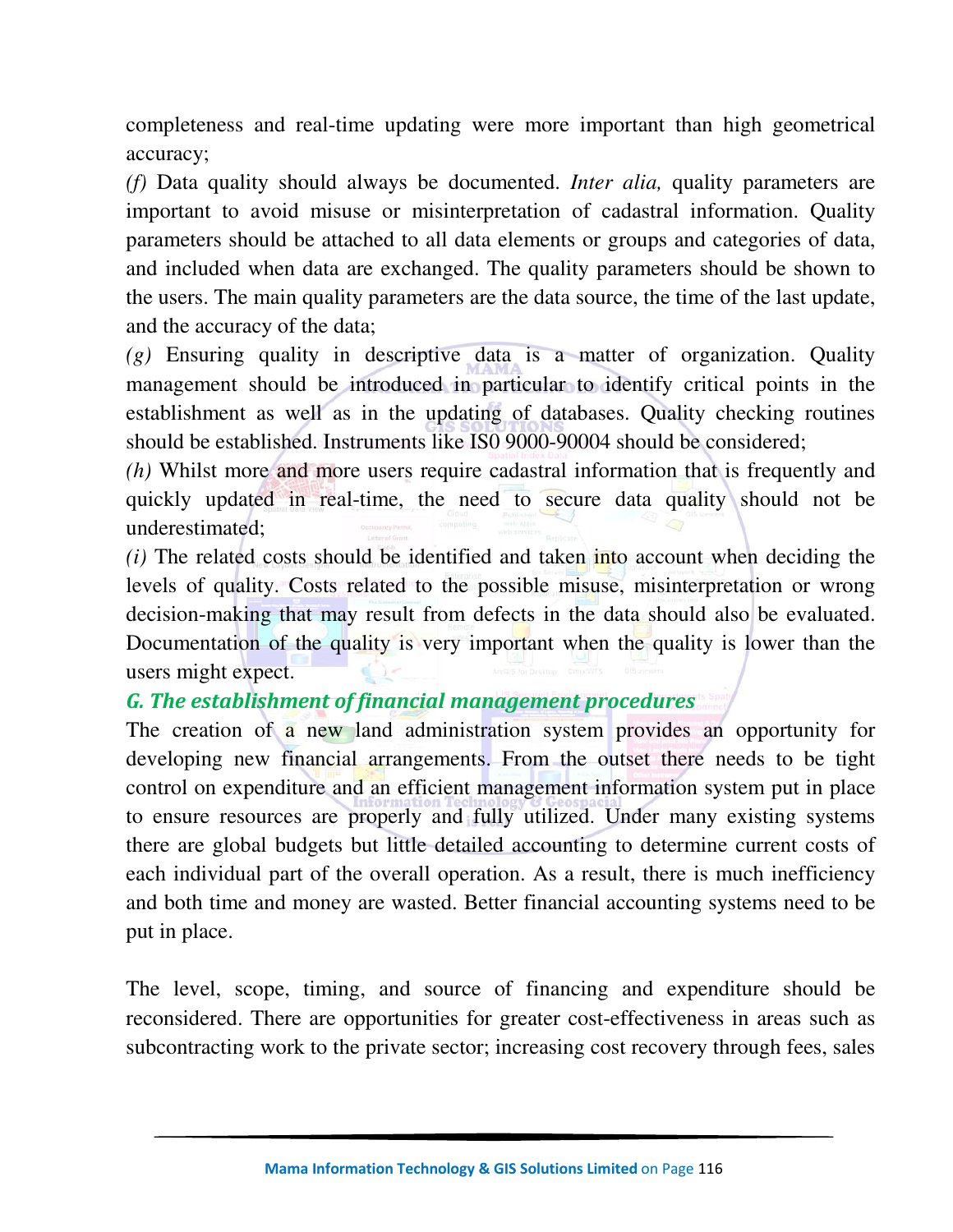completeness and real-time updating were more important than high geometrical accuracy;

*(f)* Data quality should always be documented. *Inter alia,* quality parameters are important to avoid misuse or misinterpretation of cadastral information. Quality parameters should be attached to all data elements or groups and categories of data, and included when data are exchanged. The quality parameters should be shown to the users. The main quality parameters are the data source, the time of the last update, and the accuracy of the data;

*(g)* Ensuring quality in descriptive data is a matter of organization. Quality management should be introduced in particular to identify critical points in the establishment as well as in the updating of databases. Quality checking routines should be established. Instruments like IS0 9000-90004 should be considered;

*(h)* Whilst more and more users require cadastral information that is frequently and quickly updated in real-time, the need to secure data quality should not be underestimated;

*(i)* The related costs should be identified and taken into account when deciding the levels of quality. Costs related to the possible misuse, misinterpretation or wrong decision-making that may result from defects in the data should also be evaluated. Documentation of the quality is very important when the quality is lower than the users might expect.

### *G. The establishment of financial management procedures*

The creation of a new land administration system provides an opportunity for developing new financial arrangements. From the outset there needs to be tight control on expenditure and an efficient management information system put in place to ensure resources are properly and fully utilized. Under many existing systems there are global budgets but little detailed accounting to determine current costs of each individual part of the overall operation. As a result, there is much inefficiency and both time and money are wasted. Better financial accounting systems need to be put in place.

The level, scope, timing, and source of financing and expenditure should be reconsidered. There are opportunities for greater cost-effectiveness in areas such as subcontracting work to the private sector; increasing cost recovery through fees, sales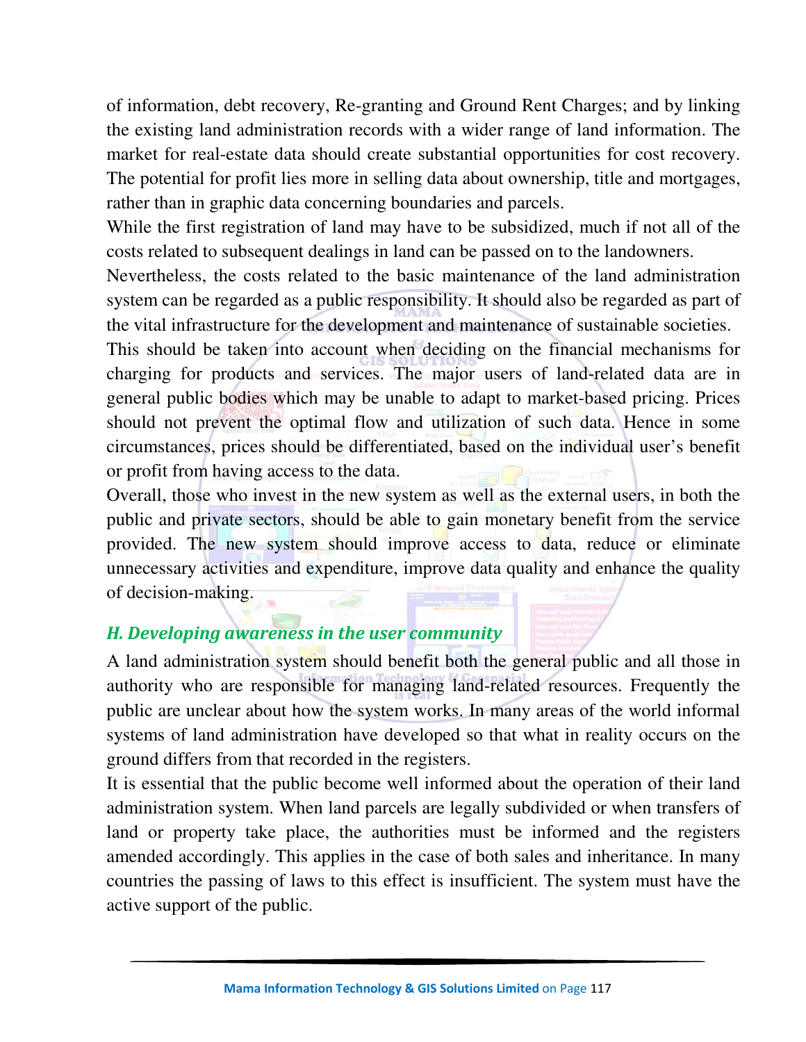of information, debt recovery, Re-granting and Ground Rent Charges; and by linking the existing land administration records with a wider range of land information. The market for real-estate data should create substantial opportunities for cost recovery. The potential for profit lies more in selling data about ownership, title and mortgages, rather than in graphic data concerning boundaries and parcels.

While the first registration of land may have to be subsidized, much if not all of the costs related to subsequent dealings in land can be passed on to the landowners.

Nevertheless, the costs related to the basic maintenance of the land administration system can be regarded as a public responsibility. It should also be regarded as part of the vital infrastructure for the development and maintenance of sustainable societies.

This should be taken into account when deciding on the financial mechanisms for charging for products and services. The major users of land-related data are in general public bodies which may be unable to adapt to market-based pricing. Prices should not prevent the optimal flow and utilization of such data. Hence in some circumstances, prices should be differentiated, based on the individual user's benefit or profit from having access to the data.

Overall, those who invest in the new system as well as the external users, in both the public and private sectors, should be able to gain monetary benefit from the service provided. The new system should improve access to data, reduce or eliminate unnecessary activities and expenditure, improve data quality and enhance the quality of decision-making.

### *H. Developing awareness in the user community*

A land administration system should benefit both the general public and all those in authority who are responsible for managing land-related resources. Frequently the public are unclear about how the system works. In many areas of the world informal systems of land administration have developed so that what in reality occurs on the ground differs from that recorded in the registers.

It is essential that the public become well informed about the operation of their land administration system. When land parcels are legally subdivided or when transfers of land or property take place, the authorities must be informed and the registers amended accordingly. This applies in the case of both sales and inheritance. In many countries the passing of laws to this effect is insufficient. The system must have the active support of the public.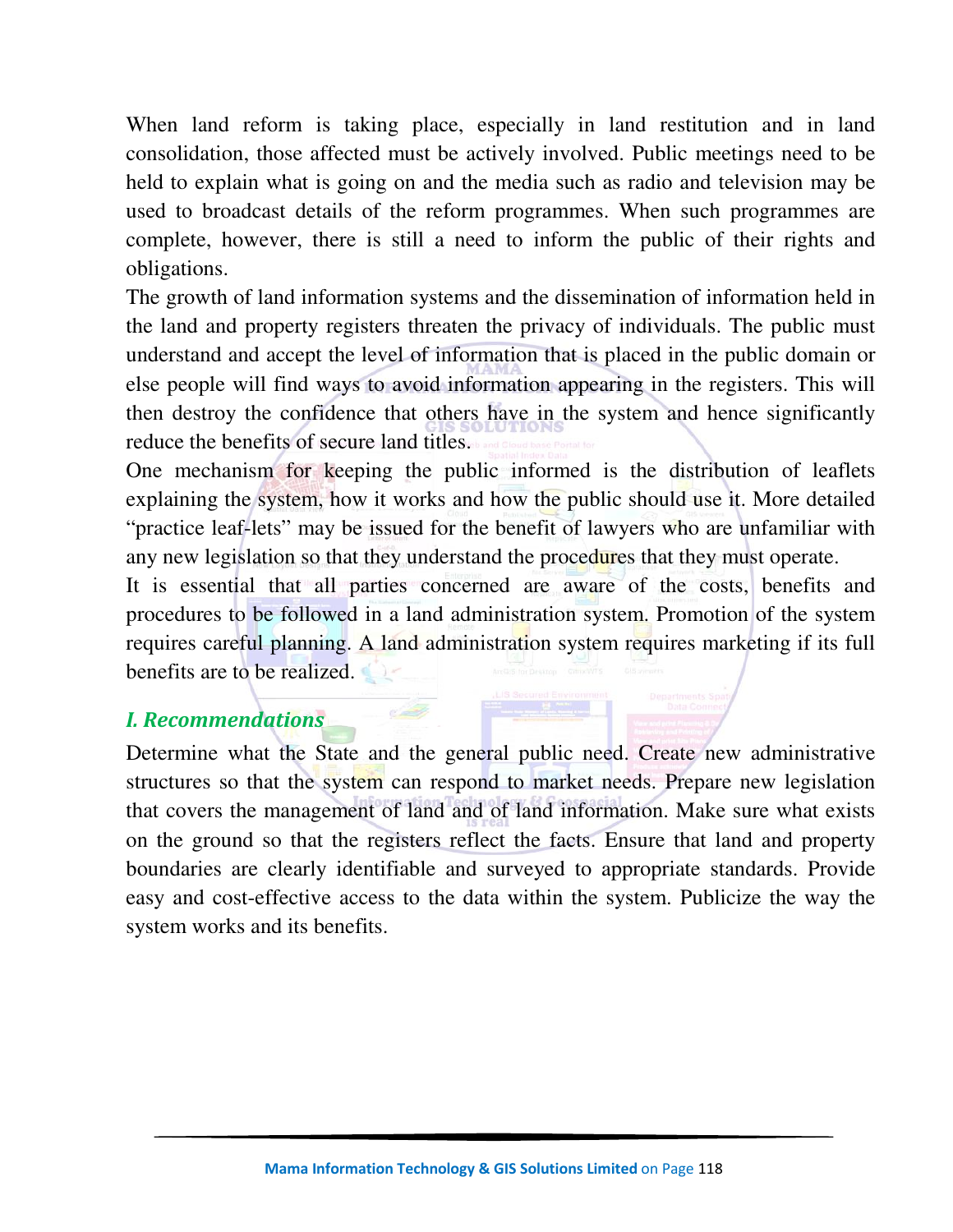When land reform is taking place, especially in land restitution and in land consolidation, those affected must be actively involved. Public meetings need to be held to explain what is going on and the media such as radio and television may be used to broadcast details of the reform programmes. When such programmes are complete, however, there is still a need to inform the public of their rights and obligations.

The growth of land information systems and the dissemination of information held in the land and property registers threaten the privacy of individuals. The public must understand and accept the level of information that is placed in the public domain or else people will find ways to avoid information appearing in the registers. This will then destroy the confidence that others have in the system and hence significantly reduce the benefits of secure land titles.

One mechanism for keeping the public informed is the distribution of leaflets explaining the system, how it works and how the public should use it. More detailed "practice leaf-lets" may be issued for the benefit of lawyers who are unfamiliar with any new legislation so that they understand the procedures that they must operate.

It is essential that all parties concerned are aware of the costs, benefits and procedures to be followed in a land administration system. Promotion of the system requires careful planning. A land administration system requires marketing if its full benefits are to be realized.

### *I. Recommendations*

Determine what the State and the general public need. Create new administrative structures so that the system can respond to market needs. Prepare new legislation that covers the management of land and of land information. Make sure what exists on the ground so that the registers reflect the facts. Ensure that land and property boundaries are clearly identifiable and surveyed to appropriate standards. Provide easy and cost-effective access to the data within the system. Publicize the way the system works and its benefits.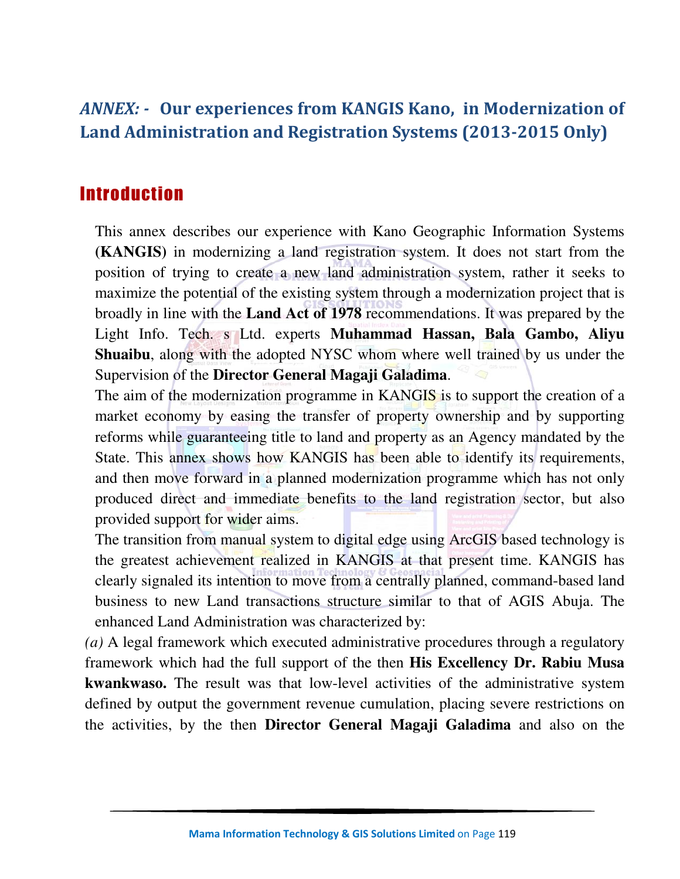## *ANNEX: -* Our experiences from KANGIS Kano, in Modernization of Land Administration and Registration Systems (2013-2015 Only)

# Introduction

This annex describes our experience with Kano Geographic Information Systems **(KANGIS)** in modernizing a land registration system. It does not start from the position of trying to create a new land administration system, rather it seeks to maximize the potential of the existing system through a modernization project that is broadly in line with the **Land Act of 1978** recommendations. It was prepared by the Light Info. Tech. s Ltd. experts **Muhammad Hassan, Bala Gambo, Aliyu Shuaibu**, along with the adopted NYSC whom where well trained by us under the Supervision of the **Director General Magaji Galadima**.

The aim of the modernization programme in KANGIS is to support the creation of a market economy by easing the transfer of property ownership and by supporting reforms while guaranteeing title to land and property as an Agency mandated by the State. This annex shows how KANGIS has been able to identify its requirements, and then move forward in a planned modernization programme which has not only produced direct and immediate benefits to the land registration sector, but also provided support for wider aims.

The transition from manual system to digital edge using ArcGIS based technology is the greatest achievement realized in KANGIS at that present time. KANGIS has clearly signaled its intention to move from a centrally planned, command-based land business to new Land transactions structure similar to that of AGIS Abuja. The enhanced Land Administration was characterized by:

*(a)* A legal framework which executed administrative procedures through a regulatory framework which had the full support of the then **His Excellency Dr. Rabiu Musa kwankwaso.** The result was that low-level activities of the administrative system defined by output the government revenue cumulation, placing severe restrictions on the activities, by the then **Director General Magaji Galadima** and also on the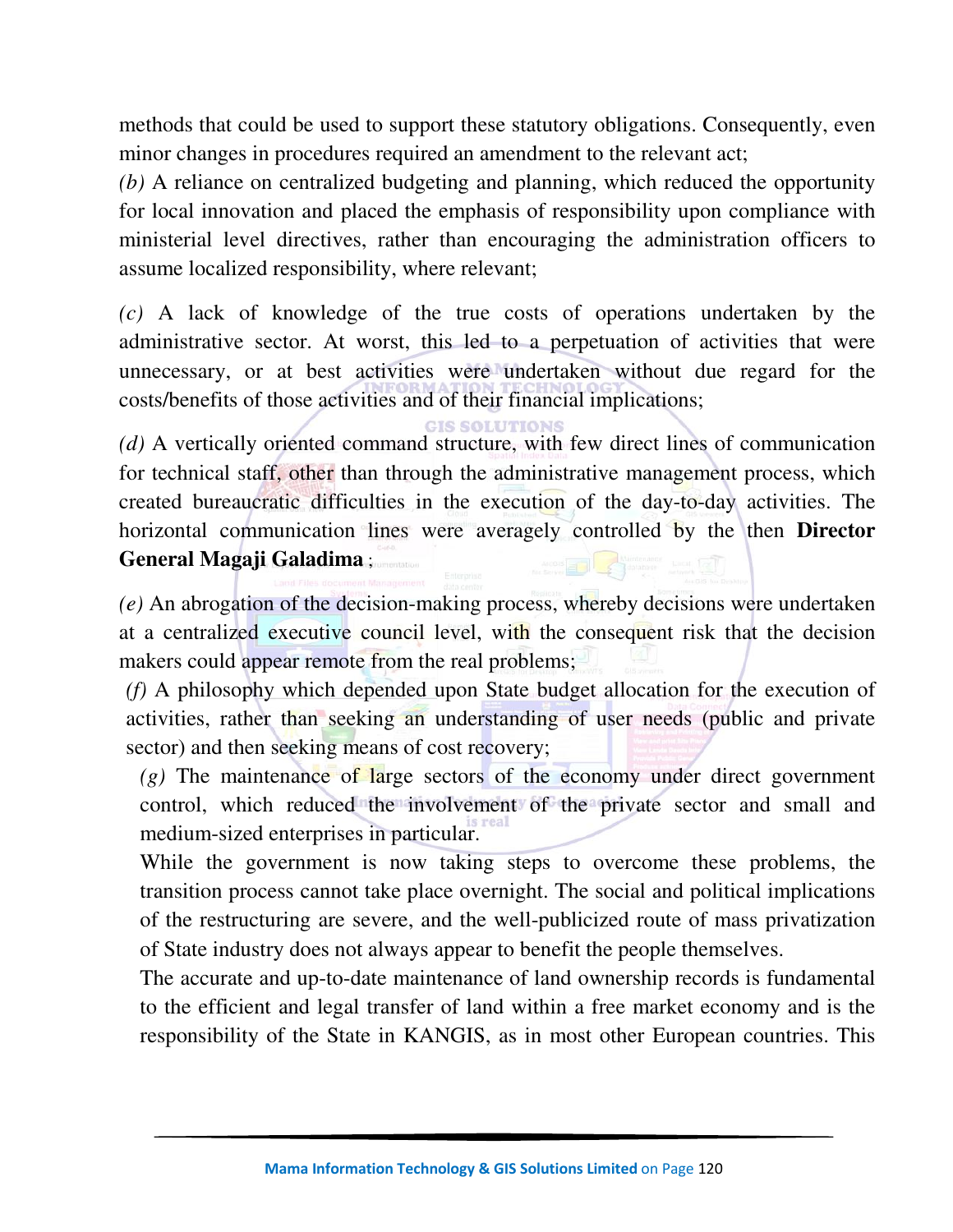methods that could be used to support these statutory obligations. Consequently, even minor changes in procedures required an amendment to the relevant act;

*(b)* A reliance on centralized budgeting and planning, which reduced the opportunity for local innovation and placed the emphasis of responsibility upon compliance with ministerial level directives, rather than encouraging the administration officers to assume localized responsibility, where relevant;

*(c)* A lack of knowledge of the true costs of operations undertaken by the administrative sector. At worst, this led to a perpetuation of activities that were unnecessary, or at best activities were undertaken without due regard for the costs/benefits of those activities and of their financial implications;

*(d)* A vertically oriented command structure, with few direct lines of communication for technical staff, other than through the administrative management process, which created bureaucratic difficulties in the execution of the day-to-day activities. The horizontal communication lines were averagely controlled by the then **Director General Magaji Galadima** ;

*(e)* An abrogation of the decision-making process, whereby decisions were undertaken at a centralized executive council level, with the consequent risk that the decision makers could appear remote from the real problems;

*(f)* A philosophy which depended upon State budget allocation for the execution of activities, rather than seeking an understanding of user needs (public and private sector) and then seeking means of cost recovery;

*(g)* The maintenance of large sectors of the economy under direct government control, which reduced the involvement of the private sector and small and medium-sized enterprises in particular.

While the government is now taking steps to overcome these problems, the transition process cannot take place overnight. The social and political implications of the restructuring are severe, and the well-publicized route of mass privatization of State industry does not always appear to benefit the people themselves.

The accurate and up-to-date maintenance of land ownership records is fundamental to the efficient and legal transfer of land within a free market economy and is the responsibility of the State in KANGIS, as in most other European countries. This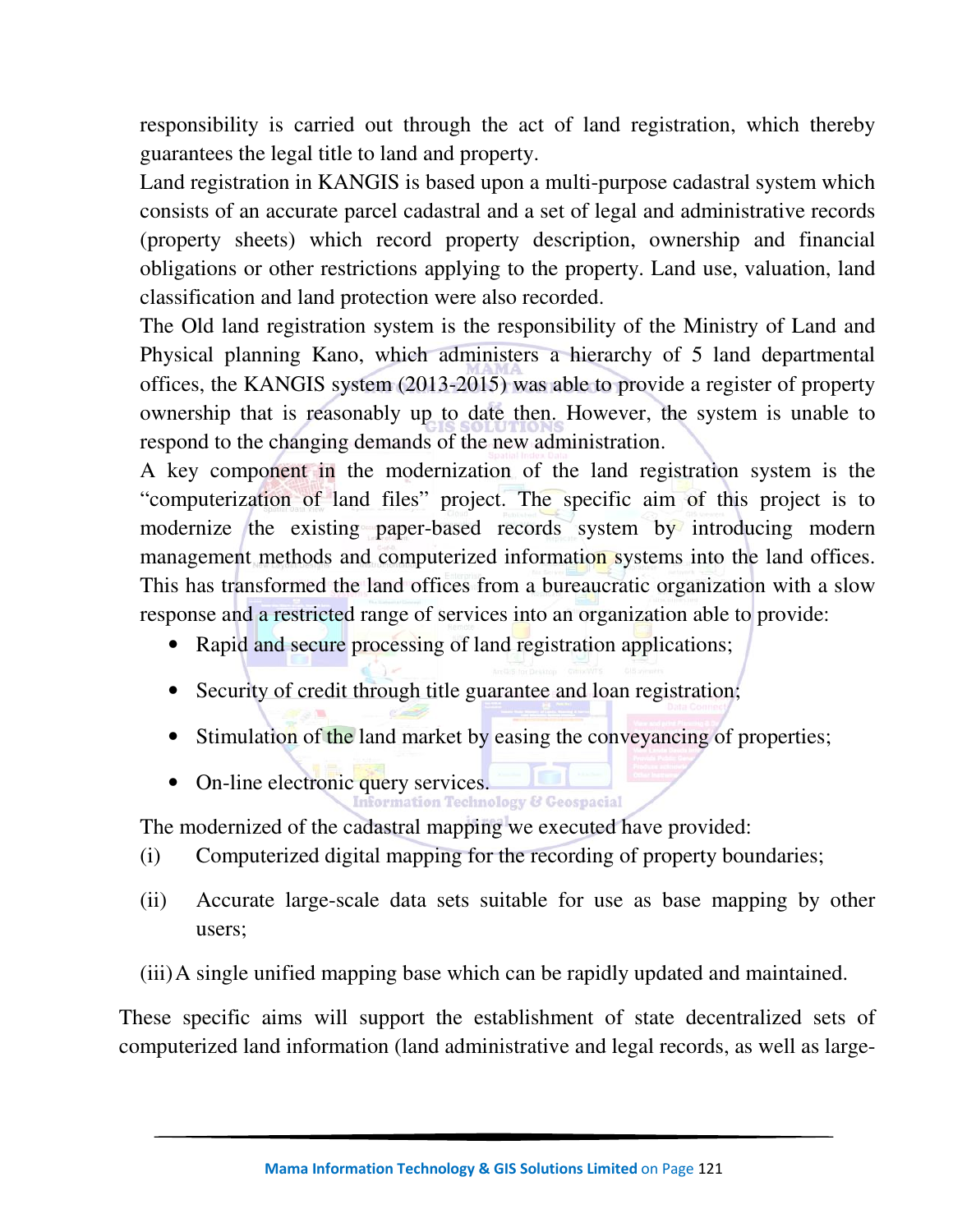responsibility is carried out through the act of land registration, which thereby guarantees the legal title to land and property.

Land registration in KANGIS is based upon a multi-purpose cadastral system which consists of an accurate parcel cadastral and a set of legal and administrative records (property sheets) which record property description, ownership and financial obligations or other restrictions applying to the property. Land use, valuation, land classification and land protection were also recorded.

The Old land registration system is the responsibility of the Ministry of Land and Physical planning Kano, which administers a hierarchy of 5 land departmental offices, the KANGIS system (2013-2015) was able to provide a register of property ownership that is reasonably up to date then. However, the system is unable to respond to the changing demands of the new administration.

A key component in the modernization of the land registration system is the "computerization of land files" project. The specific aim of this project is to modernize the existing paper-based records system by introducing modern management methods and computerized information systems into the land offices. This has transformed the land offices from a bureaucratic organization with a slow response and a restricted range of services into an organization able to provide:

- Rapid and secure processing of land registration applications;
- Security of credit through title guarantee and loan registration;
- Stimulation of the land market by easing the conveyancing of properties;
- On-line electronic query services.

The modernized of the cadastral mapping we executed have provided:

(i) Computerized digital mapping for the recording of property boundaries;

(ii) Accurate large-scale data sets suitable for use as base mapping by other users;

(iii) A single unified mapping base which can be rapidly updated and maintained.

These specific aims will support the establishment of state decentralized sets of computerized land information (land administrative and legal records, as well as large-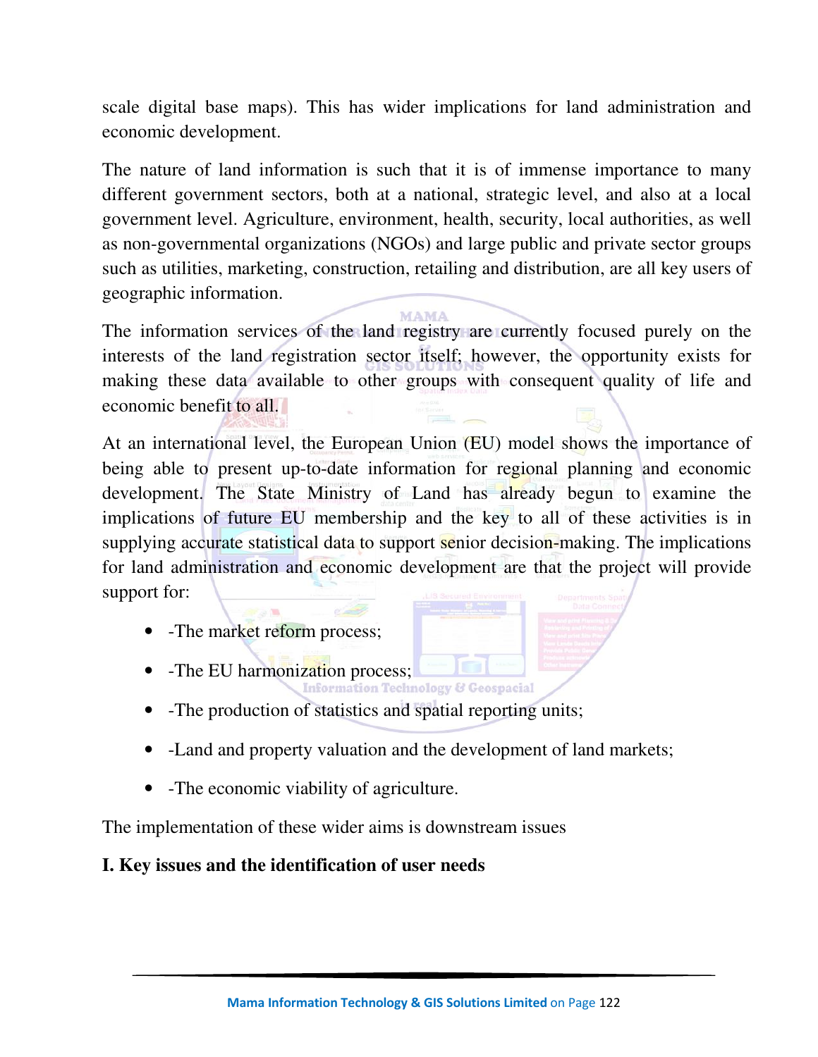scale digital base maps). This has wider implications for land administration and economic development.

The nature of land information is such that it is of immense importance to many different government sectors, both at a national, strategic level, and also at a local government level. Agriculture, environment, health, security, local authorities, as well as non-governmental organizations (NGOs) and large public and private sector groups such as utilities, marketing, construction, retailing and distribution, are all key users of geographic information.

The information services of the land registry are currently focused purely on the interests of the land registration sector itself; however, the opportunity exists for making these data available to other groups with consequent quality of life and economic benefit to all.

At an international level, the European Union (EU) model shows the importance of being able to present up-to-date information for regional planning and economic development. The State Ministry of Land has already begun to examine the implications of future EU membership and the key to all of these activities is in supplying accurate statistical data to support senior decision-making. The implications for land administration and economic development are that the project will provide support for:

- -The market reform process;
- -The EU harmonization process;
- -The production of statistics and spatial reporting units;
- -Land and property valuation and the development of land markets;
- -The economic viability of agriculture.

The implementation of these wider aims is downstream issues

**I. Key issues and the identification of user needs**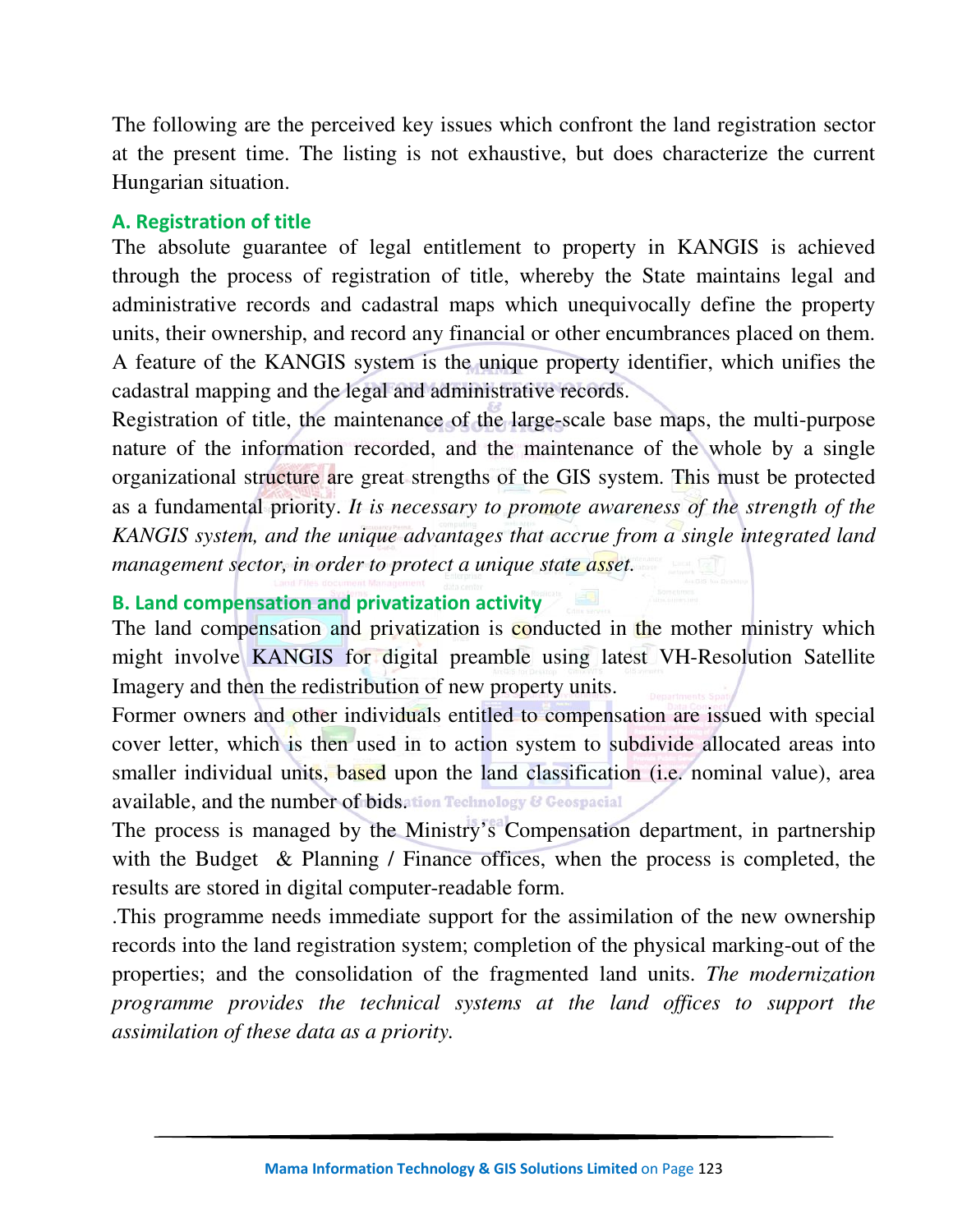The following are the perceived key issues which confront the land registration sector at the present time. The listing is not exhaustive, but does characterize the current Hungarian situation.

### A. Registration of title

The absolute guarantee of legal entitlement to property in KANGIS is achieved through the process of registration of title, whereby the State maintains legal and administrative records and cadastral maps which unequivocally define the property units, their ownership, and record any financial or other encumbrances placed on them. A feature of the KANGIS system is the unique property identifier, which unifies the cadastral mapping and the legal and administrative records.

Registration of title, the maintenance of the large-scale base maps, the multi-purpose nature of the information recorded, and the maintenance of the whole by a single organizational structure are great strengths of the GIS system. This must be protected as a fundamental priority. *It is necessary to promote awareness of the strength of the KANGIS system, and the unique advantages that accrue from a single integrated land management sector, in order to protect a unique state asset.*

### B. Land compensation and privatization activity

The land compensation and privatization is conducted in the mother ministry which might involve KANGIS for digital preamble using latest VH-Resolution Satellite Imagery and then the redistribution of new property units.

Former owners and other individuals entitled to compensation are issued with special cover letter, which is then used in to action system to subdivide allocated areas into smaller individual units, based upon the land classification (i.e. nominal value), area available, and the number of bids.

The process is managed by the Ministry's Compensation department, in partnership with the Budget & Planning / Finance offices, when the process is completed, the results are stored in digital computer-readable form.

.This programme needs immediate support for the assimilation of the new ownership records into the land registration system; completion of the physical marking-out of the properties; and the consolidation of the fragmented land units. *The modernization programme provides the technical systems at the land offices to support the assimilation of these data as a priority.*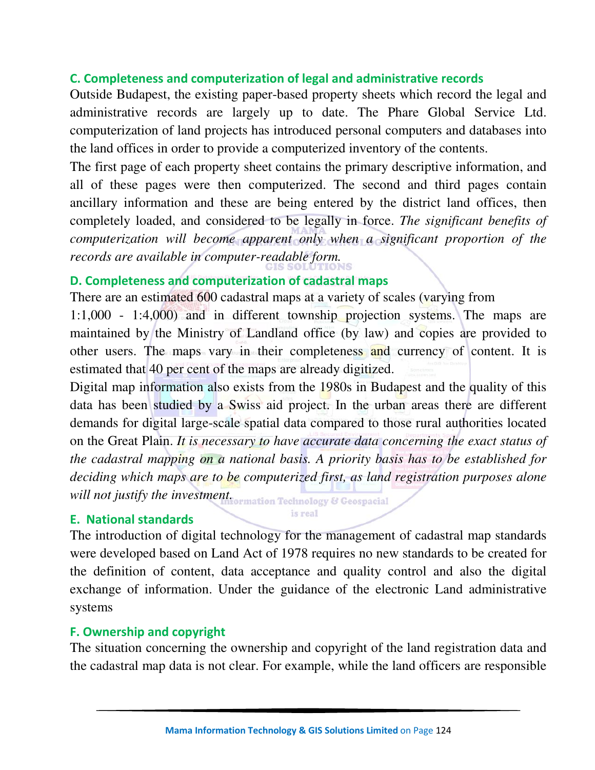### C. Completeness and computerization of legal and administrative records

Outside Budapest, the existing paper-based property sheets which record the legal and administrative records are largely up to date. The Phare Global Service Ltd. computerization of land projects has introduced personal computers and databases into the land offices in order to provide a computerized inventory of the contents.

The first page of each property sheet contains the primary descriptive information, and all of these pages were then computerized. The second and third pages contain ancillary information and these are being entered by the district land offices, then completely loaded, and considered to be legally in force. *The significant benefits of computerization will become apparent only when a significant proportion of the records are available in computer-readable form.*

### D. Completeness and computerization of cadastral maps

There are an estimated 600 cadastral maps at a variety of scales (varying from 1:1,000 - 1:4,000) and in different township projection systems. The maps are maintained by the Ministry of Landland office (by law) and copies are provided to other users. The maps vary in their completeness and currency of content. It is estimated that 40 per cent of the maps are already digitized.

Digital map information also exists from the 1980s in Budapest and the quality of this data has been studied by a Swiss aid project. In the urban areas there are different demands for digital large-scale spatial data compared to those rural authorities located on the Great Plain. *It is necessary to have accurate data concerning the exact status of the cadastral mapping on a national basis. A priority basis has to be established for deciding which maps are to be computerized first, as land registration purposes alone will not justify the investment.*

### E. National standards

The introduction of digital technology for the management of cadastral map standards were developed based on Land Act of 1978 requires no new standards to be created for the definition of content, data acceptance and quality control and also the digital exchange of information. Under the guidance of the electronic Land administrative systems

### F. Ownership and copyright

The situation concerning the ownership and copyright of the land registration data and the cadastral map data is not clear. For example, while the land officers are responsible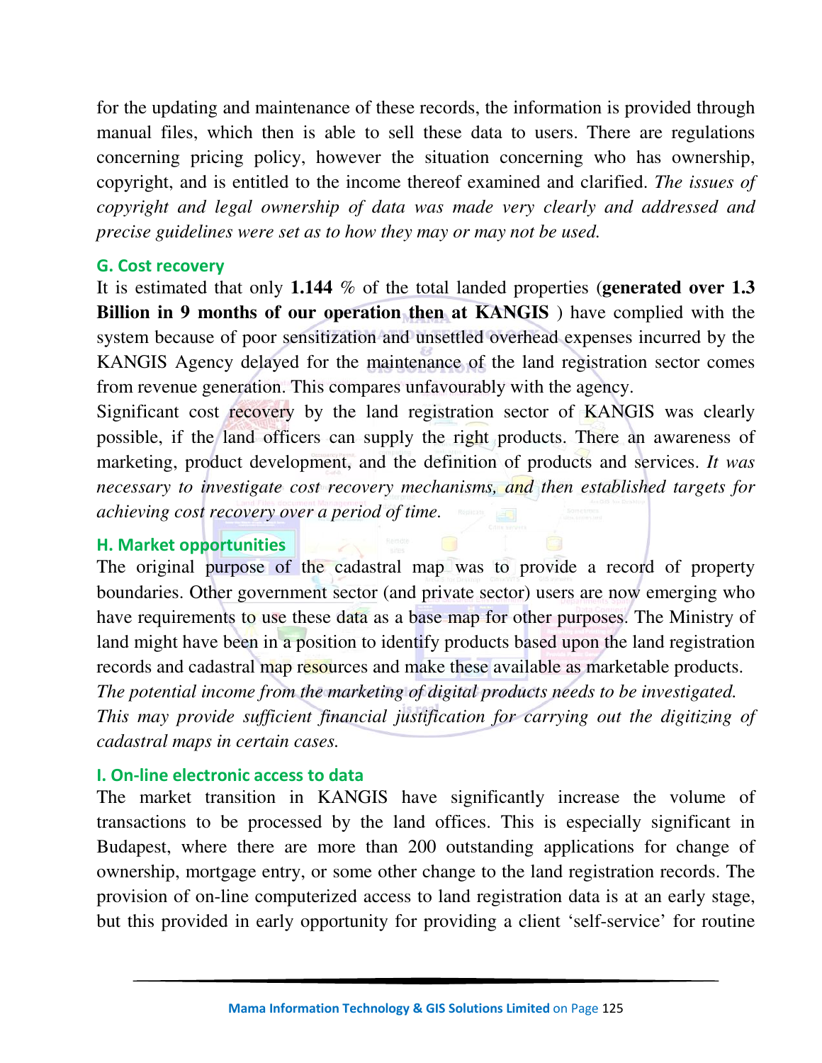for the updating and maintenance of these records, the information is provided through manual files, which then is able to sell these data to users. There are regulations concerning pricing policy, however the situation concerning who has ownership, copyright, and is entitled to the income thereof examined and clarified. *The issues of copyright and legal ownership of data was made very clearly and addressed and precise guidelines were set as to how they may or may not be used.*

### G. Cost recovery

It is estimated that only **1.144** % of the total landed properties (**generated over 1.3 Billion in 9 months of our operation then at KANGIS** ) have complied with the system because of poor sensitization and unsettled overhead expenses incurred by the KANGIS Agency delayed for the maintenance of the land registration sector comes from revenue generation. This compares unfavourably with the agency.

Significant cost recovery by the land registration sector of KANGIS was clearly possible, if the land officers can supply the right products. There an awareness of marketing, product development, and the definition of products and services. *It was necessary to investigate cost recovery mechanisms, and then established targets for achieving cost recovery over a period of time.*

### H. Market opportunities

The original purpose of the cadastral map was to provide a record of property boundaries. Other government sector (and private sector) users are now emerging who have requirements to use these data as a base map for other purposes. The Ministry of land might have been in a position to identify products based upon the land registration records and cadastral map resources and make these available as marketable products.

*The potential income from the marketing of digital products needs to be investigated. This may provide sufficient financial justification for carrying out the digitizing of cadastral maps in certain cases.*

### I. On-line electronic access to data

The market transition in KANGIS have significantly increase the volume of transactions to be processed by the land offices. This is especially significant in Budapest, where there are more than 200 outstanding applications for change of ownership, mortgage entry, or some other change to the land registration records. The provision of on-line computerized access to land registration data is at an early stage, but this provided in early opportunity for providing a client 'self-service' for routine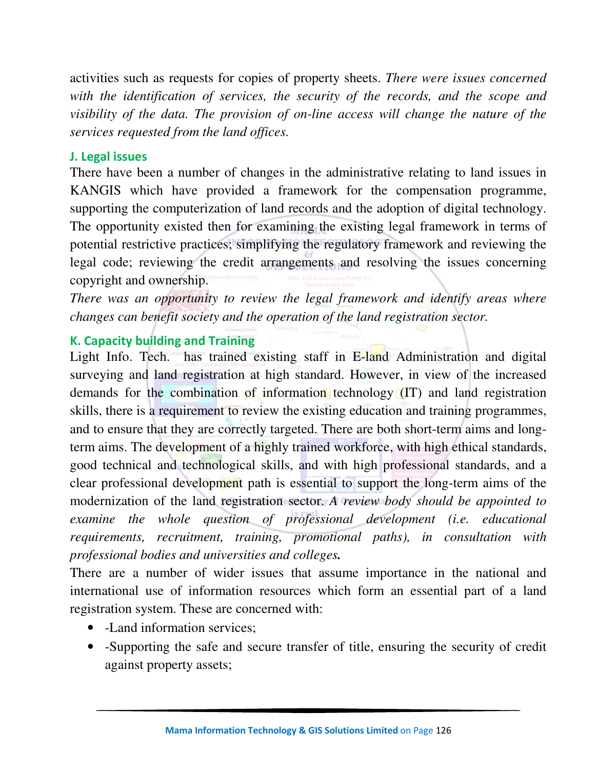activities such as requests for copies of property sheets. *There were issues concerned with the identification of services, the security of the records, and the scope and visibility of the data. The provision of on-line access will change the nature of the services requested from the land offices.*

### J. Legal issues

There have been a number of changes in the administrative relating to land issues in KANGIS which have provided a framework for the compensation programme, supporting the computerization of land records and the adoption of digital technology. The opportunity existed then for examining the existing legal framework in terms of potential restrictive practices; simplifying the regulatory framework and reviewing the legal code; reviewing the credit arrangements and resolving the issues concerning copyright and ownership.

*There was an opportunity to review the legal framework and identify areas where changes can benefit society and the operation of the land registration sector.*

### K. Capacity building and Training

Light Info. Tech. has trained existing staff in E-land Administration and digital surveying and land registration at high standard. However, in view of the increased demands for the combination of information technology (IT) and land registration skills, there is a requirement to review the existing education and training programmes, and to ensure that they are correctly targeted. There are both short-term aims and long-term aims. The development of a highly trained workforce, with high ethical standards, good technical and technological skills, and with high professional standards, and a clear professional development path is essential to support the long-term aims of the modernization of the land registration sector. *A review body should be appointed to examine the whole question of professional development (i.e. educational requirements, recruitment, training, promotional paths), in consultation with professional bodies and universities and colleges.*

There are a number of wider issues that assume importance in the national and international use of information resources which form an essential part of a land registration system. These are concerned with:

- -Land information services;
- -Supporting the safe and secure transfer of title, ensuring the security of credit against property assets;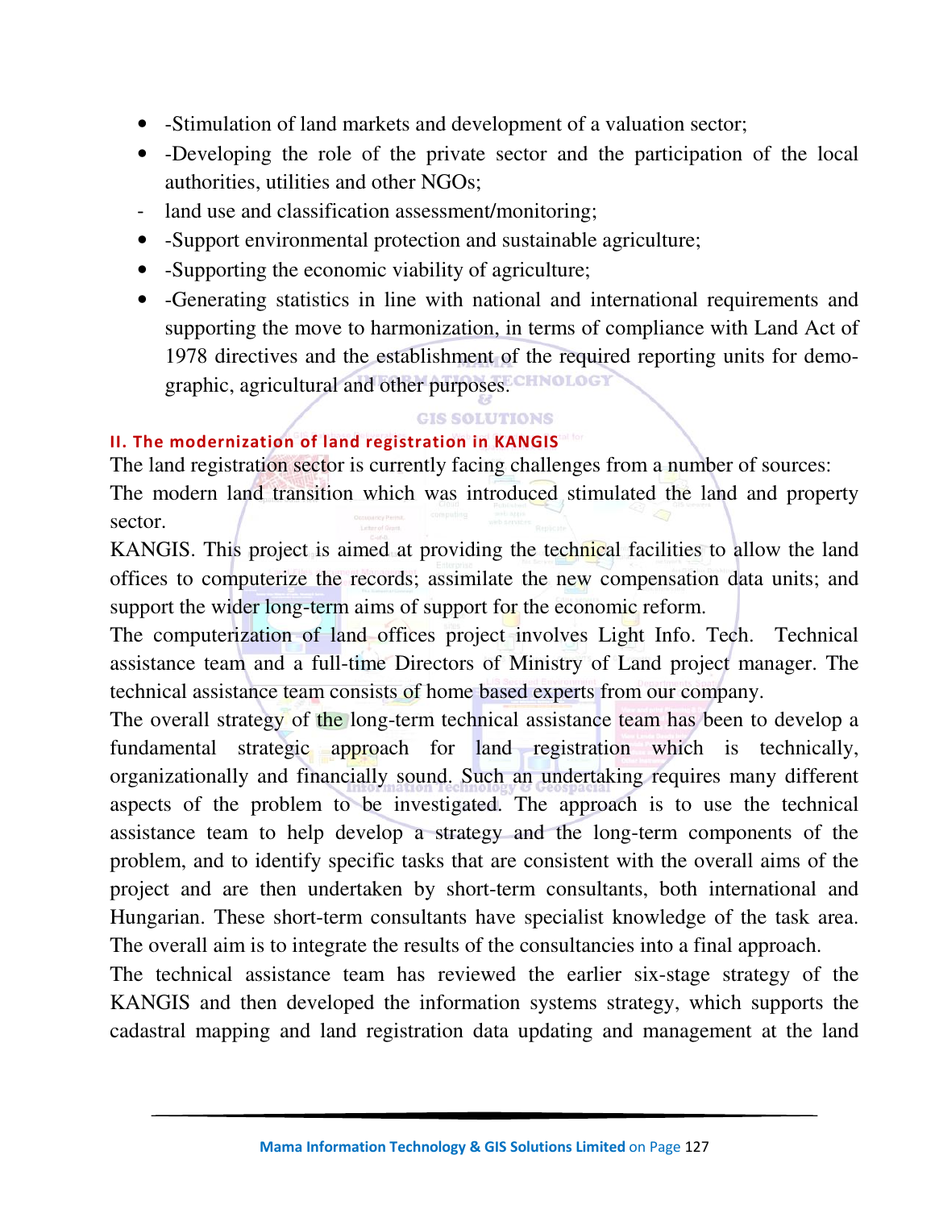- -Stimulation of land markets and development of a valuation sector;
- -Developing the role of the private sector and the participation of the local authorities, utilities and other NGOs;
- land use and classification assessment/monitoring;
- -Support environmental protection and sustainable agriculture;
- -Supporting the economic viability of agriculture;
- -Generating statistics in line with national and international requirements and supporting the move to harmonization, in terms of compliance with Land Act of 1978 directives and the establishment of the required reporting units for demographic, agricultural and other purposes.

## II. The modernization of land registration in KANGIS

The land registration sector is currently facing challenges from a number of sources:

The modern land transition which was introduced stimulated the land and property sector.

KANGIS. This project is aimed at providing the technical facilities to allow the land offices to computerize the records; assimilate the new compensation data units; and support the wider long-term aims of support for the economic reform.

The computerization of land offices project involves Light Info. Tech. Technical assistance team and a full-time Directors of Ministry of Land project manager. The technical assistance team consists of home based experts from our company.

The overall strategy of the long-term technical assistance team has been to develop a fundamental strategic approach for land registration which is technically, organizationally and financially sound. Such an undertaking requires many different aspects of the problem to be investigated. The approach is to use the technical assistance team to help develop a strategy and the long-term components of the problem, and to identify specific tasks that are consistent with the overall aims of the project and are then undertaken by short-term consultants, both international and Hungarian. These short-term consultants have specialist knowledge of the task area. The overall aim is to integrate the results of the consultancies into a final approach.

The technical assistance team has reviewed the earlier six-stage strategy of the KANGIS and then developed the information systems strategy, which supports the cadastral mapping and land registration data updating and management at the land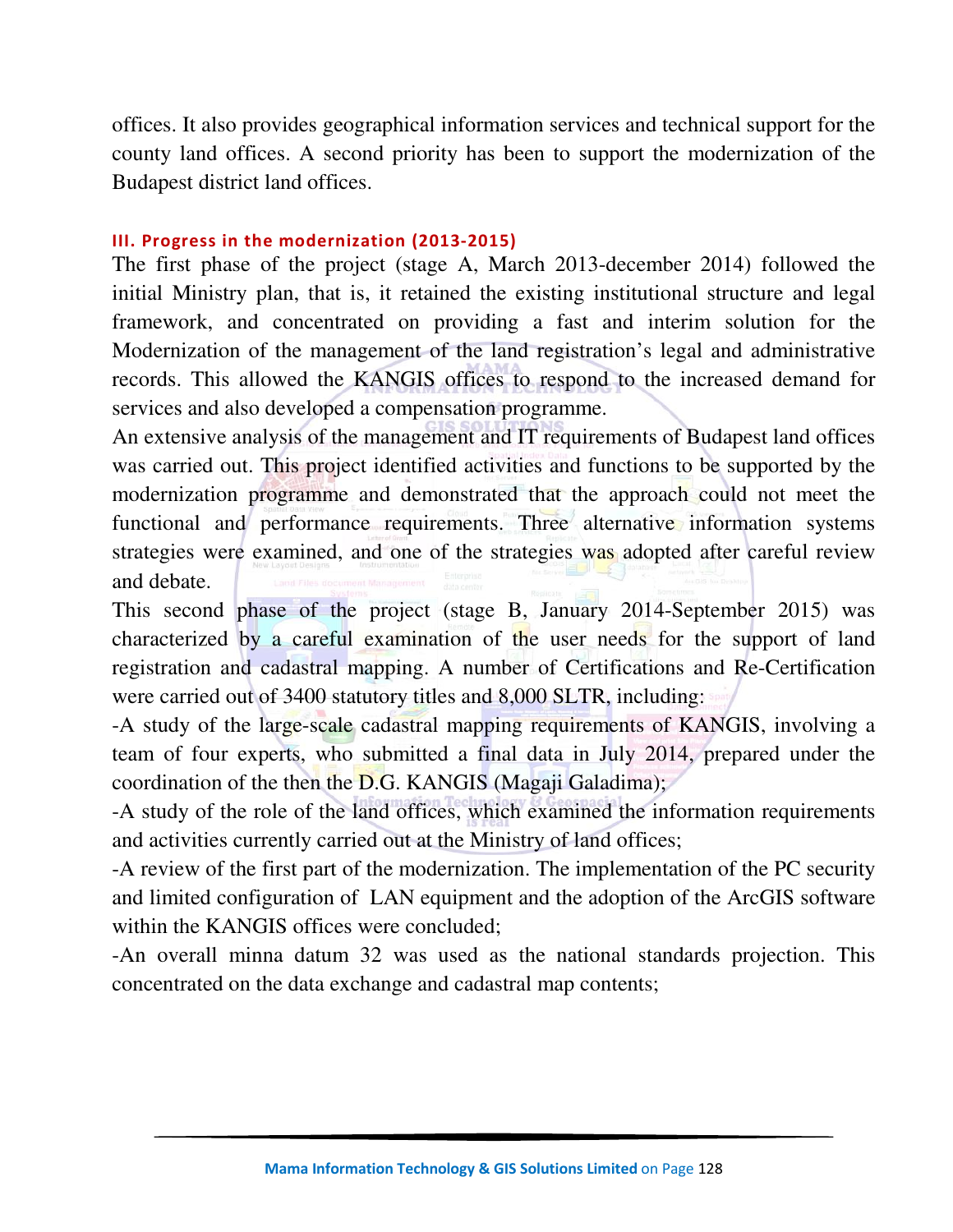offices. It also provides geographical information services and technical support for the county land offices. A second priority has been to support the modernization of the Budapest district land offices.

### III. Progress in the modernization (2013-2015)

The first phase of the project (stage A, March 2013-december 2014) followed the initial Ministry plan, that is, it retained the existing institutional structure and legal framework, and concentrated on providing a fast and interim solution for the Modernization of the management of the land registration's legal and administrative records. This allowed the KANGIS offices to respond to the increased demand for services and also developed a compensation programme.

An extensive analysis of the management and IT requirements of Budapest land offices was carried out. This project identified activities and functions to be supported by the modernization programme and demonstrated that the approach could not meet the functional and performance requirements. Three alternative information systems strategies were examined, and one of the strategies was adopted after careful review and debate.

This second phase of the project (stage B, January 2014-September 2015) was characterized by a careful examination of the user needs for the support of land registration and cadastral mapping. A number of Certifications and Re-Certification were carried out of 3400 statutory titles and 8,000 SLTR, including:

-A study of the large-scale cadastral mapping requirements of KANGIS, involving a team of four experts, who submitted a final data in July 2014, prepared under the coordination of the then the D.G. KANGIS (Magaji Galadima);

-A study of the role of the land offices, which examined the information requirements and activities currently carried out at the Ministry of land offices;

-A review of the first part of the modernization. The implementation of the PC security and limited configuration of LAN equipment and the adoption of the ArcGIS software within the KANGIS offices were concluded;

-An overall minna datum 32 was used as the national standards projection. This concentrated on the data exchange and cadastral map contents;